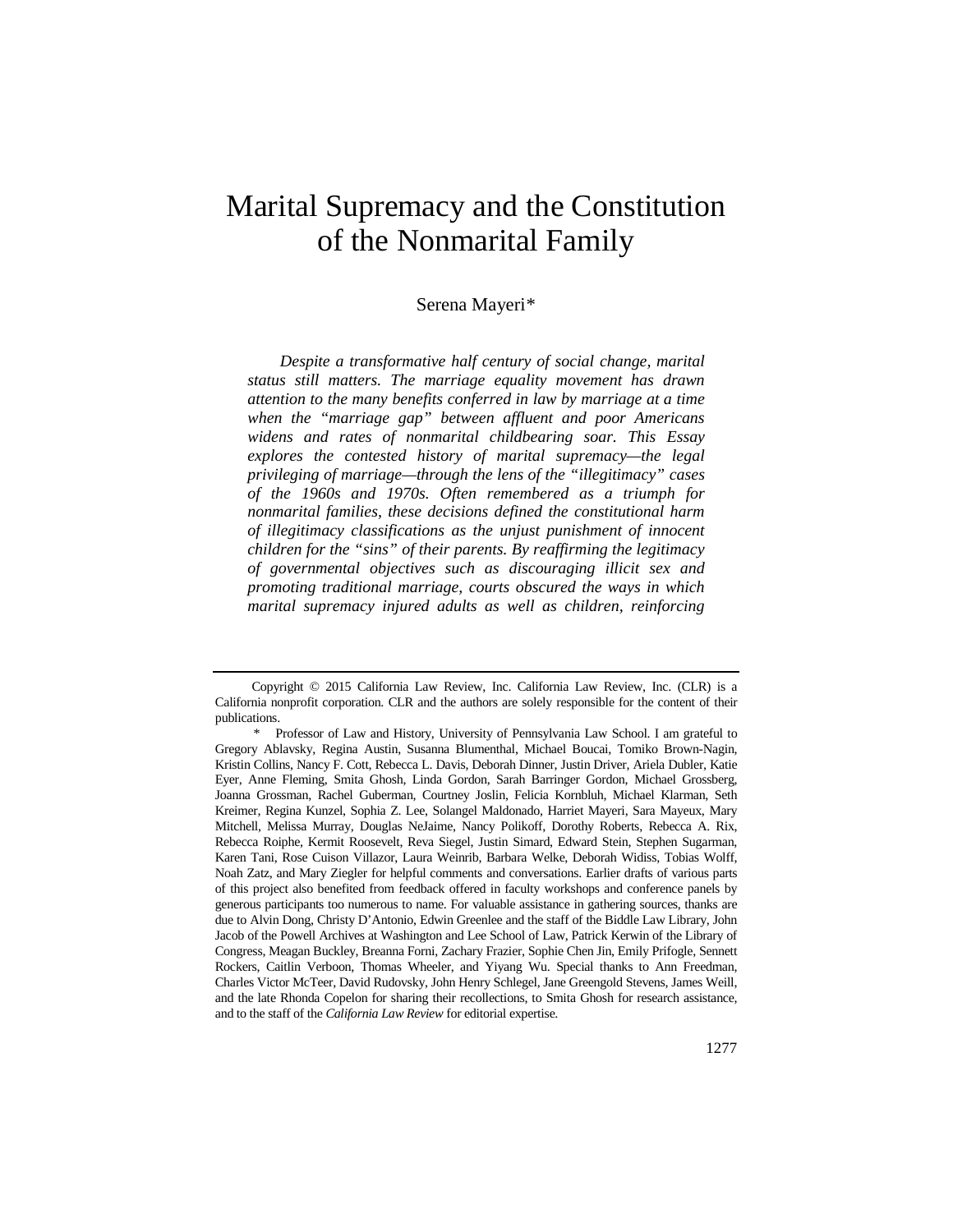# Marital Supremacy and the Constitution of the Nonmarital Family

Serena Mayeri*

*Despite a transformative half century of social change, marital status still matters. The marriage equality movement has drawn attention to the many benefits conferred in law by marriage at a time when the "marriage gap" between affluent and poor Americans widens and rates of nonmarital childbearing soar. This Essay explores the contested history of marital supremacy—the legal privileging of marriage—through the lens of the "illegitimacy" cases of the 1960s and 1970s. Often remembered as a triumph for nonmarital families, these decisions defined the constitutional harm of illegitimacy classifications as the unjust punishment of innocent children for the "sins" of their parents. By reaffirming the legitimacy of governmental objectives such as discouraging illicit sex and promoting traditional marriage, courts obscured the ways in which marital supremacy injured adults as well as children, reinforcing*

---

Copyright © 2015 California Law Review, Inc. California Law Review, Inc. (CLR) is a California nonprofit corporation. CLR and the authors are solely responsible for the content of their publications.

\* Professor of Law and History, University of Pennsylvania Law School. I am grateful to Gregory Ablavsky, Regina Austin, Susanna Blumenthal, Michael Boucai, Tomiko Brown-Nagin, Kristin Collins, Nancy F. Cott, Rebecca L. Davis, Deborah Dinner, Justin Driver, Ariela Dubler, Katie Eyer, Anne Fleming, Smita Ghosh, Linda Gordon, Sarah Barringer Gordon, Michael Grossberg, Joanna Grossman, Rachel Guberman, Courtney Joslin, Felicia Kornbluh, Michael Klarman, Seth Kreimer, Regina Kunzel, Sophia Z. Lee, Solangel Maldonado, Harriet Mayeri, Sara Mayeux, Mary Mitchell, Melissa Murray, Douglas NeJaime, Nancy Polikoff, Dorothy Roberts, Rebecca A. Rix, Rebecca Roiphe, Kermit Roosevelt, Reva Siegel, Justin Simard, Edward Stein, Stephen Sugarman, Karen Tani, Rose Cuison Villazor, Laura Weinrib, Barbara Welke, Deborah Widiss, Tobias Wolff, Noah Zatz, and Mary Ziegler for helpful comments and conversations. Earlier drafts of various parts of this project also benefited from feedback offered in faculty workshops and conference panels by generous participants too numerous to name. For valuable assistance in gathering sources, thanks are due to Alvin Dong, Christy D'Antonio, Edwin Greenlee and the staff of the Biddle Law Library, John Jacob of the Powell Archives at Washington and Lee School of Law, Patrick Kerwin of the Library of Congress, Meagan Buckley, Breanna Forni, Zachary Frazier, Sophie Chen Jin, Emily Prifogle, Sennett Rockers, Caitlin Verboon, Thomas Wheeler, and Yiyang Wu. Special thanks to Ann Freedman, Charles Victor McTeer, David Rudovsky, John Henry Schlegel, Jane Greengold Stevens, James Weill, and the late Rhonda Copelon for sharing their recollections, to Smita Ghosh for research assistance, and to the staff of the *California Law Review* for editorial expertise.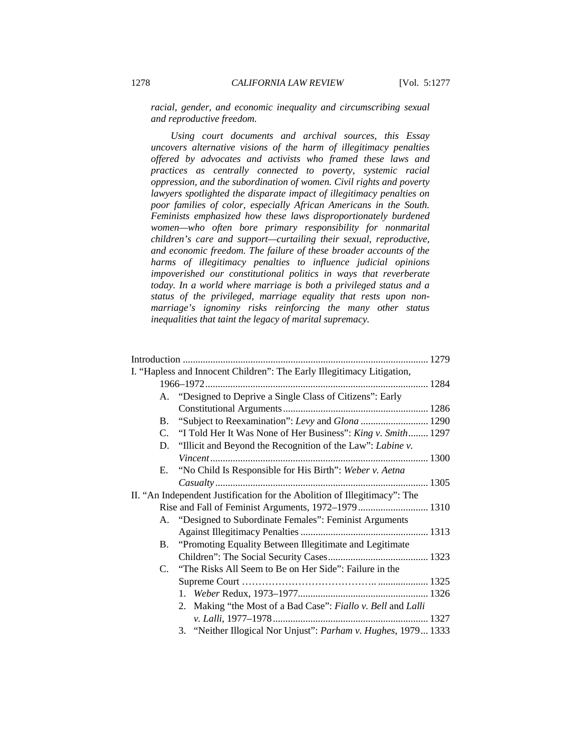*racial, gender, and economic inequality and circumscribing sexual and reproductive freedom.*

*Using court documents and archival sources, this Essay uncovers alternative visions of the harm of illegitimacy penalties offered by advocates and activists who framed these laws and practices as centrally connected to poverty, systemic racial oppression, and the subordination of women. Civil rights and poverty lawyers spotlighted the disparate impact of illegitimacy penalties on poor families of color, especially African Americans in the South. Feminists emphasized how these laws disproportionately burdened women—who often bore primary responsibility for nonmarital children's care and support—curtailing their sexual, reproductive, and economic freedom. The failure of these broader accounts of the harms of illegitimacy penalties to influence judicial opinions impoverished our constitutional politics in ways that reverberate today. In a world where marriage is both a privileged status and a status of the privileged, marriage equality that rests upon non-marriage's ignominy risks reinforcing the many other status inequalities that taint the legacy of marital supremacy.*

Introduction ................................................................................................ 1279

I. "Hapless and Innocent Children": The Early Illegitimacy Litigation, 1966–1972 ........................................................................................ 1284

- A. "Designed to Deprive a Single Class of Citizens": Early Constitutional Arguments ......................................................... 1286
- B. "Subject to Reexamination": *Levy* and *Glona* ........................... 1290
- C. "I Told Her It Was None of Her Business": *King v. Smith*........ 1297
- D. "Illicit and Beyond the Recognition of the Law": *Labine v. Vincent* ...................................................................................... 1300
- E. "No Child Is Responsible for His Birth": *Weber v. Aetna Casualty* .................................................................................... 1305

II. "An Independent Justification for the Abolition of Illegitimacy": The Rise and Fall of Feminist Arguments, 1972–1979 ............................ 1310

- A. "Designed to Subordinate Females": Feminist Arguments Against Illegitimacy Penalties .................................................. 1313
- B. "Promoting Equality Between Illegitimate and Legitimate Children": The Social Security Cases........................................ 1323
- C. "The Risks All Seem to Be on Her Side": Failure in the Supreme Court ………………………………….. .................... 1325
  1. *Weber* Redux, 1973–1977.................................................... 1326
  2. Making "the Most of a Bad Case": *Fiallo v. Bell* and *Lalli v. Lalli*, 1977–1978 .............................................................. 1327
  3. "Neither Illogical Nor Unjust": *Parham v. Hughes*, 1979 ... 1333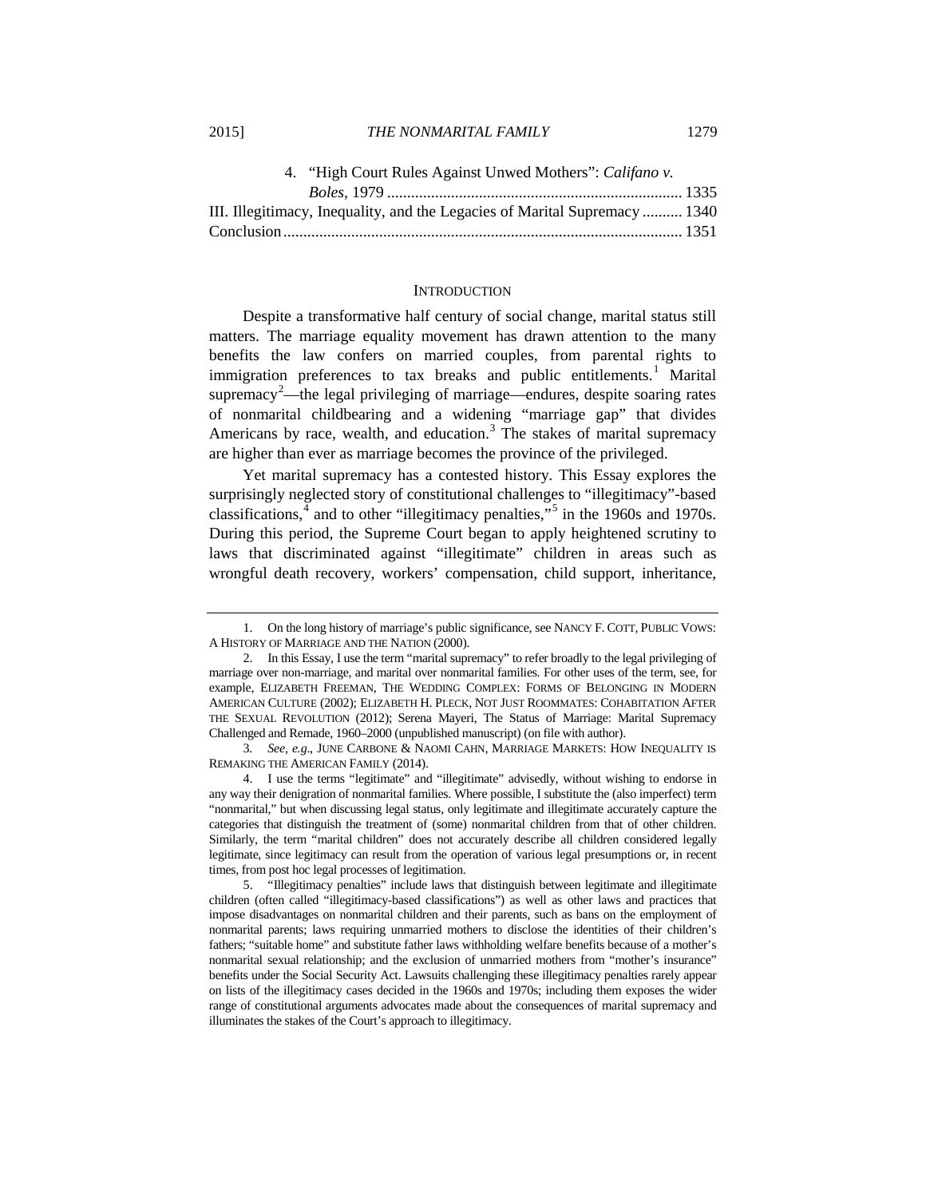4. "High Court Rules Against Unwed Mothers": *Califano v. Boles*, 1979 .......................................................................... 1335

III. Illegitimacy, Inequality, and the Legacies of Marital Supremacy .......... 1340

Conclusion ................................................................................................... 1351

## INTRODUCTION

Despite a transformative half century of social change, marital status still matters. The marriage equality movement has drawn attention to the many benefits the law confers on married couples, from parental rights to immigration preferences to tax breaks and public entitlements.[1] Marital supremacy[2]—the legal privileging of marriage—endures, despite soaring rates of nonmarital childbearing and a widening "marriage gap" that divides Americans by race, wealth, and education.[3] The stakes of marital supremacy are higher than ever as marriage becomes the province of the privileged.

Yet marital supremacy has a contested history. This Essay explores the surprisingly neglected story of constitutional challenges to "illegitimacy"-based classifications,[4] and to other "illegitimacy penalties,"[5] in the 1960s and 1970s. During this period, the Supreme Court began to apply heightened scrutiny to laws that discriminated against "illegitimate" children in areas such as wrongful death recovery, workers' compensation, child support, inheritance,

---

1. On the long history of marriage's public significance, see NANCY F. COTT, PUBLIC VOWS: A HISTORY OF MARRIAGE AND THE NATION (2000).

2. In this Essay, I use the term "marital supremacy" to refer broadly to the legal privileging of marriage over non-marriage, and marital over nonmarital families. For other uses of the term, see, for example, ELIZABETH FREEMAN, THE WEDDING COMPLEX: FORMS OF BELONGING IN MODERN AMERICAN CULTURE (2002); ELIZABETH H. PLECK, NOT JUST ROOMMATES: COHABITATION AFTER THE SEXUAL REVOLUTION (2012); Serena Mayeri, The Status of Marriage: Marital Supremacy Challenged and Remade, 1960–2000 (unpublished manuscript) (on file with author).

3. *See, e.g.*, JUNE CARBONE & NAOMI CAHN, MARRIAGE MARKETS: HOW INEQUALITY IS REMAKING THE AMERICAN FAMILY (2014).

4. I use the terms "legitimate" and "illegitimate" advisedly, without wishing to endorse in any way their denigration of nonmarital families. Where possible, I substitute the (also imperfect) term "nonmarital," but when discussing legal status, only legitimate and illegitimate accurately capture the categories that distinguish the treatment of (some) nonmarital children from that of other children. Similarly, the term "marital children" does not accurately describe all children considered legally legitimate, since legitimacy can result from the operation of various legal presumptions or, in recent times, from post hoc legal processes of legitimation.

5. "Illegitimacy penalties" include laws that distinguish between legitimate and illegitimate children (often called "illegitimacy-based classifications") as well as other laws and practices that impose disadvantages on nonmarital children and their parents, such as bans on the employment of nonmarital parents; laws requiring unmarried mothers to disclose the identities of their children's fathers; "suitable home" and substitute father laws withholding welfare benefits because of a mother's nonmarital sexual relationship; and the exclusion of unmarried mothers from "mother's insurance" benefits under the Social Security Act. Lawsuits challenging these illegitimacy penalties rarely appear on lists of the illegitimacy cases decided in the 1960s and 1970s; including them exposes the wider range of constitutional arguments advocates made about the consequences of marital supremacy and illuminates the stakes of the Court's approach to illegitimacy.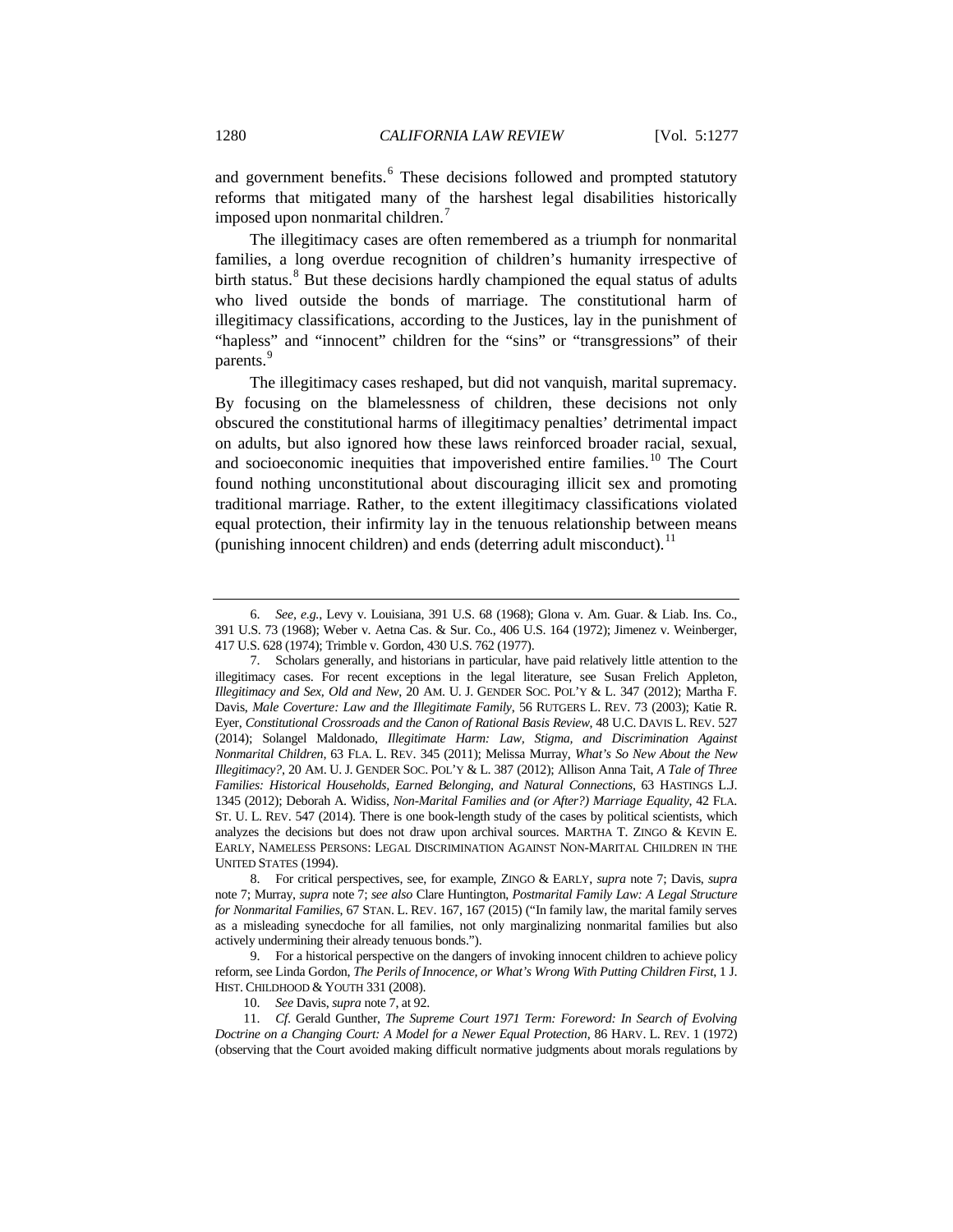and government benefits.[6] These decisions followed and prompted statutory reforms that mitigated many of the harshest legal disabilities historically imposed upon nonmarital children.[7]

The illegitimacy cases are often remembered as a triumph for nonmarital families, a long overdue recognition of children's humanity irrespective of birth status.[8] But these decisions hardly championed the equal status of adults who lived outside the bonds of marriage. The constitutional harm of illegitimacy classifications, according to the Justices, lay in the punishment of "hapless" and "innocent" children for the "sins" or "transgressions" of their parents.[9]

The illegitimacy cases reshaped, but did not vanquish, marital supremacy. By focusing on the blamelessness of children, these decisions not only obscured the constitutional harms of illegitimacy penalties' detrimental impact on adults, but also ignored how these laws reinforced broader racial, sexual, and socioeconomic inequities that impoverished entire families.[10] The Court found nothing unconstitutional about discouraging illicit sex and promoting traditional marriage. Rather, to the extent illegitimacy classifications violated equal protection, their infirmity lay in the tenuous relationship between means (punishing innocent children) and ends (deterring adult misconduct).[11]

---

6. *See, e.g.*, Levy v. Louisiana, 391 U.S. 68 (1968); Glona v. Am. Guar. & Liab. Ins. Co., 391 U.S. 73 (1968); Weber v. Aetna Cas. & Sur. Co., 406 U.S. 164 (1972); Jimenez v. Weinberger, 417 U.S. 628 (1974); Trimble v. Gordon, 430 U.S. 762 (1977).

7. Scholars generally, and historians in particular, have paid relatively little attention to the illegitimacy cases. For recent exceptions in the legal literature, see Susan Frelich Appleton, *Illegitimacy and Sex, Old and New*, 20 AM. U. J. GENDER SOC. POL'Y & L. 347 (2012); Martha F. Davis, *Male Coverture: Law and the Illegitimate Family*, 56 RUTGERS L. REV. 73 (2003); Katie R. Eyer, *Constitutional Crossroads and the Canon of Rational Basis Review*, 48 U.C. DAVIS L. REV. 527 (2014); Solangel Maldonado, *Illegitimate Harm: Law, Stigma, and Discrimination Against Nonmarital Children*, 63 FLA. L. REV. 345 (2011); Melissa Murray, *What's So New About the New Illegitimacy?*, 20 AM. U. J. GENDER SOC. POL'Y & L. 387 (2012); Allison Anna Tait, *A Tale of Three Families: Historical Households, Earned Belonging, and Natural Connections*, 63 HASTINGS L.J. 1345 (2012); Deborah A. Widiss, *Non-Marital Families and (or After?) Marriage Equality*, 42 FLA. ST. U. L. REV. 547 (2014). There is one book-length study of the cases by political scientists, which analyzes the decisions but does not draw upon archival sources. MARTHA T. ZINGO & KEVIN E. EARLY, NAMELESS PERSONS: LEGAL DISCRIMINATION AGAINST NON-MARITAL CHILDREN IN THE UNITED STATES (1994).

8. For critical perspectives, see, for example, ZINGO & EARLY, *supra* note 7; Davis, *supra* note 7; Murray, *supra* note 7; *see also* Clare Huntington, *Postmarital Family Law: A Legal Structure for Nonmarital Families*, 67 STAN. L. REV. 167, 167 (2015) ("In family law, the marital family serves as a misleading synecdoche for all families, not only marginalizing nonmarital families but also actively undermining their already tenuous bonds.").

9. For a historical perspective on the dangers of invoking innocent children to achieve policy reform, see Linda Gordon, *The Perils of Innocence, or What's Wrong With Putting Children First*, 1 J. HIST. CHILDHOOD & YOUTH 331 (2008).

10. *See* Davis, *supra* note 7, at 92.

11. *Cf.* Gerald Gunther, *The Supreme Court 1971 Term: Foreword: In Search of Evolving Doctrine on a Changing Court: A Model for a Newer Equal Protection*, 86 HARV. L. REV. 1 (1972) (observing that the Court avoided making difficult normative judgments about morals regulations by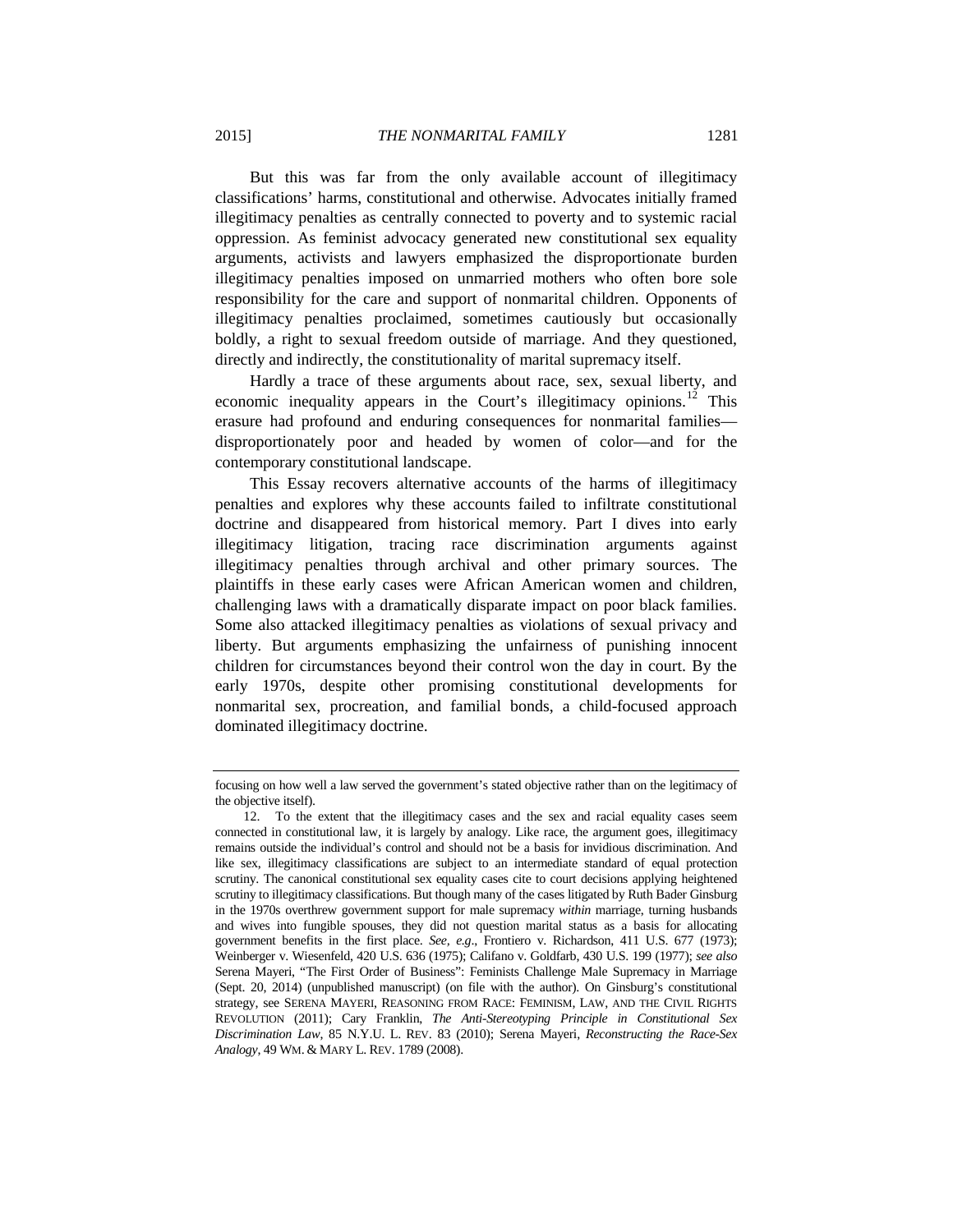But this was far from the only available account of illegitimacy classifications' harms, constitutional and otherwise. Advocates initially framed illegitimacy penalties as centrally connected to poverty and to systemic racial oppression. As feminist advocacy generated new constitutional sex equality arguments, activists and lawyers emphasized the disproportionate burden illegitimacy penalties imposed on unmarried mothers who often bore sole responsibility for the care and support of nonmarital children. Opponents of illegitimacy penalties proclaimed, sometimes cautiously but occasionally boldly, a right to sexual freedom outside of marriage. And they questioned, directly and indirectly, the constitutionality of marital supremacy itself.

Hardly a trace of these arguments about race, sex, sexual liberty, and economic inequality appears in the Court's illegitimacy opinions.[12] This erasure had profound and enduring consequences for nonmarital families—disproportionately poor and headed by women of color—and for the contemporary constitutional landscape.

This Essay recovers alternative accounts of the harms of illegitimacy penalties and explores why these accounts failed to infiltrate constitutional doctrine and disappeared from historical memory. Part I dives into early illegitimacy litigation, tracing race discrimination arguments against illegitimacy penalties through archival and other primary sources. The plaintiffs in these early cases were African American women and children, challenging laws with a dramatically disparate impact on poor black families. Some also attacked illegitimacy penalties as violations of sexual privacy and liberty. But arguments emphasizing the unfairness of punishing innocent children for circumstances beyond their control won the day in court. By the early 1970s, despite other promising constitutional developments for nonmarital sex, procreation, and familial bonds, a child-focused approach dominated illegitimacy doctrine.

---

focusing on how well a law served the government's stated objective rather than on the legitimacy of the objective itself).

12. To the extent that the illegitimacy cases and the sex and racial equality cases seem connected in constitutional law, it is largely by analogy. Like race, the argument goes, illegitimacy remains outside the individual's control and should not be a basis for invidious discrimination. And like sex, illegitimacy classifications are subject to an intermediate standard of equal protection scrutiny. The canonical constitutional sex equality cases cite to court decisions applying heightened scrutiny to illegitimacy classifications. But though many of the cases litigated by Ruth Bader Ginsburg in the 1970s overthrew government support for male supremacy *within* marriage, turning husbands and wives into fungible spouses, they did not question marital status as a basis for allocating government benefits in the first place. *See, e.g.*, Frontiero v. Richardson, 411 U.S. 677 (1973); Weinberger v. Wiesenfeld, 420 U.S. 636 (1975); Califano v. Goldfarb, 430 U.S. 199 (1977); *see also* Serena Mayeri, "The First Order of Business": Feminists Challenge Male Supremacy in Marriage (Sept. 20, 2014) (unpublished manuscript) (on file with the author). On Ginsburg's constitutional strategy, see SERENA MAYERI, REASONING FROM RACE: FEMINISM, LAW, AND THE CIVIL RIGHTS REVOLUTION (2011); Cary Franklin, *The Anti-Stereotyping Principle in Constitutional Sex Discrimination Law*, 85 N.Y.U. L. REV. 83 (2010); Serena Mayeri, *Reconstructing the Race-Sex Analogy*, 49 WM. & MARY L. REV. 1789 (2008).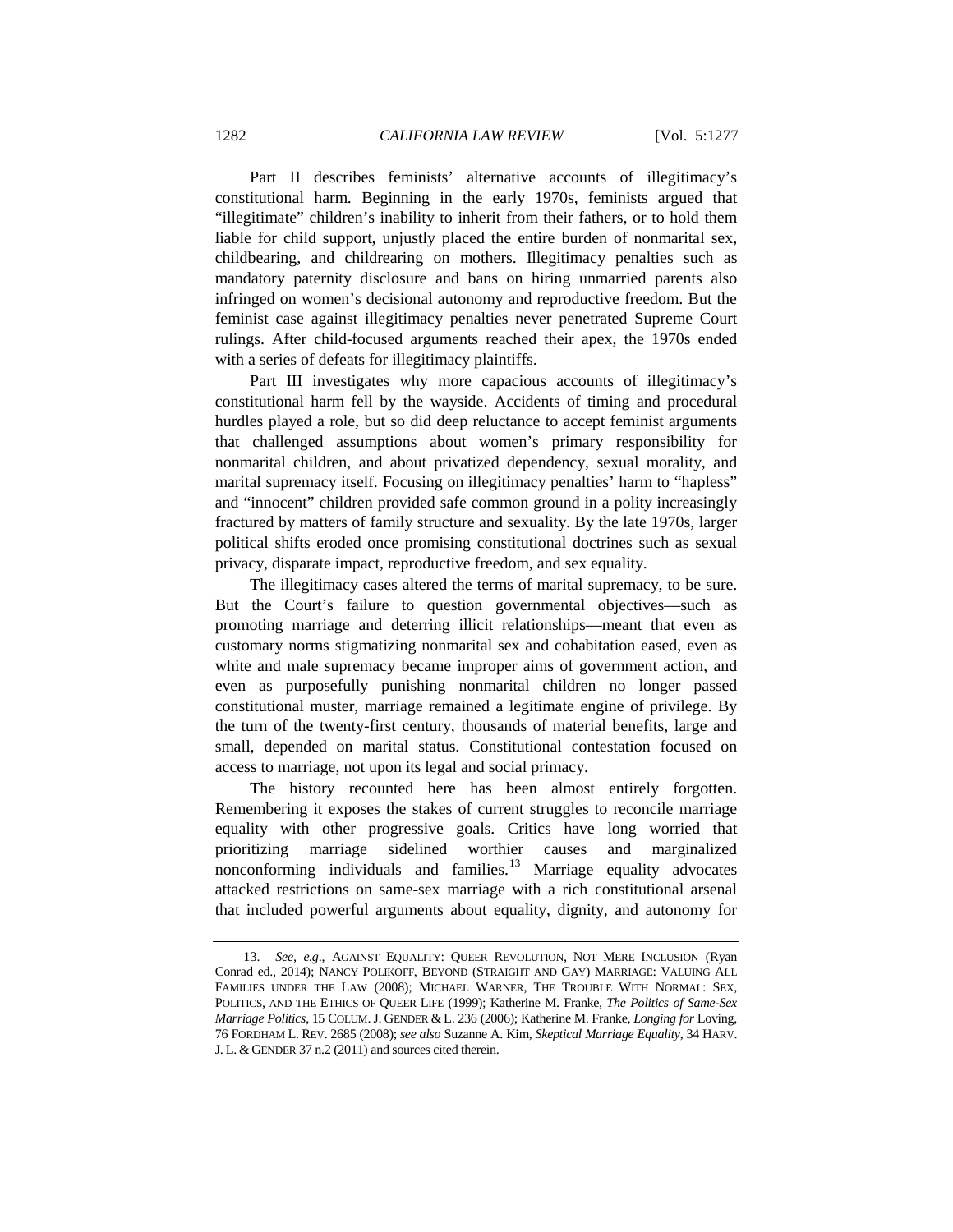Part II describes feminists' alternative accounts of illegitimacy's constitutional harm. Beginning in the early 1970s, feminists argued that "illegitimate" children's inability to inherit from their fathers, or to hold them liable for child support, unjustly placed the entire burden of nonmarital sex, childbearing, and childrearing on mothers. Illegitimacy penalties such as mandatory paternity disclosure and bans on hiring unmarried parents also infringed on women's decisional autonomy and reproductive freedom. But the feminist case against illegitimacy penalties never penetrated Supreme Court rulings. After child-focused arguments reached their apex, the 1970s ended with a series of defeats for illegitimacy plaintiffs.

Part III investigates why more capacious accounts of illegitimacy's constitutional harm fell by the wayside. Accidents of timing and procedural hurdles played a role, but so did deep reluctance to accept feminist arguments that challenged assumptions about women's primary responsibility for nonmarital children, and about privatized dependency, sexual morality, and marital supremacy itself. Focusing on illegitimacy penalties' harm to "hapless" and "innocent" children provided safe common ground in a polity increasingly fractured by matters of family structure and sexuality. By the late 1970s, larger political shifts eroded once promising constitutional doctrines such as sexual privacy, disparate impact, reproductive freedom, and sex equality.

The illegitimacy cases altered the terms of marital supremacy, to be sure. But the Court's failure to question governmental objectives—such as promoting marriage and deterring illicit relationships—meant that even as customary norms stigmatizing nonmarital sex and cohabitation eased, even as white and male supremacy became improper aims of government action, and even as purposefully punishing nonmarital children no longer passed constitutional muster, marriage remained a legitimate engine of privilege. By the turn of the twenty-first century, thousands of material benefits, large and small, depended on marital status. Constitutional contestation focused on access to marriage, not upon its legal and social primacy.

The history recounted here has been almost entirely forgotten. Remembering it exposes the stakes of current struggles to reconcile marriage equality with other progressive goals. Critics have long worried that prioritizing marriage sidelined worthier causes and marginalized nonconforming individuals and families.[13] Marriage equality advocates attacked restrictions on same-sex marriage with a rich constitutional arsenal that included powerful arguments about equality, dignity, and autonomy for

---

13. *See, e.g*., AGAINST EQUALITY: QUEER REVOLUTION, NOT MERE INCLUSION (Ryan Conrad ed., 2014); NANCY POLIKOFF, BEYOND (STRAIGHT AND GAY) MARRIAGE: VALUING ALL FAMILIES UNDER THE LAW (2008); MICHAEL WARNER, THE TROUBLE WITH NORMAL: SEX, POLITICS, AND THE ETHICS OF QUEER LIFE (1999); Katherine M. Franke, *The Politics of Same-Sex Marriage Politics*, 15 COLUM. J. GENDER & L. 236 (2006); Katherine M. Franke, *Longing for* Loving, 76 FORDHAM L. REV. 2685 (2008); *see also* Suzanne A. Kim, *Skeptical Marriage Equality*, 34 HARV. J. L. & GENDER 37 n.2 (2011) and sources cited therein.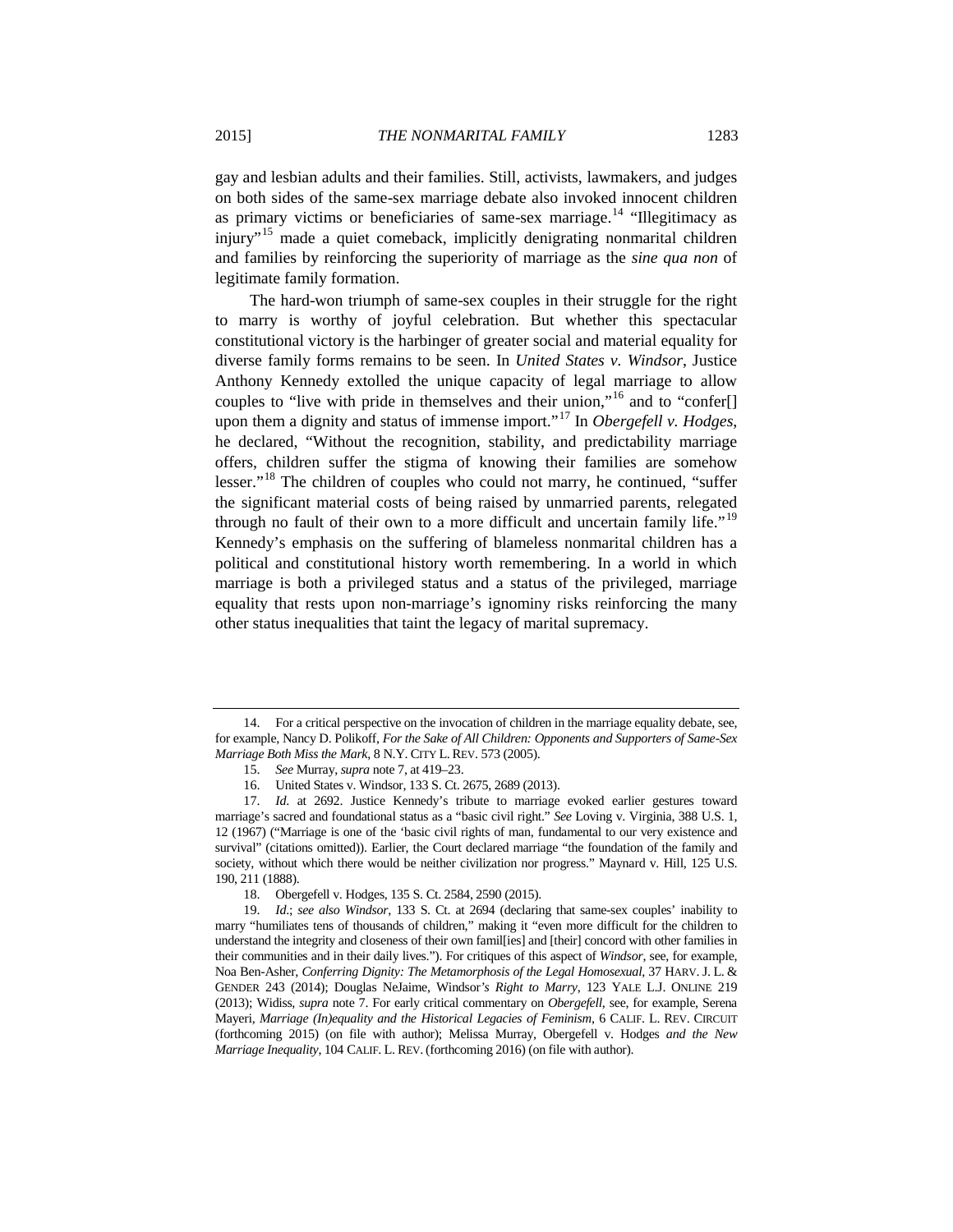gay and lesbian adults and their families. Still, activists, lawmakers, and judges on both sides of the same-sex marriage debate also invoked innocent children as primary victims or beneficiaries of same-sex marriage.[14] "Illegitimacy as injury"[15] made a quiet comeback, implicitly denigrating nonmarital children and families by reinforcing the superiority of marriage as the *sine qua non* of legitimate family formation.

The hard-won triumph of same-sex couples in their struggle for the right to marry is worthy of joyful celebration. But whether this spectacular constitutional victory is the harbinger of greater social and material equality for diverse family forms remains to be seen. In *United States v. Windsor*, Justice Anthony Kennedy extolled the unique capacity of legal marriage to allow couples to "live with pride in themselves and their union,"[16] and to "confer[] upon them a dignity and status of immense import."[17] In *Obergefell v. Hodges*, he declared, "Without the recognition, stability, and predictability marriage offers, children suffer the stigma of knowing their families are somehow lesser."[18] The children of couples who could not marry, he continued, "suffer the significant material costs of being raised by unmarried parents, relegated through no fault of their own to a more difficult and uncertain family life."[19] Kennedy's emphasis on the suffering of blameless nonmarital children has a political and constitutional history worth remembering. In a world in which marriage is both a privileged status and a status of the privileged, marriage equality that rests upon non-marriage's ignominy risks reinforcing the many other status inequalities that taint the legacy of marital supremacy.

---

14. For a critical perspective on the invocation of children in the marriage equality debate, see, for example, Nancy D. Polikoff, *For the Sake of All Children: Opponents and Supporters of Same-Sex Marriage Both Miss the Mark*, 8 N.Y. CITY L. REV. 573 (2005).

15. *See* Murray, *supra* note 7, at 419–23.

16. United States v. Windsor, 133 S. Ct. 2675, 2689 (2013).

17. *Id.* at 2692. Justice Kennedy's tribute to marriage evoked earlier gestures toward marriage's sacred and foundational status as a "basic civil right." *See* Loving v. Virginia, 388 U.S. 1, 12 (1967) ("Marriage is one of the 'basic civil rights of man, fundamental to our very existence and survival" (citations omitted)). Earlier, the Court declared marriage "the foundation of the family and society, without which there would be neither civilization nor progress." Maynard v. Hill, 125 U.S. 190, 211 (1888).

18. Obergefell v. Hodges, 135 S. Ct. 2584, 2590 (2015).

19. *Id.*; *see also Windsor*, 133 S. Ct. at 2694 (declaring that same-sex couples' inability to marry "humiliates tens of thousands of children," making it "even more difficult for the children to understand the integrity and closeness of their own famil[ies] and [their] concord with other families in their communities and in their daily lives."). For critiques of this aspect of *Windsor*, see, for example, Noa Ben-Asher, *Conferring Dignity: The Metamorphosis of the Legal Homosexual*, 37 HARV. J. L. & GENDER 243 (2014); Douglas NeJaime, Windsor*'s Right to Marry*, 123 YALE L.J. ONLINE 219 (2013); Widiss, *supra* note 7. For early critical commentary on *Obergefell*, see, for example, Serena Mayeri, *Marriage (In)equality and the Historical Legacies of Feminism*, 6 CALIF. L. REV. CIRCUIT (forthcoming 2015) (on file with author); Melissa Murray, Obergefell v. Hodges *and the New Marriage Inequality*, 104 CALIF. L. REV. (forthcoming 2016) (on file with author).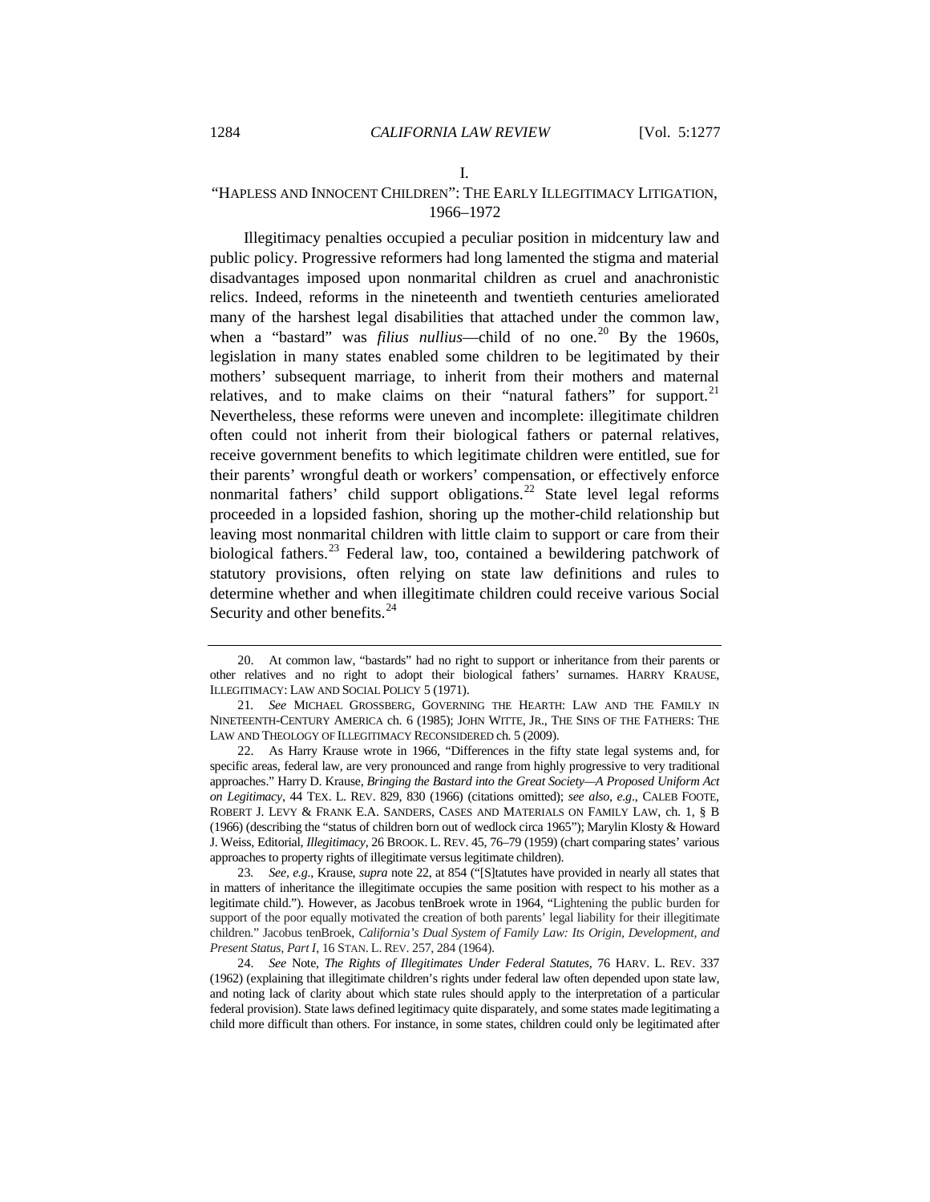# I.

## "HAPLESS AND INNOCENT CHILDREN": THE EARLY ILLEGITIMACY LITIGATION, 1966–1972

Illegitimacy penalties occupied a peculiar position in midcentury law and public policy. Progressive reformers had long lamented the stigma and material disadvantages imposed upon nonmarital children as cruel and anachronistic relics. Indeed, reforms in the nineteenth and twentieth centuries ameliorated many of the harshest legal disabilities that attached under the common law, when a "bastard" was *filius nullius*—child of no one.[20] By the 1960s, legislation in many states enabled some children to be legitimated by their mothers' subsequent marriage, to inherit from their mothers and maternal relatives, and to make claims on their "natural fathers" for support.[21] Nevertheless, these reforms were uneven and incomplete: illegitimate children often could not inherit from their biological fathers or paternal relatives, receive government benefits to which legitimate children were entitled, sue for their parents' wrongful death or workers' compensation, or effectively enforce nonmarital fathers' child support obligations.[22] State level legal reforms proceeded in a lopsided fashion, shoring up the mother-child relationship but leaving most nonmarital children with little claim to support or care from their biological fathers.[23] Federal law, too, contained a bewildering patchwork of statutory provisions, often relying on state law definitions and rules to determine whether and when illegitimate children could receive various Social Security and other benefits.[24]

---

20. At common law, "bastards" had no right to support or inheritance from their parents or other relatives and no right to adopt their biological fathers' surnames. HARRY KRAUSE, ILLEGITIMACY: LAW AND SOCIAL POLICY 5 (1971).

21. *See* MICHAEL GROSSBERG, GOVERNING THE HEARTH: LAW AND THE FAMILY IN NINETEENTH-CENTURY AMERICA ch. 6 (1985); JOHN WITTE, JR., THE SINS OF THE FATHERS: THE LAW AND THEOLOGY OF ILLEGITIMACY RECONSIDERED ch. 5 (2009).

22. As Harry Krause wrote in 1966, "Differences in the fifty state legal systems and, for specific areas, federal law, are very pronounced and range from highly progressive to very traditional approaches." Harry D. Krause, *Bringing the Bastard into the Great Society—A Proposed Uniform Act on Legitimacy*, 44 TEX. L. REV. 829, 830 (1966) (citations omitted); *see also, e.g.*, CALEB FOOTE, ROBERT J. LEVY & FRANK E.A. SANDERS, CASES AND MATERIALS ON FAMILY LAW, ch. 1, § B (1966) (describing the "status of children born out of wedlock circa 1965"); Marylin Klosty & Howard J. Weiss, Editorial, *Illegitimacy*, 26 BROOK. L. REV. 45, 76–79 (1959) (chart comparing states' various approaches to property rights of illegitimate versus legitimate children).

23. *See, e.g.*, Krause, *supra* note 22, at 854 ("[S]tatutes have provided in nearly all states that in matters of inheritance the illegitimate occupies the same position with respect to his mother as a legitimate child."). However, as Jacobus tenBroek wrote in 1964, "Lightening the public burden for support of the poor equally motivated the creation of both parents' legal liability for their illegitimate children." Jacobus tenBroek, *California's Dual System of Family Law: Its Origin, Development, and Present Status, Part I*, 16 STAN. L. REV. 257, 284 (1964).

24. *See* Note, *The Rights of Illegitimates Under Federal Statutes*, 76 HARV. L. REV. 337 (1962) (explaining that illegitimate children's rights under federal law often depended upon state law, and noting lack of clarity about which state rules should apply to the interpretation of a particular federal provision). State laws defined legitimacy quite disparately, and some states made legitimating a child more difficult than others. For instance, in some states, children could only be legitimated after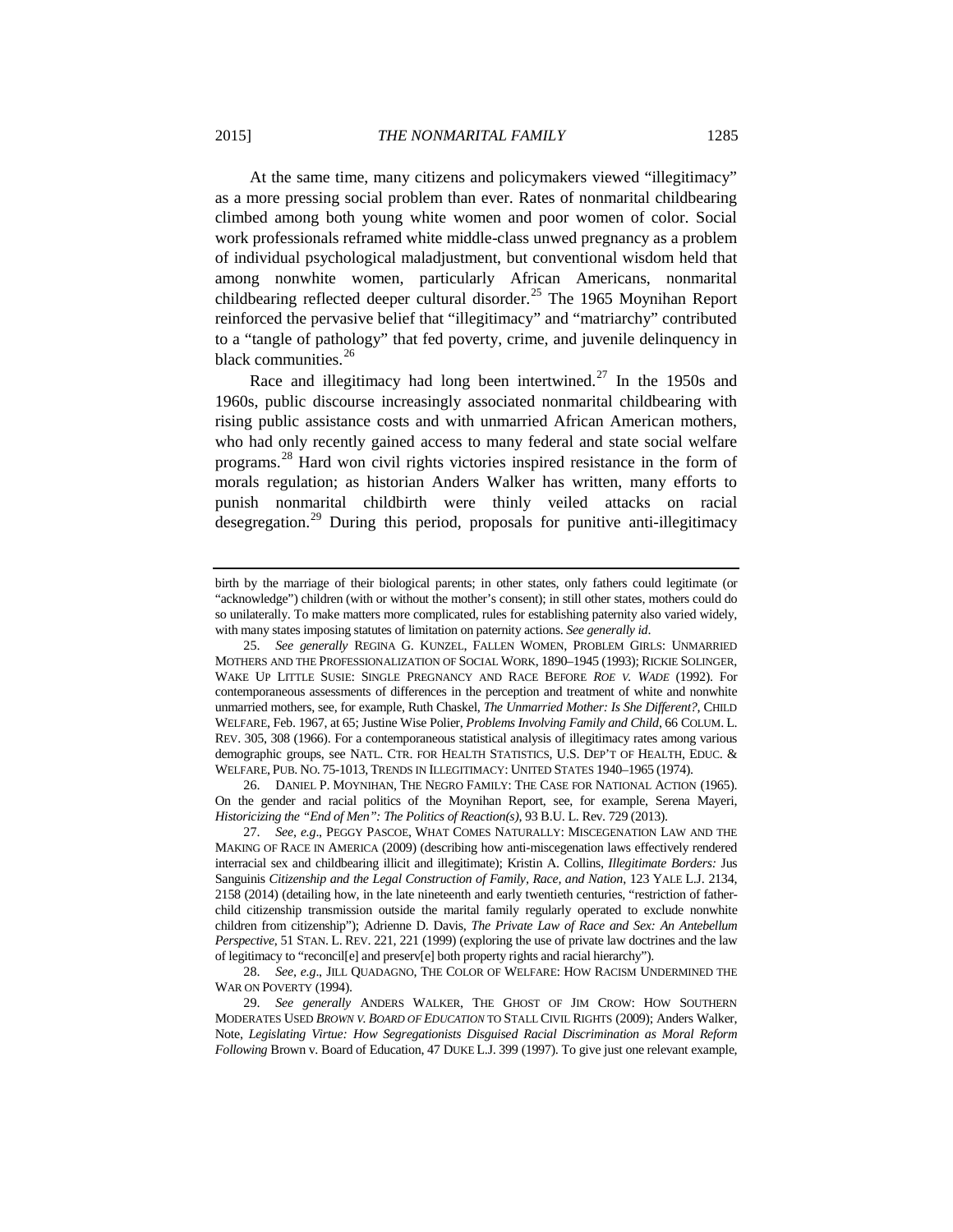At the same time, many citizens and policymakers viewed "illegitimacy" as a more pressing social problem than ever. Rates of nonmarital childbearing climbed among both young white women and poor women of color. Social work professionals reframed white middle-class unwed pregnancy as a problem of individual psychological maladjustment, but conventional wisdom held that among nonwhite women, particularly African Americans, nonmarital childbearing reflected deeper cultural disorder.[25] The 1965 Moynihan Report reinforced the pervasive belief that "illegitimacy" and "matriarchy" contributed to a "tangle of pathology" that fed poverty, crime, and juvenile delinquency in black communities.[26]

Race and illegitimacy had long been intertwined.[27] In the 1950s and 1960s, public discourse increasingly associated nonmarital childbearing with rising public assistance costs and with unmarried African American mothers, who had only recently gained access to many federal and state social welfare programs.[28] Hard won civil rights victories inspired resistance in the form of morals regulation; as historian Anders Walker has written, many efforts to punish nonmarital childbirth were thinly veiled attacks on racial desegregation.[29] During this period, proposals for punitive anti-illegitimacy

---

birth by the marriage of their biological parents; in other states, only fathers could legitimate (or "acknowledge") children (with or without the mother's consent); in still other states, mothers could do so unilaterally. To make matters more complicated, rules for establishing paternity also varied widely, with many states imposing statutes of limitation on paternity actions. *See generally id*.

25. *See generally* REGINA G. KUNZEL, FALLEN WOMEN, PROBLEM GIRLS: UNMARRIED MOTHERS AND THE PROFESSIONALIZATION OF SOCIAL WORK, 1890–1945 (1993); RICKIE SOLINGER, WAKE UP LITTLE SUSIE: SINGLE PREGNANCY AND RACE BEFORE *ROE V. WADE* (1992). For contemporaneous assessments of differences in the perception and treatment of white and nonwhite unmarried mothers, see, for example, Ruth Chaskel, *The Unmarried Mother: Is She Different?*, CHILD WELFARE, Feb. 1967, at 65; Justine Wise Polier, *Problems Involving Family and Child*, 66 COLUM. L. REV. 305, 308 (1966). For a contemporaneous statistical analysis of illegitimacy rates among various demographic groups, see NATL. CTR. FOR HEALTH STATISTICS, U.S. DEP'T OF HEALTH, EDUC. & WELFARE, PUB. NO. 75-1013, TRENDS IN ILLEGITIMACY: UNITED STATES 1940–1965 (1974).

26. DANIEL P. MOYNIHAN, THE NEGRO FAMILY: THE CASE FOR NATIONAL ACTION (1965). On the gender and racial politics of the Moynihan Report, see, for example, Serena Mayeri, *Historicizing the "End of Men": The Politics of Reaction(s)*, 93 B.U. L. Rev. 729 (2013).

27. *See, e.g*., PEGGY PASCOE, WHAT COMES NATURALLY: MISCEGENATION LAW AND THE MAKING OF RACE IN AMERICA (2009) (describing how anti-miscegenation laws effectively rendered interracial sex and childbearing illicit and illegitimate); Kristin A. Collins, *Illegitimate Borders:* Jus Sanguinis *Citizenship and the Legal Construction of Family, Race, and Nation*, 123 YALE L.J. 2134, 2158 (2014) (detailing how, in the late nineteenth and early twentieth centuries, "restriction of father-child citizenship transmission outside the marital family regularly operated to exclude nonwhite children from citizenship"); Adrienne D. Davis, *The Private Law of Race and Sex: An Antebellum Perspective*, 51 STAN. L. REV. 221, 221 (1999) (exploring the use of private law doctrines and the law of legitimacy to "reconcil[e] and preserv[e] both property rights and racial hierarchy").

28. *See, e.g*., JILL QUADAGNO, THE COLOR OF WELFARE: HOW RACISM UNDERMINED THE WAR ON POVERTY (1994).

29. *See generally* ANDERS WALKER, THE GHOST OF JIM CROW: HOW SOUTHERN MODERATES USED *BROWN V. BOARD OF EDUCATION* TO STALL CIVIL RIGHTS (2009); Anders Walker, Note, *Legislating Virtue: How Segregationists Disguised Racial Discrimination as Moral Reform Following* Brown v. Board of Education, 47 DUKE L.J. 399 (1997). To give just one relevant example,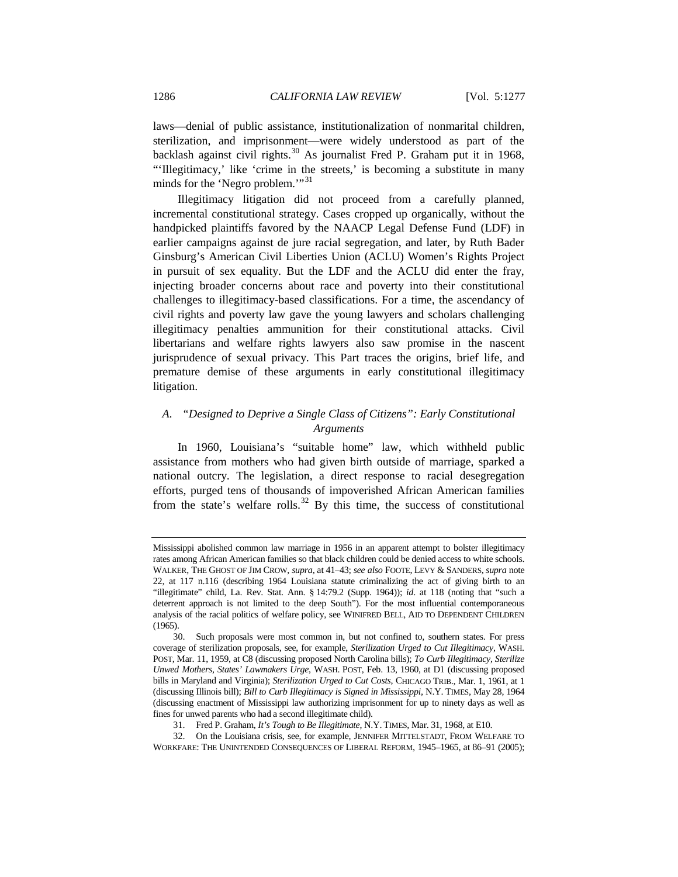laws—denial of public assistance, institutionalization of nonmarital children, sterilization, and imprisonment—were widely understood as part of the backlash against civil rights.[30] As journalist Fred P. Graham put it in 1968, "'Illegitimacy,' like 'crime in the streets,' is becoming a substitute in many minds for the 'Negro problem.'"[31]

Illegitimacy litigation did not proceed from a carefully planned, incremental constitutional strategy. Cases cropped up organically, without the handpicked plaintiffs favored by the NAACP Legal Defense Fund (LDF) in earlier campaigns against de jure racial segregation, and later, by Ruth Bader Ginsburg's American Civil Liberties Union (ACLU) Women's Rights Project in pursuit of sex equality. But the LDF and the ACLU did enter the fray, injecting broader concerns about race and poverty into their constitutional challenges to illegitimacy-based classifications. For a time, the ascendancy of civil rights and poverty law gave the young lawyers and scholars challenging illegitimacy penalties ammunition for their constitutional attacks. Civil libertarians and welfare rights lawyers also saw promise in the nascent jurisprudence of sexual privacy. This Part traces the origins, brief life, and premature demise of these arguments in early constitutional illegitimacy litigation.

### A. *"Designed to Deprive a Single Class of Citizens": Early Constitutional Arguments*

In 1960, Louisiana's "suitable home" law, which withheld public assistance from mothers who had given birth outside of marriage, sparked a national outcry. The legislation, a direct response to racial desegregation efforts, purged tens of thousands of impoverished African American families from the state's welfare rolls.[32] By this time, the success of constitutional

---

Mississippi abolished common law marriage in 1956 in an apparent attempt to bolster illegitimacy rates among African American families so that black children could be denied access to white schools. WALKER, THE GHOST OF JIM CROW, *supra*, at 41–43; *see also* FOOTE, LEVY & SANDERS, *supra* note 22, at 117 n.116 (describing 1964 Louisiana statute criminalizing the act of giving birth to an "illegitimate" child, La. Rev. Stat. Ann. § 14:79.2 (Supp. 1964)); *id*. at 118 (noting that "such a deterrent approach is not limited to the deep South"). For the most influential contemporaneous analysis of the racial politics of welfare policy, see WINIFRED BELL, AID TO DEPENDENT CHILDREN (1965).

30. Such proposals were most common in, but not confined to, southern states. For press coverage of sterilization proposals, see, for example, *Sterilization Urged to Cut Illegitimacy*, WASH. POST, Mar. 11, 1959, at C8 (discussing proposed North Carolina bills); *To Curb Illegitimacy, Sterilize Unwed Mothers, States' Lawmakers Urge*, WASH. POST, Feb. 13, 1960, at D1 (discussing proposed bills in Maryland and Virginia); *Sterilization Urged to Cut Costs*, CHICAGO TRIB., Mar. 1, 1961, at 1 (discussing Illinois bill); *Bill to Curb Illegitimacy is Signed in Mississippi*, N.Y. TIMES, May 28, 1964 (discussing enactment of Mississippi law authorizing imprisonment for up to ninety days as well as fines for unwed parents who had a second illegitimate child).

31. Fred P. Graham, *It's Tough to Be Illegitimate*, N.Y. TIMES, Mar. 31, 1968, at E10.

32. On the Louisiana crisis, see, for example, JENNIFER MITTELSTADT, FROM WELFARE TO WORKFARE: THE UNINTENDED CONSEQUENCES OF LIBERAL REFORM, 1945–1965, at 86–91 (2005);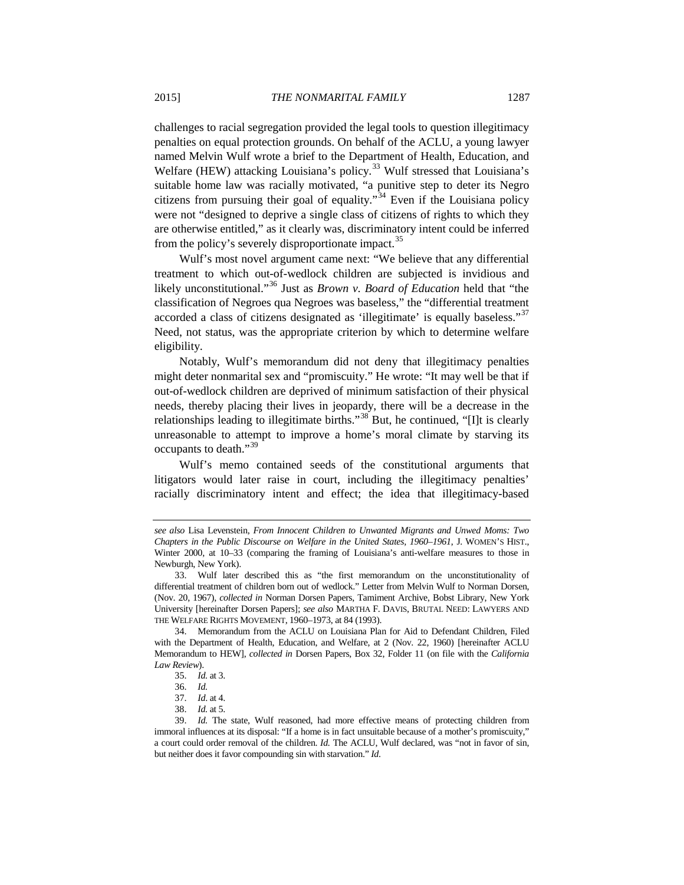challenges to racial segregation provided the legal tools to question illegitimacy penalties on equal protection grounds. On behalf of the ACLU, a young lawyer named Melvin Wulf wrote a brief to the Department of Health, Education, and Welfare (HEW) attacking Louisiana's policy.[33] Wulf stressed that Louisiana's suitable home law was racially motivated, "a punitive step to deter its Negro citizens from pursuing their goal of equality."[34] Even if the Louisiana policy were not "designed to deprive a single class of citizens of rights to which they are otherwise entitled," as it clearly was, discriminatory intent could be inferred from the policy's severely disproportionate impact.[35]

Wulf's most novel argument came next: "We believe that any differential treatment to which out-of-wedlock children are subjected is invidious and likely unconstitutional."[36] Just as *Brown v. Board of Education* held that "the classification of Negroes qua Negroes was baseless," the "differential treatment accorded a class of citizens designated as 'illegitimate' is equally baseless."[37] Need, not status, was the appropriate criterion by which to determine welfare eligibility.

Notably, Wulf's memorandum did not deny that illegitimacy penalties might deter nonmarital sex and "promiscuity." He wrote: "It may well be that if out-of-wedlock children are deprived of minimum satisfaction of their physical needs, thereby placing their lives in jeopardy, there will be a decrease in the relationships leading to illegitimate births."[38] But, he continued, "[I]t is clearly unreasonable to attempt to improve a home's moral climate by starving its occupants to death."[39]

Wulf's memo contained seeds of the constitutional arguments that litigators would later raise in court, including the illegitimacy penalties' racially discriminatory intent and effect; the idea that illegitimacy-based

---

*see also* Lisa Levenstein, *From Innocent Children to Unwanted Migrants and Unwed Moms: Two Chapters in the Public Discourse on Welfare in the United States, 1960–1961*, J. WOMEN'S HIST., Winter 2000, at 10–33 (comparing the framing of Louisiana's anti-welfare measures to those in Newburgh, New York).

33. Wulf later described this as "the first memorandum on the unconstitutionality of differential treatment of children born out of wedlock." Letter from Melvin Wulf to Norman Dorsen, (Nov. 20, 1967), *collected in* Norman Dorsen Papers, Tamiment Archive, Bobst Library, New York University [hereinafter Dorsen Papers]; *see also* MARTHA F. DAVIS, BRUTAL NEED: LAWYERS AND THE WELFARE RIGHTS MOVEMENT, 1960–1973, at 84 (1993).

34. Memorandum from the ACLU on Louisiana Plan for Aid to Defendant Children, Filed with the Department of Health, Education, and Welfare, at 2 (Nov. 22, 1960) [hereinafter ACLU Memorandum to HEW], *collected in* Dorsen Papers, Box 32, Folder 11 (on file with the *California Law Review*).

35. *Id.* at 3.

36. *Id.*

37. *Id.* at 4.

38. *Id.* at 5.

39. *Id.* The state, Wulf reasoned, had more effective means of protecting children from immoral influences at its disposal: "If a home is in fact unsuitable because of a mother's promiscuity," a court could order removal of the children. *Id.* The ACLU, Wulf declared, was "not in favor of sin, but neither does it favor compounding sin with starvation." *Id.*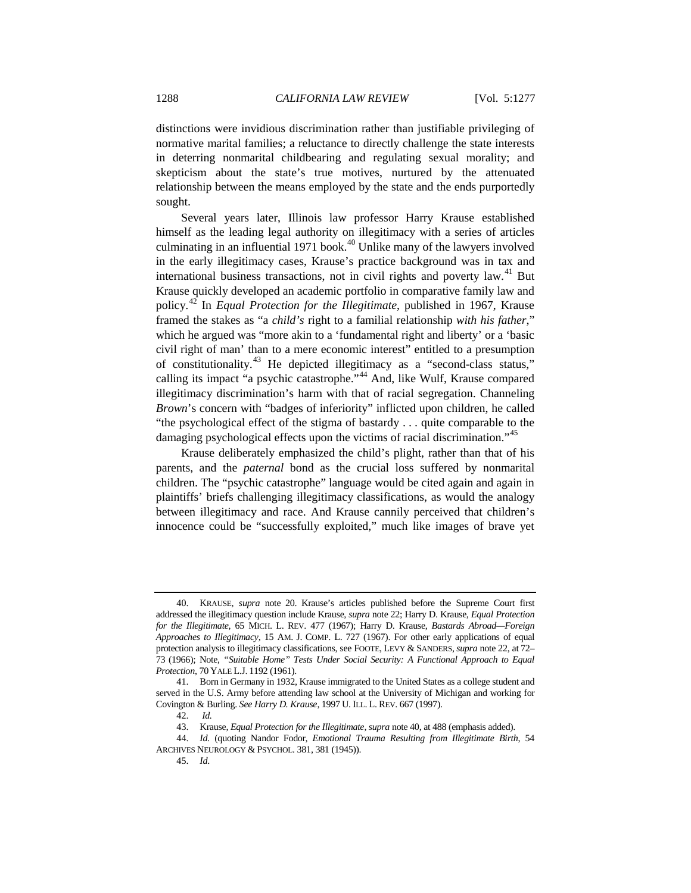distinctions were invidious discrimination rather than justifiable privileging of normative marital families; a reluctance to directly challenge the state interests in deterring nonmarital childbearing and regulating sexual morality; and skepticism about the state's true motives, nurtured by the attenuated relationship between the means employed by the state and the ends purportedly sought.

Several years later, Illinois law professor Harry Krause established himself as the leading legal authority on illegitimacy with a series of articles culminating in an influential 1971 book.[40] Unlike many of the lawyers involved in the early illegitimacy cases, Krause's practice background was in tax and international business transactions, not in civil rights and poverty law.[41] But Krause quickly developed an academic portfolio in comparative family law and policy.[42] In *Equal Protection for the Illegitimate*, published in 1967, Krause framed the stakes as "a *child's* right to a familial relationship *with his father*," which he argued was "more akin to a 'fundamental right and liberty' or a 'basic civil right of man' than to a mere economic interest" entitled to a presumption of constitutionality.[43] He depicted illegitimacy as a "second-class status," calling its impact "a psychic catastrophe."[44] And, like Wulf, Krause compared illegitimacy discrimination's harm with that of racial segregation. Channeling *Brown*'s concern with "badges of inferiority" inflicted upon children, he called "the psychological effect of the stigma of bastardy . . . quite comparable to the damaging psychological effects upon the victims of racial discrimination."[45]

Krause deliberately emphasized the child's plight, rather than that of his parents, and the *paternal* bond as the crucial loss suffered by nonmarital children. The "psychic catastrophe" language would be cited again and again in plaintiffs' briefs challenging illegitimacy classifications, as would the analogy between illegitimacy and race. And Krause cannily perceived that children's innocence could be "successfully exploited," much like images of brave yet

---

40. KRAUSE, *supra* note 20. Krause's articles published before the Supreme Court first addressed the illegitimacy question include Krause, *supra* note 22; Harry D. Krause, *Equal Protection for the Illegitimate*, 65 MICH. L. REV. 477 (1967); Harry D. Krause, *Bastards Abroad—Foreign Approaches to Illegitimacy*, 15 AM. J. COMP. L. 727 (1967). For other early applications of equal protection analysis to illegitimacy classifications, see FOOTE, LEVY & SANDERS, *supra* note 22, at 72–73 (1966); Note, *"Suitable Home" Tests Under Social Security: A Functional Approach to Equal Protection*, 70 YALE L.J. 1192 (1961).

41. Born in Germany in 1932, Krause immigrated to the United States as a college student and served in the U.S. Army before attending law school at the University of Michigan and working for Covington & Burling. *See Harry D. Krause*, 1997 U. ILL. L. REV. 667 (1997).

42. *Id.*

43. Krause, *Equal Protection for the Illegitimate*, *supra* note 40, at 488 (emphasis added).

44. *Id.* (quoting Nandor Fodor, *Emotional Trauma Resulting from Illegitimate Birth*, 54 ARCHIVES NEUROLOGY & PSYCHOL. 381, 381 (1945)).

45. *Id.*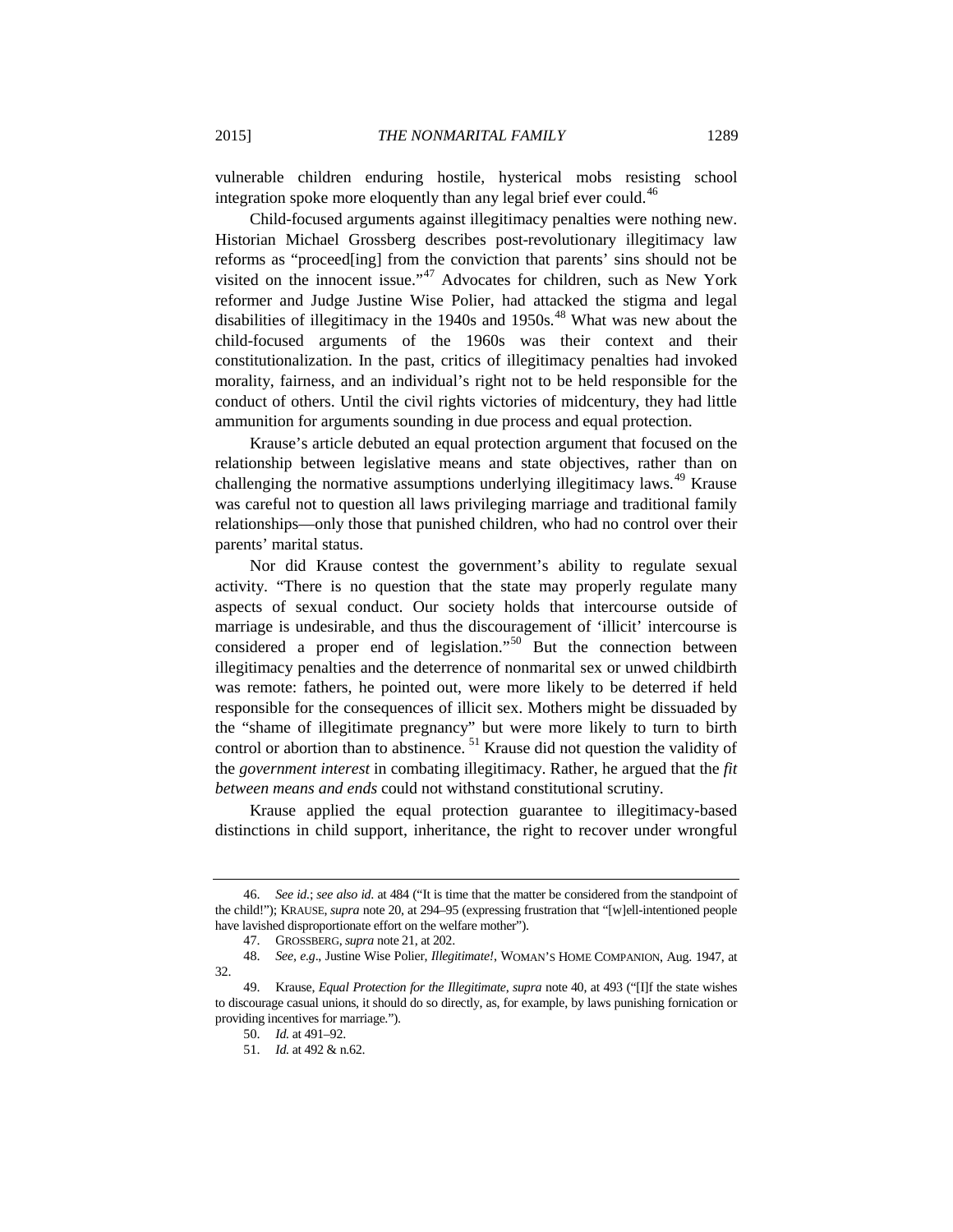vulnerable children enduring hostile, hysterical mobs resisting school integration spoke more eloquently than any legal brief ever could.[46]

Child-focused arguments against illegitimacy penalties were nothing new. Historian Michael Grossberg describes post-revolutionary illegitimacy law reforms as "proceed[ing] from the conviction that parents' sins should not be visited on the innocent issue."[47] Advocates for children, such as New York reformer and Judge Justine Wise Polier, had attacked the stigma and legal disabilities of illegitimacy in the 1940s and 1950s.[48] What was new about the child-focused arguments of the 1960s was their context and their constitutionalization. In the past, critics of illegitimacy penalties had invoked morality, fairness, and an individual's right not to be held responsible for the conduct of others. Until the civil rights victories of midcentury, they had little ammunition for arguments sounding in due process and equal protection.

Krause's article debuted an equal protection argument that focused on the relationship between legislative means and state objectives, rather than on challenging the normative assumptions underlying illegitimacy laws.[49] Krause was careful not to question all laws privileging marriage and traditional family relationships—only those that punished children, who had no control over their parents' marital status.

Nor did Krause contest the government's ability to regulate sexual activity. "There is no question that the state may properly regulate many aspects of sexual conduct. Our society holds that intercourse outside of marriage is undesirable, and thus the discouragement of 'illicit' intercourse is considered a proper end of legislation."[50] But the connection between illegitimacy penalties and the deterrence of nonmarital sex or unwed childbirth was remote: fathers, he pointed out, were more likely to be deterred if held responsible for the consequences of illicit sex. Mothers might be dissuaded by the "shame of illegitimate pregnancy" but were more likely to turn to birth control or abortion than to abstinence.[51] Krause did not question the validity of the *government interest* in combating illegitimacy. Rather, he argued that the *fit between means and ends* could not withstand constitutional scrutiny.

Krause applied the equal protection guarantee to illegitimacy-based distinctions in child support, inheritance, the right to recover under wrongful

---

46. *See id.*; *see also id.* at 484 ("It is time that the matter be considered from the standpoint of the child!"); KRAUSE, *supra* note 20, at 294–95 (expressing frustration that "[w]ell-intentioned people have lavished disproportionate effort on the welfare mother").

47. GROSSBERG, *supra* note 21, at 202.

48. *See, e.g.*, Justine Wise Polier, *Illegitimate!*, WOMAN'S HOME COMPANION, Aug. 1947, at 32.

49. Krause, *Equal Protection for the Illegitimate*, *supra* note 40, at 493 ("[I]f the state wishes to discourage casual unions, it should do so directly, as, for example, by laws punishing fornication or providing incentives for marriage.").

50. *Id.* at 491–92.

51. *Id.* at 492 & n.62.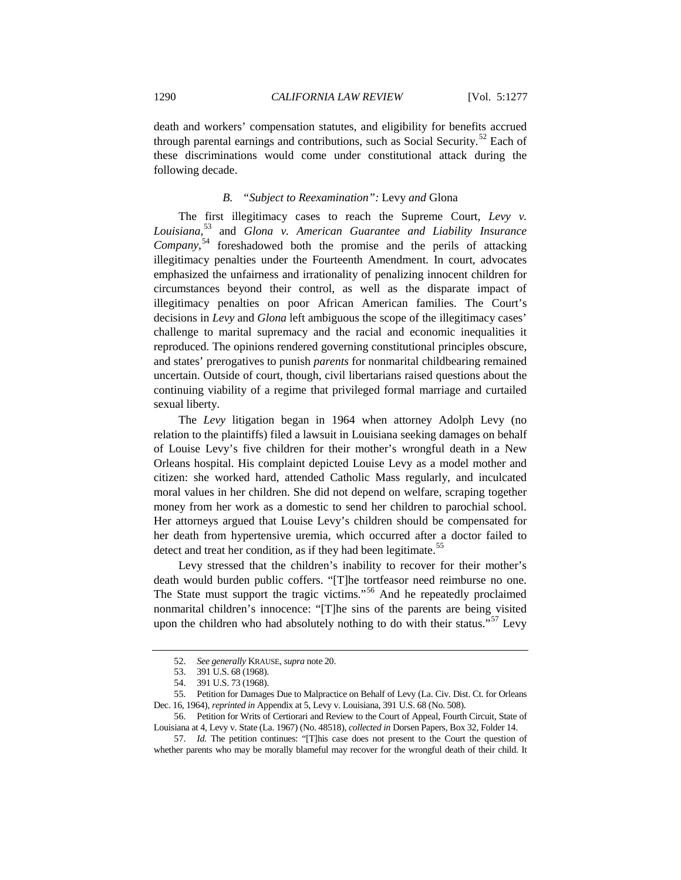death and workers' compensation statutes, and eligibility for benefits accrued through parental earnings and contributions, such as Social Security.[52] Each of these discriminations would come under constitutional attack during the following decade.

### B. *"Subject to Reexamination":* Levy *and* Glona

The first illegitimacy cases to reach the Supreme Court, *Levy v. Louisiana*,[53] and *Glona v. American Guarantee and Liability Insurance Company*,[54] foreshadowed both the promise and the perils of attacking illegitimacy penalties under the Fourteenth Amendment. In court, advocates emphasized the unfairness and irrationality of penalizing innocent children for circumstances beyond their control, as well as the disparate impact of illegitimacy penalties on poor African American families. The Court's decisions in *Levy* and *Glona* left ambiguous the scope of the illegitimacy cases' challenge to marital supremacy and the racial and economic inequalities it reproduced. The opinions rendered governing constitutional principles obscure, and states' prerogatives to punish *parents* for nonmarital childbearing remained uncertain. Outside of court, though, civil libertarians raised questions about the continuing viability of a regime that privileged formal marriage and curtailed sexual liberty.

The *Levy* litigation began in 1964 when attorney Adolph Levy (no relation to the plaintiffs) filed a lawsuit in Louisiana seeking damages on behalf of Louise Levy's five children for their mother's wrongful death in a New Orleans hospital. His complaint depicted Louise Levy as a model mother and citizen: she worked hard, attended Catholic Mass regularly, and inculcated moral values in her children. She did not depend on welfare, scraping together money from her work as a domestic to send her children to parochial school. Her attorneys argued that Louise Levy's children should be compensated for her death from hypertensive uremia, which occurred after a doctor failed to detect and treat her condition, as if they had been legitimate.[55]

Levy stressed that the children's inability to recover for their mother's death would burden public coffers. "[T]he tortfeasor need reimburse no one. The State must support the tragic victims."[56] And he repeatedly proclaimed nonmarital children's innocence: "[T]he sins of the parents are being visited upon the children who had absolutely nothing to do with their status."[57] Levy

---

52. *See generally* KRAUSE, *supra* note 20.

53. 391 U.S. 68 (1968).

54. 391 U.S. 73 (1968).

55. Petition for Damages Due to Malpractice on Behalf of Levy (La. Civ. Dist. Ct. for Orleans Dec. 16, 1964), *reprinted in* Appendix at 5, Levy v. Louisiana, 391 U.S. 68 (No. 508).

56. Petition for Writs of Certiorari and Review to the Court of Appeal, Fourth Circuit, State of Louisiana at 4, Levy v. State (La. 1967) (No. 48518), *collected in* Dorsen Papers, Box 32, Folder 14.

57. *Id.* The petition continues: "[T]his case does not present to the Court the question of whether parents who may be morally blameful may recover for the wrongful death of their child. It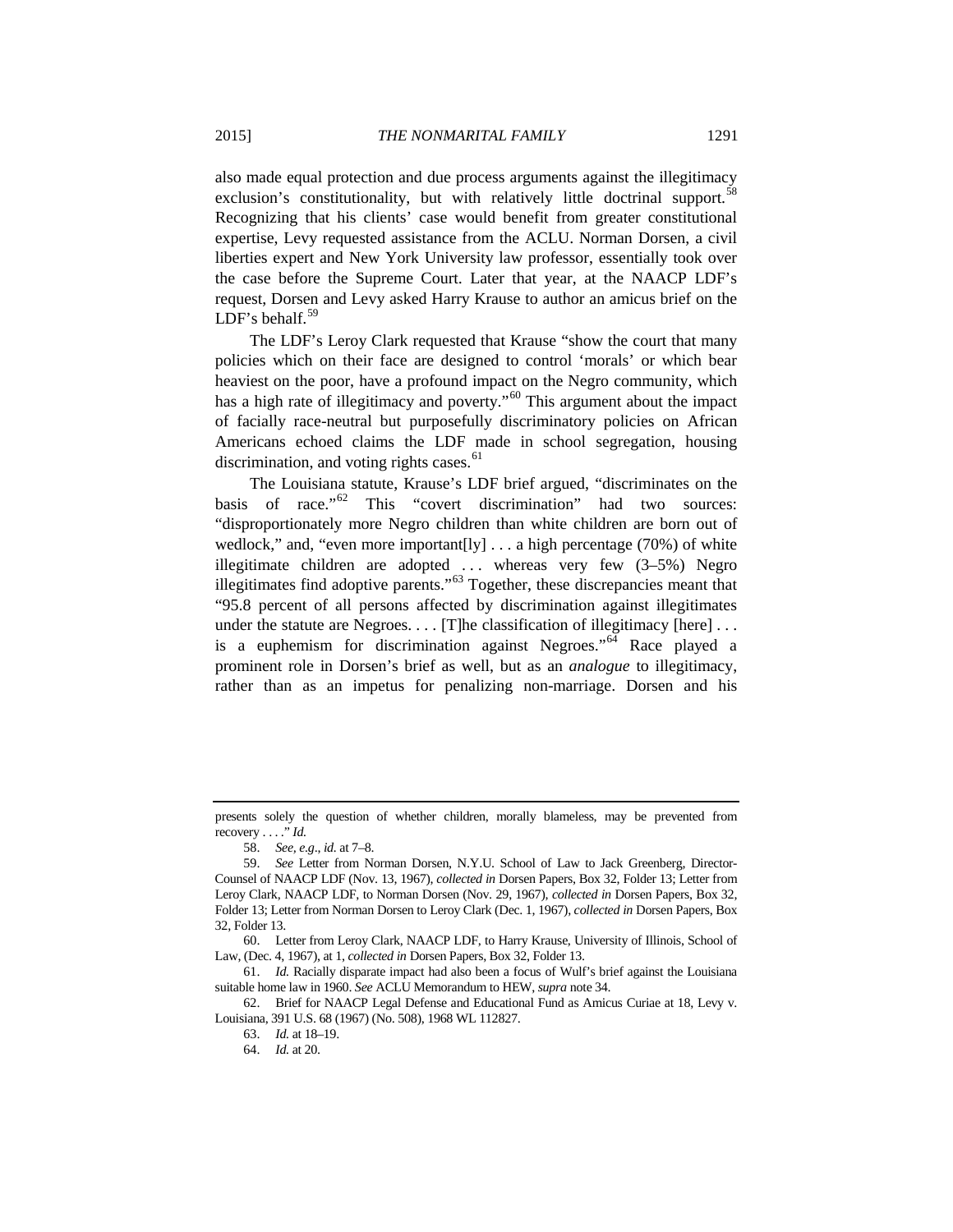also made equal protection and due process arguments against the illegitimacy exclusion's constitutionality, but with relatively little doctrinal support.[58] Recognizing that his clients' case would benefit from greater constitutional expertise, Levy requested assistance from the ACLU. Norman Dorsen, a civil liberties expert and New York University law professor, essentially took over the case before the Supreme Court. Later that year, at the NAACP LDF's request, Dorsen and Levy asked Harry Krause to author an amicus brief on the LDF's behalf.[59]

The LDF's Leroy Clark requested that Krause "show the court that many policies which on their face are designed to control 'morals' or which bear heaviest on the poor, have a profound impact on the Negro community, which has a high rate of illegitimacy and poverty."[60] This argument about the impact of facially race-neutral but purposefully discriminatory policies on African Americans echoed claims the LDF made in school segregation, housing discrimination, and voting rights cases.[61]

The Louisiana statute, Krause's LDF brief argued, "discriminates on the basis of race."[62] This "covert discrimination" had two sources: "disproportionately more Negro children than white children are born out of wedlock," and, "even more important[ly] . . . a high percentage (70%) of white illegitimate children are adopted . . . whereas very few (3–5%) Negro illegitimates find adoptive parents."[63] Together, these discrepancies meant that "95.8 percent of all persons affected by discrimination against illegitimates under the statute are Negroes. . . . [T]he classification of illegitimacy [here] . . . is a euphemism for discrimination against Negroes."[64] Race played a prominent role in Dorsen's brief as well, but as an *analogue* to illegitimacy, rather than as an impetus for penalizing non-marriage. Dorsen and his

---

presents solely the question of whether children, morally blameless, may be prevented from recovery . . . ." *Id.*

58. *See, e.g.*, *id.* at 7–8.

59. *See* Letter from Norman Dorsen, N.Y.U. School of Law to Jack Greenberg, Director-Counsel of NAACP LDF (Nov. 13, 1967), *collected in* Dorsen Papers, Box 32, Folder 13; Letter from Leroy Clark, NAACP LDF, to Norman Dorsen (Nov. 29, 1967), *collected in* Dorsen Papers, Box 32, Folder 13; Letter from Norman Dorsen to Leroy Clark (Dec. 1, 1967), *collected in* Dorsen Papers, Box 32, Folder 13.

60. Letter from Leroy Clark, NAACP LDF, to Harry Krause, University of Illinois, School of Law, (Dec. 4, 1967), at 1, *collected in* Dorsen Papers, Box 32, Folder 13.

61. *Id.* Racially disparate impact had also been a focus of Wulf's brief against the Louisiana suitable home law in 1960. *See* ACLU Memorandum to HEW, *supra* note 34.

62. Brief for NAACP Legal Defense and Educational Fund as Amicus Curiae at 18, Levy v. Louisiana, 391 U.S. 68 (1967) (No. 508), 1968 WL 112827.

63. *Id.* at 18–19.

64. *Id.* at 20.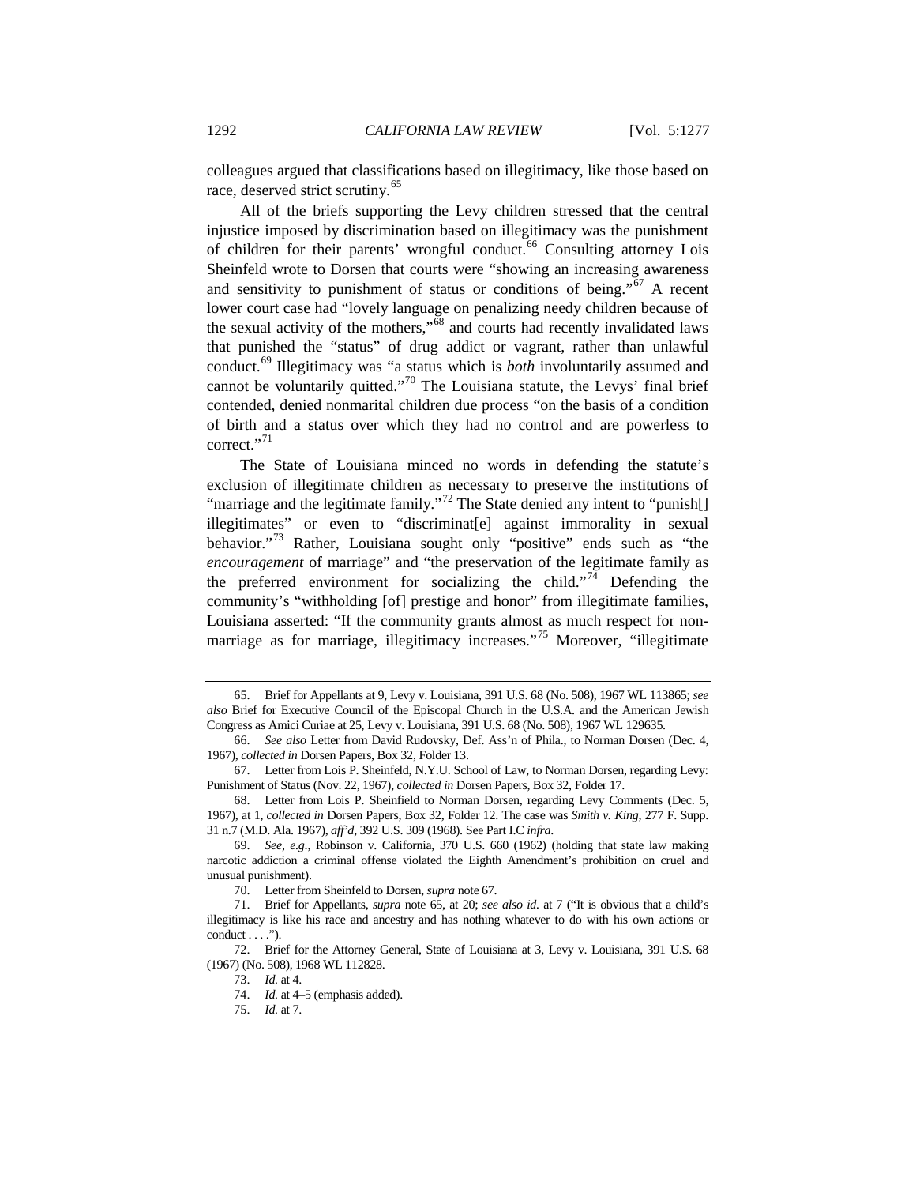colleagues argued that classifications based on illegitimacy, like those based on race, deserved strict scrutiny.[65]

All of the briefs supporting the Levy children stressed that the central injustice imposed by discrimination based on illegitimacy was the punishment of children for their parents' wrongful conduct.[66] Consulting attorney Lois Sheinfeld wrote to Dorsen that courts were "showing an increasing awareness and sensitivity to punishment of status or conditions of being."[67] A recent lower court case had "lovely language on penalizing needy children because of the sexual activity of the mothers,"[68] and courts had recently invalidated laws that punished the "status" of drug addict or vagrant, rather than unlawful conduct.[69] Illegitimacy was "a status which is *both* involuntarily assumed and cannot be voluntarily quitted."[70] The Louisiana statute, the Levys' final brief contended, denied nonmarital children due process "on the basis of a condition of birth and a status over which they had no control and are powerless to correct."[71]

The State of Louisiana minced no words in defending the statute's exclusion of illegitimate children as necessary to preserve the institutions of "marriage and the legitimate family."[72] The State denied any intent to "punish[] illegitimates" or even to "discriminat[e] against immorality in sexual behavior."[73] Rather, Louisiana sought only "positive" ends such as "the *encouragement* of marriage" and "the preservation of the legitimate family as the preferred environment for socializing the child."[74] Defending the community's "withholding [of] prestige and honor" from illegitimate families, Louisiana asserted: "If the community grants almost as much respect for non-marriage as for marriage, illegitimacy increases."[75] Moreover, "illegitimate

---

65. Brief for Appellants at 9, Levy v. Louisiana, 391 U.S. 68 (No. 508), 1967 WL 113865; *see also* Brief for Executive Council of the Episcopal Church in the U.S.A. and the American Jewish Congress as Amici Curiae at 25, Levy v. Louisiana, 391 U.S. 68 (No. 508), 1967 WL 129635.

66. *See also* Letter from David Rudovsky, Def. Ass'n of Phila., to Norman Dorsen (Dec. 4, 1967), *collected in* Dorsen Papers, Box 32, Folder 13.

67. Letter from Lois P. Sheinfeld, N.Y.U. School of Law, to Norman Dorsen, regarding Levy: Punishment of Status (Nov. 22, 1967), *collected in* Dorsen Papers, Box 32, Folder 17.

68. Letter from Lois P. Sheinfield to Norman Dorsen, regarding Levy Comments (Dec. 5, 1967), at 1, *collected in* Dorsen Papers, Box 32, Folder 12. The case was *Smith v. King*, 277 F. Supp. 31 n.7 (M.D. Ala. 1967), *aff'd*, 392 U.S. 309 (1968). See Part I.C *infra*.

69. *See, e.g.*, Robinson v. California, 370 U.S. 660 (1962) (holding that state law making narcotic addiction a criminal offense violated the Eighth Amendment's prohibition on cruel and unusual punishment).

70. Letter from Sheinfeld to Dorsen, *supra* note 67.

71. Brief for Appellants, *supra* note 65, at 20; *see also id.* at 7 ("It is obvious that a child's illegitimacy is like his race and ancestry and has nothing whatever to do with his own actions or conduct . . . .").

72. Brief for the Attorney General, State of Louisiana at 3, Levy v. Louisiana, 391 U.S. 68 (1967) (No. 508), 1968 WL 112828.

73. *Id.* at 4.

74. *Id.* at 4–5 (emphasis added).

75. *Id.* at 7.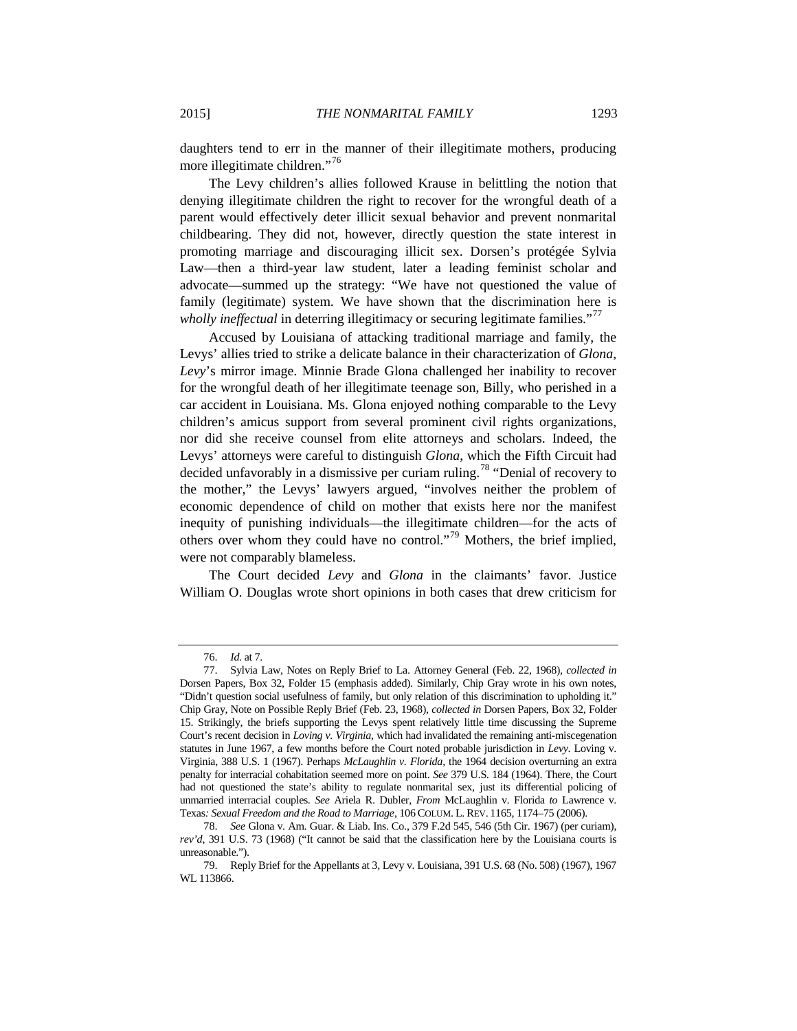daughters tend to err in the manner of their illegitimate mothers, producing more illegitimate children."[76]

The Levy children's allies followed Krause in belittling the notion that denying illegitimate children the right to recover for the wrongful death of a parent would effectively deter illicit sexual behavior and prevent nonmarital childbearing. They did not, however, directly question the state interest in promoting marriage and discouraging illicit sex. Dorsen's protégée Sylvia Law—then a third-year law student, later a leading feminist scholar and advocate—summed up the strategy: "We have not questioned the value of family (legitimate) system. We have shown that the discrimination here is *wholly ineffectual* in deterring illegitimacy or securing legitimate families."[77]

Accused by Louisiana of attacking traditional marriage and family, the Levys' allies tried to strike a delicate balance in their characterization of *Glona*, *Levy*'s mirror image. Minnie Brade Glona challenged her inability to recover for the wrongful death of her illegitimate teenage son, Billy, who perished in a car accident in Louisiana. Ms. Glona enjoyed nothing comparable to the Levy children's amicus support from several prominent civil rights organizations, nor did she receive counsel from elite attorneys and scholars. Indeed, the Levys' attorneys were careful to distinguish *Glona*, which the Fifth Circuit had decided unfavorably in a dismissive per curiam ruling.[78] "Denial of recovery to the mother," the Levys' lawyers argued, "involves neither the problem of economic dependence of child on mother that exists here nor the manifest inequity of punishing individuals—the illegitimate children—for the acts of others over whom they could have no control."[79] Mothers, the brief implied, were not comparably blameless.

The Court decided *Levy* and *Glona* in the claimants' favor. Justice William O. Douglas wrote short opinions in both cases that drew criticism for

---

76. *Id.* at 7.

77. Sylvia Law, Notes on Reply Brief to La. Attorney General (Feb. 22, 1968), *collected in* Dorsen Papers, Box 32, Folder 15 (emphasis added). Similarly, Chip Gray wrote in his own notes, "Didn't question social usefulness of family, but only relation of this discrimination to upholding it." Chip Gray, Note on Possible Reply Brief (Feb. 23, 1968), *collected in* Dorsen Papers, Box 32, Folder 15. Strikingly, the briefs supporting the Levys spent relatively little time discussing the Supreme Court's recent decision in *Loving v. Virginia*, which had invalidated the remaining anti-miscegenation statutes in June 1967, a few months before the Court noted probable jurisdiction in *Levy*. Loving v. Virginia, 388 U.S. 1 (1967). Perhaps *McLaughlin v. Florida*, the 1964 decision overturning an extra penalty for interracial cohabitation seemed more on point. *See* 379 U.S. 184 (1964). There, the Court had not questioned the state's ability to regulate nonmarital sex, just its differential policing of unmarried interracial couples. *See* Ariela R. Dubler, *From* McLaughlin v. Florida *to* Lawrence v. Texas*: Sexual Freedom and the Road to Marriage*, 106 COLUM. L. REV. 1165, 1174–75 (2006).

78. *See* Glona v. Am. Guar. & Liab. Ins. Co., 379 F.2d 545, 546 (5th Cir. 1967) (per curiam), *rev'd*, 391 U.S. 73 (1968) ("It cannot be said that the classification here by the Louisiana courts is unreasonable.").

79. Reply Brief for the Appellants at 3, Levy v. Louisiana, 391 U.S. 68 (No. 508) (1967), 1967 WL 113866.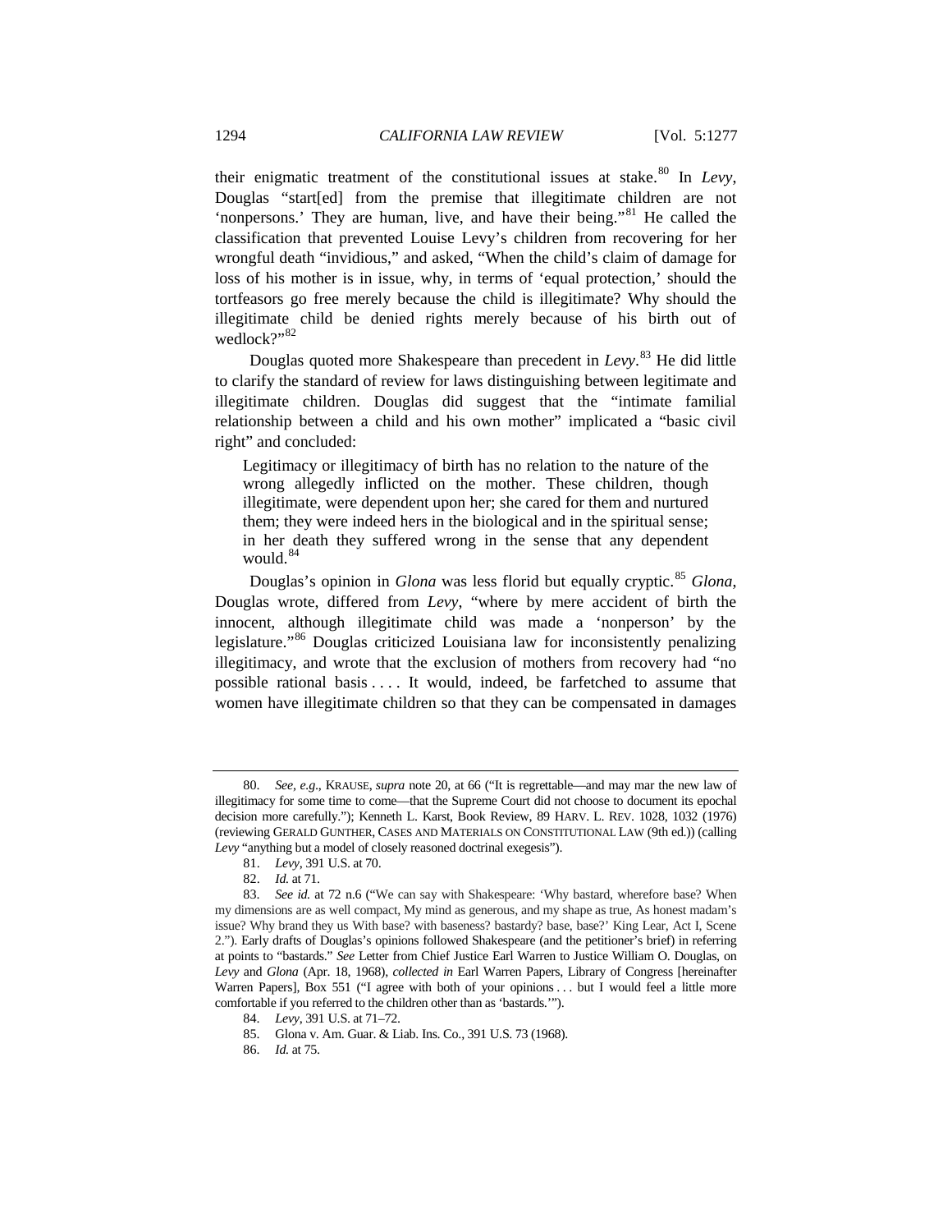their enigmatic treatment of the constitutional issues at stake.[80] In *Levy*, Douglas "start[ed] from the premise that illegitimate children are not 'nonpersons.' They are human, live, and have their being."[81] He called the classification that prevented Louise Levy's children from recovering for her wrongful death "invidious," and asked, "When the child's claim of damage for loss of his mother is in issue, why, in terms of 'equal protection,' should the tortfeasors go free merely because the child is illegitimate? Why should the illegitimate child be denied rights merely because of his birth out of wedlock?"[82]

Douglas quoted more Shakespeare than precedent in *Levy*.[83] He did little to clarify the standard of review for laws distinguishing between legitimate and illegitimate children. Douglas did suggest that the "intimate familial relationship between a child and his own mother" implicated a "basic civil right" and concluded:

> Legitimacy or illegitimacy of birth has no relation to the nature of the wrong allegedly inflicted on the mother. These children, though illegitimate, were dependent upon her; she cared for them and nurtured them; they were indeed hers in the biological and in the spiritual sense; in her death they suffered wrong in the sense that any dependent would.[84]

Douglas's opinion in *Glona* was less florid but equally cryptic.[85] *Glona*, Douglas wrote, differed from *Levy*, "where by mere accident of birth the innocent, although illegitimate child was made a 'nonperson' by the legislature."[86] Douglas criticized Louisiana law for inconsistently penalizing illegitimacy, and wrote that the exclusion of mothers from recovery had "no possible rational basis . . . . It would, indeed, be farfetched to assume that women have illegitimate children so that they can be compensated in damages

---

80. *See, e.g.*, KRAUSE, *supra* note 20, at 66 ("It is regrettable—and may mar the new law of illegitimacy for some time to come—that the Supreme Court did not choose to document its epochal decision more carefully."); Kenneth L. Karst, Book Review, 89 HARV. L. REV. 1028, 1032 (1976) (reviewing GERALD GUNTHER, CASES AND MATERIALS ON CONSTITUTIONAL LAW (9th ed.)) (calling *Levy* "anything but a model of closely reasoned doctrinal exegesis").

81. *Levy*, 391 U.S. at 70.

82. *Id.* at 71.

83. *See id.* at 72 n.6 ("We can say with Shakespeare: 'Why bastard, wherefore base? When my dimensions are as well compact, My mind as generous, and my shape as true, As honest madam's issue? Why brand they us With base? with baseness? bastardy? base, base?' King Lear, Act I, Scene 2."). Early drafts of Douglas's opinions followed Shakespeare (and the petitioner's brief) in referring at points to "bastards." *See* Letter from Chief Justice Earl Warren to Justice William O. Douglas, on *Levy* and *Glona* (Apr. 18, 1968), *collected in* Earl Warren Papers, Library of Congress [hereinafter Warren Papers], Box 551 ("I agree with both of your opinions . . . but I would feel a little more comfortable if you referred to the children other than as 'bastards.'").

84. *Levy*, 391 U.S. at 71–72.

85. Glona v. Am. Guar. & Liab. Ins. Co., 391 U.S. 73 (1968).

86. *Id.* at 75.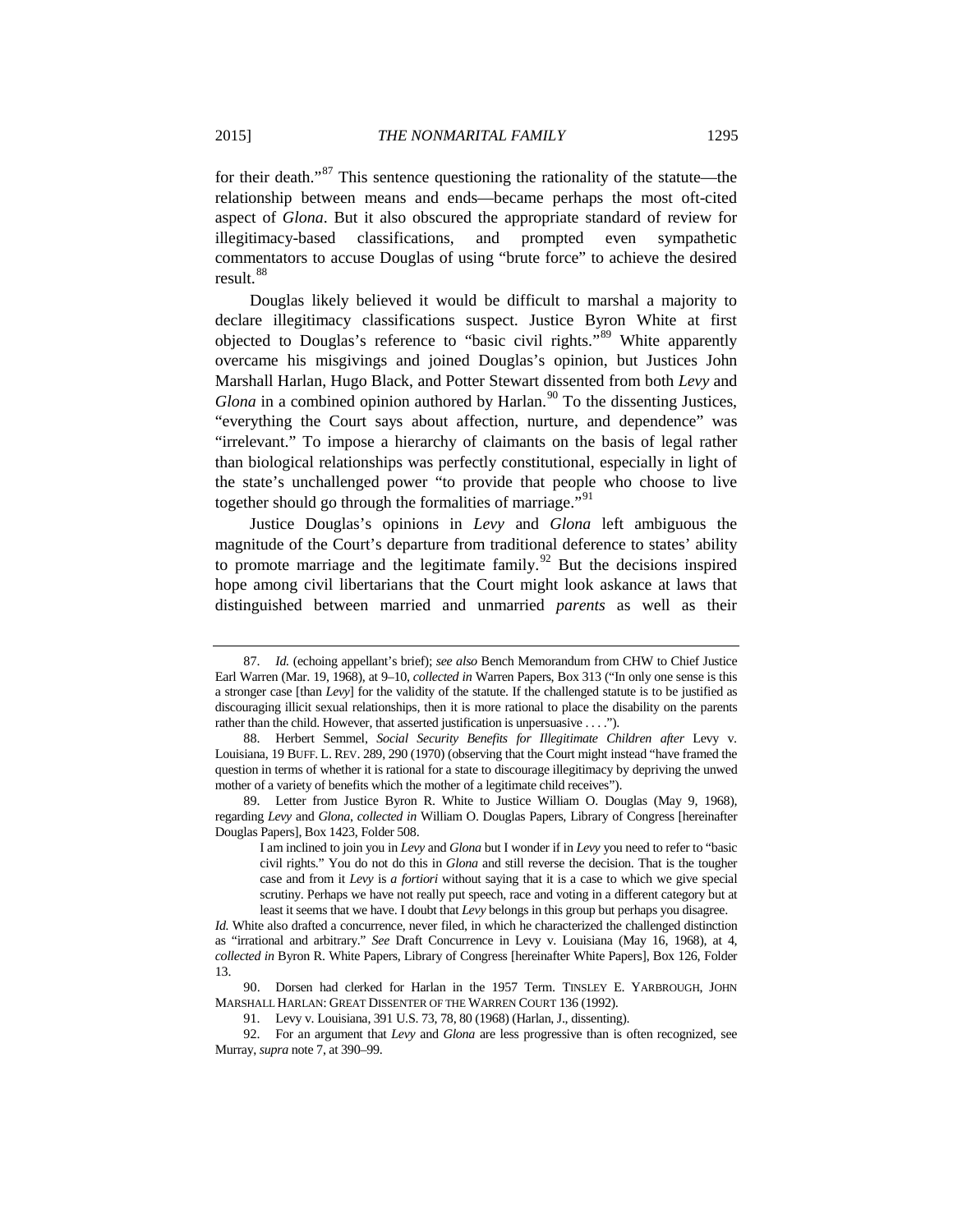for their death."[87] This sentence questioning the rationality of the statute—the relationship between means and ends—became perhaps the most oft-cited aspect of *Glona*. But it also obscured the appropriate standard of review for illegitimacy-based classifications, and prompted even sympathetic commentators to accuse Douglas of using "brute force" to achieve the desired result.[88]

Douglas likely believed it would be difficult to marshal a majority to declare illegitimacy classifications suspect. Justice Byron White at first objected to Douglas's reference to "basic civil rights."[89] White apparently overcame his misgivings and joined Douglas's opinion, but Justices John Marshall Harlan, Hugo Black, and Potter Stewart dissented from both *Levy* and *Glona* in a combined opinion authored by Harlan.[90] To the dissenting Justices, "everything the Court says about affection, nurture, and dependence" was "irrelevant." To impose a hierarchy of claimants on the basis of legal rather than biological relationships was perfectly constitutional, especially in light of the state's unchallenged power "to provide that people who choose to live together should go through the formalities of marriage."[91]

Justice Douglas's opinions in *Levy* and *Glona* left ambiguous the magnitude of the Court's departure from traditional deference to states' ability to promote marriage and the legitimate family.[92] But the decisions inspired hope among civil libertarians that the Court might look askance at laws that distinguished between married and unmarried *parents* as well as their

---

87. *Id.* (echoing appellant's brief); *see also* Bench Memorandum from CHW to Chief Justice Earl Warren (Mar. 19, 1968), at 9–10, *collected in* Warren Papers, Box 313 ("In only one sense is this a stronger case [than *Levy*] for the validity of the statute. If the challenged statute is to be justified as discouraging illicit sexual relationships, then it is more rational to place the disability on the parents rather than the child. However, that asserted justification is unpersuasive . . . .").

88. Herbert Semmel, *Social Security Benefits for Illegitimate Children after* Levy v. Louisiana, 19 BUFF. L. REV. 289, 290 (1970) (observing that the Court might instead "have framed the question in terms of whether it is rational for a state to discourage illegitimacy by depriving the unwed mother of a variety of benefits which the mother of a legitimate child receives").

89. Letter from Justice Byron R. White to Justice William O. Douglas (May 9, 1968), regarding *Levy* and *Glona*, *collected in* William O. Douglas Papers, Library of Congress [hereinafter Douglas Papers], Box 1423, Folder 508.

> I am inclined to join you in *Levy* and *Glona* but I wonder if in *Levy* you need to refer to "basic civil rights." You do not do this in *Glona* and still reverse the decision. That is the tougher case and from it *Levy* is *a fortiori* without saying that it is a case to which we give special scrutiny. Perhaps we have not really put speech, race and voting in a different category but at least it seems that we have. I doubt that *Levy* belongs in this group but perhaps you disagree.

*Id.* White also drafted a concurrence, never filed, in which he characterized the challenged distinction as "irrational and arbitrary." *See* Draft Concurrence in Levy v. Louisiana (May 16, 1968), at 4, *collected in* Byron R. White Papers, Library of Congress [hereinafter White Papers], Box 126, Folder 13.

90. Dorsen had clerked for Harlan in the 1957 Term. TINSLEY E. YARBROUGH, JOHN MARSHALL HARLAN: GREAT DISSENTER OF THE WARREN COURT 136 (1992).

91. Levy v. Louisiana, 391 U.S. 73, 78, 80 (1968) (Harlan, J., dissenting).

92. For an argument that *Levy* and *Glona* are less progressive than is often recognized, see Murray, *supra* note 7, at 390–99.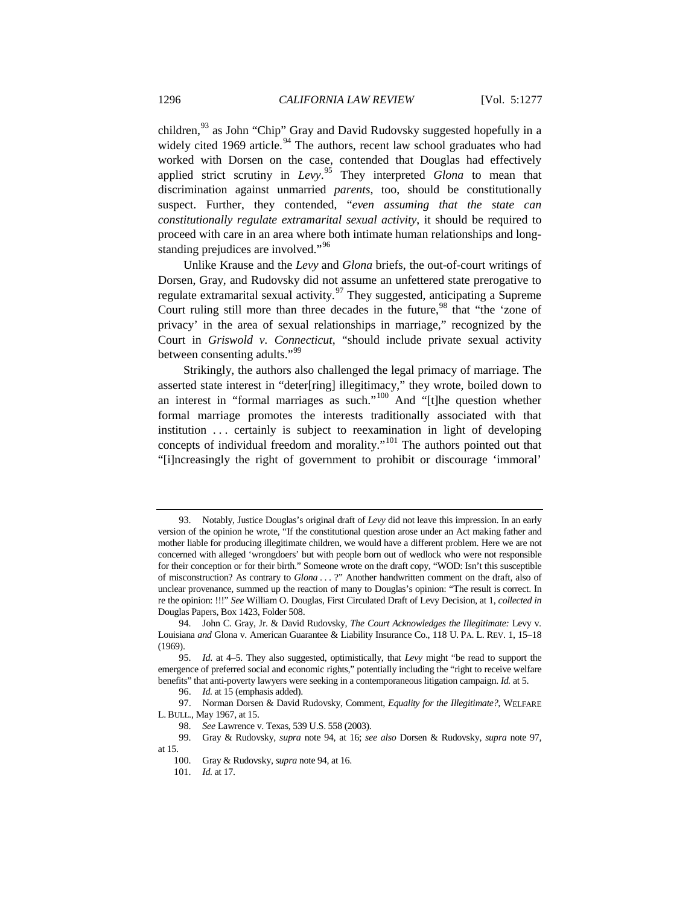children,[93] as John "Chip" Gray and David Rudovsky suggested hopefully in a widely cited 1969 article.[94] The authors, recent law school graduates who had worked with Dorsen on the case, contended that Douglas had effectively applied strict scrutiny in *Levy*.[95] They interpreted *Glona* to mean that discrimination against unmarried *parents*, too, should be constitutionally suspect. Further, they contended, "*even assuming that the state can constitutionally regulate extramarital sexual activity*, it should be required to proceed with care in an area where both intimate human relationships and long-standing prejudices are involved."[96]

Unlike Krause and the *Levy* and *Glona* briefs, the out-of-court writings of Dorsen, Gray, and Rudovsky did not assume an unfettered state prerogative to regulate extramarital sexual activity.[97] They suggested, anticipating a Supreme Court ruling still more than three decades in the future,[98] that "the 'zone of privacy' in the area of sexual relationships in marriage," recognized by the Court in *Griswold v. Connecticut*, "should include private sexual activity between consenting adults."[99]

Strikingly, the authors also challenged the legal primacy of marriage. The asserted state interest in "deter[ring] illegitimacy," they wrote, boiled down to an interest in "formal marriages as such."[100] And "[t]he question whether formal marriage promotes the interests traditionally associated with that institution . . . certainly is subject to reexamination in light of developing concepts of individual freedom and morality."[101] The authors pointed out that "[i]ncreasingly the right of government to prohibit or discourage 'immoral'

---

93. Notably, Justice Douglas's original draft of *Levy* did not leave this impression. In an early version of the opinion he wrote, "If the constitutional question arose under an Act making father and mother liable for producing illegitimate children, we would have a different problem. Here we are not concerned with alleged 'wrongdoers' but with people born out of wedlock who were not responsible for their conception or for their birth." Someone wrote on the draft copy, "WOD: Isn't this susceptible of misconstruction? As contrary to *Glona* . . . ?" Another handwritten comment on the draft, also of unclear provenance, summed up the reaction of many to Douglas's opinion: "The result is correct. In re the opinion: !!!" *See* William O. Douglas, First Circulated Draft of Levy Decision, at 1, *collected in* Douglas Papers, Box 1423, Folder 508.

94. John C. Gray, Jr. & David Rudovsky, *The Court Acknowledges the Illegitimate:* Levy v. Louisiana *and* Glona v. American Guarantee & Liability Insurance Co., 118 U. PA. L. REV. 1, 15–18 (1969).

95. *Id.* at 4–5. They also suggested, optimistically, that *Levy* might "be read to support the emergence of preferred social and economic rights," potentially including the "right to receive welfare benefits" that anti-poverty lawyers were seeking in a contemporaneous litigation campaign. *Id.* at 5.

96. *Id.* at 15 (emphasis added).

97. Norman Dorsen & David Rudovsky, Comment, *Equality for the Illegitimate?*, WELFARE L. BULL., May 1967, at 15.

98. *See* Lawrence v. Texas, 539 U.S. 558 (2003).

99. Gray & Rudovsky, *supra* note 94, at 16; *see also* Dorsen & Rudovsky, *supra* note 97, at 15.

100. Gray & Rudovsky, *supra* note 94, at 16.

101. *Id.* at 17.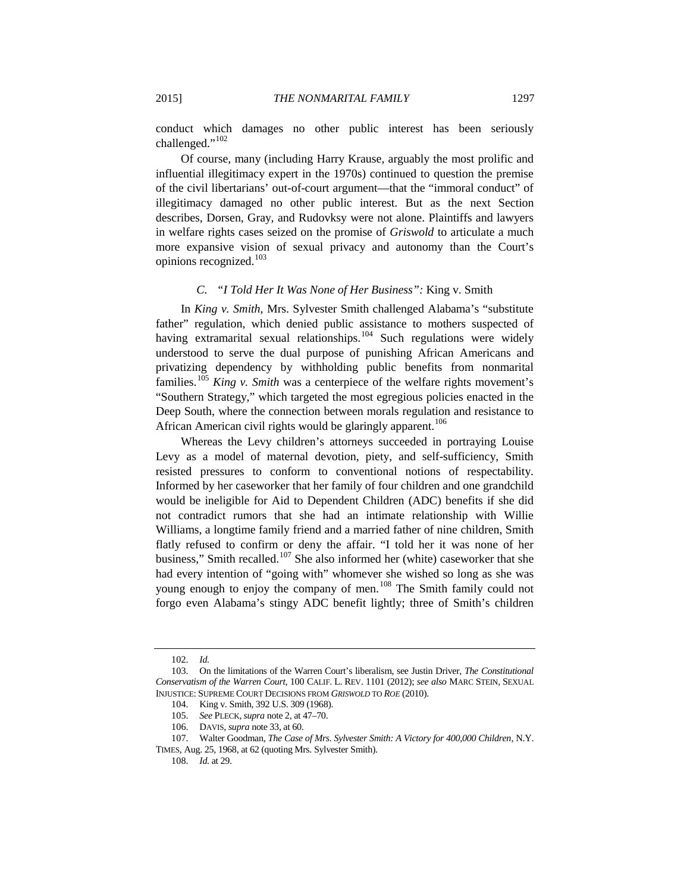conduct which damages no other public interest has been seriously challenged."[102]

Of course, many (including Harry Krause, arguably the most prolific and influential illegitimacy expert in the 1970s) continued to question the premise of the civil libertarians' out-of-court argument—that the "immoral conduct" of illegitimacy damaged no other public interest. But as the next Section describes, Dorsen, Gray, and Rudovksy were not alone. Plaintiffs and lawyers in welfare rights cases seized on the promise of *Griswold* to articulate a much more expansive vision of sexual privacy and autonomy than the Court's opinions recognized.[103]

### *C. "I Told Her It Was None of Her Business":* King v. Smith

In *King v. Smith*, Mrs. Sylvester Smith challenged Alabama's "substitute father" regulation, which denied public assistance to mothers suspected of having extramarital sexual relationships.[104] Such regulations were widely understood to serve the dual purpose of punishing African Americans and privatizing dependency by withholding public benefits from nonmarital families.[105] *King v. Smith* was a centerpiece of the welfare rights movement's "Southern Strategy," which targeted the most egregious policies enacted in the Deep South, where the connection between morals regulation and resistance to African American civil rights would be glaringly apparent.[106]

Whereas the Levy children's attorneys succeeded in portraying Louise Levy as a model of maternal devotion, piety, and self-sufficiency, Smith resisted pressures to conform to conventional notions of respectability. Informed by her caseworker that her family of four children and one grandchild would be ineligible for Aid to Dependent Children (ADC) benefits if she did not contradict rumors that she had an intimate relationship with Willie Williams, a longtime family friend and a married father of nine children, Smith flatly refused to confirm or deny the affair. "I told her it was none of her business," Smith recalled.[107] She also informed her (white) caseworker that she had every intention of "going with" whomever she wished so long as she was young enough to enjoy the company of men.[108] The Smith family could not forgo even Alabama's stingy ADC benefit lightly; three of Smith's children

---

102. *Id.*

103. On the limitations of the Warren Court's liberalism, see Justin Driver, *The Constitutional Conservatism of the Warren Court*, 100 CALIF. L. REV. 1101 (2012); *see also* MARC STEIN, SEXUAL INJUSTICE: SUPREME COURT DECISIONS FROM *GRISWOLD* TO *ROE* (2010).

104. King v. Smith, 392 U.S. 309 (1968).

105. *See* PLECK, *supra* note 2, at 47–70.

106. DAVIS, *supra* note 33, at 60.

107. Walter Goodman, *The Case of Mrs. Sylvester Smith: A Victory for 400,000 Children*, N.Y. TIMES, Aug. 25, 1968, at 62 (quoting Mrs. Sylvester Smith).

108. *Id.* at 29.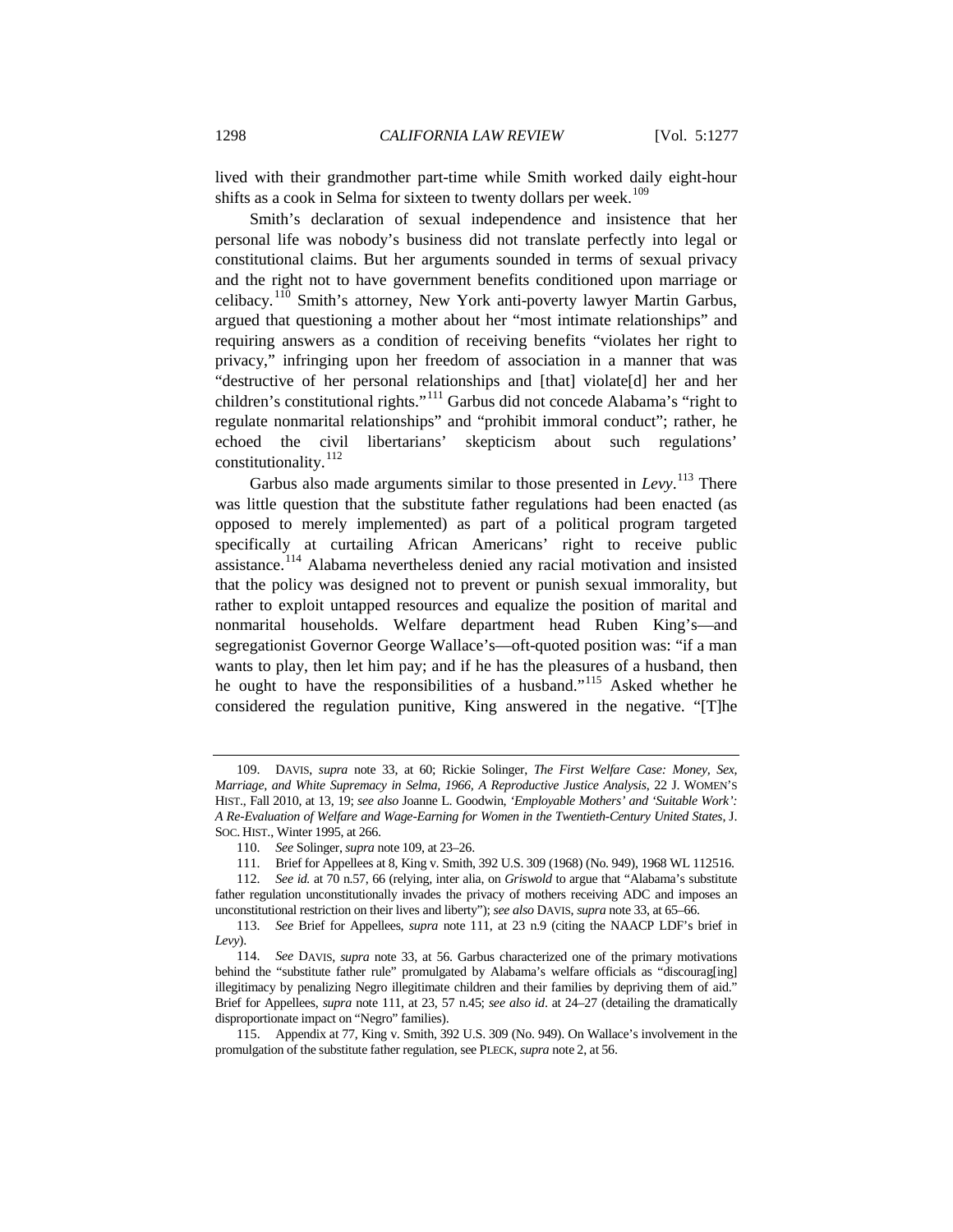lived with their grandmother part-time while Smith worked daily eight-hour shifts as a cook in Selma for sixteen to twenty dollars per week.[109]

Smith's declaration of sexual independence and insistence that her personal life was nobody's business did not translate perfectly into legal or constitutional claims. But her arguments sounded in terms of sexual privacy and the right not to have government benefits conditioned upon marriage or celibacy.[110] Smith's attorney, New York anti-poverty lawyer Martin Garbus, argued that questioning a mother about her "most intimate relationships" and requiring answers as a condition of receiving benefits "violates her right to privacy," infringing upon her freedom of association in a manner that was "destructive of her personal relationships and [that] violate[d] her and her children's constitutional rights."[111] Garbus did not concede Alabama's "right to regulate nonmarital relationships" and "prohibit immoral conduct"; rather, he echoed the civil libertarians' skepticism about such regulations' constitutionality.[112]

Garbus also made arguments similar to those presented in *Levy*.[113] There was little question that the substitute father regulations had been enacted (as opposed to merely implemented) as part of a political program targeted specifically at curtailing African Americans' right to receive public assistance.[114] Alabama nevertheless denied any racial motivation and insisted that the policy was designed not to prevent or punish sexual immorality, but rather to exploit untapped resources and equalize the position of marital and nonmarital households. Welfare department head Ruben King's—and segregationist Governor George Wallace's—oft-quoted position was: "if a man wants to play, then let him pay; and if he has the pleasures of a husband, then he ought to have the responsibilities of a husband."[115] Asked whether he considered the regulation punitive, King answered in the negative. "[T]he

---

109. DAVIS, *supra* note 33, at 60; Rickie Solinger, *The First Welfare Case: Money, Sex, Marriage, and White Supremacy in Selma, 1966, A Reproductive Justice Analysis*, 22 J. WOMEN'S HIST., Fall 2010, at 13, 19; *see also* Joanne L. Goodwin, *'Employable Mothers' and 'Suitable Work': A Re-Evaluation of Welfare and Wage-Earning for Women in the Twentieth-Century United States*, J. SOC. HIST., Winter 1995, at 266.

110. *See* Solinger, *supra* note 109, at 23–26.

111. Brief for Appellees at 8, King v. Smith, 392 U.S. 309 (1968) (No. 949), 1968 WL 112516.

112. *See id.* at 70 n.57, 66 (relying, inter alia, on *Griswold* to argue that "Alabama's substitute father regulation unconstitutionally invades the privacy of mothers receiving ADC and imposes an unconstitutional restriction on their lives and liberty"); *see also* DAVIS, *supra* note 33, at 65–66.

113. *See* Brief for Appellees, *supra* note 111, at 23 n.9 (citing the NAACP LDF's brief in *Levy*).

114. *See* DAVIS, *supra* note 33, at 56. Garbus characterized one of the primary motivations behind the "substitute father rule" promulgated by Alabama's welfare officials as "discourag[ing] illegitimacy by penalizing Negro illegitimate children and their families by depriving them of aid." Brief for Appellees, *supra* note 111, at 23, 57 n.45; *see also id*. at 24–27 (detailing the dramatically disproportionate impact on "Negro" families).

115. Appendix at 77, King v. Smith, 392 U.S. 309 (No. 949). On Wallace's involvement in the promulgation of the substitute father regulation, see PLECK, *supra* note 2, at 56.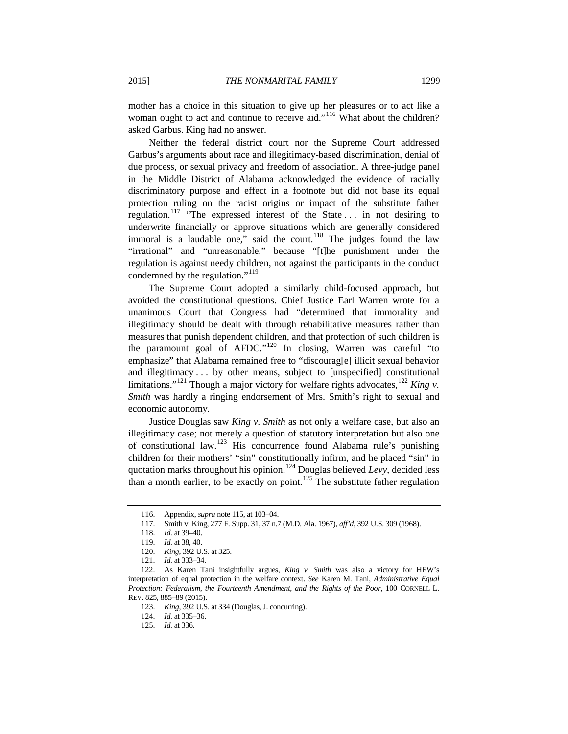mother has a choice in this situation to give up her pleasures or to act like a woman ought to act and continue to receive aid."[116] What about the children? asked Garbus. King had no answer.

Neither the federal district court nor the Supreme Court addressed Garbus's arguments about race and illegitimacy-based discrimination, denial of due process, or sexual privacy and freedom of association. A three-judge panel in the Middle District of Alabama acknowledged the evidence of racially discriminatory purpose and effect in a footnote but did not base its equal protection ruling on the racist origins or impact of the substitute father regulation.[117] "The expressed interest of the State . . . in not desiring to underwrite financially or approve situations which are generally considered immoral is a laudable one," said the court.[118] The judges found the law "irrational" and "unreasonable," because "[t]he punishment under the regulation is against needy children, not against the participants in the conduct condemned by the regulation."[119]

The Supreme Court adopted a similarly child-focused approach, but avoided the constitutional questions. Chief Justice Earl Warren wrote for a unanimous Court that Congress had "determined that immorality and illegitimacy should be dealt with through rehabilitative measures rather than measures that punish dependent children, and that protection of such children is the paramount goal of AFDC."[120] In closing, Warren was careful "to emphasize" that Alabama remained free to "discourag[e] illicit sexual behavior and illegitimacy . . . by other means, subject to [unspecified] constitutional limitations."[121] Though a major victory for welfare rights advocates,[122] *King v. Smith* was hardly a ringing endorsement of Mrs. Smith's right to sexual and economic autonomy.

Justice Douglas saw *King v. Smith* as not only a welfare case, but also an illegitimacy case; not merely a question of statutory interpretation but also one of constitutional law.[123] His concurrence found Alabama rule's punishing children for their mothers' "sin" constitutionally infirm, and he placed "sin" in quotation marks throughout his opinion.[124] Douglas believed *Levy*, decided less than a month earlier, to be exactly on point.[125] The substitute father regulation

---

116. Appendix, *supra* note 115, at 103–04.

117. Smith v. King, 277 F. Supp. 31, 37 n.7 (M.D. Ala. 1967), *aff'd*, 392 U.S. 309 (1968).

118. *Id.* at 39–40.

119. *Id.* at 38, 40.

120. *King*, 392 U.S. at 325.

121. *Id.* at 333–34.

122. As Karen Tani insightfully argues, *King v. Smith* was also a victory for HEW's interpretation of equal protection in the welfare context. *See* Karen M. Tani, *Administrative Equal Protection: Federalism, the Fourteenth Amendment, and the Rights of the Poor*, 100 CORNELL L. REV. 825, 885–89 (2015).

123. *King*, 392 U.S. at 334 (Douglas, J. concurring).

124. *Id.* at 335–36.

125. *Id.* at 336.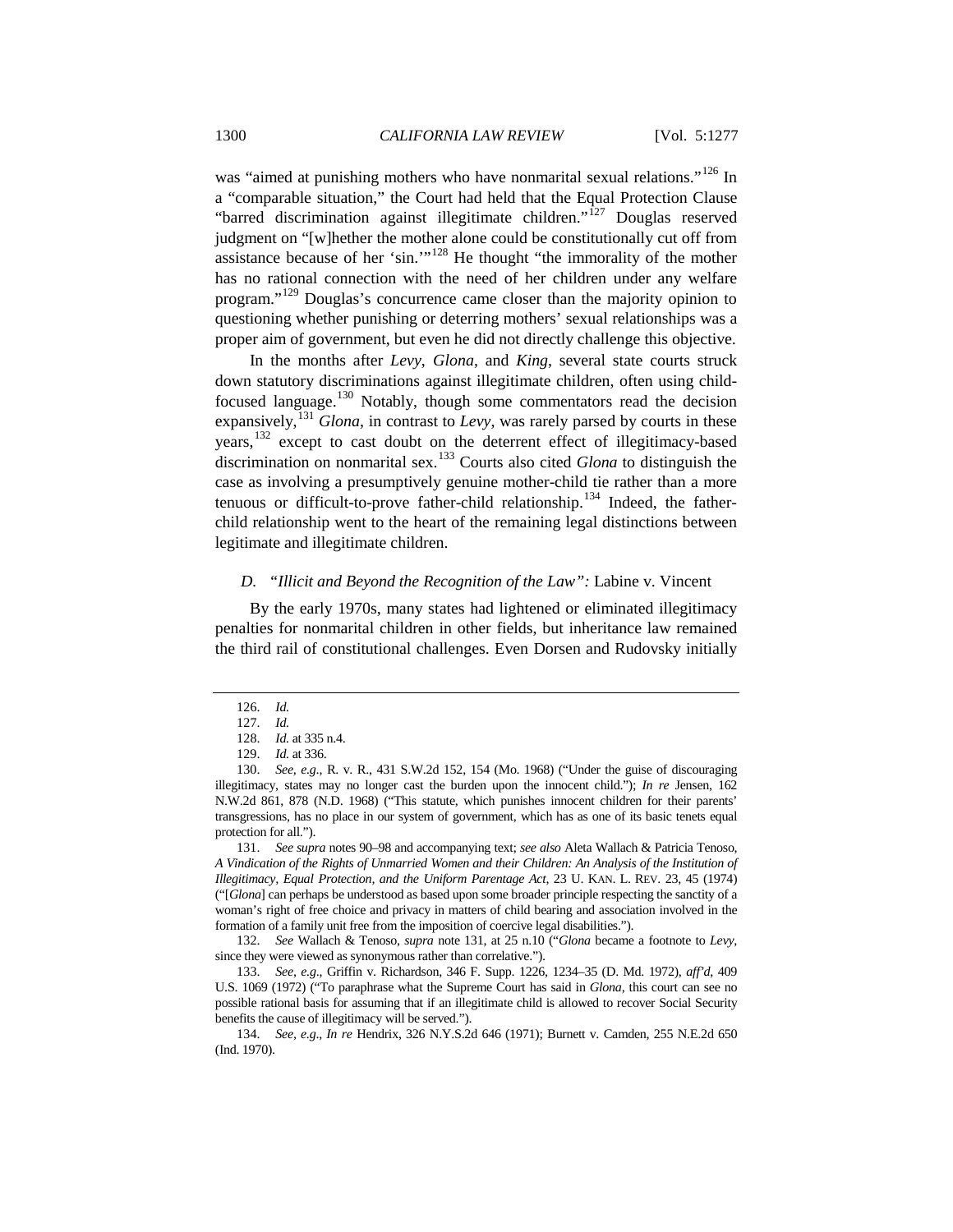was "aimed at punishing mothers who have nonmarital sexual relations."[126] In a "comparable situation," the Court had held that the Equal Protection Clause "barred discrimination against illegitimate children."[127] Douglas reserved judgment on "[w]hether the mother alone could be constitutionally cut off from assistance because of her 'sin.'"[128] He thought "the immorality of the mother has no rational connection with the need of her children under any welfare program."[129] Douglas's concurrence came closer than the majority opinion to questioning whether punishing or deterring mothers' sexual relationships was a proper aim of government, but even he did not directly challenge this objective.

In the months after *Levy*, *Glona*, and *King*, several state courts struck down statutory discriminations against illegitimate children, often using child-focused language.[130] Notably, though some commentators read the decision expansively,[131] *Glona*, in contrast to *Levy*, was rarely parsed by courts in these years,[132] except to cast doubt on the deterrent effect of illegitimacy-based discrimination on nonmarital sex.[133] Courts also cited *Glona* to distinguish the case as involving a presumptively genuine mother-child tie rather than a more tenuous or difficult-to-prove father-child relationship.[134] Indeed, the father-child relationship went to the heart of the remaining legal distinctions between legitimate and illegitimate children.

### D. *"Illicit and Beyond the Recognition of the Law":* Labine v. Vincent

By the early 1970s, many states had lightened or eliminated illegitimacy penalties for nonmarital children in other fields, but inheritance law remained the third rail of constitutional challenges. Even Dorsen and Rudovsky initially

---

126. *Id.*

127. *Id.*

128. *Id.* at 335 n.4.

129. *Id.* at 336.

130. *See, e.g.*, R. v. R., 431 S.W.2d 152, 154 (Mo. 1968) ("Under the guise of discouraging illegitimacy, states may no longer cast the burden upon the innocent child."); *In re* Jensen, 162 N.W.2d 861, 878 (N.D. 1968) ("This statute, which punishes innocent children for their parents' transgressions, has no place in our system of government, which has as one of its basic tenets equal protection for all.").

131. *See supra* notes 90–98 and accompanying text; *see also* Aleta Wallach & Patricia Tenoso, *A Vindication of the Rights of Unmarried Women and their Children: An Analysis of the Institution of Illegitimacy, Equal Protection, and the Uniform Parentage Act*, 23 U. KAN. L. REV. 23, 45 (1974) ("[*Glona*] can perhaps be understood as based upon some broader principle respecting the sanctity of a woman's right of free choice and privacy in matters of child bearing and association involved in the formation of a family unit free from the imposition of coercive legal disabilities.").

132. *See* Wallach & Tenoso, *supra* note 131, at 25 n.10 ("*Glona* became a footnote to *Levy*, since they were viewed as synonymous rather than correlative.").

133. *See, e.g.*, Griffin v. Richardson, 346 F. Supp. 1226, 1234–35 (D. Md. 1972), *aff'd*, 409 U.S. 1069 (1972) ("To paraphrase what the Supreme Court has said in *Glona*, this court can see no possible rational basis for assuming that if an illegitimate child is allowed to recover Social Security benefits the cause of illegitimacy will be served.").

134. *See, e.g.*, *In re* Hendrix, 326 N.Y.S.2d 646 (1971); Burnett v. Camden, 255 N.E.2d 650 (Ind. 1970).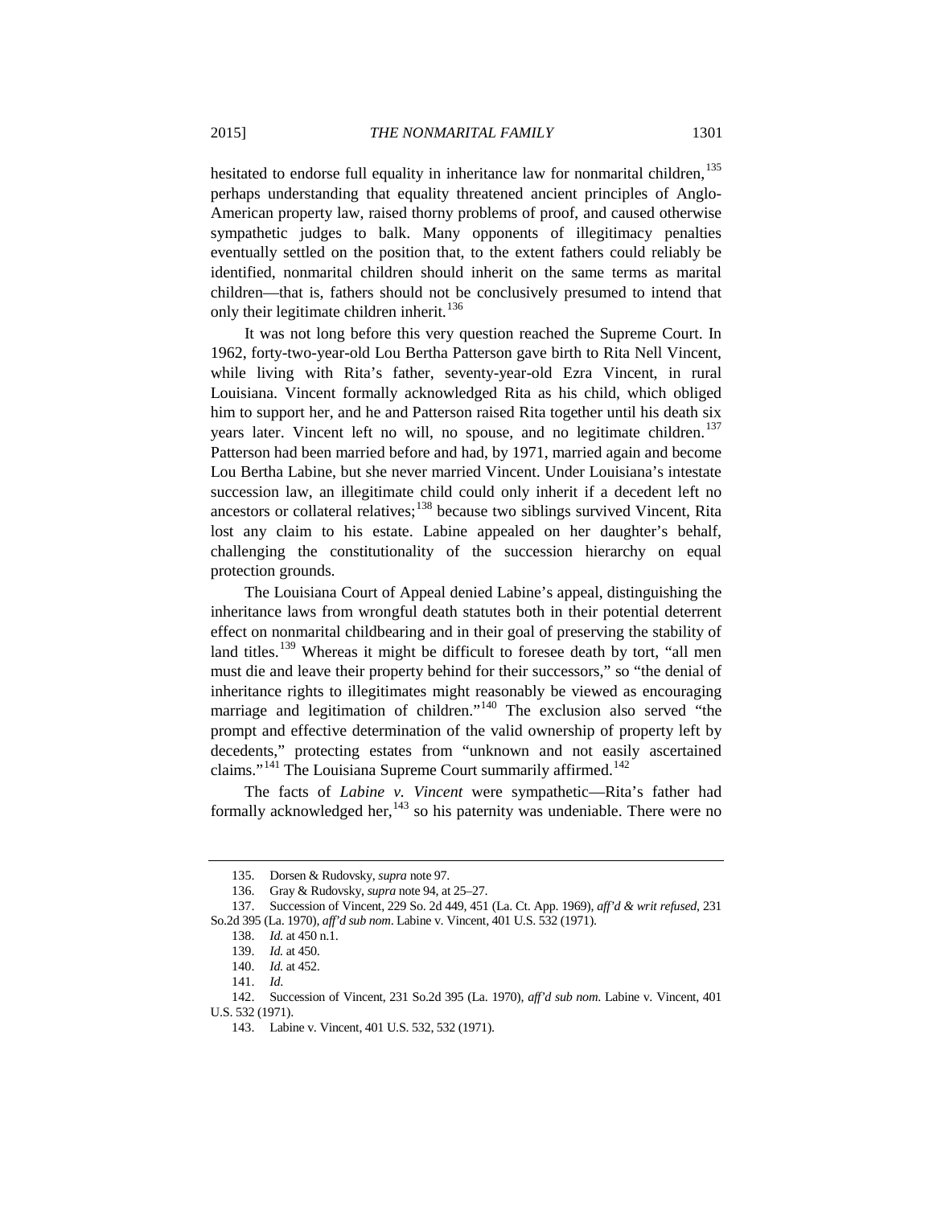hesitated to endorse full equality in inheritance law for nonmarital children,[135] perhaps understanding that equality threatened ancient principles of Anglo-American property law, raised thorny problems of proof, and caused otherwise sympathetic judges to balk. Many opponents of illegitimacy penalties eventually settled on the position that, to the extent fathers could reliably be identified, nonmarital children should inherit on the same terms as marital children—that is, fathers should not be conclusively presumed to intend that only their legitimate children inherit.[136]

It was not long before this very question reached the Supreme Court. In 1962, forty-two-year-old Lou Bertha Patterson gave birth to Rita Nell Vincent, while living with Rita's father, seventy-year-old Ezra Vincent, in rural Louisiana. Vincent formally acknowledged Rita as his child, which obliged him to support her, and he and Patterson raised Rita together until his death six years later. Vincent left no will, no spouse, and no legitimate children.[137] Patterson had been married before and had, by 1971, married again and become Lou Bertha Labine, but she never married Vincent. Under Louisiana's intestate succession law, an illegitimate child could only inherit if a decedent left no ancestors or collateral relatives;[138] because two siblings survived Vincent, Rita lost any claim to his estate. Labine appealed on her daughter's behalf, challenging the constitutionality of the succession hierarchy on equal protection grounds.

The Louisiana Court of Appeal denied Labine's appeal, distinguishing the inheritance laws from wrongful death statutes both in their potential deterrent effect on nonmarital childbearing and in their goal of preserving the stability of land titles.[139] Whereas it might be difficult to foresee death by tort, "all men must die and leave their property behind for their successors," so "the denial of inheritance rights to illegitimates might reasonably be viewed as encouraging marriage and legitimation of children."[140] The exclusion also served "the prompt and effective determination of the valid ownership of property left by decedents," protecting estates from "unknown and not easily ascertained claims."[141] The Louisiana Supreme Court summarily affirmed.[142]

The facts of *Labine v. Vincent* were sympathetic—Rita's father had formally acknowledged her,[143] so his paternity was undeniable. There were no

---

135. Dorsen & Rudovsky, *supra* note 97.

136. Gray & Rudovsky, *supra* note 94, at 25–27.

137. Succession of Vincent, 229 So. 2d 449, 451 (La. Ct. App. 1969), *aff'd & writ refused*, 231 So.2d 395 (La. 1970), *aff'd sub nom*. Labine v. Vincent, 401 U.S. 532 (1971).

138. *Id.* at 450 n.1.

139. *Id.* at 450.

140. *Id.* at 452.

141. *Id.*

142. Succession of Vincent, 231 So.2d 395 (La. 1970), *aff'd sub nom.* Labine v. Vincent, 401 U.S. 532 (1971).

143. Labine v. Vincent, 401 U.S. 532, 532 (1971).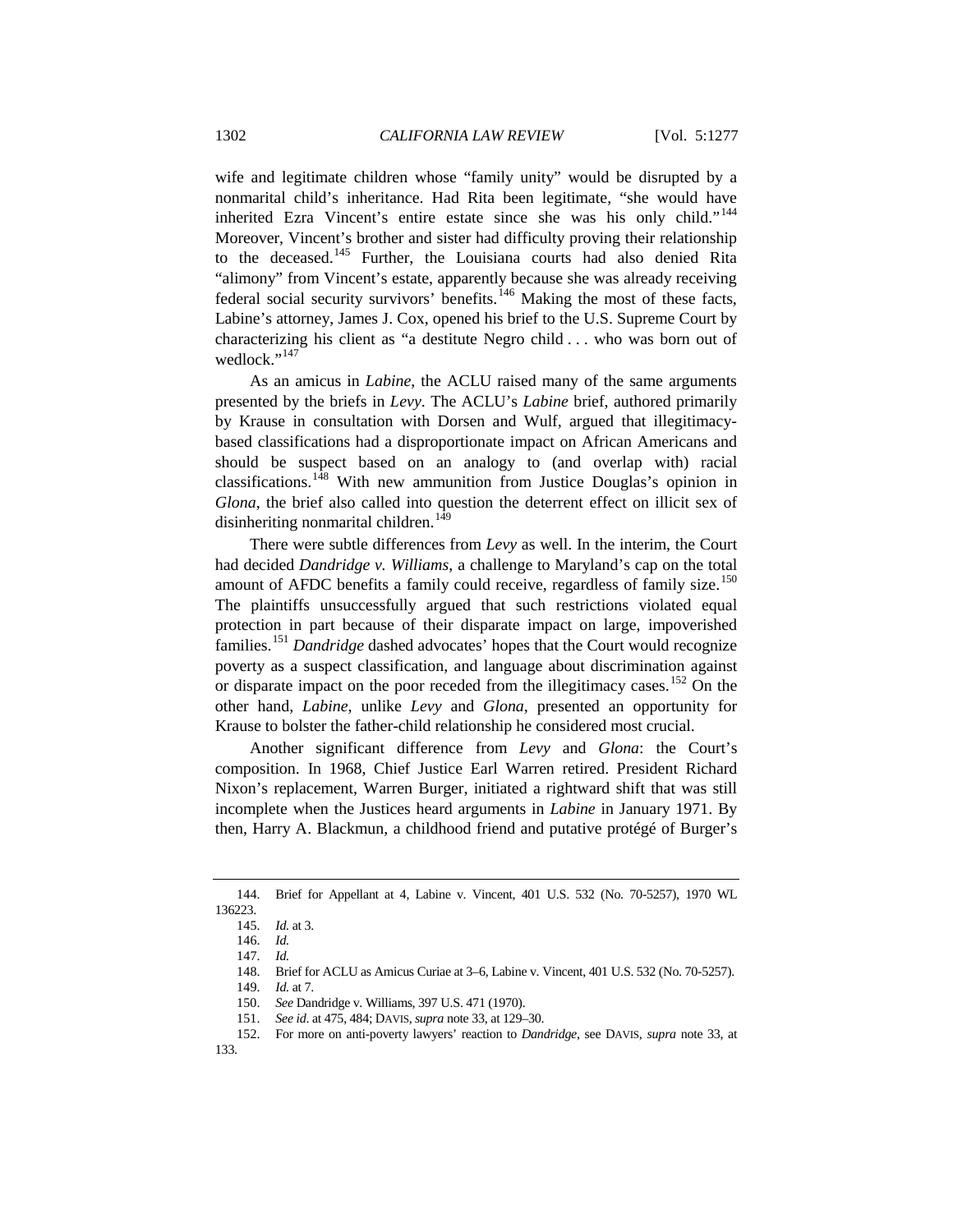wife and legitimate children whose "family unity" would be disrupted by a nonmarital child's inheritance. Had Rita been legitimate, "she would have inherited Ezra Vincent's entire estate since she was his only child."[144] Moreover, Vincent's brother and sister had difficulty proving their relationship to the deceased.[145] Further, the Louisiana courts had also denied Rita "alimony" from Vincent's estate, apparently because she was already receiving federal social security survivors' benefits.[146] Making the most of these facts, Labine's attorney, James J. Cox, opened his brief to the U.S. Supreme Court by characterizing his client as "a destitute Negro child . . . who was born out of wedlock."[147]

As an amicus in *Labine*, the ACLU raised many of the same arguments presented by the briefs in *Levy*. The ACLU's *Labine* brief, authored primarily by Krause in consultation with Dorsen and Wulf, argued that illegitimacy-based classifications had a disproportionate impact on African Americans and should be suspect based on an analogy to (and overlap with) racial classifications.[148] With new ammunition from Justice Douglas's opinion in *Glona*, the brief also called into question the deterrent effect on illicit sex of disinheriting nonmarital children.[149]

There were subtle differences from *Levy* as well. In the interim, the Court had decided *Dandridge v. Williams*, a challenge to Maryland's cap on the total amount of AFDC benefits a family could receive, regardless of family size.[150] The plaintiffs unsuccessfully argued that such restrictions violated equal protection in part because of their disparate impact on large, impoverished families.[151] *Dandridge* dashed advocates' hopes that the Court would recognize poverty as a suspect classification, and language about discrimination against or disparate impact on the poor receded from the illegitimacy cases.[152] On the other hand, *Labine*, unlike *Levy* and *Glona*, presented an opportunity for Krause to bolster the father-child relationship he considered most crucial.

Another significant difference from *Levy* and *Glona*: the Court's composition. In 1968, Chief Justice Earl Warren retired. President Richard Nixon's replacement, Warren Burger, initiated a rightward shift that was still incomplete when the Justices heard arguments in *Labine* in January 1971. By then, Harry A. Blackmun, a childhood friend and putative protégé of Burger's

---

144. Brief for Appellant at 4, Labine v. Vincent, 401 U.S. 532 (No. 70-5257), 1970 WL 136223.

145. *Id.* at 3.

146. *Id.*

147. *Id.*

148. Brief for ACLU as Amicus Curiae at 3–6, Labine v. Vincent, 401 U.S. 532 (No. 70-5257).

149. *Id.* at 7.

150. *See* Dandridge v. Williams, 397 U.S. 471 (1970).

151. *See id.* at 475, 484; DAVIS, *supra* note 33, at 129–30.

152. For more on anti-poverty lawyers' reaction to *Dandridge*, see DAVIS, *supra* note 33, at 133.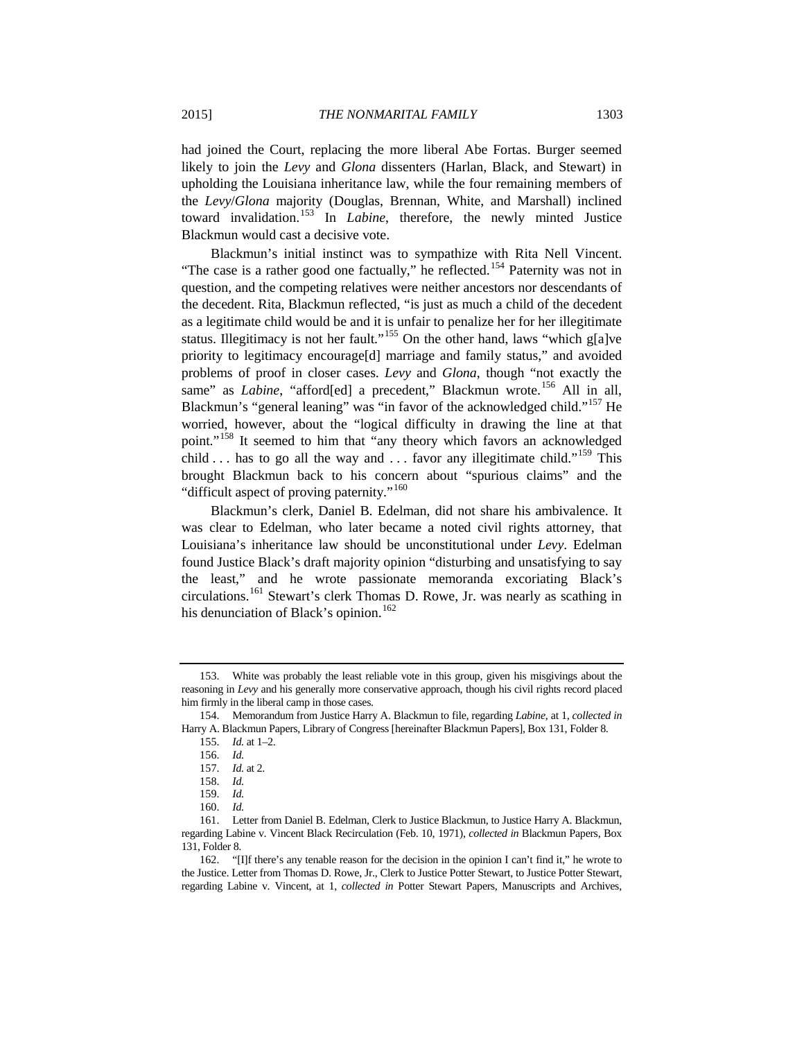had joined the Court, replacing the more liberal Abe Fortas. Burger seemed likely to join the *Levy* and *Glona* dissenters (Harlan, Black, and Stewart) in upholding the Louisiana inheritance law, while the four remaining members of the *Levy*/*Glona* majority (Douglas, Brennan, White, and Marshall) inclined toward invalidation.[153] In *Labine*, therefore, the newly minted Justice Blackmun would cast a decisive vote.

Blackmun's initial instinct was to sympathize with Rita Nell Vincent. "The case is a rather good one factually," he reflected.[154] Paternity was not in question, and the competing relatives were neither ancestors nor descendants of the decedent. Rita, Blackmun reflected, "is just as much a child of the decedent as a legitimate child would be and it is unfair to penalize her for her illegitimate status. Illegitimacy is not her fault."[155] On the other hand, laws "which g[a]ve priority to legitimacy encourage[d] marriage and family status," and avoided problems of proof in closer cases. *Levy* and *Glona*, though "not exactly the same" as *Labine*, "afford[ed] a precedent," Blackmun wrote.[156] All in all, Blackmun's "general leaning" was "in favor of the acknowledged child."[157] He worried, however, about the "logical difficulty in drawing the line at that point."[158] It seemed to him that "any theory which favors an acknowledged child . . . has to go all the way and . . . favor any illegitimate child."[159] This brought Blackmun back to his concern about "spurious claims" and the "difficult aspect of proving paternity."[160]

Blackmun's clerk, Daniel B. Edelman, did not share his ambivalence. It was clear to Edelman, who later became a noted civil rights attorney, that Louisiana's inheritance law should be unconstitutional under *Levy*. Edelman found Justice Black's draft majority opinion "disturbing and unsatisfying to say the least," and he wrote passionate memoranda excoriating Black's circulations.[161] Stewart's clerk Thomas D. Rowe, Jr. was nearly as scathing in his denunciation of Black's opinion.[162]

---

153. White was probably the least reliable vote in this group, given his misgivings about the reasoning in *Levy* and his generally more conservative approach, though his civil rights record placed him firmly in the liberal camp in those cases.

154. Memorandum from Justice Harry A. Blackmun to file, regarding *Labine*, at 1, *collected in* Harry A. Blackmun Papers, Library of Congress [hereinafter Blackmun Papers], Box 131, Folder 8.

155. *Id.* at 1–2.

156. *Id.*

157. *Id.* at 2.

158. *Id.*

159. *Id.*

160. *Id.*

161. Letter from Daniel B. Edelman, Clerk to Justice Blackmun, to Justice Harry A. Blackmun, regarding Labine v. Vincent Black Recirculation (Feb. 10, 1971), *collected in* Blackmun Papers, Box 131, Folder 8.

162. "[I]f there's any tenable reason for the decision in the opinion I can't find it," he wrote to the Justice. Letter from Thomas D. Rowe, Jr., Clerk to Justice Potter Stewart, to Justice Potter Stewart, regarding Labine v. Vincent, at 1, *collected in* Potter Stewart Papers, Manuscripts and Archives,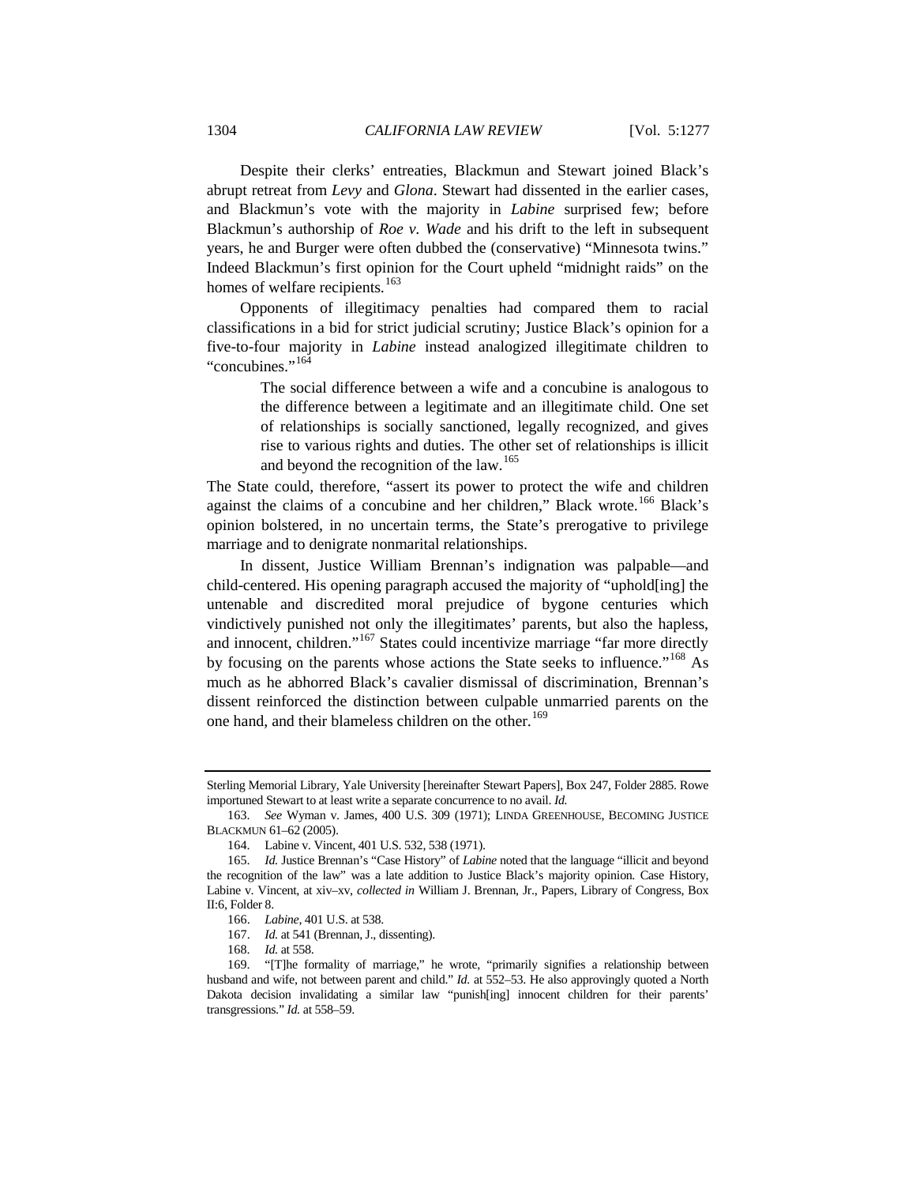Despite their clerks' entreaties, Blackmun and Stewart joined Black's abrupt retreat from *Levy* and *Glona*. Stewart had dissented in the earlier cases, and Blackmun's vote with the majority in *Labine* surprised few; before Blackmun's authorship of *Roe v. Wade* and his drift to the left in subsequent years, he and Burger were often dubbed the (conservative) "Minnesota twins." Indeed Blackmun's first opinion for the Court upheld "midnight raids" on the homes of welfare recipients.[163]

Opponents of illegitimacy penalties had compared them to racial classifications in a bid for strict judicial scrutiny; Justice Black's opinion for a five-to-four majority in *Labine* instead analogized illegitimate children to "concubines."[164]

> The social difference between a wife and a concubine is analogous to the difference between a legitimate and an illegitimate child. One set of relationships is socially sanctioned, legally recognized, and gives rise to various rights and duties. The other set of relationships is illicit and beyond the recognition of the law.[165]

The State could, therefore, "assert its power to protect the wife and children against the claims of a concubine and her children," Black wrote.[166] Black's opinion bolstered, in no uncertain terms, the State's prerogative to privilege marriage and to denigrate nonmarital relationships.

In dissent, Justice William Brennan's indignation was palpable—and child-centered. His opening paragraph accused the majority of "uphold[ing] the untenable and discredited moral prejudice of bygone centuries which vindictively punished not only the illegitimates' parents, but also the hapless, and innocent, children."[167] States could incentivize marriage "far more directly by focusing on the parents whose actions the State seeks to influence."[168] As much as he abhorred Black's cavalier dismissal of discrimination, Brennan's dissent reinforced the distinction between culpable unmarried parents on the one hand, and their blameless children on the other.[169]

---

Sterling Memorial Library, Yale University [hereinafter Stewart Papers], Box 247, Folder 2885. Rowe importuned Stewart to at least write a separate concurrence to no avail. *Id.*

163. *See* Wyman v. James, 400 U.S. 309 (1971); LINDA GREENHOUSE, BECOMING JUSTICE BLACKMUN 61–62 (2005).

164. Labine v. Vincent, 401 U.S. 532, 538 (1971).

165. *Id.* Justice Brennan's "Case History" of *Labine* noted that the language "illicit and beyond the recognition of the law" was a late addition to Justice Black's majority opinion. Case History, Labine v. Vincent, at xiv–xv, *collected in* William J. Brennan, Jr., Papers, Library of Congress, Box II:6, Folder 8.

166. *Labine*, 401 U.S. at 538.

167. *Id.* at 541 (Brennan, J., dissenting).

168. *Id.* at 558.

169. "[T]he formality of marriage," he wrote, "primarily signifies a relationship between husband and wife, not between parent and child." *Id.* at 552–53. He also approvingly quoted a North Dakota decision invalidating a similar law "punish[ing] innocent children for their parents' transgressions." *Id.* at 558–59.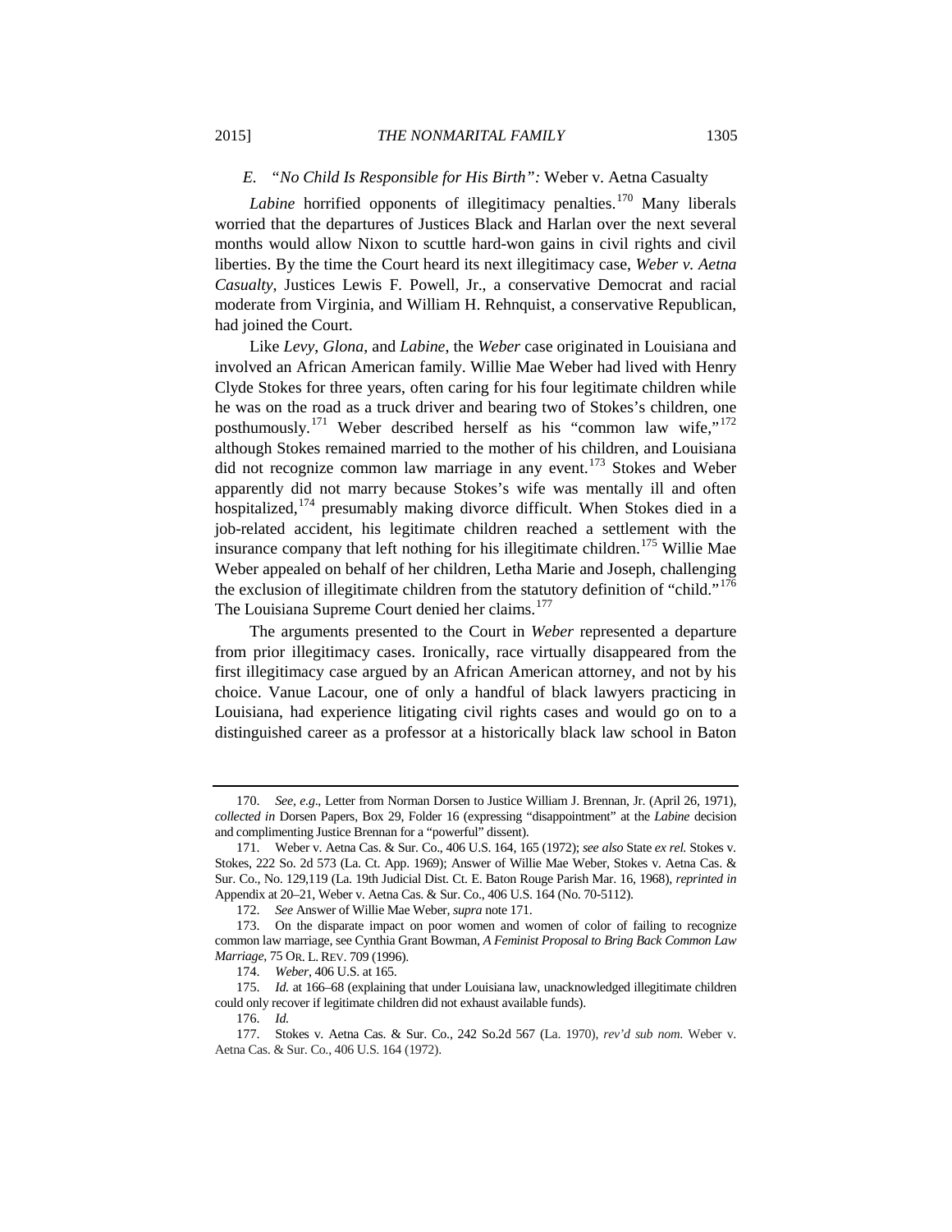### E. *"No Child Is Responsible for His Birth":* Weber v. Aetna Casualty

*Labine* horrified opponents of illegitimacy penalties.[170] Many liberals worried that the departures of Justices Black and Harlan over the next several months would allow Nixon to scuttle hard-won gains in civil rights and civil liberties. By the time the Court heard its next illegitimacy case, *Weber v. Aetna Casualty*, Justices Lewis F. Powell, Jr., a conservative Democrat and racial moderate from Virginia, and William H. Rehnquist, a conservative Republican, had joined the Court.

Like *Levy*, *Glona*, and *Labine*, the *Weber* case originated in Louisiana and involved an African American family. Willie Mae Weber had lived with Henry Clyde Stokes for three years, often caring for his four legitimate children while he was on the road as a truck driver and bearing two of Stokes's children, one posthumously.[171] Weber described herself as his "common law wife,"[172] although Stokes remained married to the mother of his children, and Louisiana did not recognize common law marriage in any event.[173] Stokes and Weber apparently did not marry because Stokes's wife was mentally ill and often hospitalized,[174] presumably making divorce difficult. When Stokes died in a job-related accident, his legitimate children reached a settlement with the insurance company that left nothing for his illegitimate children.[175] Willie Mae Weber appealed on behalf of her children, Letha Marie and Joseph, challenging the exclusion of illegitimate children from the statutory definition of "child."[176] The Louisiana Supreme Court denied her claims.[177]

The arguments presented to the Court in *Weber* represented a departure from prior illegitimacy cases. Ironically, race virtually disappeared from the first illegitimacy case argued by an African American attorney, and not by his choice. Vanue Lacour, one of only a handful of black lawyers practicing in Louisiana, had experience litigating civil rights cases and would go on to a distinguished career as a professor at a historically black law school in Baton

---

170. *See, e.g.*, Letter from Norman Dorsen to Justice William J. Brennan, Jr. (April 26, 1971), *collected in* Dorsen Papers, Box 29, Folder 16 (expressing "disappointment" at the *Labine* decision and complimenting Justice Brennan for a "powerful" dissent).

171. Weber v. Aetna Cas. & Sur. Co., 406 U.S. 164, 165 (1972); *see also* State *ex rel.* Stokes v. Stokes, 222 So. 2d 573 (La. Ct. App. 1969); Answer of Willie Mae Weber, Stokes v. Aetna Cas. & Sur. Co., No. 129,119 (La. 19th Judicial Dist. Ct. E. Baton Rouge Parish Mar. 16, 1968), *reprinted in* Appendix at 20–21, Weber v. Aetna Cas. & Sur. Co., 406 U.S. 164 (No. 70-5112).

172. *See* Answer of Willie Mae Weber, *supra* note 171.

173. On the disparate impact on poor women and women of color of failing to recognize common law marriage, see Cynthia Grant Bowman, *A Feminist Proposal to Bring Back Common Law Marriage*, 75 OR. L. REV. 709 (1996).

174. *Weber*, 406 U.S. at 165.

175. *Id.* at 166–68 (explaining that under Louisiana law, unacknowledged illegitimate children could only recover if legitimate children did not exhaust available funds).

176. *Id.*

177. Stokes v. Aetna Cas. & Sur. Co., 242 So.2d 567 (La. 1970), *rev'd sub nom.* Weber v. Aetna Cas. & Sur. Co., 406 U.S. 164 (1972).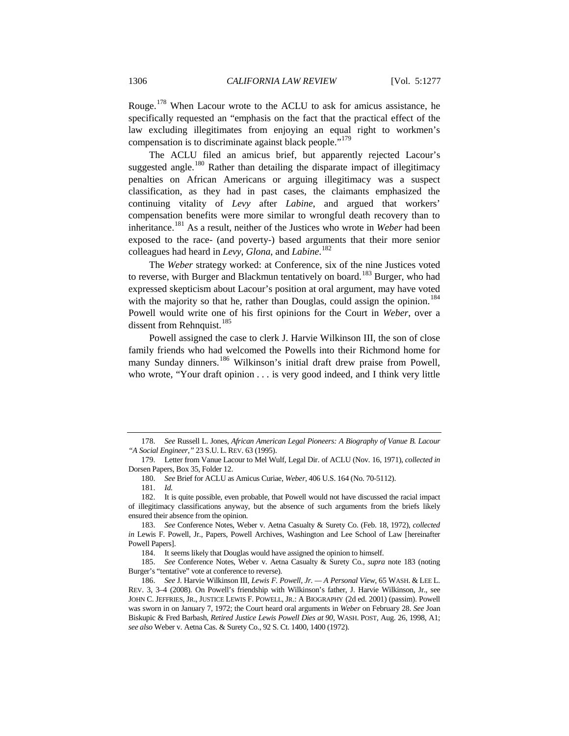Rouge.[178] When Lacour wrote to the ACLU to ask for amicus assistance, he specifically requested an "emphasis on the fact that the practical effect of the law excluding illegitimates from enjoying an equal right to workmen's compensation is to discriminate against black people."[179]

The ACLU filed an amicus brief, but apparently rejected Lacour's suggested angle.[180] Rather than detailing the disparate impact of illegitimacy penalties on African Americans or arguing illegitimacy was a suspect classification, as they had in past cases, the claimants emphasized the continuing vitality of *Levy* after *Labine*, and argued that workers' compensation benefits were more similar to wrongful death recovery than to inheritance.[181] As a result, neither of the Justices who wrote in *Weber* had been exposed to the race- (and poverty-) based arguments that their more senior colleagues had heard in *Levy*, *Glona*, and *Labine*.[182]

The *Weber* strategy worked: at Conference, six of the nine Justices voted to reverse, with Burger and Blackmun tentatively on board.[183] Burger, who had expressed skepticism about Lacour's position at oral argument, may have voted with the majority so that he, rather than Douglas, could assign the opinion.[184] Powell would write one of his first opinions for the Court in *Weber*, over a dissent from Rehnquist.[185]

Powell assigned the case to clerk J. Harvie Wilkinson III, the son of close family friends who had welcomed the Powells into their Richmond home for many Sunday dinners.[186] Wilkinson's initial draft drew praise from Powell, who wrote, "Your draft opinion . . . is very good indeed, and I think very little

---

178. *See* Russell L. Jones, *African American Legal Pioneers: A Biography of Vanue B. Lacour "A Social Engineer,"* 23 S.U. L. REV. 63 (1995).

179. Letter from Vanue Lacour to Mel Wulf, Legal Dir. of ACLU (Nov. 16, 1971), *collected in* Dorsen Papers, Box 35, Folder 12.

180. *See* Brief for ACLU as Amicus Curiae, *Weber*, 406 U.S. 164 (No. 70-5112).

181. *Id.*

182. It is quite possible, even probable, that Powell would not have discussed the racial impact of illegitimacy classifications anyway, but the absence of such arguments from the briefs likely ensured their absence from the opinion.

183. *See* Conference Notes, Weber v. Aetna Casualty & Surety Co. (Feb. 18, 1972), *collected in* Lewis F. Powell, Jr., Papers, Powell Archives, Washington and Lee School of Law [hereinafter Powell Papers].

184. It seems likely that Douglas would have assigned the opinion to himself.

185. *See* Conference Notes, Weber v. Aetna Casualty & Surety Co., *supra* note 183 (noting Burger's "tentative" vote at conference to reverse).

186. *See* J. Harvie Wilkinson III, *Lewis F. Powell, Jr. — A Personal View*, 65 WASH. & LEE L. REV. 3, 3–4 (2008). On Powell's friendship with Wilkinson's father, J. Harvie Wilkinson, Jr., see JOHN C. JEFFRIES, JR., JUSTICE LEWIS F. POWELL, JR.: A BIOGRAPHY (2d ed. 2001) (passim). Powell was sworn in on January 7, 1972; the Court heard oral arguments in *Weber* on February 28. *See* Joan Biskupic & Fred Barbash, *Retired Justice Lewis Powell Dies at 90*, WASH. POST, Aug. 26, 1998, A1; *see also* Weber v. Aetna Cas. & Surety Co., 92 S. Ct. 1400, 1400 (1972).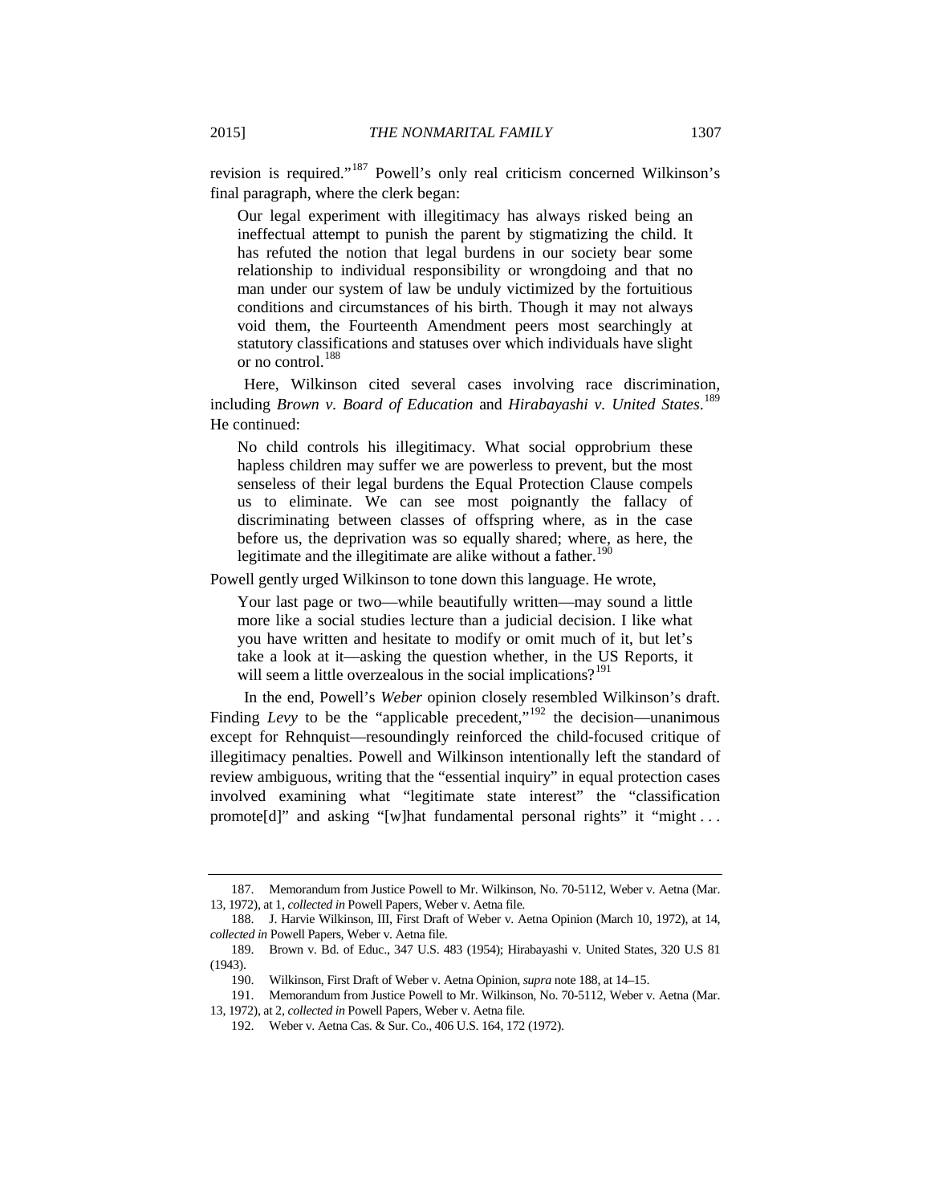revision is required."[187] Powell's only real criticism concerned Wilkinson's final paragraph, where the clerk began:

> Our legal experiment with illegitimacy has always risked being an ineffectual attempt to punish the parent by stigmatizing the child. It has refuted the notion that legal burdens in our society bear some relationship to individual responsibility or wrongdoing and that no man under our system of law be unduly victimized by the fortuitious conditions and circumstances of his birth. Though it may not always void them, the Fourteenth Amendment peers most searchingly at statutory classifications and statuses over which individuals have slight or no control.[188]

Here, Wilkinson cited several cases involving race discrimination, including *Brown v. Board of Education* and *Hirabayashi v. United States*.[189] He continued:

> No child controls his illegitimacy. What social opprobrium these hapless children may suffer we are powerless to prevent, but the most senseless of their legal burdens the Equal Protection Clause compels us to eliminate. We can see most poignantly the fallacy of discriminating between classes of offspring where, as in the case before us, the deprivation was so equally shared; where, as here, the legitimate and the illegitimate are alike without a father.[190]

Powell gently urged Wilkinson to tone down this language. He wrote,

> Your last page or two—while beautifully written—may sound a little more like a social studies lecture than a judicial decision. I like what you have written and hesitate to modify or omit much of it, but let's take a look at it—asking the question whether, in the US Reports, it will seem a little overzealous in the social implications?[191]

In the end, Powell's *Weber* opinion closely resembled Wilkinson's draft. Finding *Levy* to be the "applicable precedent,"[192] the decision—unanimous except for Rehnquist—resoundingly reinforced the child-focused critique of illegitimacy penalties. Powell and Wilkinson intentionally left the standard of review ambiguous, writing that the "essential inquiry" in equal protection cases involved examining what "legitimate state interest" the "classification promote[d]" and asking "[w]hat fundamental personal rights" it "might . . .

---

187. Memorandum from Justice Powell to Mr. Wilkinson, No. 70-5112, Weber v. Aetna (Mar. 13, 1972), at 1, *collected in* Powell Papers, Weber v. Aetna file.

188. J. Harvie Wilkinson, III, First Draft of Weber v. Aetna Opinion (March 10, 1972), at 14, *collected in* Powell Papers, Weber v. Aetna file.

189. Brown v. Bd. of Educ., 347 U.S. 483 (1954); Hirabayashi v. United States, 320 U.S 81 (1943).

190. Wilkinson, First Draft of Weber v. Aetna Opinion, *supra* note 188, at 14–15.

191. Memorandum from Justice Powell to Mr. Wilkinson, No. 70-5112, Weber v. Aetna (Mar. 13, 1972), at 2, *collected in* Powell Papers, Weber v. Aetna file.

192. Weber v. Aetna Cas. & Sur. Co., 406 U.S. 164, 172 (1972).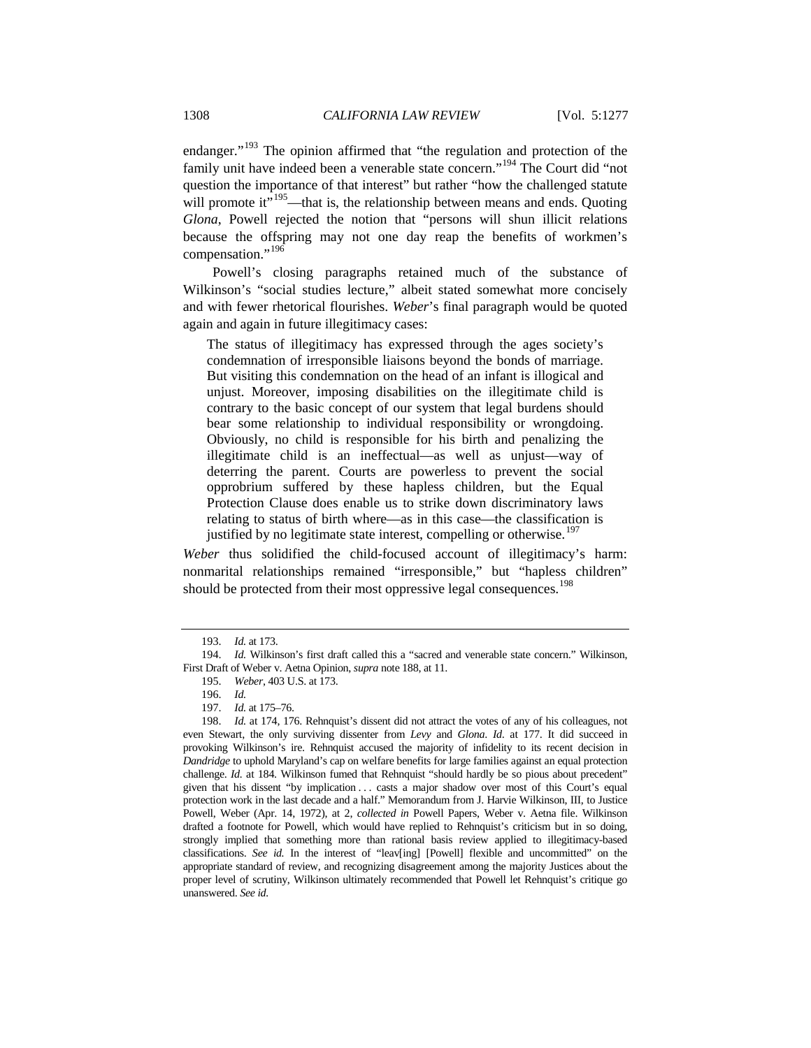endanger."[193] The opinion affirmed that "the regulation and protection of the family unit have indeed been a venerable state concern."[194] The Court did "not question the importance of that interest" but rather "how the challenged statute will promote it"[195]—that is, the relationship between means and ends. Quoting *Glona*, Powell rejected the notion that "persons will shun illicit relations because the offspring may not one day reap the benefits of workmen's compensation."[196]

Powell's closing paragraphs retained much of the substance of Wilkinson's "social studies lecture," albeit stated somewhat more concisely and with fewer rhetorical flourishes. *Weber*'s final paragraph would be quoted again and again in future illegitimacy cases:

> The status of illegitimacy has expressed through the ages society's condemnation of irresponsible liaisons beyond the bonds of marriage. But visiting this condemnation on the head of an infant is illogical and unjust. Moreover, imposing disabilities on the illegitimate child is contrary to the basic concept of our system that legal burdens should bear some relationship to individual responsibility or wrongdoing. Obviously, no child is responsible for his birth and penalizing the illegitimate child is an ineffectual—as well as unjust—way of deterring the parent. Courts are powerless to prevent the social opprobrium suffered by these hapless children, but the Equal Protection Clause does enable us to strike down discriminatory laws relating to status of birth where—as in this case—the classification is justified by no legitimate state interest, compelling or otherwise.[197]

*Weber* thus solidified the child-focused account of illegitimacy's harm: nonmarital relationships remained "irresponsible," but "hapless children" should be protected from their most oppressive legal consequences.[198]

---

193. *Id.* at 173.

194. *Id.* Wilkinson's first draft called this a "sacred and venerable state concern." Wilkinson, First Draft of Weber v. Aetna Opinion, *supra* note 188, at 11.

195. *Weber*, 403 U.S. at 173.

196. *Id.*

197. *Id.* at 175–76.

198. *Id.* at 174, 176. Rehnquist's dissent did not attract the votes of any of his colleagues, not even Stewart, the only surviving dissenter from *Levy* and *Glona*. *Id.* at 177. It did succeed in provoking Wilkinson's ire. Rehnquist accused the majority of infidelity to its recent decision in *Dandridge* to uphold Maryland's cap on welfare benefits for large families against an equal protection challenge. *Id.* at 184. Wilkinson fumed that Rehnquist "should hardly be so pious about precedent" given that his dissent "by implication . . . casts a major shadow over most of this Court's equal protection work in the last decade and a half." Memorandum from J. Harvie Wilkinson, III, to Justice Powell, Weber (Apr. 14, 1972), at 2, *collected in* Powell Papers, Weber v. Aetna file. Wilkinson drafted a footnote for Powell, which would have replied to Rehnquist's criticism but in so doing, strongly implied that something more than rational basis review applied to illegitimacy-based classifications. *See id.* In the interest of "leav[ing] [Powell] flexible and uncommitted" on the appropriate standard of review, and recognizing disagreement among the majority Justices about the proper level of scrutiny, Wilkinson ultimately recommended that Powell let Rehnquist's critique go unanswered. *See id.*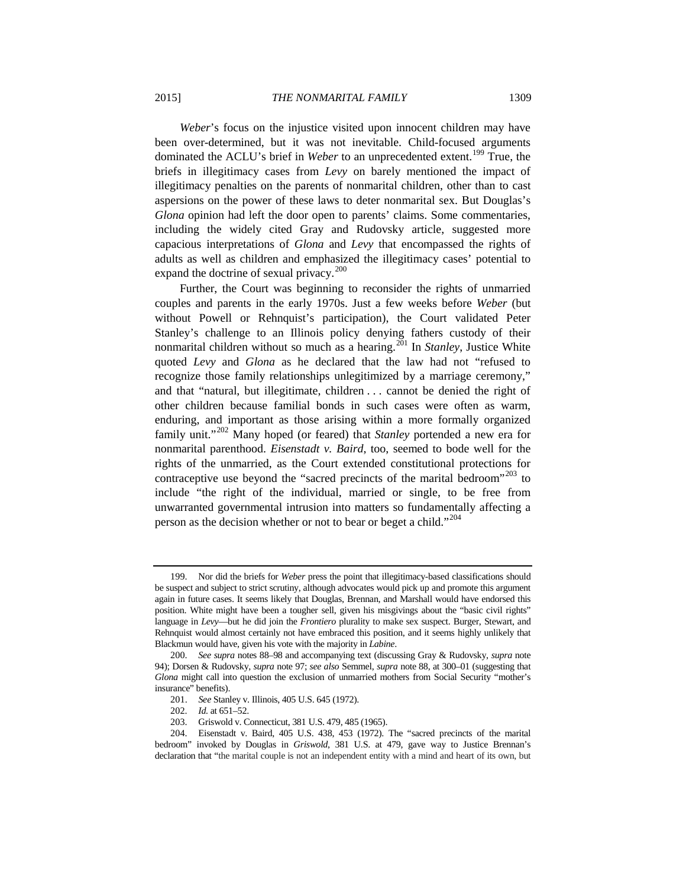*Weber*'s focus on the injustice visited upon innocent children may have been over-determined, but it was not inevitable. Child-focused arguments dominated the ACLU's brief in *Weber* to an unprecedented extent.[199] True, the briefs in illegitimacy cases from *Levy* on barely mentioned the impact of illegitimacy penalties on the parents of nonmarital children, other than to cast aspersions on the power of these laws to deter nonmarital sex. But Douglas's *Glona* opinion had left the door open to parents' claims. Some commentaries, including the widely cited Gray and Rudovsky article, suggested more capacious interpretations of *Glona* and *Levy* that encompassed the rights of adults as well as children and emphasized the illegitimacy cases' potential to expand the doctrine of sexual privacy.[200]

Further, the Court was beginning to reconsider the rights of unmarried couples and parents in the early 1970s. Just a few weeks before *Weber* (but without Powell or Rehnquist's participation), the Court validated Peter Stanley's challenge to an Illinois policy denying fathers custody of their nonmarital children without so much as a hearing.[201] In *Stanley*, Justice White quoted *Levy* and *Glona* as he declared that the law had not "refused to recognize those family relationships unlegitimized by a marriage ceremony," and that "natural, but illegitimate, children . . . cannot be denied the right of other children because familial bonds in such cases were often as warm, enduring, and important as those arising within a more formally organized family unit."[202] Many hoped (or feared) that *Stanley* portended a new era for nonmarital parenthood. *Eisenstadt v. Baird*, too, seemed to bode well for the rights of the unmarried, as the Court extended constitutional protections for contraceptive use beyond the "sacred precincts of the marital bedroom"[203] to include "the right of the individual, married or single, to be free from unwarranted governmental intrusion into matters so fundamentally affecting a person as the decision whether or not to bear or beget a child."[204]

---

199. Nor did the briefs for *Weber* press the point that illegitimacy-based classifications should be suspect and subject to strict scrutiny, although advocates would pick up and promote this argument again in future cases. It seems likely that Douglas, Brennan, and Marshall would have endorsed this position. White might have been a tougher sell, given his misgivings about the "basic civil rights" language in *Levy*—but he did join the *Frontiero* plurality to make sex suspect. Burger, Stewart, and Rehnquist would almost certainly not have embraced this position, and it seems highly unlikely that Blackmun would have, given his vote with the majority in *Labine*.

200. *See supra* notes 88–98 and accompanying text (discussing Gray & Rudovsky, *supra* note 94); Dorsen & Rudovsky, *supra* note 97; *see also* Semmel, *supra* note 88, at 300–01 (suggesting that *Glona* might call into question the exclusion of unmarried mothers from Social Security "mother's insurance" benefits).

201. *See* Stanley v. Illinois, 405 U.S. 645 (1972).

202. *Id.* at 651–52.

203. Griswold v. Connecticut, 381 U.S. 479, 485 (1965).

204. Eisenstadt v. Baird, 405 U.S. 438, 453 (1972). The "sacred precincts of the marital bedroom" invoked by Douglas in *Griswold*, 381 U.S. at 479, gave way to Justice Brennan's declaration that "the marital couple is not an independent entity with a mind and heart of its own, but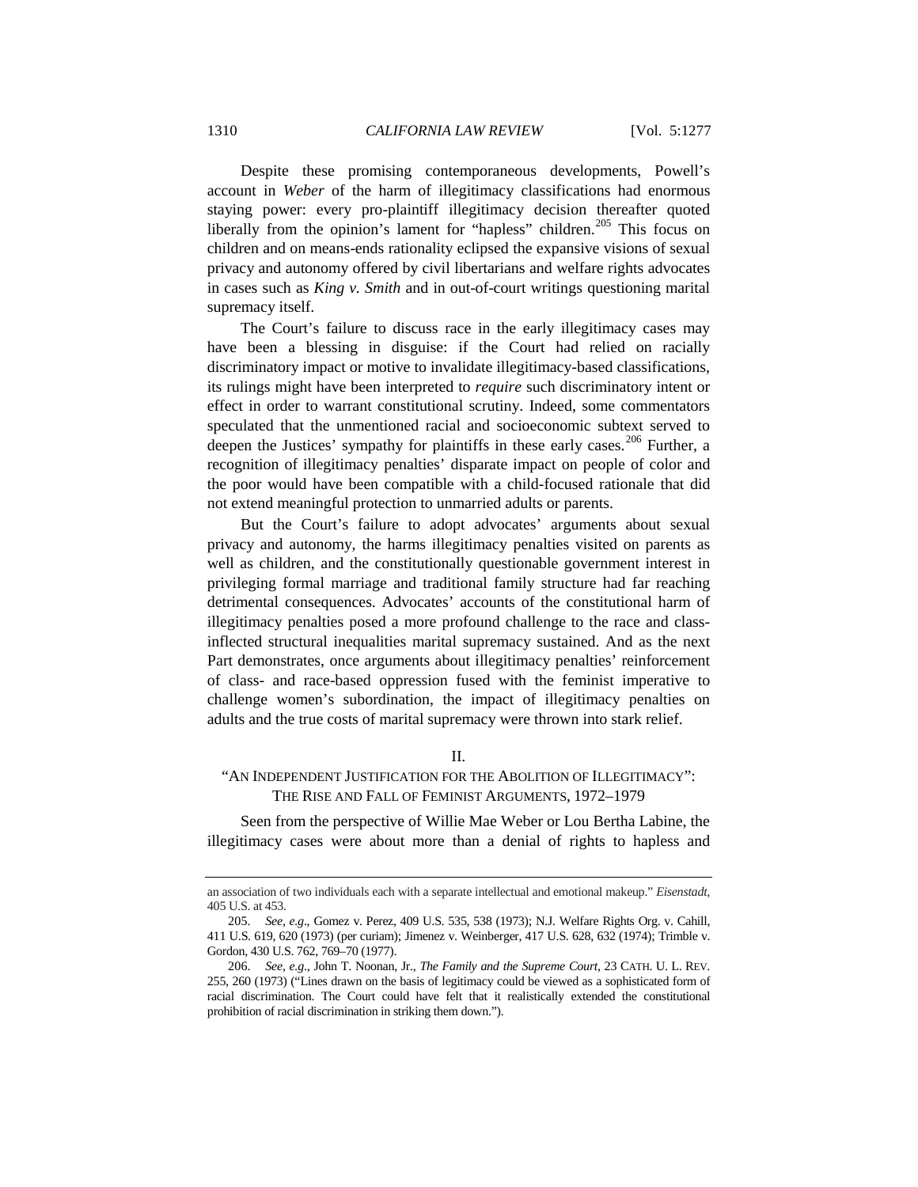Despite these promising contemporaneous developments, Powell's account in *Weber* of the harm of illegitimacy classifications had enormous staying power: every pro-plaintiff illegitimacy decision thereafter quoted liberally from the opinion's lament for "hapless" children.[205] This focus on children and on means-ends rationality eclipsed the expansive visions of sexual privacy and autonomy offered by civil libertarians and welfare rights advocates in cases such as *King v. Smith* and in out-of-court writings questioning marital supremacy itself.

The Court's failure to discuss race in the early illegitimacy cases may have been a blessing in disguise: if the Court had relied on racially discriminatory impact or motive to invalidate illegitimacy-based classifications, its rulings might have been interpreted to *require* such discriminatory intent or effect in order to warrant constitutional scrutiny. Indeed, some commentators speculated that the unmentioned racial and socioeconomic subtext served to deepen the Justices' sympathy for plaintiffs in these early cases.[206] Further, a recognition of illegitimacy penalties' disparate impact on people of color and the poor would have been compatible with a child-focused rationale that did not extend meaningful protection to unmarried adults or parents.

But the Court's failure to adopt advocates' arguments about sexual privacy and autonomy, the harms illegitimacy penalties visited on parents as well as children, and the constitutionally questionable government interest in privileging formal marriage and traditional family structure had far reaching detrimental consequences. Advocates' accounts of the constitutional harm of illegitimacy penalties posed a more profound challenge to the race and class-inflected structural inequalities marital supremacy sustained. And as the next Part demonstrates, once arguments about illegitimacy penalties' reinforcement of class- and race-based oppression fused with the feminist imperative to challenge women's subordination, the impact of illegitimacy penalties on adults and the true costs of marital supremacy were thrown into stark relief.

## II.
## "AN INDEPENDENT JUSTIFICATION FOR THE ABOLITION OF ILLEGITIMACY": THE RISE AND FALL OF FEMINIST ARGUMENTS, 1972–1979

Seen from the perspective of Willie Mae Weber or Lou Bertha Labine, the illegitimacy cases were about more than a denial of rights to hapless and

---

an association of two individuals each with a separate intellectual and emotional makeup." *Eisenstadt*, 405 U.S. at 453.

205. *See, e.g.*, Gomez v. Perez, 409 U.S. 535, 538 (1973); N.J. Welfare Rights Org. v. Cahill, 411 U.S. 619, 620 (1973) (per curiam); Jimenez v. Weinberger, 417 U.S. 628, 632 (1974); Trimble v. Gordon, 430 U.S. 762, 769–70 (1977).

206. *See, e.g.*, John T. Noonan, Jr., *The Family and the Supreme Court*, 23 CATH. U. L. REV. 255, 260 (1973) ("Lines drawn on the basis of legitimacy could be viewed as a sophisticated form of racial discrimination. The Court could have felt that it realistically extended the constitutional prohibition of racial discrimination in striking them down.").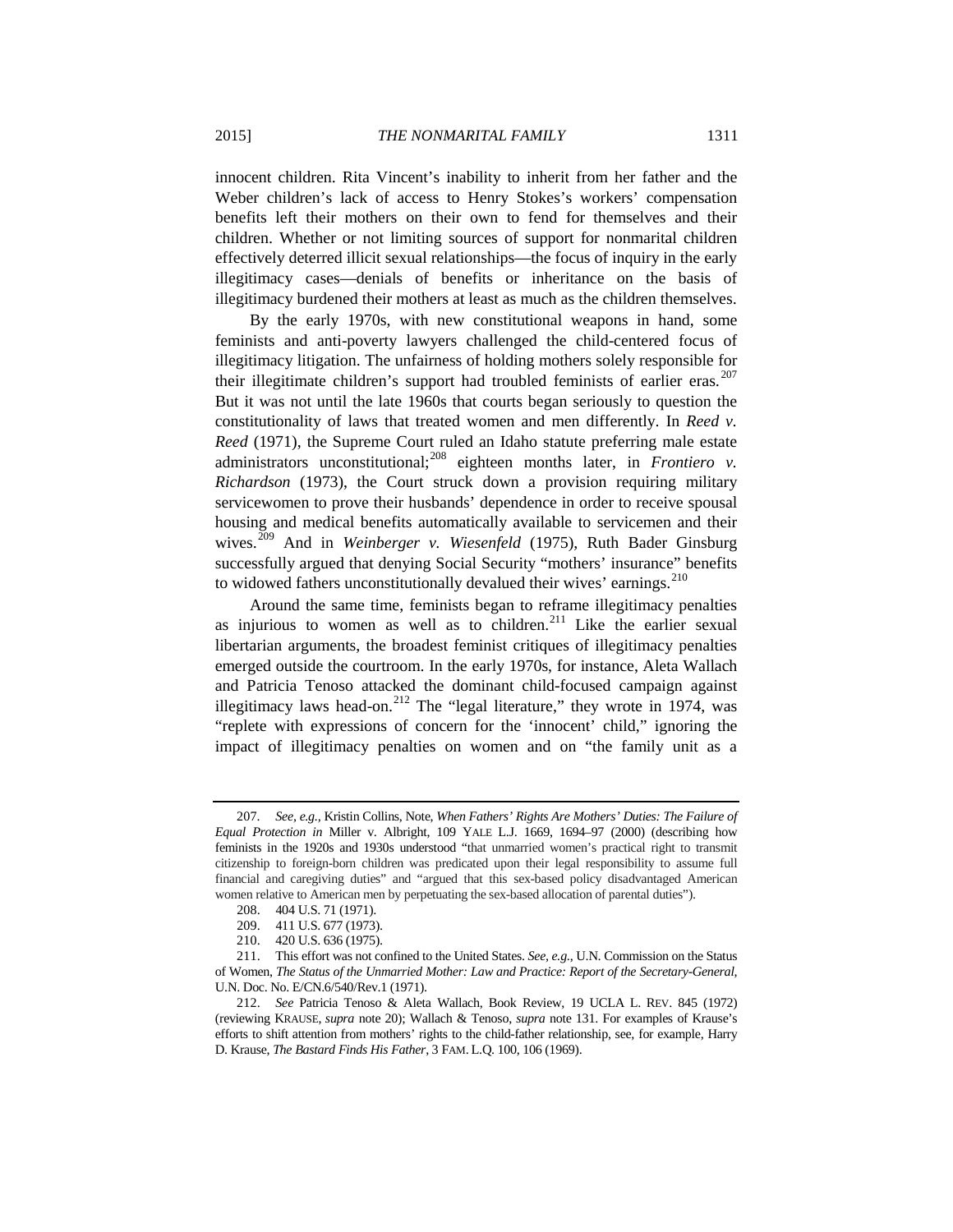innocent children. Rita Vincent's inability to inherit from her father and the Weber children's lack of access to Henry Stokes's workers' compensation benefits left their mothers on their own to fend for themselves and their children. Whether or not limiting sources of support for nonmarital children effectively deterred illicit sexual relationships—the focus of inquiry in the early illegitimacy cases—denials of benefits or inheritance on the basis of illegitimacy burdened their mothers at least as much as the children themselves.

By the early 1970s, with new constitutional weapons in hand, some feminists and anti-poverty lawyers challenged the child-centered focus of illegitimacy litigation. The unfairness of holding mothers solely responsible for their illegitimate children's support had troubled feminists of earlier eras.[207] But it was not until the late 1960s that courts began seriously to question the constitutionality of laws that treated women and men differently. In *Reed v. Reed* (1971), the Supreme Court ruled an Idaho statute preferring male estate administrators unconstitutional;[208] eighteen months later, in *Frontiero v. Richardson* (1973), the Court struck down a provision requiring military servicewomen to prove their husbands' dependence in order to receive spousal housing and medical benefits automatically available to servicemen and their wives.[209] And in *Weinberger v. Wiesenfeld* (1975), Ruth Bader Ginsburg successfully argued that denying Social Security "mothers' insurance" benefits to widowed fathers unconstitutionally devalued their wives' earnings.[210]

Around the same time, feminists began to reframe illegitimacy penalties as injurious to women as well as to children.[211] Like the earlier sexual libertarian arguments, the broadest feminist critiques of illegitimacy penalties emerged outside the courtroom. In the early 1970s, for instance, Aleta Wallach and Patricia Tenoso attacked the dominant child-focused campaign against illegitimacy laws head-on.[212] The "legal literature," they wrote in 1974, was "replete with expressions of concern for the 'innocent' child," ignoring the impact of illegitimacy penalties on women and on "the family unit as a

---

207. *See, e.g.*, Kristin Collins, Note, *When Fathers' Rights Are Mothers' Duties: The Failure of Equal Protection in* Miller v. Albright, 109 YALE L.J. 1669, 1694–97 (2000) (describing how feminists in the 1920s and 1930s understood "that unmarried women's practical right to transmit citizenship to foreign-born children was predicated upon their legal responsibility to assume full financial and caregiving duties" and "argued that this sex-based policy disadvantaged American women relative to American men by perpetuating the sex-based allocation of parental duties").

208. 404 U.S. 71 (1971).

209. 411 U.S. 677 (1973).

210. 420 U.S. 636 (1975).

211. This effort was not confined to the United States. *See, e.g.*, U.N. Commission on the Status of Women, *The Status of the Unmarried Mother: Law and Practice: Report of the Secretary-General*, U.N. Doc. No. E/CN.6/540/Rev.1 (1971).

212. *See* Patricia Tenoso & Aleta Wallach, Book Review, 19 UCLA L. REV. 845 (1972) (reviewing KRAUSE, *supra* note 20); Wallach & Tenoso, *supra* note 131. For examples of Krause's efforts to shift attention from mothers' rights to the child-father relationship, see, for example, Harry D. Krause, *The Bastard Finds His Father*, 3 FAM. L.Q. 100, 106 (1969).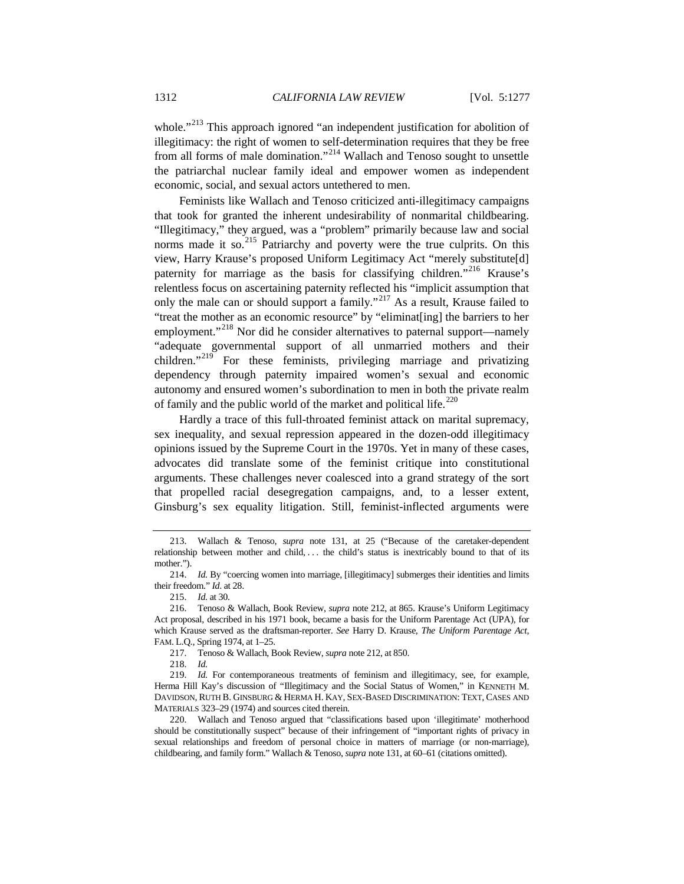whole."[213] This approach ignored "an independent justification for abolition of illegitimacy: the right of women to self-determination requires that they be free from all forms of male domination."[214] Wallach and Tenoso sought to unsettle the patriarchal nuclear family ideal and empower women as independent economic, social, and sexual actors untethered to men.

Feminists like Wallach and Tenoso criticized anti-illegitimacy campaigns that took for granted the inherent undesirability of nonmarital childbearing. "Illegitimacy," they argued, was a "problem" primarily because law and social norms made it so.[215] Patriarchy and poverty were the true culprits. On this view, Harry Krause's proposed Uniform Legitimacy Act "merely substitute[d] paternity for marriage as the basis for classifying children."[216] Krause's relentless focus on ascertaining paternity reflected his "implicit assumption that only the male can or should support a family."[217] As a result, Krause failed to "treat the mother as an economic resource" by "eliminat[ing] the barriers to her employment."[218] Nor did he consider alternatives to paternal support—namely "adequate governmental support of all unmarried mothers and their children."[219] For these feminists, privileging marriage and privatizing dependency through paternity impaired women's sexual and economic autonomy and ensured women's subordination to men in both the private realm of family and the public world of the market and political life.[220]

Hardly a trace of this full-throated feminist attack on marital supremacy, sex inequality, and sexual repression appeared in the dozen-odd illegitimacy opinions issued by the Supreme Court in the 1970s. Yet in many of these cases, advocates did translate some of the feminist critique into constitutional arguments. These challenges never coalesced into a grand strategy of the sort that propelled racial desegregation campaigns, and, to a lesser extent, Ginsburg's sex equality litigation. Still, feminist-inflected arguments were

---

213. Wallach & Tenoso, *supra* note 131, at 25 ("Because of the caretaker-dependent relationship between mother and child, . . . the child's status is inextricably bound to that of its mother.").

214. *Id.* By "coercing women into marriage, [illegitimacy] submerges their identities and limits their freedom." *Id.* at 28.

215. *Id.* at 30.

216. Tenoso & Wallach, Book Review, *supra* note 212, at 865. Krause's Uniform Legitimacy Act proposal, described in his 1971 book, became a basis for the Uniform Parentage Act (UPA), for which Krause served as the draftsman-reporter. *See* Harry D. Krause, *The Uniform Parentage Act*, FAM. L.Q., Spring 1974, at 1–25.

217. Tenoso & Wallach, Book Review, *supra* note 212, at 850.

218. *Id.*

219. *Id.* For contemporaneous treatments of feminism and illegitimacy, see, for example, Herma Hill Kay's discussion of "Illegitimacy and the Social Status of Women," in KENNETH M. DAVIDSON, RUTH B. GINSBURG & HERMA H. KAY, SEX-BASED DISCRIMINATION: TEXT, CASES AND MATERIALS 323–29 (1974) and sources cited therein.

220. Wallach and Tenoso argued that "classifications based upon 'illegitimate' motherhood should be constitutionally suspect" because of their infringement of "important rights of privacy in sexual relationships and freedom of personal choice in matters of marriage (or non-marriage), childbearing, and family form." Wallach & Tenoso, *supra* note 131, at 60–61 (citations omitted).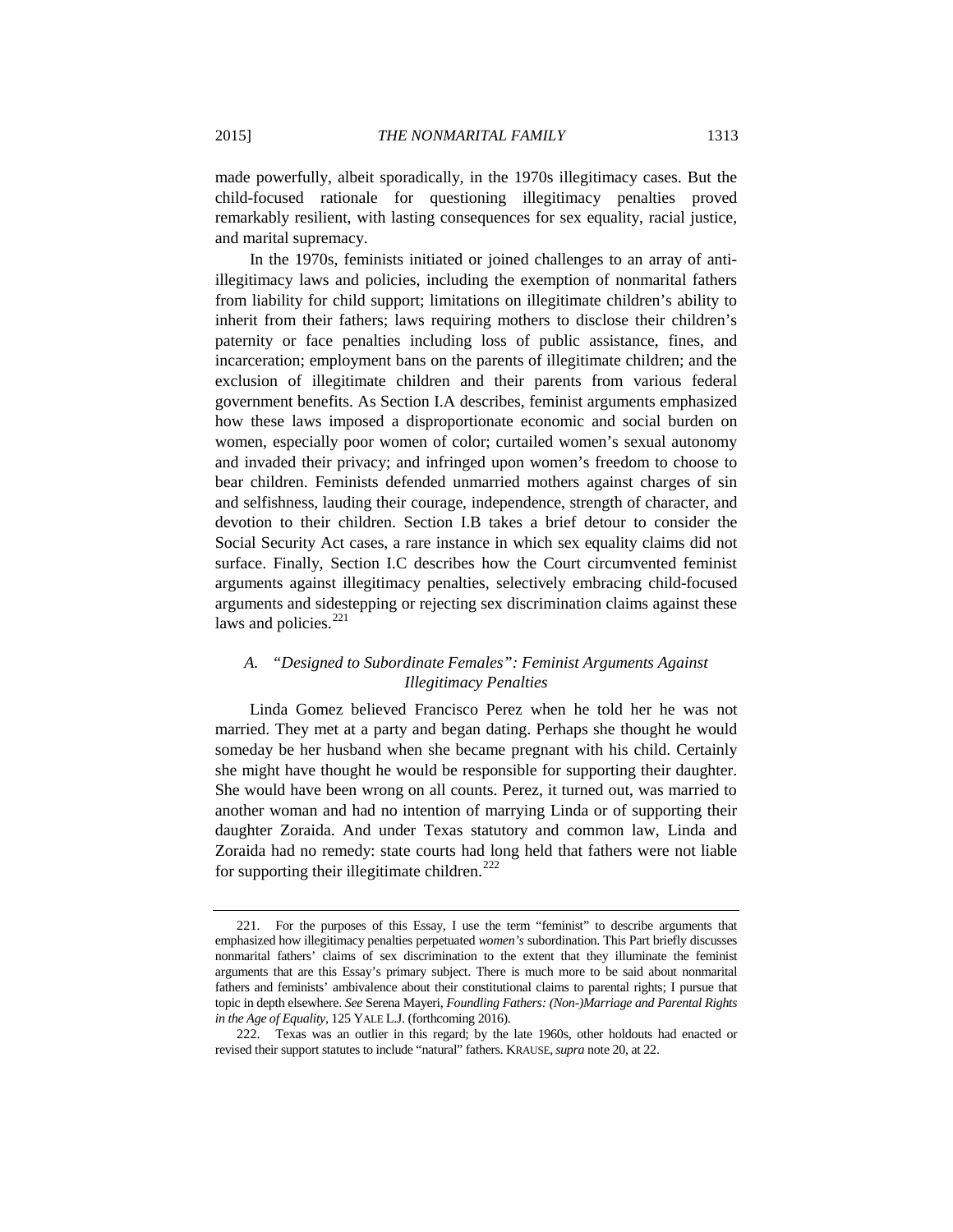made powerfully, albeit sporadically, in the 1970s illegitimacy cases. But the child-focused rationale for questioning illegitimacy penalties proved remarkably resilient, with lasting consequences for sex equality, racial justice, and marital supremacy.

In the 1970s, feminists initiated or joined challenges to an array of anti-illegitimacy laws and policies, including the exemption of nonmarital fathers from liability for child support; limitations on illegitimate children's ability to inherit from their fathers; laws requiring mothers to disclose their children's paternity or face penalties including loss of public assistance, fines, and incarceration; employment bans on the parents of illegitimate children; and the exclusion of illegitimate children and their parents from various federal government benefits. As Section I.A describes, feminist arguments emphasized how these laws imposed a disproportionate economic and social burden on women, especially poor women of color; curtailed women's sexual autonomy and invaded their privacy; and infringed upon women's freedom to choose to bear children. Feminists defended unmarried mothers against charges of sin and selfishness, lauding their courage, independence, strength of character, and devotion to their children. Section I.B takes a brief detour to consider the Social Security Act cases, a rare instance in which sex equality claims did not surface. Finally, Section I.C describes how the Court circumvented feminist arguments against illegitimacy penalties, selectively embracing child-focused arguments and sidestepping or rejecting sex discrimination claims against these laws and policies.[221]

### *A. "Designed to Subordinate Females": Feminist Arguments Against Illegitimacy Penalties*

Linda Gomez believed Francisco Perez when he told her he was not married. They met at a party and began dating. Perhaps she thought he would someday be her husband when she became pregnant with his child. Certainly she might have thought he would be responsible for supporting their daughter. She would have been wrong on all counts. Perez, it turned out, was married to another woman and had no intention of marrying Linda or of supporting their daughter Zoraida. And under Texas statutory and common law, Linda and Zoraida had no remedy: state courts had long held that fathers were not liable for supporting their illegitimate children.[222]

---

221. For the purposes of this Essay, I use the term "feminist" to describe arguments that emphasized how illegitimacy penalties perpetuated *women's* subordination. This Part briefly discusses nonmarital fathers' claims of sex discrimination to the extent that they illuminate the feminist arguments that are this Essay's primary subject. There is much more to be said about nonmarital fathers and feminists' ambivalence about their constitutional claims to parental rights; I pursue that topic in depth elsewhere. *See* Serena Mayeri, *Foundling Fathers: (Non-)Marriage and Parental Rights in the Age of Equality*, 125 YALE L.J. (forthcoming 2016).

222. Texas was an outlier in this regard; by the late 1960s, other holdouts had enacted or revised their support statutes to include "natural" fathers. KRAUSE, *supra* note 20, at 22.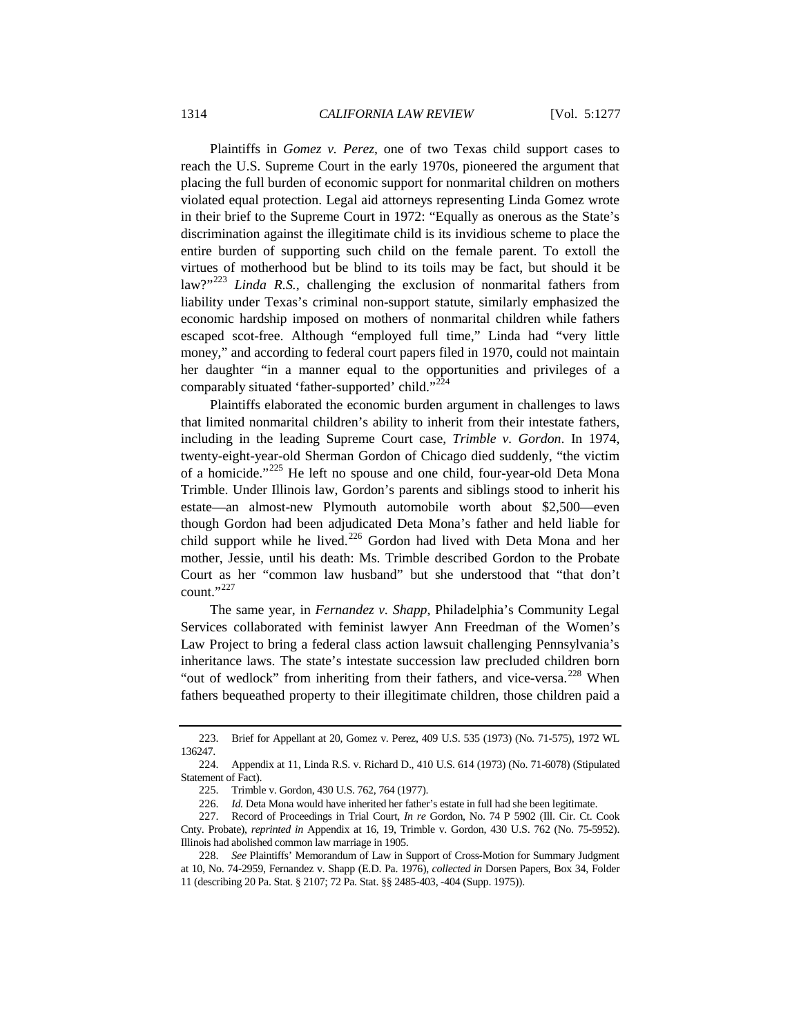Plaintiffs in *Gomez v. Perez*, one of two Texas child support cases to reach the U.S. Supreme Court in the early 1970s, pioneered the argument that placing the full burden of economic support for nonmarital children on mothers violated equal protection. Legal aid attorneys representing Linda Gomez wrote in their brief to the Supreme Court in 1972: "Equally as onerous as the State's discrimination against the illegitimate child is its invidious scheme to place the entire burden of supporting such child on the female parent. To extoll the virtues of motherhood but be blind to its toils may be fact, but should it be law?"[223] *Linda R.S.*, challenging the exclusion of nonmarital fathers from liability under Texas's criminal non-support statute, similarly emphasized the economic hardship imposed on mothers of nonmarital children while fathers escaped scot-free. Although "employed full time," Linda had "very little money," and according to federal court papers filed in 1970, could not maintain her daughter "in a manner equal to the opportunities and privileges of a comparably situated 'father-supported' child."[224]

Plaintiffs elaborated the economic burden argument in challenges to laws that limited nonmarital children's ability to inherit from their intestate fathers, including in the leading Supreme Court case, *Trimble v. Gordon*. In 1974, twenty-eight-year-old Sherman Gordon of Chicago died suddenly, "the victim of a homicide."[225] He left no spouse and one child, four-year-old Deta Mona Trimble. Under Illinois law, Gordon's parents and siblings stood to inherit his estate—an almost-new Plymouth automobile worth about $2,500—even though Gordon had been adjudicated Deta Mona's father and held liable for child support while he lived.[226] Gordon had lived with Deta Mona and her mother, Jessie, until his death: Ms. Trimble described Gordon to the Probate Court as her "common law husband" but she understood that "that don't count."[227]

The same year, in *Fernandez v. Shapp*, Philadelphia's Community Legal Services collaborated with feminist lawyer Ann Freedman of the Women's Law Project to bring a federal class action lawsuit challenging Pennsylvania's inheritance laws. The state's intestate succession law precluded children born "out of wedlock" from inheriting from their fathers, and vice-versa.[228] When fathers bequeathed property to their illegitimate children, those children paid a

---

223. Brief for Appellant at 20, Gomez v. Perez, 409 U.S. 535 (1973) (No. 71-575), 1972 WL 136247.

224. Appendix at 11, Linda R.S. v. Richard D., 410 U.S. 614 (1973) (No. 71-6078) (Stipulated Statement of Fact).

225. Trimble v. Gordon, 430 U.S. 762, 764 (1977).

226. *Id.* Deta Mona would have inherited her father's estate in full had she been legitimate.

227. Record of Proceedings in Trial Court, *In re* Gordon, No. 74 P 5902 (Ill. Cir. Ct. Cook Cnty. Probate), *reprinted in* Appendix at 16, 19, Trimble v. Gordon, 430 U.S. 762 (No. 75-5952). Illinois had abolished common law marriage in 1905.

228. *See* Plaintiffs' Memorandum of Law in Support of Cross-Motion for Summary Judgment at 10, No. 74-2959, Fernandez v. Shapp (E.D. Pa. 1976), *collected in* Dorsen Papers, Box 34, Folder 11 (describing 20 Pa. Stat. § 2107; 72 Pa. Stat. §§ 2485-403, -404 (Supp. 1975)).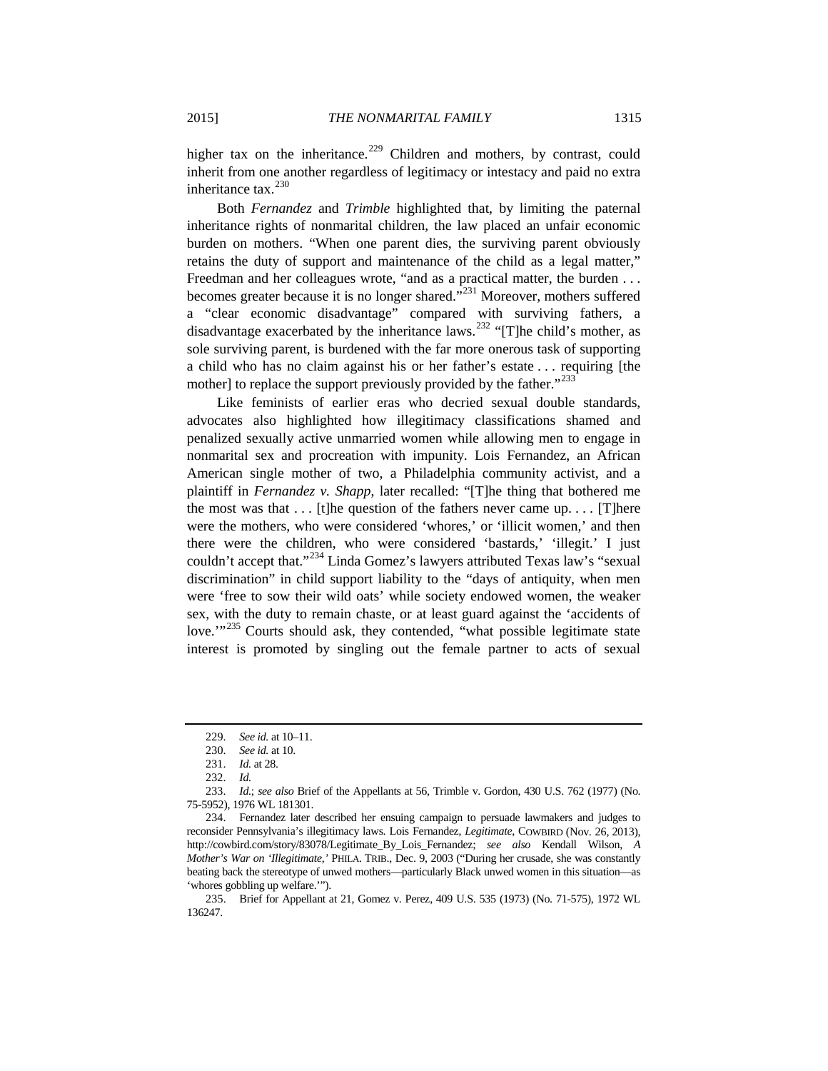higher tax on the inheritance.[229] Children and mothers, by contrast, could inherit from one another regardless of legitimacy or intestacy and paid no extra inheritance tax.[230]

Both *Fernandez* and *Trimble* highlighted that, by limiting the paternal inheritance rights of nonmarital children, the law placed an unfair economic burden on mothers. "When one parent dies, the surviving parent obviously retains the duty of support and maintenance of the child as a legal matter," Freedman and her colleagues wrote, "and as a practical matter, the burden . . . becomes greater because it is no longer shared."[231] Moreover, mothers suffered a "clear economic disadvantage" compared with surviving fathers, a disadvantage exacerbated by the inheritance laws.[232] "[T]he child's mother, as sole surviving parent, is burdened with the far more onerous task of supporting a child who has no claim against his or her father's estate . . . requiring [the mother] to replace the support previously provided by the father."[233]

Like feminists of earlier eras who decried sexual double standards, advocates also highlighted how illegitimacy classifications shamed and penalized sexually active unmarried women while allowing men to engage in nonmarital sex and procreation with impunity. Lois Fernandez, an African American single mother of two, a Philadelphia community activist, and a plaintiff in *Fernandez v. Shapp*, later recalled: "[T]he thing that bothered me the most was that . . . [t]he question of the fathers never came up. . . . [T]here were the mothers, who were considered 'whores,' or 'illicit women,' and then there were the children, who were considered 'bastards,' 'illegit.' I just couldn't accept that."[234] Linda Gomez's lawyers attributed Texas law's "sexual discrimination" in child support liability to the "days of antiquity, when men were 'free to sow their wild oats' while society endowed women, the weaker sex, with the duty to remain chaste, or at least guard against the 'accidents of love.'"[235] Courts should ask, they contended, "what possible legitimate state interest is promoted by singling out the female partner to acts of sexual

---

229. *See id.* at 10–11.

230. *See id.* at 10.

231. *Id.* at 28.

232. *Id.*

233. *Id.*; *see also* Brief of the Appellants at 56, Trimble v. Gordon, 430 U.S. 762 (1977) (No. 75-5952), 1976 WL 181301.

234. Fernandez later described her ensuing campaign to persuade lawmakers and judges to reconsider Pennsylvania's illegitimacy laws. Lois Fernandez, *Legitimate*, COWBIRD (Nov. 26, 2013), http://cowbird.com/story/83078/Legitimate_By_Lois_Fernandez; *see also* Kendall Wilson, *A Mother's War on 'Illegitimate,'* PHILA. TRIB., Dec. 9, 2003 ("During her crusade, she was constantly beating back the stereotype of unwed mothers—particularly Black unwed women in this situation—as 'whores gobbling up welfare.'").

235. Brief for Appellant at 21, Gomez v. Perez, 409 U.S. 535 (1973) (No. 71-575), 1972 WL 136247.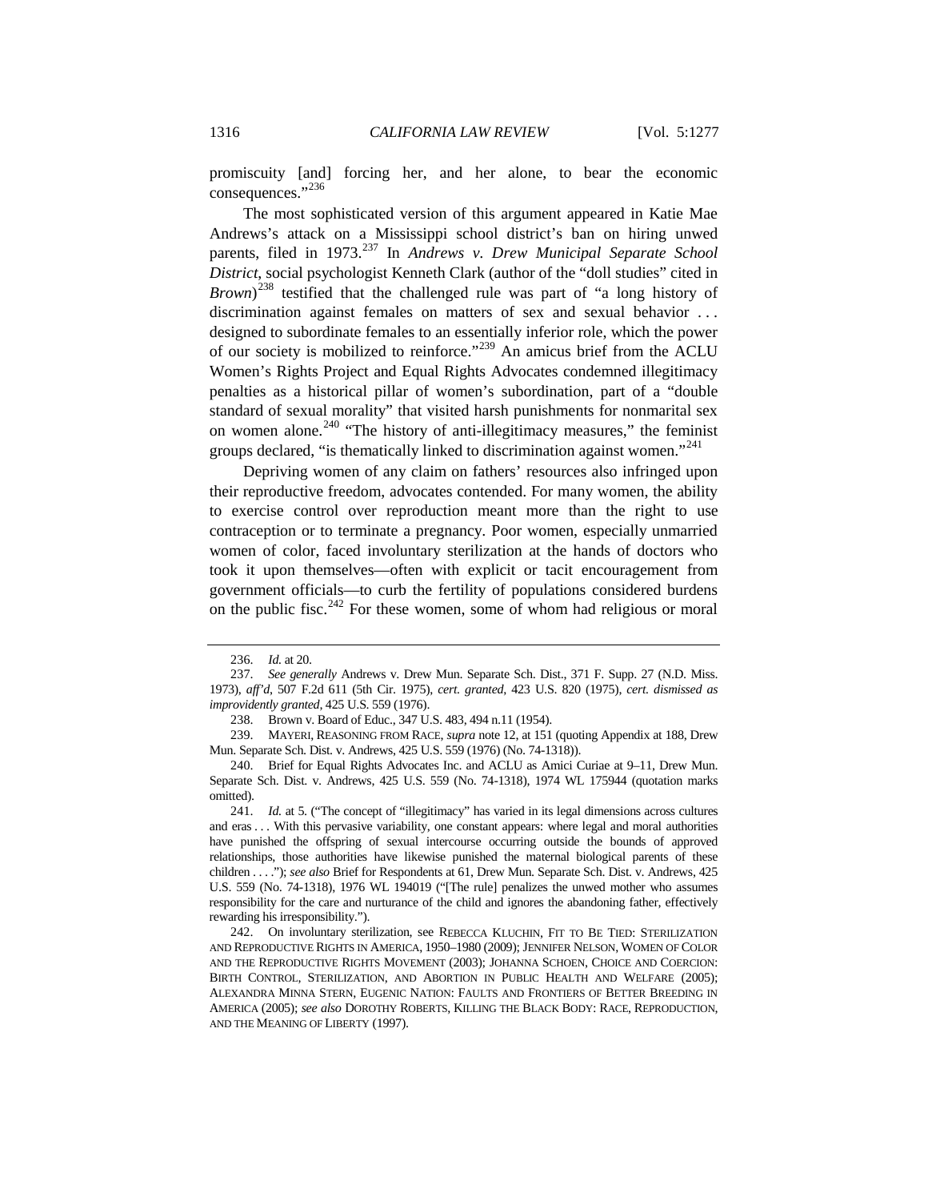promiscuity [and] forcing her, and her alone, to bear the economic consequences."[236]

The most sophisticated version of this argument appeared in Katie Mae Andrews's attack on a Mississippi school district's ban on hiring unwed parents, filed in 1973.[237] In *Andrews v. Drew Municipal Separate School District*, social psychologist Kenneth Clark (author of the "doll studies" cited in *Brown*)[238] testified that the challenged rule was part of "a long history of discrimination against females on matters of sex and sexual behavior . . . designed to subordinate females to an essentially inferior role, which the power of our society is mobilized to reinforce."[239] An amicus brief from the ACLU Women's Rights Project and Equal Rights Advocates condemned illegitimacy penalties as a historical pillar of women's subordination, part of a "double standard of sexual morality" that visited harsh punishments for nonmarital sex on women alone.[240] "The history of anti-illegitimacy measures," the feminist groups declared, "is thematically linked to discrimination against women."[241]

Depriving women of any claim on fathers' resources also infringed upon their reproductive freedom, advocates contended. For many women, the ability to exercise control over reproduction meant more than the right to use contraception or to terminate a pregnancy. Poor women, especially unmarried women of color, faced involuntary sterilization at the hands of doctors who took it upon themselves—often with explicit or tacit encouragement from government officials—to curb the fertility of populations considered burdens on the public fisc.[242] For these women, some of whom had religious or moral

---

236. *Id.* at 20.

237. *See generally* Andrews v. Drew Mun. Separate Sch. Dist., 371 F. Supp. 27 (N.D. Miss. 1973), *aff'd*, 507 F.2d 611 (5th Cir. 1975), *cert. granted*, 423 U.S. 820 (1975), *cert. dismissed as improvidently granted*, 425 U.S. 559 (1976).

238. Brown v. Board of Educ., 347 U.S. 483, 494 n.11 (1954).

239. MAYERI, REASONING FROM RACE, *supra* note 12, at 151 (quoting Appendix at 188, Drew Mun. Separate Sch. Dist. v. Andrews, 425 U.S. 559 (1976) (No. 74-1318)).

240. Brief for Equal Rights Advocates Inc. and ACLU as Amici Curiae at 9–11, Drew Mun. Separate Sch. Dist. v. Andrews, 425 U.S. 559 (No. 74-1318), 1974 WL 175944 (quotation marks omitted).

241. *Id.* at 5. ("The concept of "illegitimacy" has varied in its legal dimensions across cultures and eras . . . With this pervasive variability, one constant appears: where legal and moral authorities have punished the offspring of sexual intercourse occurring outside the bounds of approved relationships, those authorities have likewise punished the maternal biological parents of these children . . . ."); *see also* Brief for Respondents at 61, Drew Mun. Separate Sch. Dist. v. Andrews, 425 U.S. 559 (No. 74-1318), 1976 WL 194019 ("[The rule] penalizes the unwed mother who assumes responsibility for the care and nurturance of the child and ignores the abandoning father, effectively rewarding his irresponsibility.").

242. On involuntary sterilization, see REBECCA KLUCHIN, FIT TO BE TIED: STERILIZATION AND REPRODUCTIVE RIGHTS IN AMERICA, 1950–1980 (2009); JENNIFER NELSON, WOMEN OF COLOR AND THE REPRODUCTIVE RIGHTS MOVEMENT (2003); JOHANNA SCHOEN, CHOICE AND COERCION: BIRTH CONTROL, STERILIZATION, AND ABORTION IN PUBLIC HEALTH AND WELFARE (2005); ALEXANDRA MINNA STERN, EUGENIC NATION: FAULTS AND FRONTIERS OF BETTER BREEDING IN AMERICA (2005); *see also* DOROTHY ROBERTS, KILLING THE BLACK BODY: RACE, REPRODUCTION, AND THE MEANING OF LIBERTY (1997).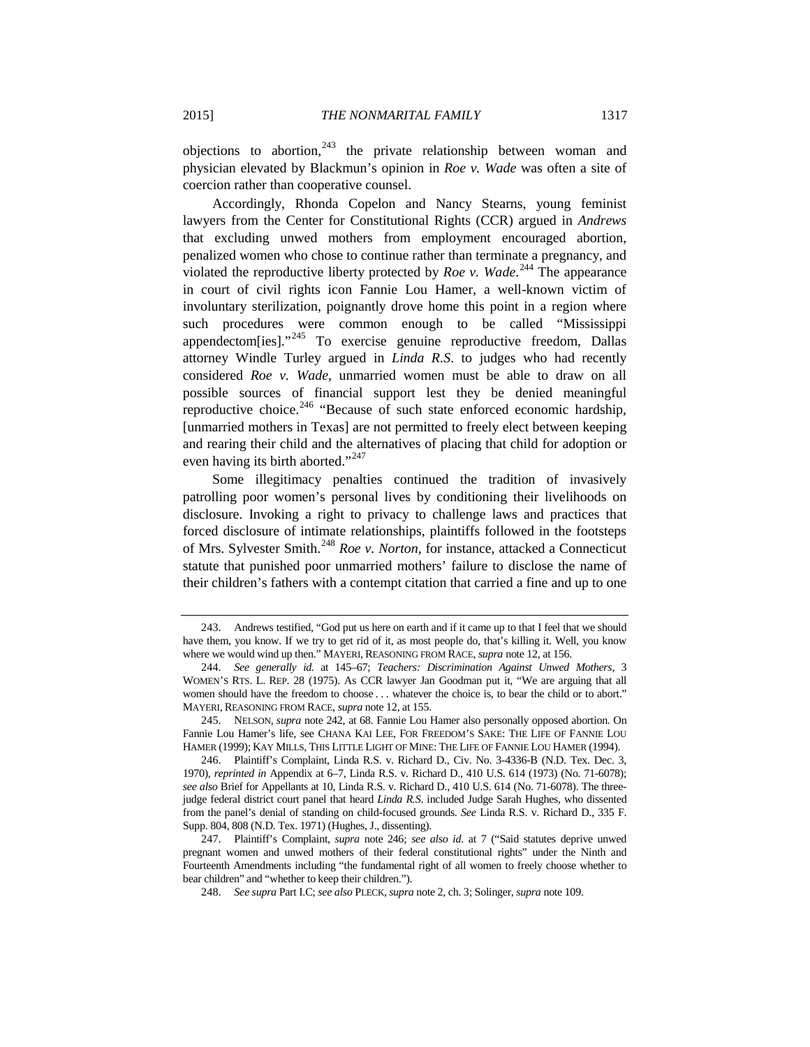objections to abortion,[243] the private relationship between woman and physician elevated by Blackmun's opinion in *Roe v. Wade* was often a site of coercion rather than cooperative counsel.

Accordingly, Rhonda Copelon and Nancy Stearns, young feminist lawyers from the Center for Constitutional Rights (CCR) argued in *Andrews* that excluding unwed mothers from employment encouraged abortion, penalized women who chose to continue rather than terminate a pregnancy, and violated the reproductive liberty protected by *Roe v. Wade*.[244] The appearance in court of civil rights icon Fannie Lou Hamer, a well-known victim of involuntary sterilization, poignantly drove home this point in a region where such procedures were common enough to be called "Mississippi appendectom[ies]."[245] To exercise genuine reproductive freedom, Dallas attorney Windle Turley argued in *Linda R.S.* to judges who had recently considered *Roe v. Wade*, unmarried women must be able to draw on all possible sources of financial support lest they be denied meaningful reproductive choice.[246] "Because of such state enforced economic hardship, [unmarried mothers in Texas] are not permitted to freely elect between keeping and rearing their child and the alternatives of placing that child for adoption or even having its birth aborted."[247]

Some illegitimacy penalties continued the tradition of invasively patrolling poor women's personal lives by conditioning their livelihoods on disclosure. Invoking a right to privacy to challenge laws and practices that forced disclosure of intimate relationships, plaintiffs followed in the footsteps of Mrs. Sylvester Smith.[248] *Roe v. Norton*, for instance, attacked a Connecticut statute that punished poor unmarried mothers' failure to disclose the name of their children's fathers with a contempt citation that carried a fine and up to one

---

243. Andrews testified, "God put us here on earth and if it came up to that I feel that we should have them, you know. If we try to get rid of it, as most people do, that's killing it. Well, you know where we would wind up then." MAYERI, REASONING FROM RACE, *supra* note 12, at 156.

244. *See generally id.* at 145–67; *Teachers: Discrimination Against Unwed Mothers*, 3 WOMEN'S RTS. L. REP. 28 (1975). As CCR lawyer Jan Goodman put it, "We are arguing that all women should have the freedom to choose . . . whatever the choice is, to bear the child or to abort." MAYERI, REASONING FROM RACE, *supra* note 12, at 155.

245. NELSON, *supra* note 242, at 68. Fannie Lou Hamer also personally opposed abortion. On Fannie Lou Hamer's life, see CHANA KAI LEE, FOR FREEDOM'S SAKE: THE LIFE OF FANNIE LOU HAMER (1999); KAY MILLS, THIS LITTLE LIGHT OF MINE: THE LIFE OF FANNIE LOU HAMER (1994).

246. Plaintiff's Complaint, Linda R.S. v. Richard D., Civ. No. 3-4336-B (N.D. Tex. Dec. 3, 1970), *reprinted in* Appendix at 6–7, Linda R.S. v. Richard D., 410 U.S. 614 (1973) (No. 71-6078); *see also* Brief for Appellants at 10, Linda R.S. v. Richard D., 410 U.S. 614 (No. 71-6078). The three-judge federal district court panel that heard *Linda R.S.* included Judge Sarah Hughes, who dissented from the panel's denial of standing on child-focused grounds. *See* Linda R.S. v. Richard D., 335 F. Supp. 804, 808 (N.D. Tex. 1971) (Hughes, J., dissenting).

247. Plaintiff's Complaint, *supra* note 246; *see also id.* at 7 ("Said statutes deprive unwed pregnant women and unwed mothers of their federal constitutional rights" under the Ninth and Fourteenth Amendments including "the fundamental right of all women to freely choose whether to bear children" and "whether to keep their children.").

248. *See supra* Part I.C; *see also* PLECK, *supra* note 2, ch. 3; Solinger, *supra* note 109.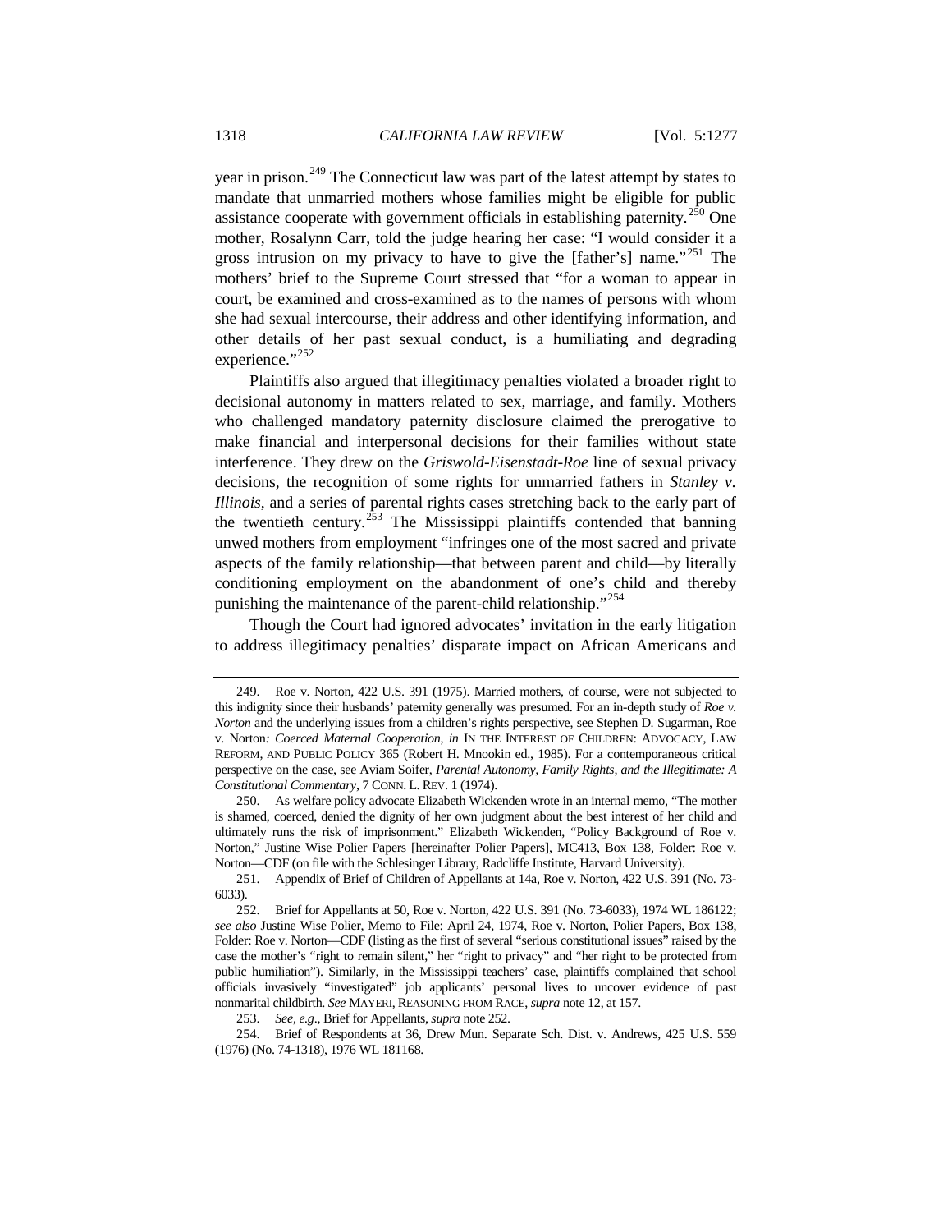year in prison.[249] The Connecticut law was part of the latest attempt by states to mandate that unmarried mothers whose families might be eligible for public assistance cooperate with government officials in establishing paternity.[250] One mother, Rosalynn Carr, told the judge hearing her case: "I would consider it a gross intrusion on my privacy to have to give the [father's] name."[251] The mothers' brief to the Supreme Court stressed that "for a woman to appear in court, be examined and cross-examined as to the names of persons with whom she had sexual intercourse, their address and other identifying information, and other details of her past sexual conduct, is a humiliating and degrading experience."[252]

Plaintiffs also argued that illegitimacy penalties violated a broader right to decisional autonomy in matters related to sex, marriage, and family. Mothers who challenged mandatory paternity disclosure claimed the prerogative to make financial and interpersonal decisions for their families without state interference. They drew on the *Griswold-Eisenstadt-Roe* line of sexual privacy decisions, the recognition of some rights for unmarried fathers in *Stanley v. Illinois*, and a series of parental rights cases stretching back to the early part of the twentieth century.[253] The Mississippi plaintiffs contended that banning unwed mothers from employment "infringes one of the most sacred and private aspects of the family relationship—that between parent and child—by literally conditioning employment on the abandonment of one's child and thereby punishing the maintenance of the parent-child relationship."[254]

Though the Court had ignored advocates' invitation in the early litigation to address illegitimacy penalties' disparate impact on African Americans and

---

249. Roe v. Norton, 422 U.S. 391 (1975). Married mothers, of course, were not subjected to this indignity since their husbands' paternity generally was presumed. For an in-depth study of *Roe v. Norton* and the underlying issues from a children's rights perspective, see Stephen D. Sugarman, Roe v. Norton*: Coerced Maternal Cooperation*, *in* IN THE INTEREST OF CHILDREN: ADVOCACY, LAW REFORM, AND PUBLIC POLICY 365 (Robert H. Mnookin ed., 1985). For a contemporaneous critical perspective on the case, see Aviam Soifer, *Parental Autonomy, Family Rights, and the Illegitimate: A Constitutional Commentary*, 7 CONN. L. REV. 1 (1974).

250. As welfare policy advocate Elizabeth Wickenden wrote in an internal memo, "The mother is shamed, coerced, denied the dignity of her own judgment about the best interest of her child and ultimately runs the risk of imprisonment." Elizabeth Wickenden, "Policy Background of Roe v. Norton," Justine Wise Polier Papers [hereinafter Polier Papers], MC413, Box 138, Folder: Roe v. Norton—CDF (on file with the Schlesinger Library, Radcliffe Institute, Harvard University).

251. Appendix of Brief of Children of Appellants at 14a, Roe v. Norton, 422 U.S. 391 (No. 73-6033).

252. Brief for Appellants at 50, Roe v. Norton, 422 U.S. 391 (No. 73-6033), 1974 WL 186122; *see also* Justine Wise Polier, Memo to File: April 24, 1974, Roe v. Norton, Polier Papers, Box 138, Folder: Roe v. Norton—CDF (listing as the first of several "serious constitutional issues" raised by the case the mother's "right to remain silent," her "right to privacy" and "her right to be protected from public humiliation"). Similarly, in the Mississippi teachers' case, plaintiffs complained that school officials invasively "investigated" job applicants' personal lives to uncover evidence of past nonmarital childbirth. *See* MAYERI, REASONING FROM RACE, *supra* note 12, at 157.

253. *See, e.g.*, Brief for Appellants, *supra* note 252.

254. Brief of Respondents at 36, Drew Mun. Separate Sch. Dist. v. Andrews, 425 U.S. 559 (1976) (No. 74-1318), 1976 WL 181168.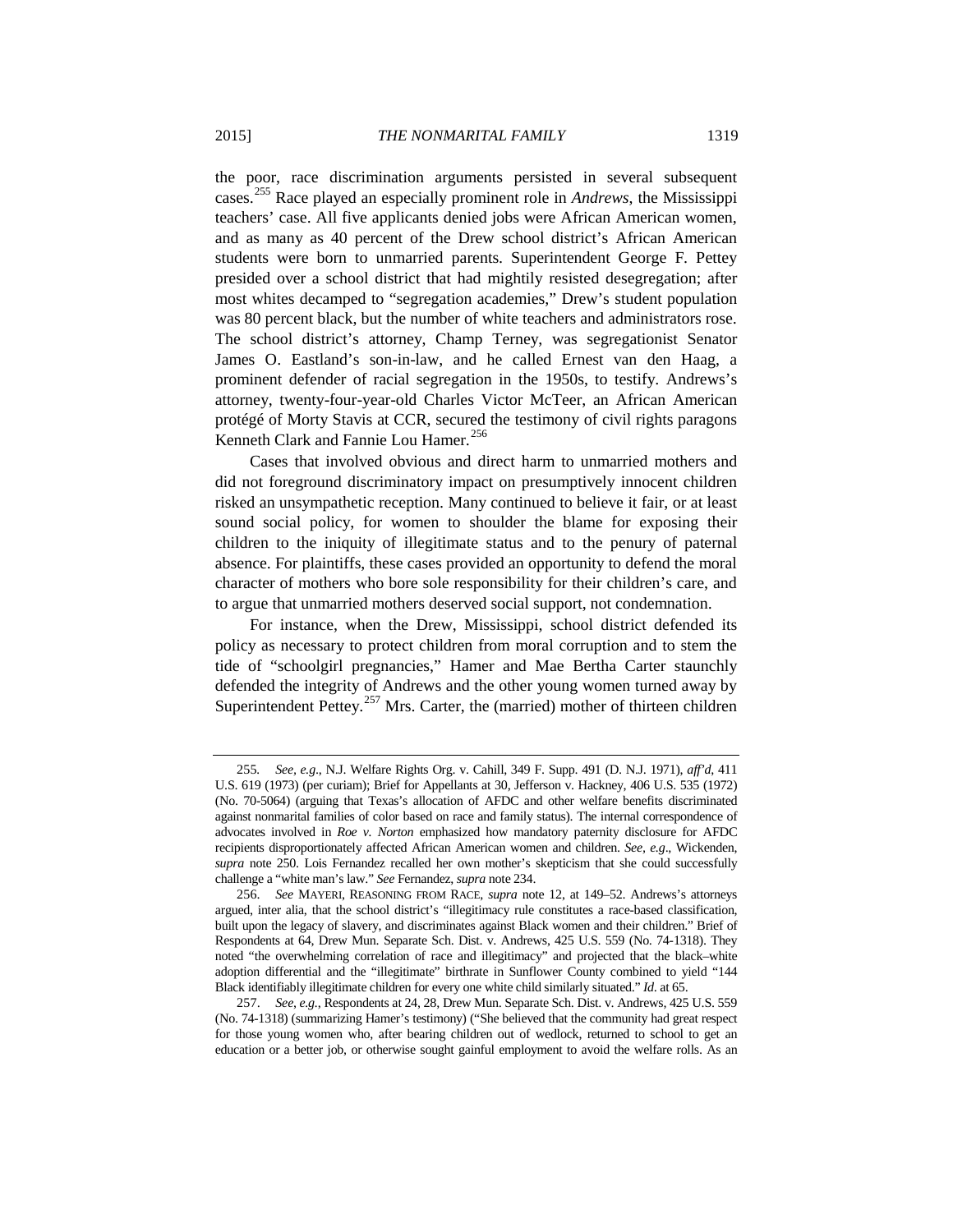the poor, race discrimination arguments persisted in several subsequent cases.[255] Race played an especially prominent role in *Andrews*, the Mississippi teachers' case. All five applicants denied jobs were African American women, and as many as 40 percent of the Drew school district's African American students were born to unmarried parents. Superintendent George F. Pettey presided over a school district that had mightily resisted desegregation; after most whites decamped to "segregation academies," Drew's student population was 80 percent black, but the number of white teachers and administrators rose. The school district's attorney, Champ Terney, was segregationist Senator James O. Eastland's son-in-law, and he called Ernest van den Haag, a prominent defender of racial segregation in the 1950s, to testify. Andrews's attorney, twenty-four-year-old Charles Victor McTeer, an African American protégé of Morty Stavis at CCR, secured the testimony of civil rights paragons Kenneth Clark and Fannie Lou Hamer.[256]

Cases that involved obvious and direct harm to unmarried mothers and did not foreground discriminatory impact on presumptively innocent children risked an unsympathetic reception. Many continued to believe it fair, or at least sound social policy, for women to shoulder the blame for exposing their children to the iniquity of illegitimate status and to the penury of paternal absence. For plaintiffs, these cases provided an opportunity to defend the moral character of mothers who bore sole responsibility for their children's care, and to argue that unmarried mothers deserved social support, not condemnation.

For instance, when the Drew, Mississippi, school district defended its policy as necessary to protect children from moral corruption and to stem the tide of "schoolgirl pregnancies," Hamer and Mae Bertha Carter staunchly defended the integrity of Andrews and the other young women turned away by Superintendent Pettey.[257] Mrs. Carter, the (married) mother of thirteen children

---

255. *See, e.g.*, N.J. Welfare Rights Org. v. Cahill, 349 F. Supp. 491 (D. N.J. 1971), *aff'd*, 411 U.S. 619 (1973) (per curiam); Brief for Appellants at 30, Jefferson v. Hackney, 406 U.S. 535 (1972) (No. 70-5064) (arguing that Texas's allocation of AFDC and other welfare benefits discriminated against nonmarital families of color based on race and family status). The internal correspondence of advocates involved in *Roe v. Norton* emphasized how mandatory paternity disclosure for AFDC recipients disproportionately affected African American women and children. *See, e.g*., Wickenden, *supra* note 250. Lois Fernandez recalled her own mother's skepticism that she could successfully challenge a "white man's law." *See* Fernandez, *supra* note 234.

256. *See* MAYERI, REASONING FROM RACE, *supra* note 12, at 149–52. Andrews's attorneys argued, inter alia, that the school district's "illegitimacy rule constitutes a race-based classification, built upon the legacy of slavery, and discriminates against Black women and their children." Brief of Respondents at 64, Drew Mun. Separate Sch. Dist. v. Andrews, 425 U.S. 559 (No. 74-1318). They noted "the overwhelming correlation of race and illegitimacy" and projected that the black–white adoption differential and the "illegitimate" birthrate in Sunflower County combined to yield "144 Black identifiably illegitimate children for every one white child similarly situated." *Id.* at 65.

257. *See, e.g.*, Respondents at 24, 28, Drew Mun. Separate Sch. Dist. v. Andrews, 425 U.S. 559 (No. 74-1318) (summarizing Hamer's testimony) ("She believed that the community had great respect for those young women who, after bearing children out of wedlock, returned to school to get an education or a better job, or otherwise sought gainful employment to avoid the welfare rolls. As an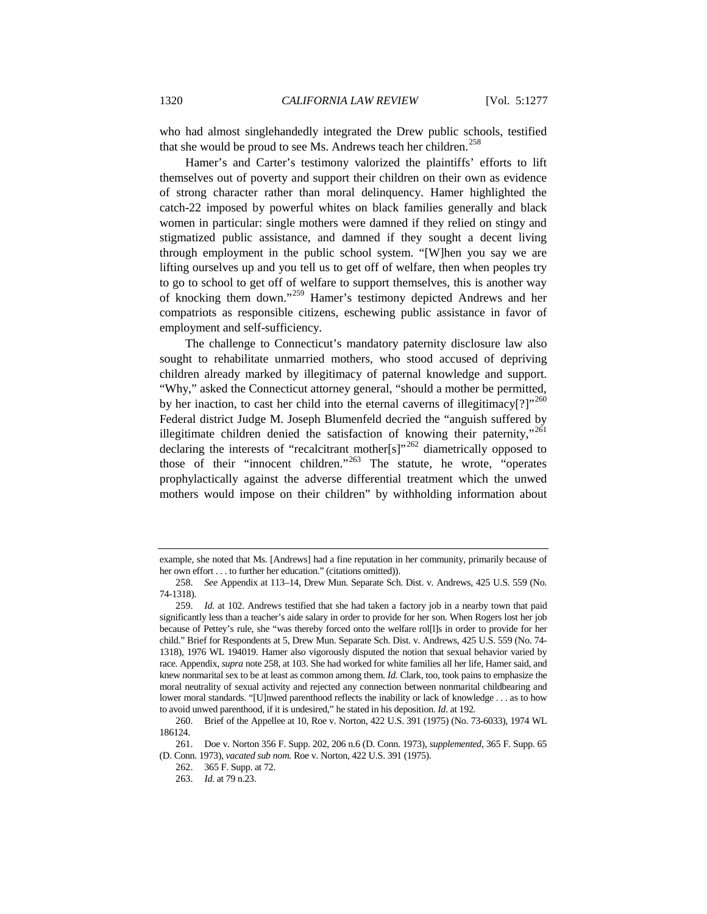who had almost singlehandedly integrated the Drew public schools, testified that she would be proud to see Ms. Andrews teach her children.[258]

Hamer's and Carter's testimony valorized the plaintiffs' efforts to lift themselves out of poverty and support their children on their own as evidence of strong character rather than moral delinquency. Hamer highlighted the catch-22 imposed by powerful whites on black families generally and black women in particular: single mothers were damned if they relied on stingy and stigmatized public assistance, and damned if they sought a decent living through employment in the public school system. "[W]hen you say we are lifting ourselves up and you tell us to get off of welfare, then when peoples try to go to school to get off of welfare to support themselves, this is another way of knocking them down."[259] Hamer's testimony depicted Andrews and her compatriots as responsible citizens, eschewing public assistance in favor of employment and self-sufficiency.

The challenge to Connecticut's mandatory paternity disclosure law also sought to rehabilitate unmarried mothers, who stood accused of depriving children already marked by illegitimacy of paternal knowledge and support. "Why," asked the Connecticut attorney general, "should a mother be permitted, by her inaction, to cast her child into the eternal caverns of illegitimacy[?]"[260] Federal district Judge M. Joseph Blumenfeld decried the "anguish suffered by illegitimate children denied the satisfaction of knowing their paternity,"[261] declaring the interests of "recalcitrant mother[s]"[262] diametrically opposed to those of their "innocent children."[263] The statute, he wrote, "operates prophylactically against the adverse differential treatment which the unwed mothers would impose on their children" by withholding information about

---

example, she noted that Ms. [Andrews] had a fine reputation in her community, primarily because of her own effort . . . to further her education." (citations omitted)).

258. *See* Appendix at 113–14, Drew Mun. Separate Sch. Dist. v. Andrews, 425 U.S. 559 (No. 74-1318).

259. *Id.* at 102. Andrews testified that she had taken a factory job in a nearby town that paid significantly less than a teacher's aide salary in order to provide for her son. When Rogers lost her job because of Pettey's rule, she "was thereby forced onto the welfare rol[l]s in order to provide for her child." Brief for Respondents at 5, Drew Mun. Separate Sch. Dist. v. Andrews, 425 U.S. 559 (No. 74-1318), 1976 WL 194019. Hamer also vigorously disputed the notion that sexual behavior varied by race. Appendix, *supra* note 258, at 103. She had worked for white families all her life, Hamer said, and knew nonmarital sex to be at least as common among them. *Id.* Clark, too, took pains to emphasize the moral neutrality of sexual activity and rejected any connection between nonmarital childbearing and lower moral standards. "[U]nwed parenthood reflects the inability or lack of knowledge . . . as to how to avoid unwed parenthood, if it is undesired," he stated in his deposition. *Id*. at 192.

260. Brief of the Appellee at 10, Roe v. Norton, 422 U.S. 391 (1975) (No. 73-6033), 1974 WL 186124.

261. Doe v. Norton 356 F. Supp. 202, 206 n.6 (D. Conn. 1973), *supplemented*, 365 F. Supp. 65 (D. Conn. 1973), *vacated sub nom.* Roe v. Norton, 422 U.S. 391 (1975).

262. 365 F. Supp. at 72.

263. *Id.* at 79 n.23.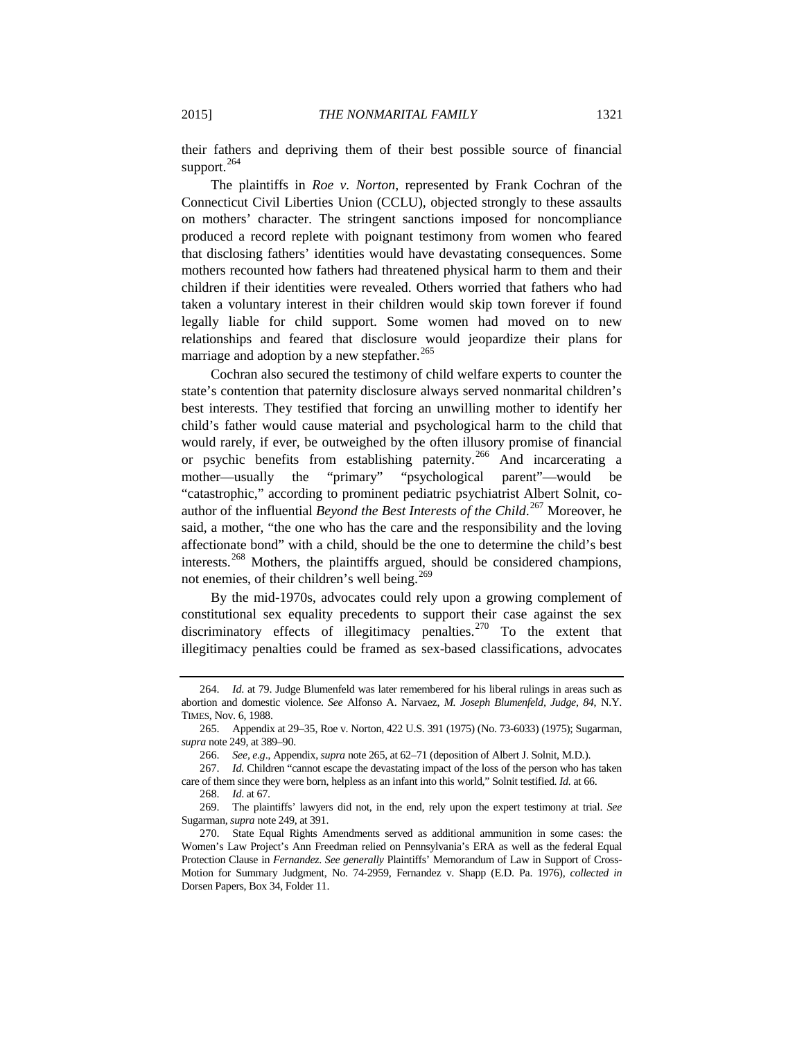their fathers and depriving them of their best possible source of financial support.[264]

The plaintiffs in *Roe v. Norton*, represented by Frank Cochran of the Connecticut Civil Liberties Union (CCLU), objected strongly to these assaults on mothers' character. The stringent sanctions imposed for noncompliance produced a record replete with poignant testimony from women who feared that disclosing fathers' identities would have devastating consequences. Some mothers recounted how fathers had threatened physical harm to them and their children if their identities were revealed. Others worried that fathers who had taken a voluntary interest in their children would skip town forever if found legally liable for child support. Some women had moved on to new relationships and feared that disclosure would jeopardize their plans for marriage and adoption by a new stepfather.[265]

Cochran also secured the testimony of child welfare experts to counter the state's contention that paternity disclosure always served nonmarital children's best interests. They testified that forcing an unwilling mother to identify her child's father would cause material and psychological harm to the child that would rarely, if ever, be outweighed by the often illusory promise of financial or psychic benefits from establishing paternity.[266] And incarcerating a mother—usually the "primary" "psychological parent"—would be "catastrophic," according to prominent pediatric psychiatrist Albert Solnit, co-author of the influential *Beyond the Best Interests of the Child*.[267] Moreover, he said, a mother, "the one who has the care and the responsibility and the loving affectionate bond" with a child, should be the one to determine the child's best interests.[268] Mothers, the plaintiffs argued, should be considered champions, not enemies, of their children's well being.[269]

By the mid-1970s, advocates could rely upon a growing complement of constitutional sex equality precedents to support their case against the sex discriminatory effects of illegitimacy penalties.[270] To the extent that illegitimacy penalties could be framed as sex-based classifications, advocates

---

264. *Id.* at 79. Judge Blumenfeld was later remembered for his liberal rulings in areas such as abortion and domestic violence. *See* Alfonso A. Narvaez, *M. Joseph Blumenfeld, Judge, 84*, N.Y. TIMES, Nov. 6, 1988.

265. Appendix at 29–35, Roe v. Norton, 422 U.S. 391 (1975) (No. 73-6033) (1975); Sugarman, *supra* note 249, at 389–90.

266. *See, e.g.*, Appendix, *supra* note 265, at 62–71 (deposition of Albert J. Solnit, M.D.).

267. *Id.* Children "cannot escape the devastating impact of the loss of the person who has taken care of them since they were born, helpless as an infant into this world," Solnit testified. *Id.* at 66.

268. *Id.* at 67.

269. The plaintiffs' lawyers did not, in the end, rely upon the expert testimony at trial. *See* Sugarman, *supra* note 249, at 391.

270. State Equal Rights Amendments served as additional ammunition in some cases: the Women's Law Project's Ann Freedman relied on Pennsylvania's ERA as well as the federal Equal Protection Clause in *Fernandez*. *See generally* Plaintiffs' Memorandum of Law in Support of Cross-Motion for Summary Judgment, No. 74-2959, Fernandez v. Shapp (E.D. Pa. 1976), *collected in* Dorsen Papers, Box 34, Folder 11.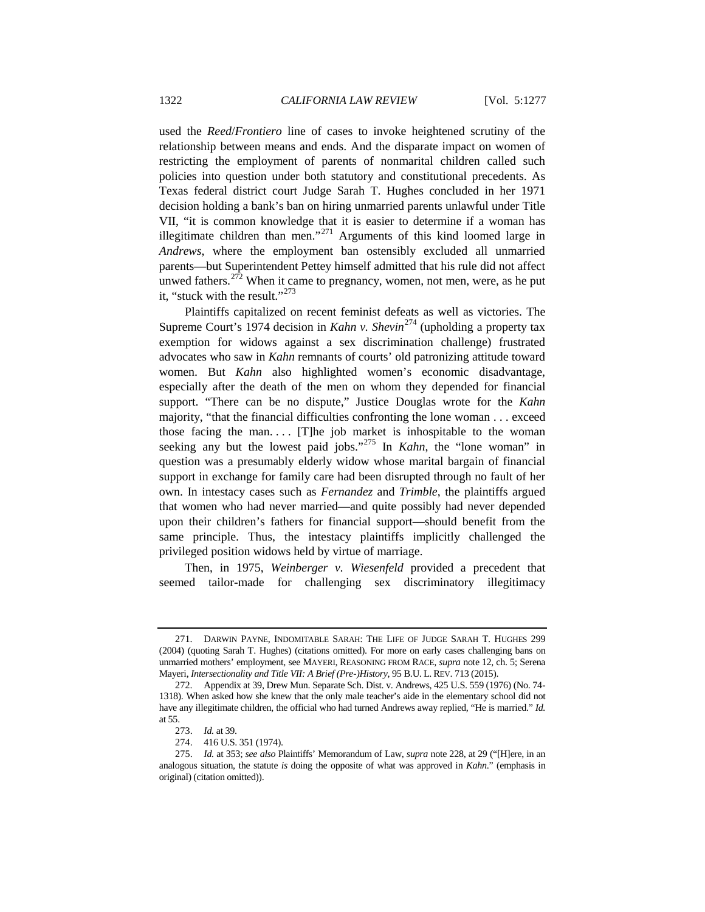used the *Reed*/*Frontiero* line of cases to invoke heightened scrutiny of the relationship between means and ends. And the disparate impact on women of restricting the employment of parents of nonmarital children called such policies into question under both statutory and constitutional precedents. As Texas federal district court Judge Sarah T. Hughes concluded in her 1971 decision holding a bank's ban on hiring unmarried parents unlawful under Title VII, "it is common knowledge that it is easier to determine if a woman has illegitimate children than men."[271] Arguments of this kind loomed large in *Andrews*, where the employment ban ostensibly excluded all unmarried parents—but Superintendent Pettey himself admitted that his rule did not affect unwed fathers.[272] When it came to pregnancy, women, not men, were, as he put it, "stuck with the result."[273]

Plaintiffs capitalized on recent feminist defeats as well as victories. The Supreme Court's 1974 decision in *Kahn v. Shevin*[274] (upholding a property tax exemption for widows against a sex discrimination challenge) frustrated advocates who saw in *Kahn* remnants of courts' old patronizing attitude toward women. But *Kahn* also highlighted women's economic disadvantage, especially after the death of the men on whom they depended for financial support. "There can be no dispute," Justice Douglas wrote for the *Kahn* majority, "that the financial difficulties confronting the lone woman . . . exceed those facing the man. . . . [T]he job market is inhospitable to the woman seeking any but the lowest paid jobs."[275] In *Kahn*, the "lone woman" in question was a presumably elderly widow whose marital bargain of financial support in exchange for family care had been disrupted through no fault of her own. In intestacy cases such as *Fernandez* and *Trimble*, the plaintiffs argued that women who had never married—and quite possibly had never depended upon their children's fathers for financial support—should benefit from the same principle. Thus, the intestacy plaintiffs implicitly challenged the privileged position widows held by virtue of marriage.

Then, in 1975, *Weinberger v. Wiesenfeld* provided a precedent that seemed tailor-made for challenging sex discriminatory illegitimacy

---

271. DARWIN PAYNE, INDOMITABLE SARAH: THE LIFE OF JUDGE SARAH T. HUGHES 299 (2004) (quoting Sarah T. Hughes) (citations omitted). For more on early cases challenging bans on unmarried mothers' employment, see MAYERI, REASONING FROM RACE, *supra* note 12, ch. 5; Serena Mayeri, *Intersectionality and Title VII: A Brief (Pre-)History*, 95 B.U. L. REV. 713 (2015).

272. Appendix at 39, Drew Mun. Separate Sch. Dist. v. Andrews, 425 U.S. 559 (1976) (No. 74-1318). When asked how she knew that the only male teacher's aide in the elementary school did not have any illegitimate children, the official who had turned Andrews away replied, "He is married." *Id.* at 55.

273. *Id.* at 39.

274. 416 U.S. 351 (1974).

275. *Id.* at 353; *see also* Plaintiffs' Memorandum of Law, *supra* note 228, at 29 ("[H]ere, in an analogous situation, the statute *is* doing the opposite of what was approved in *Kahn*." (emphasis in original) (citation omitted)).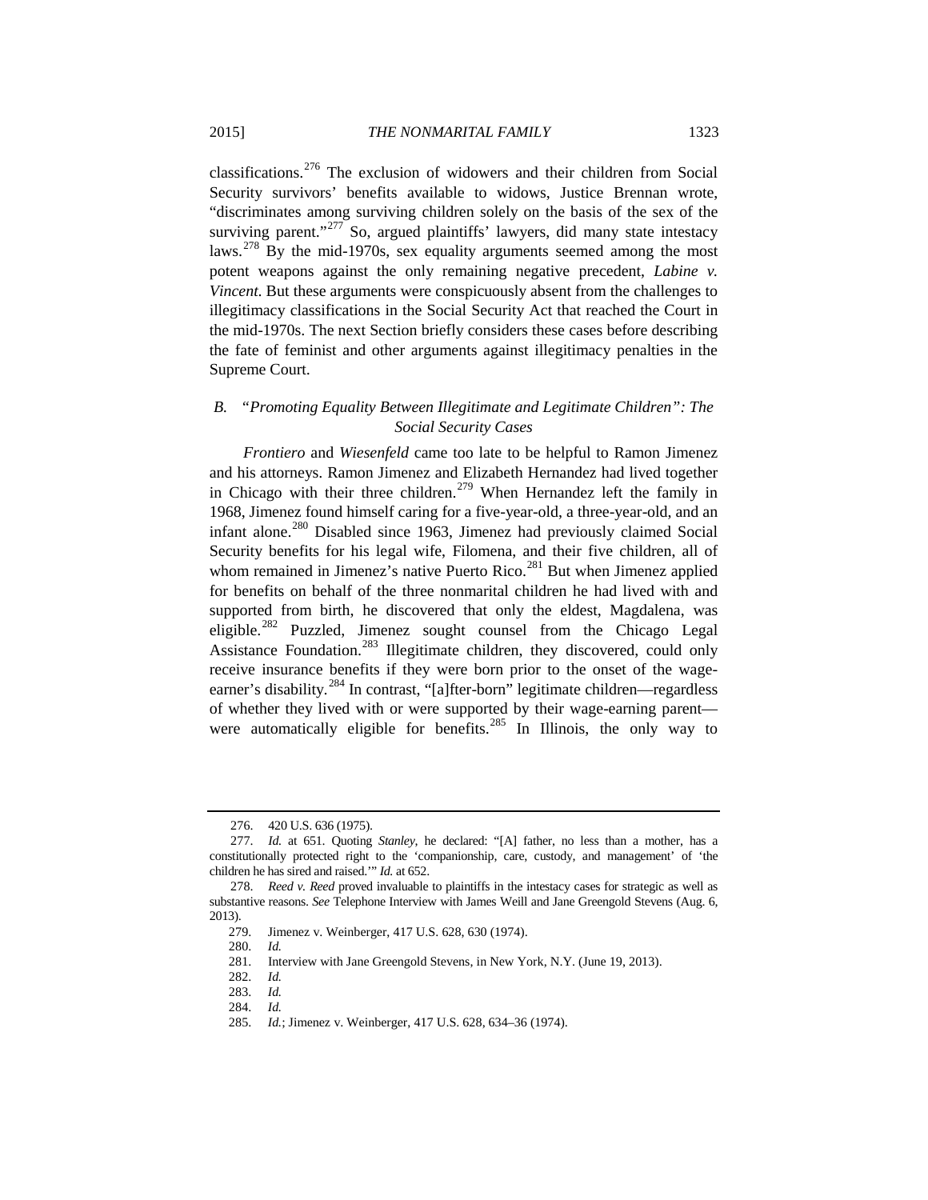classifications.[276] The exclusion of widowers and their children from Social Security survivors' benefits available to widows, Justice Brennan wrote, "discriminates among surviving children solely on the basis of the sex of the surviving parent."[277] So, argued plaintiffs' lawyers, did many state intestacy laws.[278] By the mid-1970s, sex equality arguments seemed among the most potent weapons against the only remaining negative precedent, *Labine v. Vincent*. But these arguments were conspicuously absent from the challenges to illegitimacy classifications in the Social Security Act that reached the Court in the mid-1970s. The next Section briefly considers these cases before describing the fate of feminist and other arguments against illegitimacy penalties in the Supreme Court.

### *B. "Promoting Equality Between Illegitimate and Legitimate Children": The Social Security Cases*

*Frontiero* and *Wiesenfeld* came too late to be helpful to Ramon Jimenez and his attorneys. Ramon Jimenez and Elizabeth Hernandez had lived together in Chicago with their three children.[279] When Hernandez left the family in 1968, Jimenez found himself caring for a five-year-old, a three-year-old, and an infant alone.[280] Disabled since 1963, Jimenez had previously claimed Social Security benefits for his legal wife, Filomena, and their five children, all of whom remained in Jimenez's native Puerto Rico.[281] But when Jimenez applied for benefits on behalf of the three nonmarital children he had lived with and supported from birth, he discovered that only the eldest, Magdalena, was eligible.[282] Puzzled, Jimenez sought counsel from the Chicago Legal Assistance Foundation.[283] Illegitimate children, they discovered, could only receive insurance benefits if they were born prior to the onset of the wage-earner's disability.[284] In contrast, "[a]fter-born" legitimate children—regardless of whether they lived with or were supported by their wage-earning parent—were automatically eligible for benefits.[285] In Illinois, the only way to

---

276. 420 U.S. 636 (1975).

277. *Id.* at 651. Quoting *Stanley*, he declared: "[A] father, no less than a mother, has a constitutionally protected right to the 'companionship, care, custody, and management' of 'the children he has sired and raised.'" *Id.* at 652.

278. *Reed v. Reed* proved invaluable to plaintiffs in the intestacy cases for strategic as well as substantive reasons. *See* Telephone Interview with James Weill and Jane Greengold Stevens (Aug. 6, 2013).

279. Jimenez v. Weinberger, 417 U.S. 628, 630 (1974).

280. *Id.*

281. Interview with Jane Greengold Stevens, in New York, N.Y. (June 19, 2013).

282. *Id.*

283. *Id.*

284. *Id.*

285. *Id.*; Jimenez v. Weinberger, 417 U.S. 628, 634–36 (1974).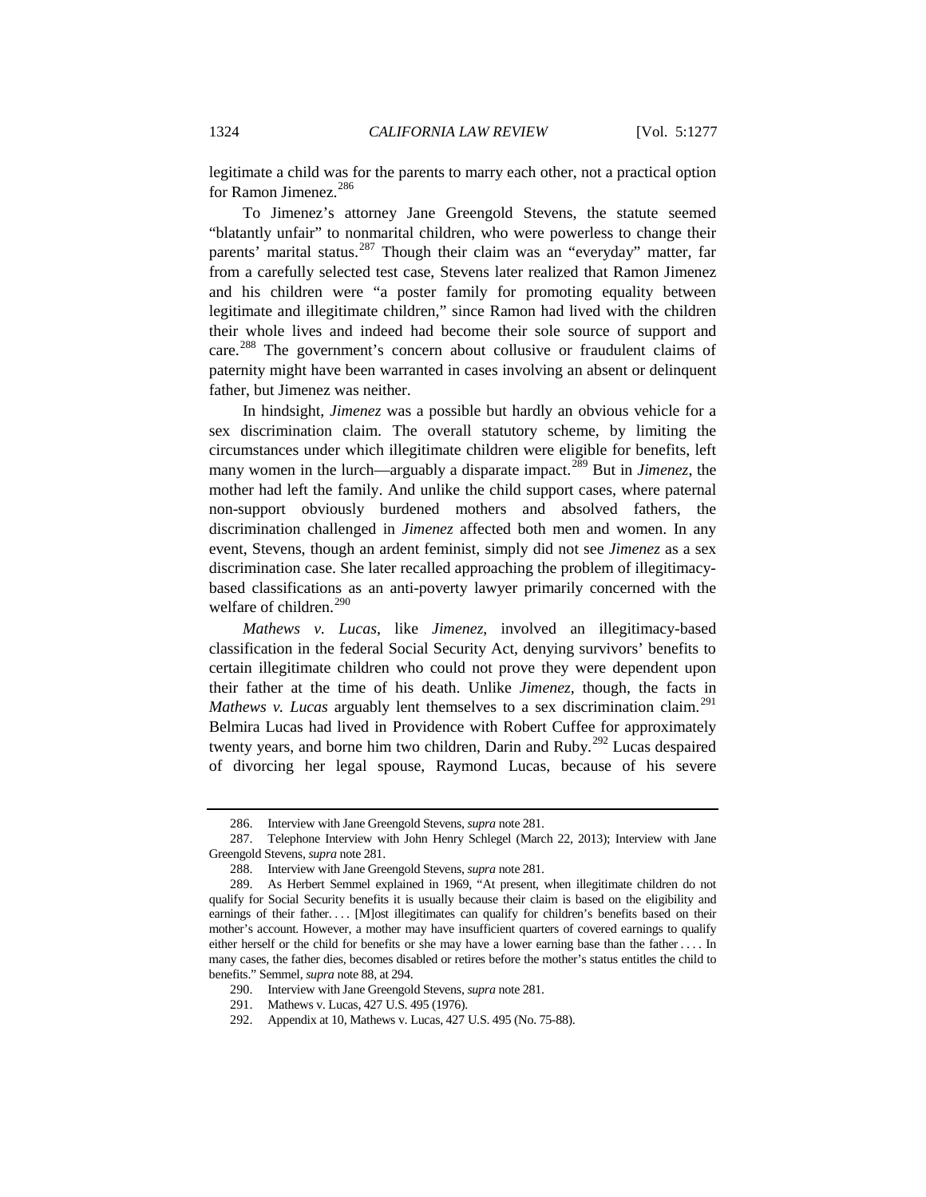legitimate a child was for the parents to marry each other, not a practical option for Ramon Jimenez.[286]

To Jimenez's attorney Jane Greengold Stevens, the statute seemed "blatantly unfair" to nonmarital children, who were powerless to change their parents' marital status.[287] Though their claim was an "everyday" matter, far from a carefully selected test case, Stevens later realized that Ramon Jimenez and his children were "a poster family for promoting equality between legitimate and illegitimate children," since Ramon had lived with the children their whole lives and indeed had become their sole source of support and care.[288] The government's concern about collusive or fraudulent claims of paternity might have been warranted in cases involving an absent or delinquent father, but Jimenez was neither.

In hindsight, *Jimenez* was a possible but hardly an obvious vehicle for a sex discrimination claim. The overall statutory scheme, by limiting the circumstances under which illegitimate children were eligible for benefits, left many women in the lurch—arguably a disparate impact.[289] But in *Jimenez*, the mother had left the family. And unlike the child support cases, where paternal non-support obviously burdened mothers and absolved fathers, the discrimination challenged in *Jimenez* affected both men and women. In any event, Stevens, though an ardent feminist, simply did not see *Jimenez* as a sex discrimination case. She later recalled approaching the problem of illegitimacy-based classifications as an anti-poverty lawyer primarily concerned with the welfare of children.[290]

*Mathews v. Lucas*, like *Jimenez*, involved an illegitimacy-based classification in the federal Social Security Act, denying survivors' benefits to certain illegitimate children who could not prove they were dependent upon their father at the time of his death. Unlike *Jimenez*, though, the facts in *Mathews v. Lucas* arguably lent themselves to a sex discrimination claim.[291] Belmira Lucas had lived in Providence with Robert Cuffee for approximately twenty years, and borne him two children, Darin and Ruby.[292] Lucas despaired of divorcing her legal spouse, Raymond Lucas, because of his severe

---

286. Interview with Jane Greengold Stevens, *supra* note 281.

287. Telephone Interview with John Henry Schlegel (March 22, 2013); Interview with Jane Greengold Stevens, *supra* note 281.

288. Interview with Jane Greengold Stevens, *supra* note 281.

289. As Herbert Semmel explained in 1969, "At present, when illegitimate children do not qualify for Social Security benefits it is usually because their claim is based on the eligibility and earnings of their father. . . . [M]ost illegitimates can qualify for children's benefits based on their mother's account. However, a mother may have insufficient quarters of covered earnings to qualify either herself or the child for benefits or she may have a lower earning base than the father . . . . In many cases, the father dies, becomes disabled or retires before the mother's status entitles the child to benefits." Semmel, *supra* note 88, at 294.

290. Interview with Jane Greengold Stevens, *supra* note 281.

291. Mathews v. Lucas, 427 U.S. 495 (1976).

292. Appendix at 10, Mathews v. Lucas, 427 U.S. 495 (No. 75-88).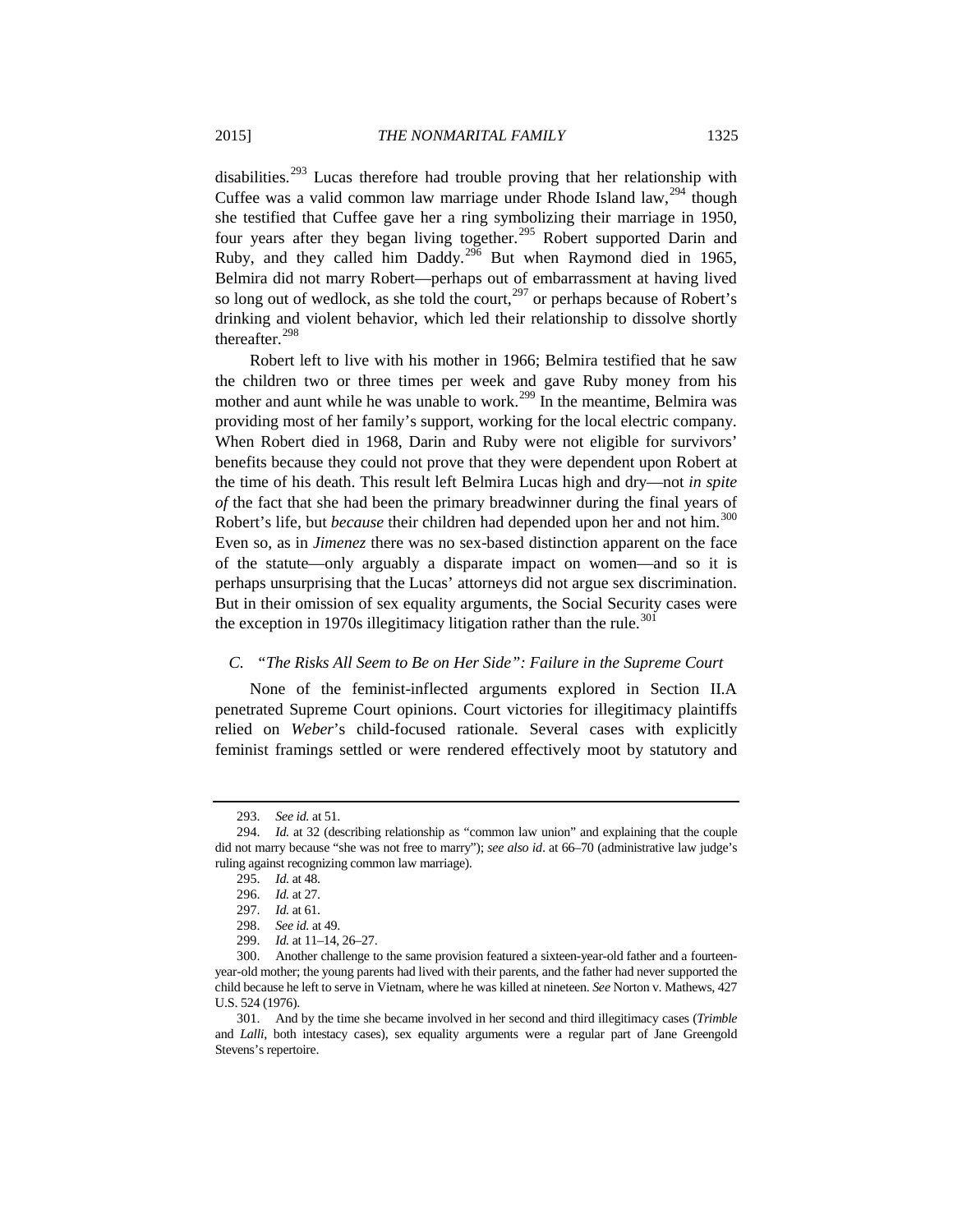disabilities.[293] Lucas therefore had trouble proving that her relationship with Cuffee was a valid common law marriage under Rhode Island law,[294] though she testified that Cuffee gave her a ring symbolizing their marriage in 1950, four years after they began living together.[295] Robert supported Darin and Ruby, and they called him Daddy.[296] But when Raymond died in 1965, Belmira did not marry Robert—perhaps out of embarrassment at having lived so long out of wedlock, as she told the court,[297] or perhaps because of Robert's drinking and violent behavior, which led their relationship to dissolve shortly thereafter.[298]

Robert left to live with his mother in 1966; Belmira testified that he saw the children two or three times per week and gave Ruby money from his mother and aunt while he was unable to work.[299] In the meantime, Belmira was providing most of her family's support, working for the local electric company. When Robert died in 1968, Darin and Ruby were not eligible for survivors' benefits because they could not prove that they were dependent upon Robert at the time of his death. This result left Belmira Lucas high and dry—not *in spite of* the fact that she had been the primary breadwinner during the final years of Robert's life, but *because* their children had depended upon her and not him.[300] Even so, as in *Jimenez* there was no sex-based distinction apparent on the face of the statute—only arguably a disparate impact on women—and so it is perhaps unsurprising that the Lucas' attorneys did not argue sex discrimination. But in their omission of sex equality arguments, the Social Security cases were the exception in 1970s illegitimacy litigation rather than the rule.[301]

### *C. "The Risks All Seem to Be on Her Side": Failure in the Supreme Court*

None of the feminist-inflected arguments explored in Section II.A penetrated Supreme Court opinions. Court victories for illegitimacy plaintiffs relied on *Weber*'s child-focused rationale. Several cases with explicitly feminist framings settled or were rendered effectively moot by statutory and

---

293. *See id.* at 51.

294. *Id.* at 32 (describing relationship as "common law union" and explaining that the couple did not marry because "she was not free to marry"); *see also id*. at 66–70 (administrative law judge's ruling against recognizing common law marriage).

295. *Id.* at 48.

296. *Id.* at 27.

297. *Id.* at 61.

298. *See id.* at 49.

299. *Id.* at 11–14, 26–27.

300. Another challenge to the same provision featured a sixteen-year-old father and a fourteen-year-old mother; the young parents had lived with their parents, and the father had never supported the child because he left to serve in Vietnam, where he was killed at nineteen. *See* Norton v. Mathews, 427 U.S. 524 (1976).

301. And by the time she became involved in her second and third illegitimacy cases (*Trimble* and *Lalli*, both intestacy cases), sex equality arguments were a regular part of Jane Greengold Stevens's repertoire.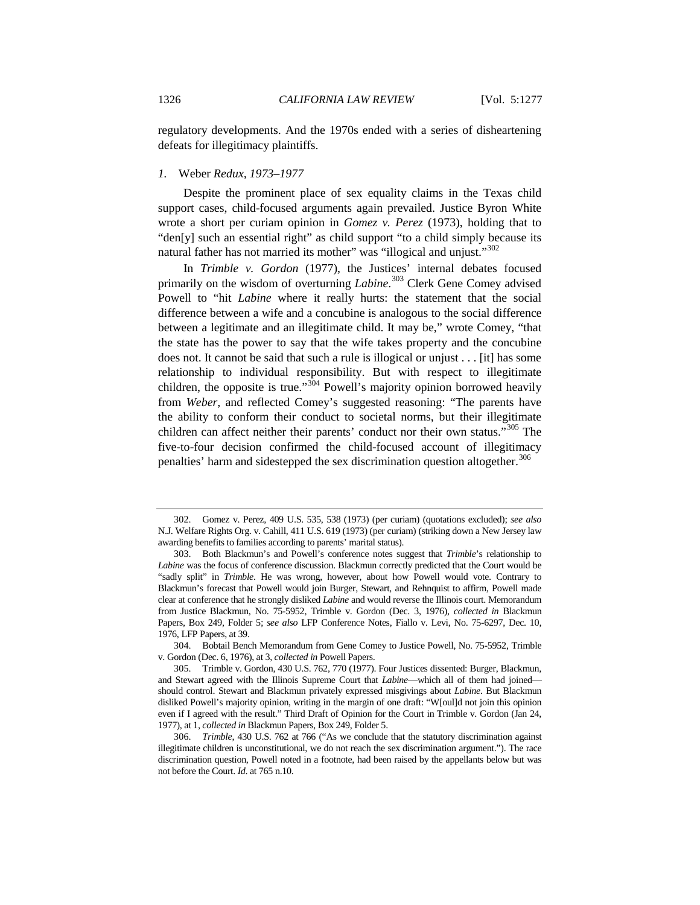regulatory developments. And the 1970s ended with a series of disheartening defeats for illegitimacy plaintiffs.

### *1.* Weber *Redux, 1973–1977*

Despite the prominent place of sex equality claims in the Texas child support cases, child-focused arguments again prevailed. Justice Byron White wrote a short per curiam opinion in *Gomez v. Perez* (1973), holding that to "den[y] such an essential right" as child support "to a child simply because its natural father has not married its mother" was "illogical and unjust."[302]

In *Trimble v. Gordon* (1977), the Justices' internal debates focused primarily on the wisdom of overturning *Labine*.[303] Clerk Gene Comey advised Powell to "hit *Labine* where it really hurts: the statement that the social difference between a wife and a concubine is analogous to the social difference between a legitimate and an illegitimate child. It may be," wrote Comey, "that the state has the power to say that the wife takes property and the concubine does not. It cannot be said that such a rule is illogical or unjust . . . [it] has some relationship to individual responsibility. But with respect to illegitimate children, the opposite is true."[304] Powell's majority opinion borrowed heavily from *Weber*, and reflected Comey's suggested reasoning: "The parents have the ability to conform their conduct to societal norms, but their illegitimate children can affect neither their parents' conduct nor their own status."[305] The five-to-four decision confirmed the child-focused account of illegitimacy penalties' harm and sidestepped the sex discrimination question altogether.[306]

---

302. Gomez v. Perez, 409 U.S. 535, 538 (1973) (per curiam) (quotations excluded); *see also* N.J. Welfare Rights Org. v. Cahill, 411 U.S. 619 (1973) (per curiam) (striking down a New Jersey law awarding benefits to families according to parents' marital status).

303. Both Blackmun's and Powell's conference notes suggest that *Trimble*'s relationship to *Labine* was the focus of conference discussion. Blackmun correctly predicted that the Court would be "sadly split" in *Trimble*. He was wrong, however, about how Powell would vote. Contrary to Blackmun's forecast that Powell would join Burger, Stewart, and Rehnquist to affirm, Powell made clear at conference that he strongly disliked *Labine* and would reverse the Illinois court. Memorandum from Justice Blackmun, No. 75-5952, Trimble v. Gordon (Dec. 3, 1976), *collected in* Blackmun Papers, Box 249, Folder 5; *see also* LFP Conference Notes, Fiallo v. Levi, No. 75-6297, Dec. 10, 1976, LFP Papers, at 39.

304. Bobtail Bench Memorandum from Gene Comey to Justice Powell, No. 75-5952, Trimble v. Gordon (Dec. 6, 1976), at 3, *collected in* Powell Papers.

305. Trimble v. Gordon, 430 U.S. 762, 770 (1977). Four Justices dissented: Burger, Blackmun, and Stewart agreed with the Illinois Supreme Court that *Labine*—which all of them had joined—should control. Stewart and Blackmun privately expressed misgivings about *Labine*. But Blackmun disliked Powell's majority opinion, writing in the margin of one draft: "W[oul]d not join this opinion even if I agreed with the result." Third Draft of Opinion for the Court in Trimble v. Gordon (Jan 24, 1977), at 1, *collected in* Blackmun Papers, Box 249, Folder 5.

306. *Trimble*, 430 U.S. 762 at 766 ("As we conclude that the statutory discrimination against illegitimate children is unconstitutional, we do not reach the sex discrimination argument."). The race discrimination question, Powell noted in a footnote, had been raised by the appellants below but was not before the Court. *Id.* at 765 n.10.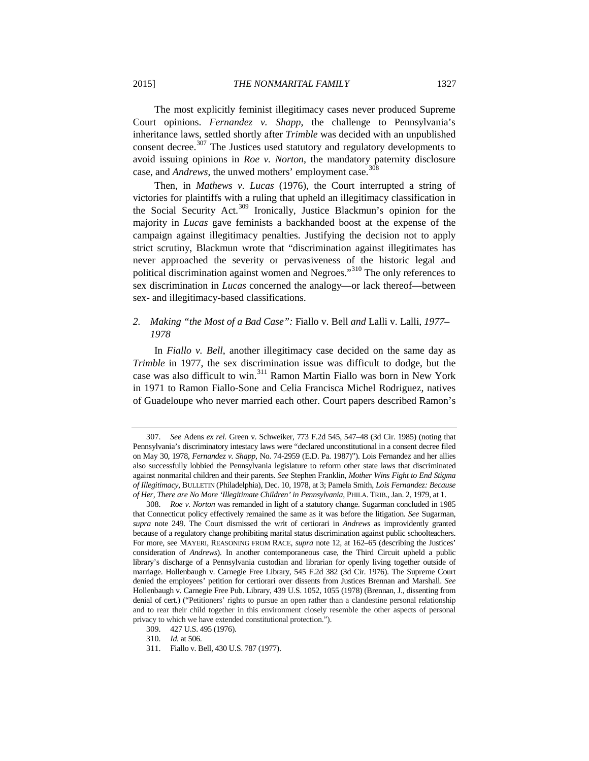The most explicitly feminist illegitimacy cases never produced Supreme Court opinions. *Fernandez v. Shapp*, the challenge to Pennsylvania's inheritance laws, settled shortly after *Trimble* was decided with an unpublished consent decree.[307] The Justices used statutory and regulatory developments to avoid issuing opinions in *Roe v. Norton*, the mandatory paternity disclosure case, and *Andrews*, the unwed mothers' employment case.[308]

Then, in *Mathews v. Lucas* (1976), the Court interrupted a string of victories for plaintiffs with a ruling that upheld an illegitimacy classification in the Social Security Act.[309] Ironically, Justice Blackmun's opinion for the majority in *Lucas* gave feminists a backhanded boost at the expense of the campaign against illegitimacy penalties. Justifying the decision not to apply strict scrutiny, Blackmun wrote that "discrimination against illegitimates has never approached the severity or pervasiveness of the historic legal and political discrimination against women and Negroes."[310] The only references to sex discrimination in *Lucas* concerned the analogy—or lack thereof—between sex- and illegitimacy-based classifications.

### 2. *Making "the Most of a Bad Case":* Fiallo v. Bell *and* Lalli v. Lalli*, 1977–1978*

In *Fiallo v. Bell*, another illegitimacy case decided on the same day as *Trimble* in 1977, the sex discrimination issue was difficult to dodge, but the case was also difficult to win.[311] Ramon Martin Fiallo was born in New York in 1971 to Ramon Fiallo-Sone and Celia Francisca Michel Rodriguez, natives of Guadeloupe who never married each other. Court papers described Ramon's

---

307. *See* Adens *ex rel.* Green v. Schweiker, 773 F.2d 545, 547–48 (3d Cir. 1985) (noting that Pennsylvania's discriminatory intestacy laws were "declared unconstitutional in a consent decree filed on May 30, 1978, *Fernandez v. Shapp*, No. 74-2959 (E.D. Pa. 1987)"). Lois Fernandez and her allies also successfully lobbied the Pennsylvania legislature to reform other state laws that discriminated against nonmarital children and their parents. *See* Stephen Franklin, *Mother Wins Fight to End Stigma of Illegitimacy*, BULLETIN (Philadelphia), Dec. 10, 1978, at 3; Pamela Smith, *Lois Fernandez: Because of Her, There are No More 'Illegitimate Children' in Pennsylvania*, PHILA. TRIB., Jan. 2, 1979, at 1.

308. *Roe v. Norton* was remanded in light of a statutory change. Sugarman concluded in 1985 that Connecticut policy effectively remained the same as it was before the litigation. *See* Sugarman, *supra* note 249. The Court dismissed the writ of certiorari in *Andrews* as improvidently granted because of a regulatory change prohibiting marital status discrimination against public schoolteachers. For more, see MAYERI, REASONING FROM RACE, *supra* note 12, at 162–65 (describing the Justices' consideration of *Andrews*). In another contemporaneous case, the Third Circuit upheld a public library's discharge of a Pennsylvania custodian and librarian for openly living together outside of marriage. Hollenbaugh v. Carnegie Free Library, 545 F.2d 382 (3d Cir. 1976). The Supreme Court denied the employees' petition for certiorari over dissents from Justices Brennan and Marshall. *See* Hollenbaugh v. Carnegie Free Pub. Library, 439 U.S. 1052, 1055 (1978) (Brennan, J., dissenting from denial of cert.) ("Petitioners' rights to pursue an open rather than a clandestine personal relationship and to rear their child together in this environment closely resemble the other aspects of personal privacy to which we have extended constitutional protection.").

309. 427 U.S. 495 (1976).

310. *Id.* at 506.

311. Fiallo v. Bell, 430 U.S. 787 (1977).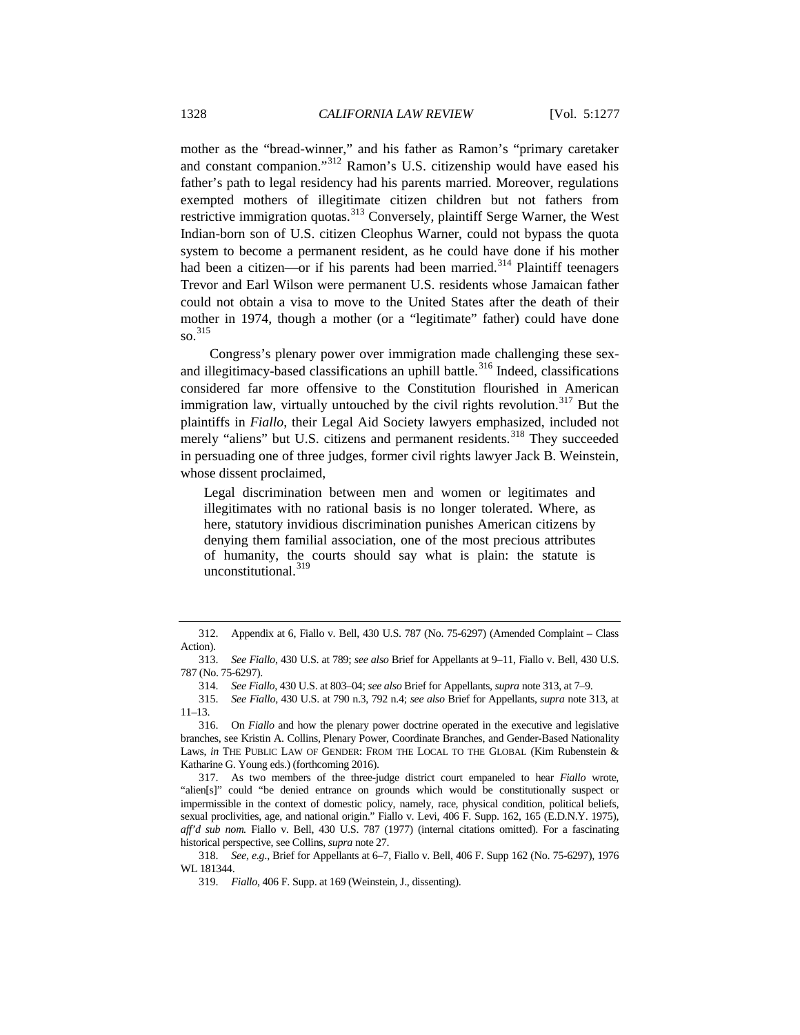mother as the "bread-winner," and his father as Ramon's "primary caretaker and constant companion."[312] Ramon's U.S. citizenship would have eased his father's path to legal residency had his parents married. Moreover, regulations exempted mothers of illegitimate citizen children but not fathers from restrictive immigration quotas.[313] Conversely, plaintiff Serge Warner, the West Indian-born son of U.S. citizen Cleophus Warner, could not bypass the quota system to become a permanent resident, as he could have done if his mother had been a citizen—or if his parents had been married.[314] Plaintiff teenagers Trevor and Earl Wilson were permanent U.S. residents whose Jamaican father could not obtain a visa to move to the United States after the death of their mother in 1974, though a mother (or a "legitimate" father) could have done so.[315]

Congress's plenary power over immigration made challenging these sex- and illegitimacy-based classifications an uphill battle.[316] Indeed, classifications considered far more offensive to the Constitution flourished in American immigration law, virtually untouched by the civil rights revolution.[317] But the plaintiffs in *Fiallo*, their Legal Aid Society lawyers emphasized, included not merely "aliens" but U.S. citizens and permanent residents.[318] They succeeded in persuading one of three judges, former civil rights lawyer Jack B. Weinstein, whose dissent proclaimed,

> Legal discrimination between men and women or legitimates and illegitimates with no rational basis is no longer tolerated. Where, as here, statutory invidious discrimination punishes American citizens by denying them familial association, one of the most precious attributes of humanity, the courts should say what is plain: the statute is unconstitutional.[319]

---

312. Appendix at 6, Fiallo v. Bell, 430 U.S. 787 (No. 75-6297) (Amended Complaint – Class Action).

313. *See Fiallo*, 430 U.S. at 789; *see also* Brief for Appellants at 9–11, Fiallo v. Bell, 430 U.S. 787 (No. 75-6297).

314. *See Fiallo*, 430 U.S. at 803–04; *see also* Brief for Appellants, *supra* note 313, at 7–9.

315. *See Fiallo*, 430 U.S. at 790 n.3, 792 n.4; *see also* Brief for Appellants, *supra* note 313, at 11–13.

316. On *Fiallo* and how the plenary power doctrine operated in the executive and legislative branches, see Kristin A. Collins, Plenary Power, Coordinate Branches, and Gender-Based Nationality Laws, *in* THE PUBLIC LAW OF GENDER: FROM THE LOCAL TO THE GLOBAL (Kim Rubenstein & Katharine G. Young eds.) (forthcoming 2016).

317. As two members of the three-judge district court empaneled to hear *Fiallo* wrote, "alien[s]" could "be denied entrance on grounds which would be constitutionally suspect or impermissible in the context of domestic policy, namely, race, physical condition, political beliefs, sexual proclivities, age, and national origin." Fiallo v. Levi, 406 F. Supp. 162, 165 (E.D.N.Y. 1975), *aff'd sub nom.* Fiallo v. Bell, 430 U.S. 787 (1977) (internal citations omitted). For a fascinating historical perspective, see Collins, *supra* note 27.

318. *See, e.g.*, Brief for Appellants at 6–7, Fiallo v. Bell, 406 F. Supp 162 (No. 75-6297), 1976 WL 181344.

319. *Fiallo*, 406 F. Supp. at 169 (Weinstein, J., dissenting).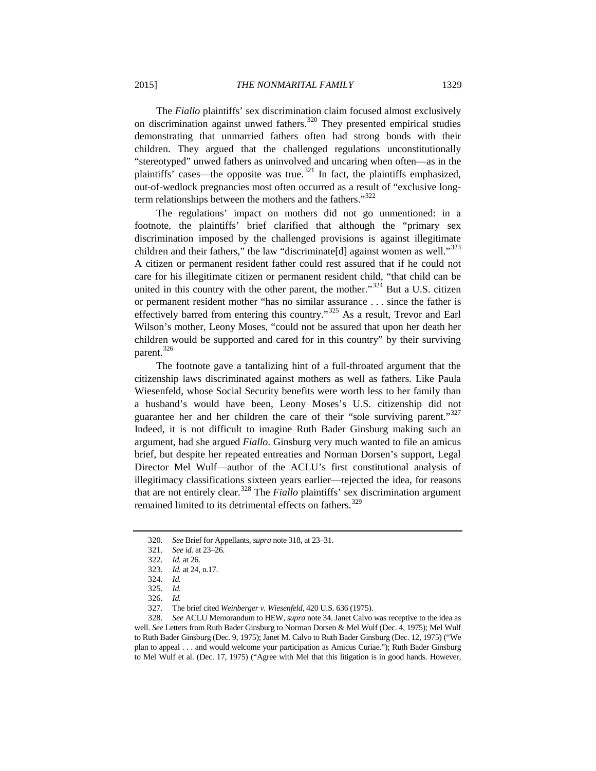The *Fiallo* plaintiffs' sex discrimination claim focused almost exclusively on discrimination against unwed fathers.[320] They presented empirical studies demonstrating that unmarried fathers often had strong bonds with their children. They argued that the challenged regulations unconstitutionally "stereotyped" unwed fathers as uninvolved and uncaring when often—as in the plaintiffs' cases—the opposite was true.[321] In fact, the plaintiffs emphasized, out-of-wedlock pregnancies most often occurred as a result of "exclusive long-term relationships between the mothers and the fathers."[322]

The regulations' impact on mothers did not go unmentioned: in a footnote, the plaintiffs' brief clarified that although the "primary sex discrimination imposed by the challenged provisions is against illegitimate children and their fathers," the law "discriminate[d] against women as well."[323] A citizen or permanent resident father could rest assured that if he could not care for his illegitimate citizen or permanent resident child, "that child can be united in this country with the other parent, the mother."[324] But a U.S. citizen or permanent resident mother "has no similar assurance . . . since the father is effectively barred from entering this country."[325] As a result, Trevor and Earl Wilson's mother, Leony Moses, "could not be assured that upon her death her children would be supported and cared for in this country" by their surviving parent.[326]

The footnote gave a tantalizing hint of a full-throated argument that the citizenship laws discriminated against mothers as well as fathers. Like Paula Wiesenfeld, whose Social Security benefits were worth less to her family than a husband's would have been, Leony Moses's U.S. citizenship did not guarantee her and her children the care of their "sole surviving parent."[327] Indeed, it is not difficult to imagine Ruth Bader Ginsburg making such an argument, had she argued *Fiallo*. Ginsburg very much wanted to file an amicus brief, but despite her repeated entreaties and Norman Dorsen's support, Legal Director Mel Wulf—author of the ACLU's first constitutional analysis of illegitimacy classifications sixteen years earlier—rejected the idea, for reasons that are not entirely clear.[328] The *Fiallo* plaintiffs' sex discrimination argument remained limited to its detrimental effects on fathers.[329]

---

320. *See* Brief for Appellants, *supra* note 318, at 23–31.

321. *See id.* at 23–26.

322. *Id.* at 26.

323. *Id.* at 24, n.17.

324. *Id.*

325. *Id.*

326. *Id.*

327. The brief cited *Weinberger v. Wiesenfeld*, 420 U.S. 636 (1975).

328. *See* ACLU Memorandum to HEW, *supra* note 34. Janet Calvo was receptive to the idea as well. *See* Letters from Ruth Bader Ginsburg to Norman Dorsen & Mel Wulf (Dec. 4, 1975); Mel Wulf to Ruth Bader Ginsburg (Dec. 9, 1975); Janet M. Calvo to Ruth Bader Ginsburg (Dec. 12, 1975) ("We plan to appeal . . . and would welcome your participation as Amicus Curiae."); Ruth Bader Ginsburg to Mel Wulf et al. (Dec. 17, 1975) ("Agree with Mel that this litigation is in good hands. However,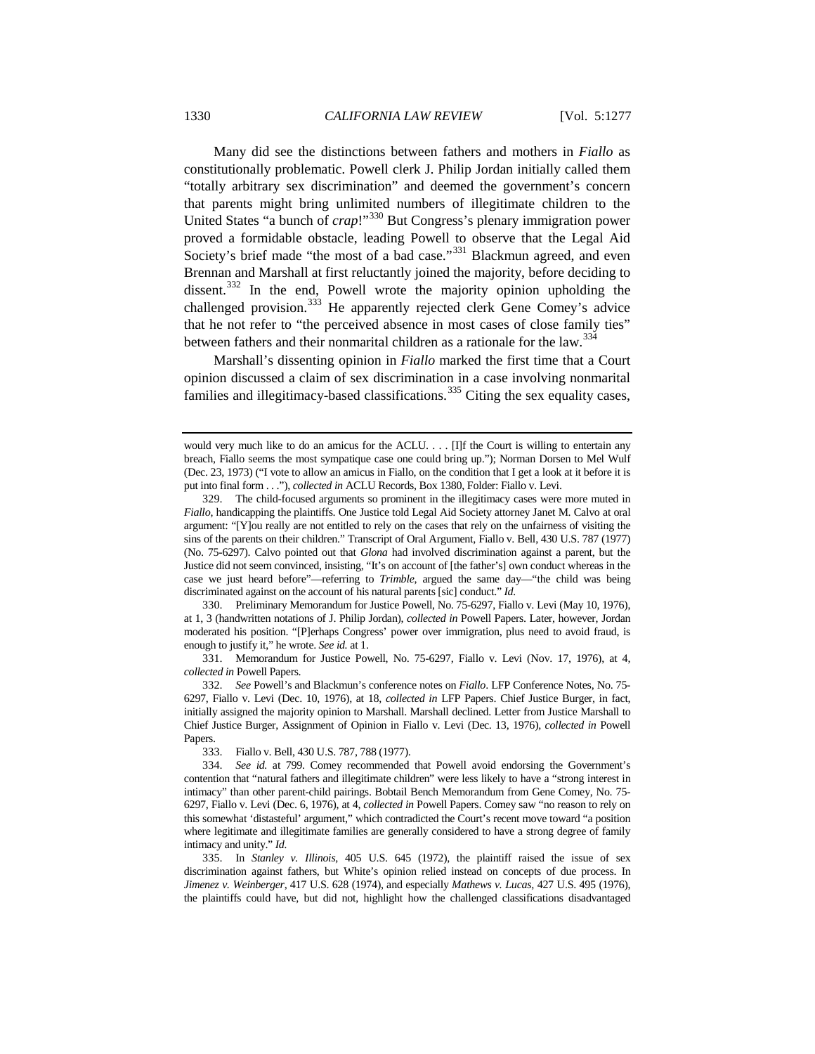Many did see the distinctions between fathers and mothers in *Fiallo* as constitutionally problematic. Powell clerk J. Philip Jordan initially called them "totally arbitrary sex discrimination" and deemed the government's concern that parents might bring unlimited numbers of illegitimate children to the United States "a bunch of *crap*!"[330] But Congress's plenary immigration power proved a formidable obstacle, leading Powell to observe that the Legal Aid Society's brief made "the most of a bad case."[331] Blackmun agreed, and even Brennan and Marshall at first reluctantly joined the majority, before deciding to dissent.[332] In the end, Powell wrote the majority opinion upholding the challenged provision.[333] He apparently rejected clerk Gene Comey's advice that he not refer to "the perceived absence in most cases of close family ties" between fathers and their nonmarital children as a rationale for the law.[334]

Marshall's dissenting opinion in *Fiallo* marked the first time that a Court opinion discussed a claim of sex discrimination in a case involving nonmarital families and illegitimacy-based classifications.[335] Citing the sex equality cases,

---

would very much like to do an amicus for the ACLU. . . . [I]f the Court is willing to entertain any breach, Fiallo seems the most sympatique case one could bring up."); Norman Dorsen to Mel Wulf (Dec. 23, 1973) ("I vote to allow an amicus in Fiallo, on the condition that I get a look at it before it is put into final form . . ."), *collected in* ACLU Records, Box 1380, Folder: Fiallo v. Levi.

329. The child-focused arguments so prominent in the illegitimacy cases were more muted in *Fiallo*, handicapping the plaintiffs. One Justice told Legal Aid Society attorney Janet M. Calvo at oral argument: "[Y]ou really are not entitled to rely on the cases that rely on the unfairness of visiting the sins of the parents on their children." Transcript of Oral Argument, Fiallo v. Bell, 430 U.S. 787 (1977) (No. 75-6297). Calvo pointed out that *Glona* had involved discrimination against a parent, but the Justice did not seem convinced, insisting, "It's on account of [the father's] own conduct whereas in the case we just heard before"—referring to *Trimble*, argued the same day—"the child was being discriminated against on the account of his natural parents [sic] conduct." *Id.*

330. Preliminary Memorandum for Justice Powell, No. 75-6297, Fiallo v. Levi (May 10, 1976), at 1, 3 (handwritten notations of J. Philip Jordan), *collected in* Powell Papers. Later, however, Jordan moderated his position. "[P]erhaps Congress' power over immigration, plus need to avoid fraud, is enough to justify it," he wrote. *See id.* at 1.

331. Memorandum for Justice Powell, No. 75-6297, Fiallo v. Levi (Nov. 17, 1976), at 4, *collected in* Powell Papers.

332. *See* Powell's and Blackmun's conference notes on *Fiallo*. LFP Conference Notes, No. 75-6297, Fiallo v. Levi (Dec. 10, 1976), at 18, *collected in* LFP Papers. Chief Justice Burger, in fact, initially assigned the majority opinion to Marshall. Marshall declined. Letter from Justice Marshall to Chief Justice Burger, Assignment of Opinion in Fiallo v. Levi (Dec. 13, 1976), *collected in* Powell Papers.

333. Fiallo v. Bell, 430 U.S. 787, 788 (1977).

334. *See id.* at 799. Comey recommended that Powell avoid endorsing the Government's contention that "natural fathers and illegitimate children" were less likely to have a "strong interest in intimacy" than other parent-child pairings. Bobtail Bench Memorandum from Gene Comey, No. 75-6297, Fiallo v. Levi (Dec. 6, 1976), at 4, *collected in* Powell Papers. Comey saw "no reason to rely on this somewhat 'distasteful' argument," which contradicted the Court's recent move toward "a position where legitimate and illegitimate families are generally considered to have a strong degree of family intimacy and unity." *Id.*

335. In *Stanley v. Illinois*, 405 U.S. 645 (1972), the plaintiff raised the issue of sex discrimination against fathers, but White's opinion relied instead on concepts of due process. In *Jimenez v. Weinberger*, 417 U.S. 628 (1974), and especially *Mathews v. Lucas*, 427 U.S. 495 (1976), the plaintiffs could have, but did not, highlight how the challenged classifications disadvantaged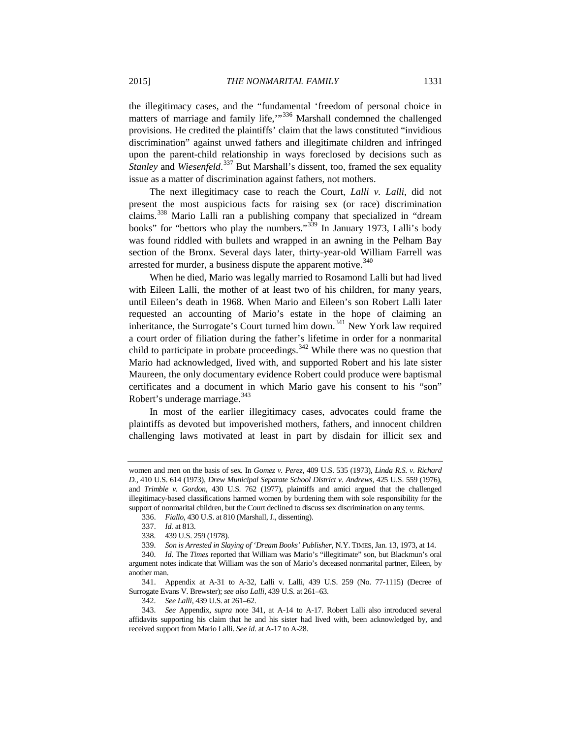the illegitimacy cases, and the "fundamental 'freedom of personal choice in matters of marriage and family life,'"[336] Marshall condemned the challenged provisions. He credited the plaintiffs' claim that the laws constituted "invidious discrimination" against unwed fathers and illegitimate children and infringed upon the parent-child relationship in ways foreclosed by decisions such as *Stanley* and *Wiesenfeld*.[337] But Marshall's dissent, too, framed the sex equality issue as a matter of discrimination against fathers, not mothers.

The next illegitimacy case to reach the Court, *Lalli v. Lalli*, did not present the most auspicious facts for raising sex (or race) discrimination claims.[338] Mario Lalli ran a publishing company that specialized in "dream books" for "bettors who play the numbers."[339] In January 1973, Lalli's body was found riddled with bullets and wrapped in an awning in the Pelham Bay section of the Bronx. Several days later, thirty-year-old William Farrell was arrested for murder, a business dispute the apparent motive.[340]

When he died, Mario was legally married to Rosamond Lalli but had lived with Eileen Lalli, the mother of at least two of his children, for many years, until Eileen's death in 1968. When Mario and Eileen's son Robert Lalli later requested an accounting of Mario's estate in the hope of claiming an inheritance, the Surrogate's Court turned him down.[341] New York law required a court order of filiation during the father's lifetime in order for a nonmarital child to participate in probate proceedings.[342] While there was no question that Mario had acknowledged, lived with, and supported Robert and his late sister Maureen, the only documentary evidence Robert could produce were baptismal certificates and a document in which Mario gave his consent to his "son" Robert's underage marriage.[343]

In most of the earlier illegitimacy cases, advocates could frame the plaintiffs as devoted but impoverished mothers, fathers, and innocent children challenging laws motivated at least in part by disdain for illicit sex and

---

women and men on the basis of sex. In *Gomez v. Perez*, 409 U.S. 535 (1973), *Linda R.S. v. Richard D.*, 410 U.S. 614 (1973), *Drew Municipal Separate School District v. Andrews*, 425 U.S. 559 (1976), and *Trimble v. Gordon*, 430 U.S. 762 (1977), plaintiffs and amici argued that the challenged illegitimacy-based classifications harmed women by burdening them with sole responsibility for the support of nonmarital children, but the Court declined to discuss sex discrimination on any terms.

336. *Fiallo*, 430 U.S. at 810 (Marshall, J., dissenting).

337. *Id.* at 813.

338. 439 U.S. 259 (1978).

339. *Son is Arrested in Slaying of 'Dream Books' Publisher*, N.Y. TIMES, Jan. 13, 1973, at 14.

340. *Id.* The *Times* reported that William was Mario's "illegitimate" son, but Blackmun's oral argument notes indicate that William was the son of Mario's deceased nonmarital partner, Eileen, by another man.

341. Appendix at A-31 to A-32, Lalli v. Lalli, 439 U.S. 259 (No. 77-1115) (Decree of Surrogate Evans V. Brewster); *see also Lalli*, 439 U.S. at 261–63.

342. *See Lalli*, 439 U.S. at 261–62.

343. *See* Appendix, *supra* note 341, at A-14 to A-17. Robert Lalli also introduced several affidavits supporting his claim that he and his sister had lived with, been acknowledged by, and received support from Mario Lalli. *See id*. at A-17 to A-28.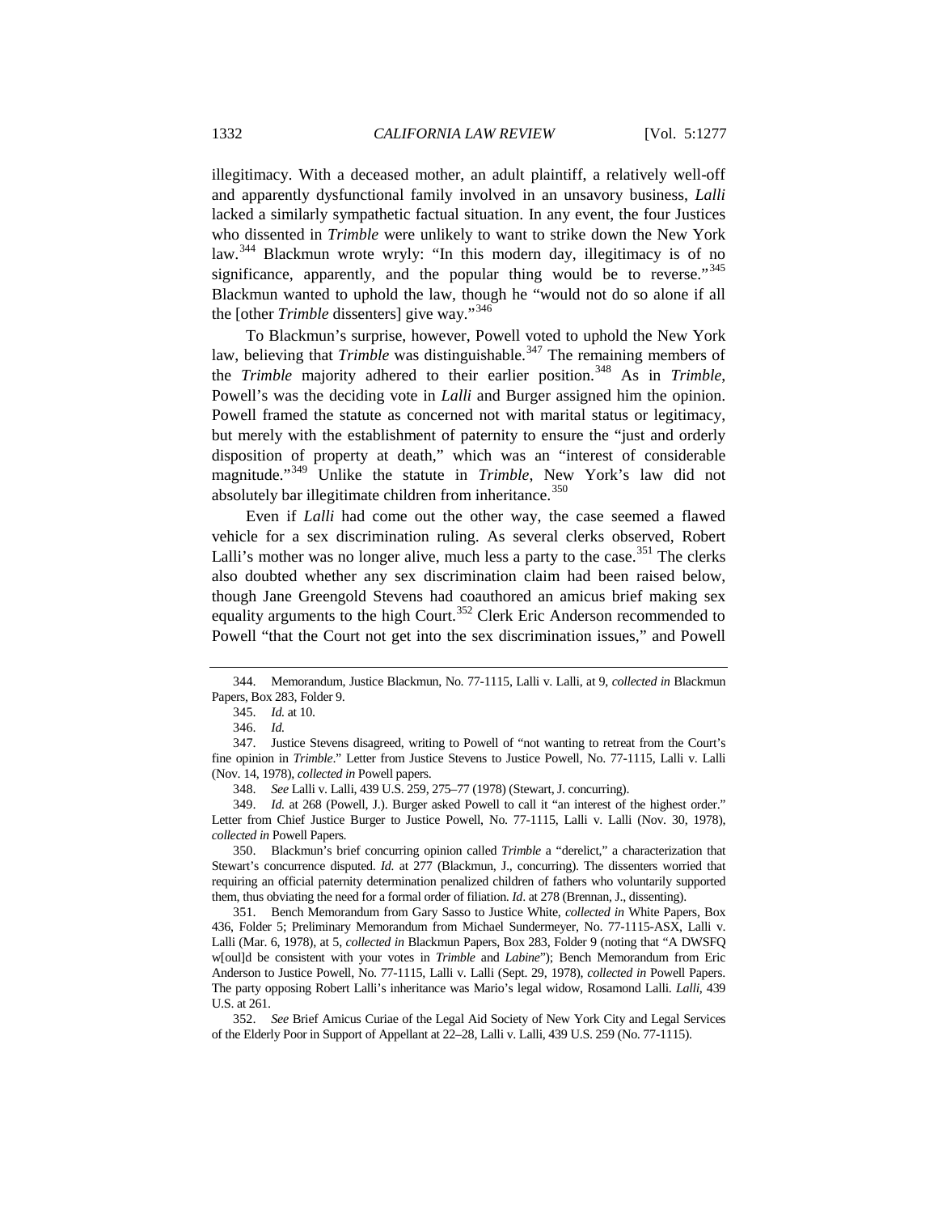illegitimacy. With a deceased mother, an adult plaintiff, a relatively well-off and apparently dysfunctional family involved in an unsavory business, *Lalli* lacked a similarly sympathetic factual situation. In any event, the four Justices who dissented in *Trimble* were unlikely to want to strike down the New York law.[344] Blackmun wrote wryly: "In this modern day, illegitimacy is of no significance, apparently, and the popular thing would be to reverse."[345] Blackmun wanted to uphold the law, though he "would not do so alone if all the [other *Trimble* dissenters] give way."[346]

To Blackmun's surprise, however, Powell voted to uphold the New York law, believing that *Trimble* was distinguishable.[347] The remaining members of the *Trimble* majority adhered to their earlier position.[348] As in *Trimble*, Powell's was the deciding vote in *Lalli* and Burger assigned him the opinion. Powell framed the statute as concerned not with marital status or legitimacy, but merely with the establishment of paternity to ensure the "just and orderly disposition of property at death," which was an "interest of considerable magnitude."[349] Unlike the statute in *Trimble*, New York's law did not absolutely bar illegitimate children from inheritance.[350]

Even if *Lalli* had come out the other way, the case seemed a flawed vehicle for a sex discrimination ruling. As several clerks observed, Robert Lalli's mother was no longer alive, much less a party to the case.[351] The clerks also doubted whether any sex discrimination claim had been raised below, though Jane Greengold Stevens had coauthored an amicus brief making sex equality arguments to the high Court.[352] Clerk Eric Anderson recommended to Powell "that the Court not get into the sex discrimination issues," and Powell

---

344. Memorandum, Justice Blackmun, No. 77-1115, Lalli v. Lalli, at 9, *collected in* Blackmun Papers, Box 283, Folder 9.

345. *Id.* at 10.

346. *Id.*

347. Justice Stevens disagreed, writing to Powell of "not wanting to retreat from the Court's fine opinion in *Trimble*." Letter from Justice Stevens to Justice Powell, No. 77-1115, Lalli v. Lalli (Nov. 14, 1978), *collected in* Powell papers.

348. *See* Lalli v. Lalli, 439 U.S. 259, 275–77 (1978) (Stewart, J. concurring).

349. *Id.* at 268 (Powell, J.). Burger asked Powell to call it "an interest of the highest order." Letter from Chief Justice Burger to Justice Powell, No. 77-1115, Lalli v. Lalli (Nov. 30, 1978), *collected in* Powell Papers.

350. Blackmun's brief concurring opinion called *Trimble* a "derelict," a characterization that Stewart's concurrence disputed. *Id.* at 277 (Blackmun, J., concurring). The dissenters worried that requiring an official paternity determination penalized children of fathers who voluntarily supported them, thus obviating the need for a formal order of filiation. *Id.* at 278 (Brennan, J., dissenting).

351. Bench Memorandum from Gary Sasso to Justice White, *collected in* White Papers, Box 436, Folder 5; Preliminary Memorandum from Michael Sundermeyer, No. 77-1115-ASX, Lalli v. Lalli (Mar. 6, 1978), at 5, *collected in* Blackmun Papers, Box 283, Folder 9 (noting that "A DWSFQ w[oul]d be consistent with your votes in *Trimble* and *Labine*"); Bench Memorandum from Eric Anderson to Justice Powell, No. 77-1115, Lalli v. Lalli (Sept. 29, 1978), *collected in* Powell Papers. The party opposing Robert Lalli's inheritance was Mario's legal widow, Rosamond Lalli. *Lalli*, 439 U.S. at 261.

352. *See* Brief Amicus Curiae of the Legal Aid Society of New York City and Legal Services of the Elderly Poor in Support of Appellant at 22–28, Lalli v. Lalli, 439 U.S. 259 (No. 77-1115).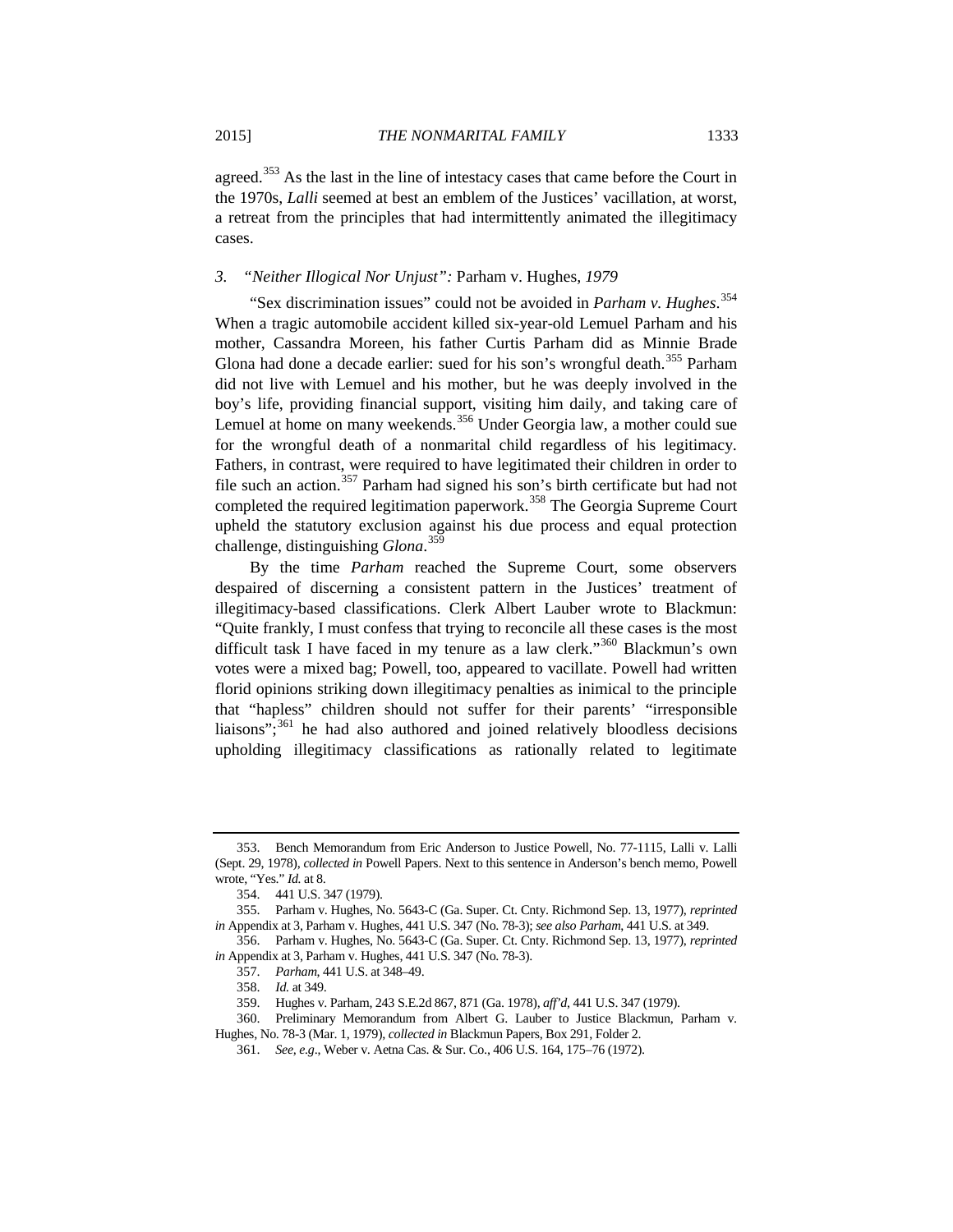agreed.[353] As the last in the line of intestacy cases that came before the Court in the 1970s, *Lalli* seemed at best an emblem of the Justices' vacillation, at worst, a retreat from the principles that had intermittently animated the illegitimacy cases.

### 3. *"Neither Illogical Nor Unjust":* Parham v. Hughes*, 1979*

"Sex discrimination issues" could not be avoided in *Parham v. Hughes*.[354] When a tragic automobile accident killed six-year-old Lemuel Parham and his mother, Cassandra Moreen, his father Curtis Parham did as Minnie Brade Glona had done a decade earlier: sued for his son's wrongful death.[355] Parham did not live with Lemuel and his mother, but he was deeply involved in the boy's life, providing financial support, visiting him daily, and taking care of Lemuel at home on many weekends.[356] Under Georgia law, a mother could sue for the wrongful death of a nonmarital child regardless of his legitimacy. Fathers, in contrast, were required to have legitimated their children in order to file such an action.[357] Parham had signed his son's birth certificate but had not completed the required legitimation paperwork.[358] The Georgia Supreme Court upheld the statutory exclusion against his due process and equal protection challenge, distinguishing *Glona*.[359]

By the time *Parham* reached the Supreme Court, some observers despaired of discerning a consistent pattern in the Justices' treatment of illegitimacy-based classifications. Clerk Albert Lauber wrote to Blackmun: "Quite frankly, I must confess that trying to reconcile all these cases is the most difficult task I have faced in my tenure as a law clerk."[360] Blackmun's own votes were a mixed bag; Powell, too, appeared to vacillate. Powell had written florid opinions striking down illegitimacy penalties as inimical to the principle that "hapless" children should not suffer for their parents' "irresponsible liaisons";[361] he had also authored and joined relatively bloodless decisions upholding illegitimacy classifications as rationally related to legitimate

---

353. Bench Memorandum from Eric Anderson to Justice Powell, No. 77-1115, Lalli v. Lalli (Sept. 29, 1978), *collected in* Powell Papers. Next to this sentence in Anderson's bench memo, Powell wrote, "Yes." *Id.* at 8.

354. 441 U.S. 347 (1979).

355. Parham v. Hughes, No. 5643-C (Ga. Super. Ct. Cnty. Richmond Sep. 13, 1977), *reprinted in* Appendix at 3, Parham v. Hughes, 441 U.S. 347 (No. 78-3); *see also Parham*, 441 U.S. at 349.

356. Parham v. Hughes, No. 5643-C (Ga. Super. Ct. Cnty. Richmond Sep. 13, 1977), *reprinted in* Appendix at 3, Parham v. Hughes, 441 U.S. 347 (No. 78-3).

357. *Parham*, 441 U.S. at 348–49.

358. *Id.* at 349.

359. Hughes v. Parham, 243 S.E.2d 867, 871 (Ga. 1978), *aff'd*, 441 U.S. 347 (1979).

360. Preliminary Memorandum from Albert G. Lauber to Justice Blackmun, Parham v. Hughes, No. 78-3 (Mar. 1, 1979), *collected in* Blackmun Papers, Box 291, Folder 2.

361. *See, e.g.*, Weber v. Aetna Cas. & Sur. Co., 406 U.S. 164, 175–76 (1972).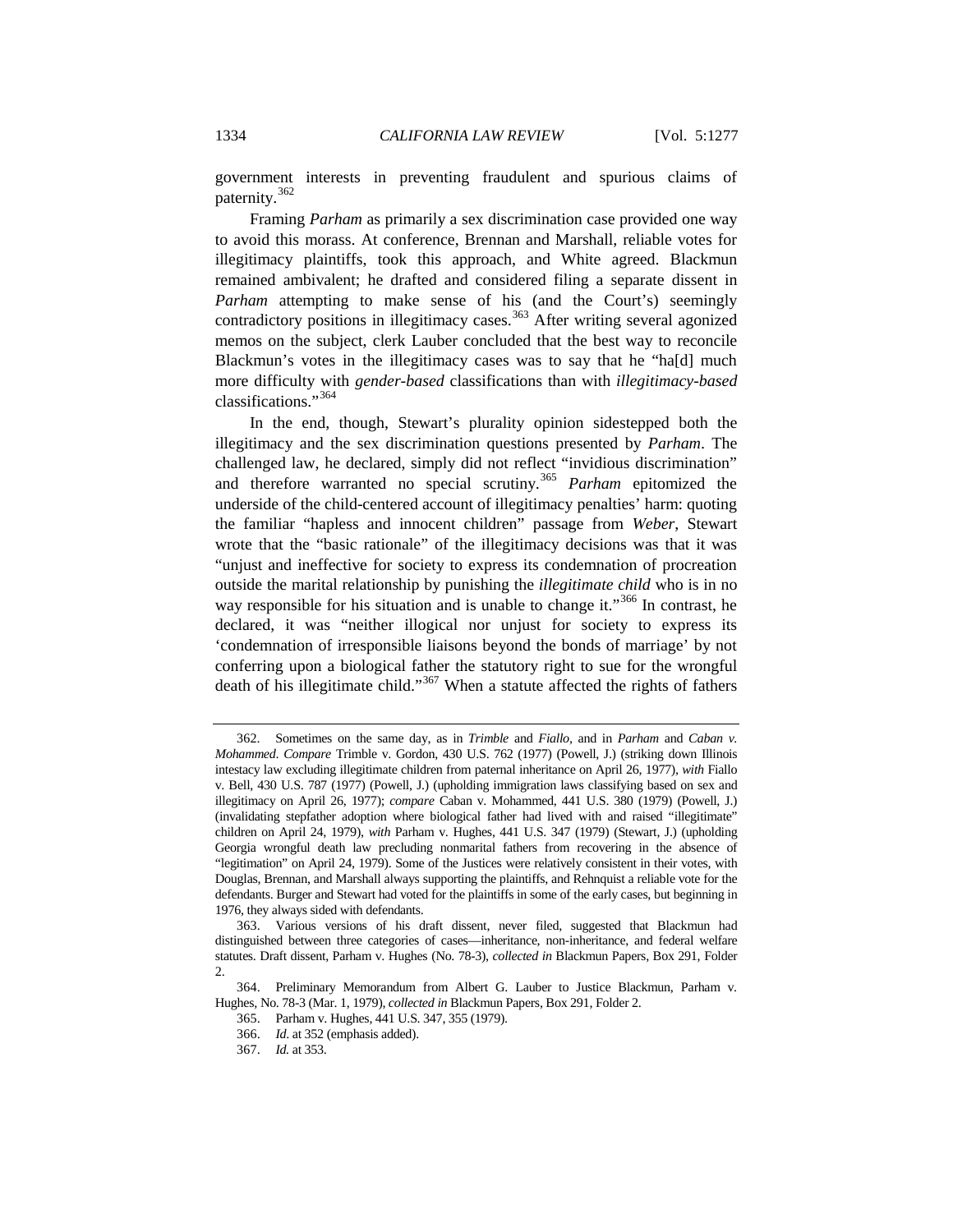government interests in preventing fraudulent and spurious claims of paternity.[362]

Framing *Parham* as primarily a sex discrimination case provided one way to avoid this morass. At conference, Brennan and Marshall, reliable votes for illegitimacy plaintiffs, took this approach, and White agreed. Blackmun remained ambivalent; he drafted and considered filing a separate dissent in *Parham* attempting to make sense of his (and the Court's) seemingly contradictory positions in illegitimacy cases.[363] After writing several agonized memos on the subject, clerk Lauber concluded that the best way to reconcile Blackmun's votes in the illegitimacy cases was to say that he "ha[d] much more difficulty with *gender-based* classifications than with *illegitimacy-based* classifications."[364]

In the end, though, Stewart's plurality opinion sidestepped both the illegitimacy and the sex discrimination questions presented by *Parham*. The challenged law, he declared, simply did not reflect "invidious discrimination" and therefore warranted no special scrutiny.[365] *Parham* epitomized the underside of the child-centered account of illegitimacy penalties' harm: quoting the familiar "hapless and innocent children" passage from *Weber*, Stewart wrote that the "basic rationale" of the illegitimacy decisions was that it was "unjust and ineffective for society to express its condemnation of procreation outside the marital relationship by punishing the *illegitimate child* who is in no way responsible for his situation and is unable to change it."[366] In contrast, he declared, it was "neither illogical nor unjust for society to express its 'condemnation of irresponsible liaisons beyond the bonds of marriage' by not conferring upon a biological father the statutory right to sue for the wrongful death of his illegitimate child."[367] When a statute affected the rights of fathers

---

362. Sometimes on the same day, as in *Trimble* and *Fiallo*, and in *Parham* and *Caban v. Mohammed*. *Compare* Trimble v. Gordon, 430 U.S. 762 (1977) (Powell, J.) (striking down Illinois intestacy law excluding illegitimate children from paternal inheritance on April 26, 1977), *with* Fiallo v. Bell, 430 U.S. 787 (1977) (Powell, J.) (upholding immigration laws classifying based on sex and illegitimacy on April 26, 1977); *compare* Caban v. Mohammed, 441 U.S. 380 (1979) (Powell, J.) (invalidating stepfather adoption where biological father had lived with and raised "illegitimate" children on April 24, 1979), *with* Parham v. Hughes, 441 U.S. 347 (1979) (Stewart, J.) (upholding Georgia wrongful death law precluding nonmarital fathers from recovering in the absence of "legitimation" on April 24, 1979). Some of the Justices were relatively consistent in their votes, with Douglas, Brennan, and Marshall always supporting the plaintiffs, and Rehnquist a reliable vote for the defendants. Burger and Stewart had voted for the plaintiffs in some of the early cases, but beginning in 1976, they always sided with defendants.

363. Various versions of his draft dissent, never filed, suggested that Blackmun had distinguished between three categories of cases—inheritance, non-inheritance, and federal welfare statutes. Draft dissent, Parham v. Hughes (No. 78-3), *collected in* Blackmun Papers, Box 291, Folder 2.

364. Preliminary Memorandum from Albert G. Lauber to Justice Blackmun, Parham v. Hughes, No. 78-3 (Mar. 1, 1979), *collected in* Blackmun Papers, Box 291, Folder 2.

365. Parham v. Hughes, 441 U.S. 347, 355 (1979).

366. *Id.* at 352 (emphasis added).

367. *Id.* at 353.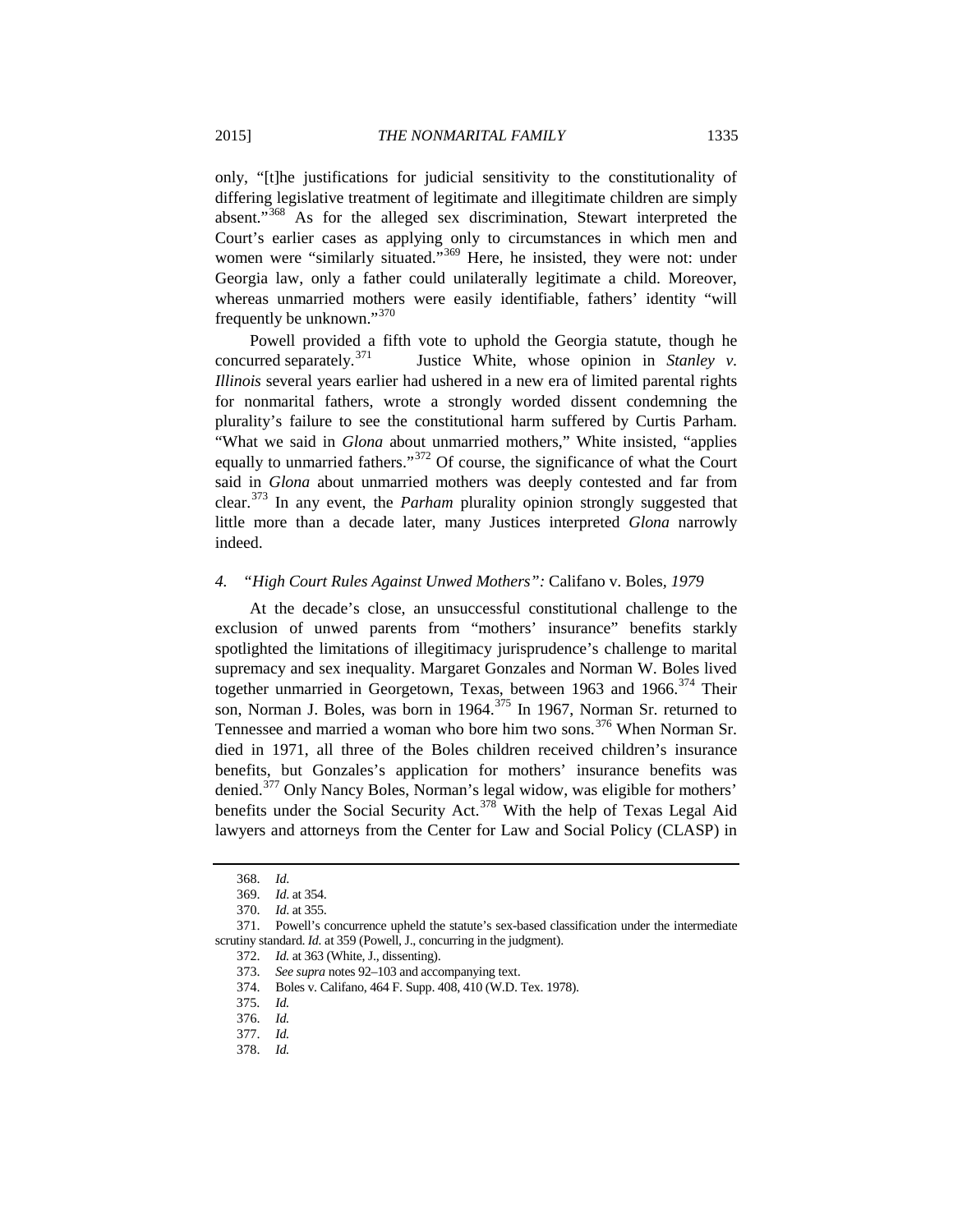only, "[t]he justifications for judicial sensitivity to the constitutionality of differing legislative treatment of legitimate and illegitimate children are simply absent."[368] As for the alleged sex discrimination, Stewart interpreted the Court's earlier cases as applying only to circumstances in which men and women were "similarly situated."[369] Here, he insisted, they were not: under Georgia law, only a father could unilaterally legitimate a child. Moreover, whereas unmarried mothers were easily identifiable, fathers' identity "will frequently be unknown."[370]

Powell provided a fifth vote to uphold the Georgia statute, though he concurred separately.[371] Justice White, whose opinion in *Stanley v. Illinois* several years earlier had ushered in a new era of limited parental rights for nonmarital fathers, wrote a strongly worded dissent condemning the plurality's failure to see the constitutional harm suffered by Curtis Parham. "What we said in *Glona* about unmarried mothers," White insisted, "applies equally to unmarried fathers."[372] Of course, the significance of what the Court said in *Glona* about unmarried mothers was deeply contested and far from clear.[373] In any event, the *Parham* plurality opinion strongly suggested that little more than a decade later, many Justices interpreted *Glona* narrowly indeed.

#### 4. *"High Court Rules Against Unwed Mothers":* Califano v. Boles, *1979*

At the decade's close, an unsuccessful constitutional challenge to the exclusion of unwed parents from "mothers' insurance" benefits starkly spotlighted the limitations of illegitimacy jurisprudence's challenge to marital supremacy and sex inequality. Margaret Gonzales and Norman W. Boles lived together unmarried in Georgetown, Texas, between 1963 and 1966.[374] Their son, Norman J. Boles, was born in 1964.[375] In 1967, Norman Sr. returned to Tennessee and married a woman who bore him two sons.[376] When Norman Sr. died in 1971, all three of the Boles children received children's insurance benefits, but Gonzales's application for mothers' insurance benefits was denied.[377] Only Nancy Boles, Norman's legal widow, was eligible for mothers' benefits under the Social Security Act.[378] With the help of Texas Legal Aid lawyers and attorneys from the Center for Law and Social Policy (CLASP) in

---

368. *Id.*

369. *Id.* at 354.

370. *Id.* at 355.

371. Powell's concurrence upheld the statute's sex-based classification under the intermediate scrutiny standard. *Id.* at 359 (Powell, J., concurring in the judgment).

372. *Id.* at 363 (White, J., dissenting).

373. *See supra* notes 92–103 and accompanying text.

374. Boles v. Califano, 464 F. Supp. 408, 410 (W.D. Tex. 1978).

375. *Id.*

376. *Id.*

377. *Id.*

378. *Id.*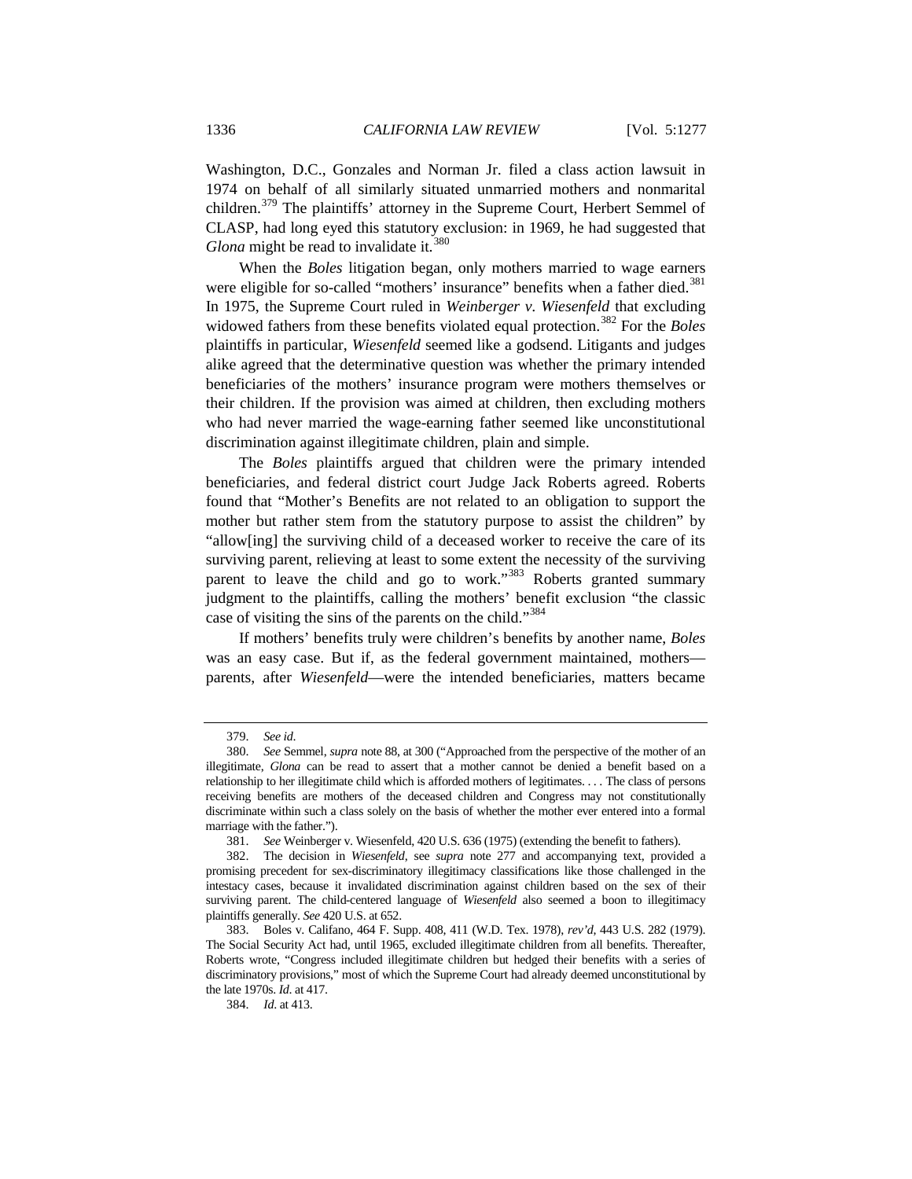Washington, D.C., Gonzales and Norman Jr. filed a class action lawsuit in 1974 on behalf of all similarly situated unmarried mothers and nonmarital children.[379] The plaintiffs' attorney in the Supreme Court, Herbert Semmel of CLASP, had long eyed this statutory exclusion: in 1969, he had suggested that *Glona* might be read to invalidate it.[380]

When the *Boles* litigation began, only mothers married to wage earners were eligible for so-called "mothers' insurance" benefits when a father died.[381] In 1975, the Supreme Court ruled in *Weinberger v. Wiesenfeld* that excluding widowed fathers from these benefits violated equal protection.[382] For the *Boles* plaintiffs in particular, *Wiesenfeld* seemed like a godsend. Litigants and judges alike agreed that the determinative question was whether the primary intended beneficiaries of the mothers' insurance program were mothers themselves or their children. If the provision was aimed at children, then excluding mothers who had never married the wage-earning father seemed like unconstitutional discrimination against illegitimate children, plain and simple.

The *Boles* plaintiffs argued that children were the primary intended beneficiaries, and federal district court Judge Jack Roberts agreed. Roberts found that "Mother's Benefits are not related to an obligation to support the mother but rather stem from the statutory purpose to assist the children" by "allow[ing] the surviving child of a deceased worker to receive the care of its surviving parent, relieving at least to some extent the necessity of the surviving parent to leave the child and go to work."[383] Roberts granted summary judgment to the plaintiffs, calling the mothers' benefit exclusion "the classic case of visiting the sins of the parents on the child."[384]

If mothers' benefits truly were children's benefits by another name, *Boles* was an easy case. But if, as the federal government maintained, mothers—parents, after *Wiesenfeld*—were the intended beneficiaries, matters became

---

379. *See id.*

380. *See* Semmel, *supra* note 88, at 300 ("Approached from the perspective of the mother of an illegitimate, *Glona* can be read to assert that a mother cannot be denied a benefit based on a relationship to her illegitimate child which is afforded mothers of legitimates. . . . The class of persons receiving benefits are mothers of the deceased children and Congress may not constitutionally discriminate within such a class solely on the basis of whether the mother ever entered into a formal marriage with the father.").

381. *See* Weinberger v. Wiesenfeld, 420 U.S. 636 (1975) (extending the benefit to fathers).

382. The decision in *Wiesenfeld*, see *supra* note 277 and accompanying text, provided a promising precedent for sex-discriminatory illegitimacy classifications like those challenged in the intestacy cases, because it invalidated discrimination against children based on the sex of their surviving parent. The child-centered language of *Wiesenfeld* also seemed a boon to illegitimacy plaintiffs generally. *See* 420 U.S. at 652.

383. Boles v. Califano, 464 F. Supp. 408, 411 (W.D. Tex. 1978), *rev'd*, 443 U.S. 282 (1979). The Social Security Act had, until 1965, excluded illegitimate children from all benefits. Thereafter, Roberts wrote, "Congress included illegitimate children but hedged their benefits with a series of discriminatory provisions," most of which the Supreme Court had already deemed unconstitutional by the late 1970s. *Id.* at 417.

384. *Id.* at 413.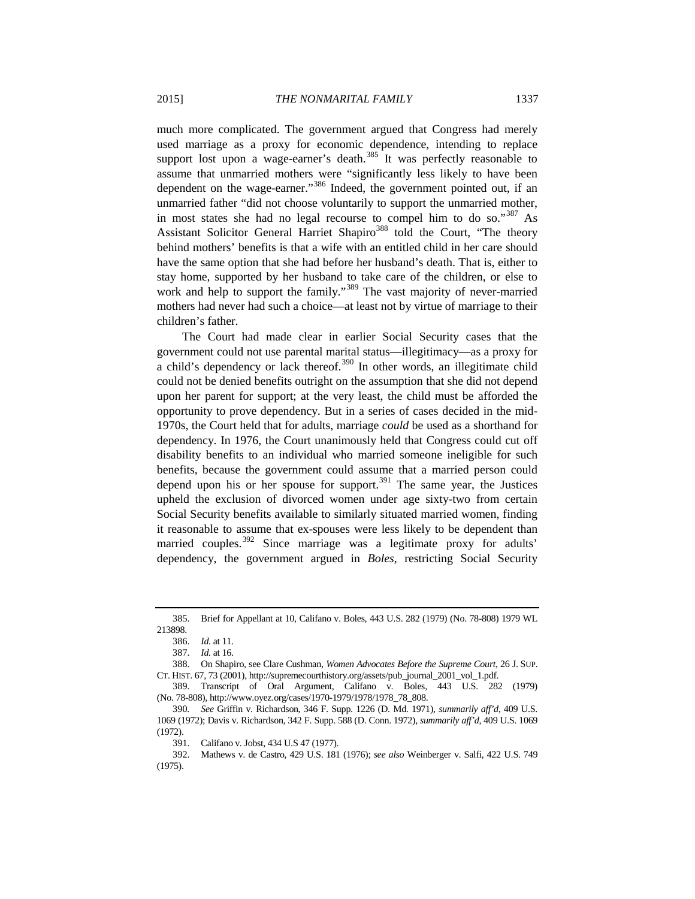much more complicated. The government argued that Congress had merely used marriage as a proxy for economic dependence, intending to replace support lost upon a wage-earner's death.[385] It was perfectly reasonable to assume that unmarried mothers were "significantly less likely to have been dependent on the wage-earner."[386] Indeed, the government pointed out, if an unmarried father "did not choose voluntarily to support the unmarried mother, in most states she had no legal recourse to compel him to do so."[387] As Assistant Solicitor General Harriet Shapiro[388] told the Court, "The theory behind mothers' benefits is that a wife with an entitled child in her care should have the same option that she had before her husband's death. That is, either to stay home, supported by her husband to take care of the children, or else to work and help to support the family."[389] The vast majority of never-married mothers had never had such a choice—at least not by virtue of marriage to their children's father.

The Court had made clear in earlier Social Security cases that the government could not use parental marital status—illegitimacy—as a proxy for a child's dependency or lack thereof.[390] In other words, an illegitimate child could not be denied benefits outright on the assumption that she did not depend upon her parent for support; at the very least, the child must be afforded the opportunity to prove dependency. But in a series of cases decided in the mid-1970s, the Court held that for adults, marriage *could* be used as a shorthand for dependency. In 1976, the Court unanimously held that Congress could cut off disability benefits to an individual who married someone ineligible for such benefits, because the government could assume that a married person could depend upon his or her spouse for support.[391] The same year, the Justices upheld the exclusion of divorced women under age sixty-two from certain Social Security benefits available to similarly situated married women, finding it reasonable to assume that ex-spouses were less likely to be dependent than married couples.[392] Since marriage was a legitimate proxy for adults' dependency, the government argued in *Boles*, restricting Social Security

---

385. Brief for Appellant at 10, Califano v. Boles, 443 U.S. 282 (1979) (No. 78-808) 1979 WL 213898.

386. *Id.* at 11.

387. *Id.* at 16.

388. On Shapiro, see Clare Cushman, *Women Advocates Before the Supreme Court*, 26 J. SUP. CT. HIST. 67, 73 (2001), http://supremecourthistory.org/assets/pub_journal_2001_vol_1.pdf.

389. Transcript of Oral Argument, Califano v. Boles, 443 U.S. 282 (1979) (No. 78-808), http://www.oyez.org/cases/1970-1979/1978/1978_78_808.

390. *See* Griffin v. Richardson, 346 F. Supp. 1226 (D. Md. 1971), *summarily aff'd*, 409 U.S. 1069 (1972); Davis v. Richardson, 342 F. Supp. 588 (D. Conn. 1972), *summarily aff'd*, 409 U.S. 1069 (1972).

391. Califano v. Jobst, 434 U.S 47 (1977).

392. Mathews v. de Castro, 429 U.S. 181 (1976); *see also* Weinberger v. Salfi, 422 U.S. 749 (1975).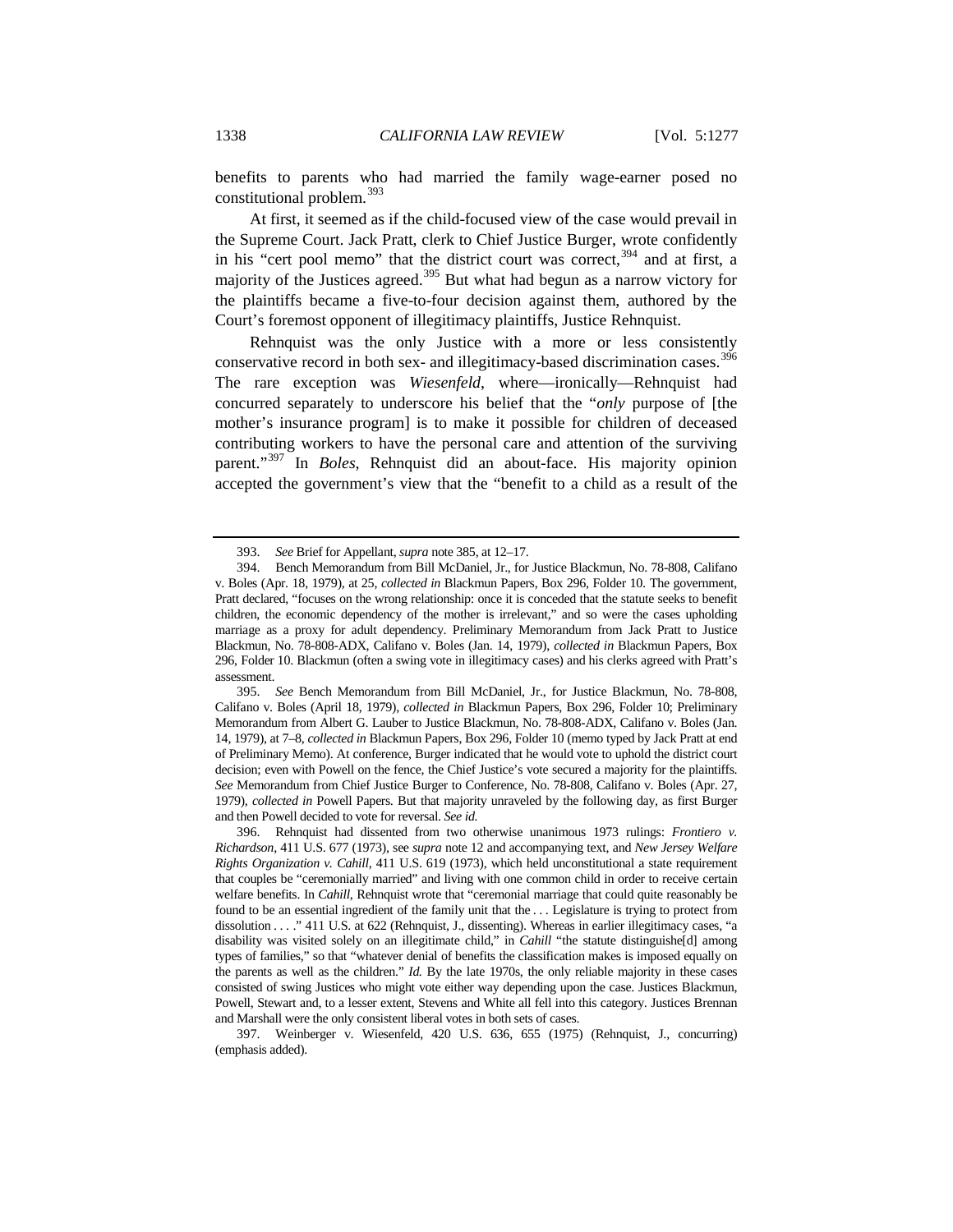benefits to parents who had married the family wage-earner posed no constitutional problem.[393]

At first, it seemed as if the child-focused view of the case would prevail in the Supreme Court. Jack Pratt, clerk to Chief Justice Burger, wrote confidently in his "cert pool memo" that the district court was correct,[394] and at first, a majority of the Justices agreed.[395] But what had begun as a narrow victory for the plaintiffs became a five-to-four decision against them, authored by the Court's foremost opponent of illegitimacy plaintiffs, Justice Rehnquist.

Rehnquist was the only Justice with a more or less consistently conservative record in both sex- and illegitimacy-based discrimination cases.[396] The rare exception was *Wiesenfeld*, where—ironically—Rehnquist had concurred separately to underscore his belief that the "*only* purpose of [the mother's insurance program] is to make it possible for children of deceased contributing workers to have the personal care and attention of the surviving parent."[397] In *Boles*, Rehnquist did an about-face. His majority opinion accepted the government's view that the "benefit to a child as a result of the

---

393. *See* Brief for Appellant, *supra* note 385, at 12–17.

394. Bench Memorandum from Bill McDaniel, Jr., for Justice Blackmun, No. 78-808, Califano v. Boles (Apr. 18, 1979), at 25, *collected in* Blackmun Papers, Box 296, Folder 10. The government, Pratt declared, "focuses on the wrong relationship: once it is conceded that the statute seeks to benefit children, the economic dependency of the mother is irrelevant," and so were the cases upholding marriage as a proxy for adult dependency. Preliminary Memorandum from Jack Pratt to Justice Blackmun, No. 78-808-ADX, Califano v. Boles (Jan. 14, 1979), *collected in* Blackmun Papers, Box 296, Folder 10. Blackmun (often a swing vote in illegitimacy cases) and his clerks agreed with Pratt's assessment.

395. *See* Bench Memorandum from Bill McDaniel, Jr., for Justice Blackmun, No. 78-808, Califano v. Boles (April 18, 1979), *collected in* Blackmun Papers, Box 296, Folder 10; Preliminary Memorandum from Albert G. Lauber to Justice Blackmun, No. 78-808-ADX, Califano v. Boles (Jan. 14, 1979), at 7–8, *collected in* Blackmun Papers, Box 296, Folder 10 (memo typed by Jack Pratt at end of Preliminary Memo). At conference, Burger indicated that he would vote to uphold the district court decision; even with Powell on the fence, the Chief Justice's vote secured a majority for the plaintiffs. *See* Memorandum from Chief Justice Burger to Conference, No. 78-808, Califano v. Boles (Apr. 27, 1979), *collected in* Powell Papers. But that majority unraveled by the following day, as first Burger and then Powell decided to vote for reversal. *See id.*

396. Rehnquist had dissented from two otherwise unanimous 1973 rulings: *Frontiero v. Richardson*, 411 U.S. 677 (1973), see *supra* note 12 and accompanying text, and *New Jersey Welfare Rights Organization v. Cahill*, 411 U.S. 619 (1973), which held unconstitutional a state requirement that couples be "ceremonially married" and living with one common child in order to receive certain welfare benefits. In *Cahill*, Rehnquist wrote that "ceremonial marriage that could quite reasonably be found to be an essential ingredient of the family unit that the . . . Legislature is trying to protect from dissolution . . . ." 411 U.S. at 622 (Rehnquist, J., dissenting). Whereas in earlier illegitimacy cases, "a disability was visited solely on an illegitimate child," in *Cahill* "the statute distinguishe[d] among types of families," so that "whatever denial of benefits the classification makes is imposed equally on the parents as well as the children." *Id.* By the late 1970s, the only reliable majority in these cases consisted of swing Justices who might vote either way depending upon the case. Justices Blackmun, Powell, Stewart and, to a lesser extent, Stevens and White all fell into this category. Justices Brennan and Marshall were the only consistent liberal votes in both sets of cases.

397. Weinberger v. Wiesenfeld, 420 U.S. 636, 655 (1975) (Rehnquist, J., concurring) (emphasis added).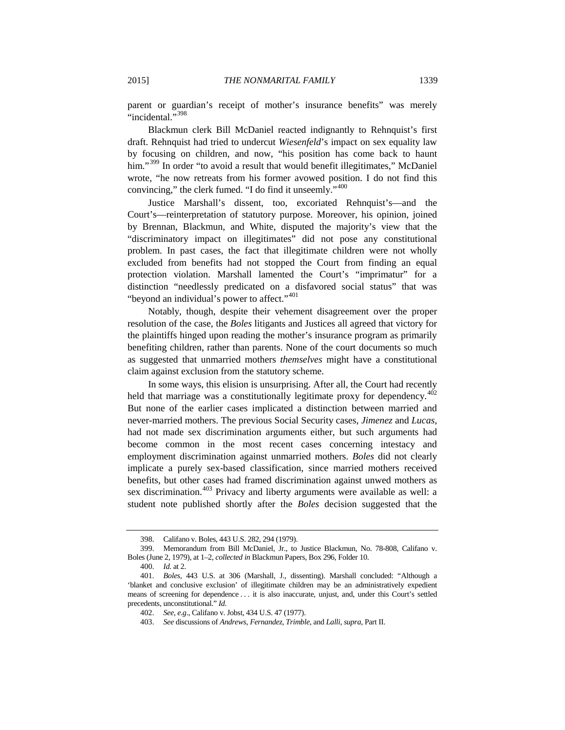parent or guardian's receipt of mother's insurance benefits" was merely "incidental."[398]

Blackmun clerk Bill McDaniel reacted indignantly to Rehnquist's first draft. Rehnquist had tried to undercut *Wiesenfeld*'s impact on sex equality law by focusing on children, and now, "his position has come back to haunt him."[399] In order "to avoid a result that would benefit illegitimates," McDaniel wrote, "he now retreats from his former avowed position. I do not find this convincing," the clerk fumed. "I do find it unseemly."[400]

Justice Marshall's dissent, too, excoriated Rehnquist's—and the Court's—reinterpretation of statutory purpose. Moreover, his opinion, joined by Brennan, Blackmun, and White, disputed the majority's view that the "discriminatory impact on illegitimates" did not pose any constitutional problem. In past cases, the fact that illegitimate children were not wholly excluded from benefits had not stopped the Court from finding an equal protection violation. Marshall lamented the Court's "imprimatur" for a distinction "needlessly predicated on a disfavored social status" that was "beyond an individual's power to affect."[401]

Notably, though, despite their vehement disagreement over the proper resolution of the case, the *Boles* litigants and Justices all agreed that victory for the plaintiffs hinged upon reading the mother's insurance program as primarily benefiting children, rather than parents. None of the court documents so much as suggested that unmarried mothers *themselves* might have a constitutional claim against exclusion from the statutory scheme.

In some ways, this elision is unsurprising. After all, the Court had recently held that marriage was a constitutionally legitimate proxy for dependency.[402] But none of the earlier cases implicated a distinction between married and never-married mothers. The previous Social Security cases, *Jimenez* and *Lucas*, had not made sex discrimination arguments either, but such arguments had become common in the most recent cases concerning intestacy and employment discrimination against unmarried mothers. *Boles* did not clearly implicate a purely sex-based classification, since married mothers received benefits, but other cases had framed discrimination against unwed mothers as sex discrimination.[403] Privacy and liberty arguments were available as well: a student note published shortly after the *Boles* decision suggested that the

---

398. Califano v. Boles, 443 U.S. 282, 294 (1979).

399. Memorandum from Bill McDaniel, Jr., to Justice Blackmun, No. 78-808, Califano v. Boles (June 2, 1979), at 1–2, *collected in* Blackmun Papers, Box 296, Folder 10.

400. *Id.* at 2.

401. *Boles*, 443 U.S. at 306 (Marshall, J., dissenting). Marshall concluded: "Although a 'blanket and conclusive exclusion' of illegitimate children may be an administratively expedient means of screening for dependence . . . it is also inaccurate, unjust, and, under this Court's settled precedents, unconstitutional." *Id.*

402. *See, e.g.*, Califano v. Jobst, 434 U.S. 47 (1977).

403. *See* discussions of *Andrews*, *Fernandez*, *Trimble*, and *Lalli*, *supra*, Part II.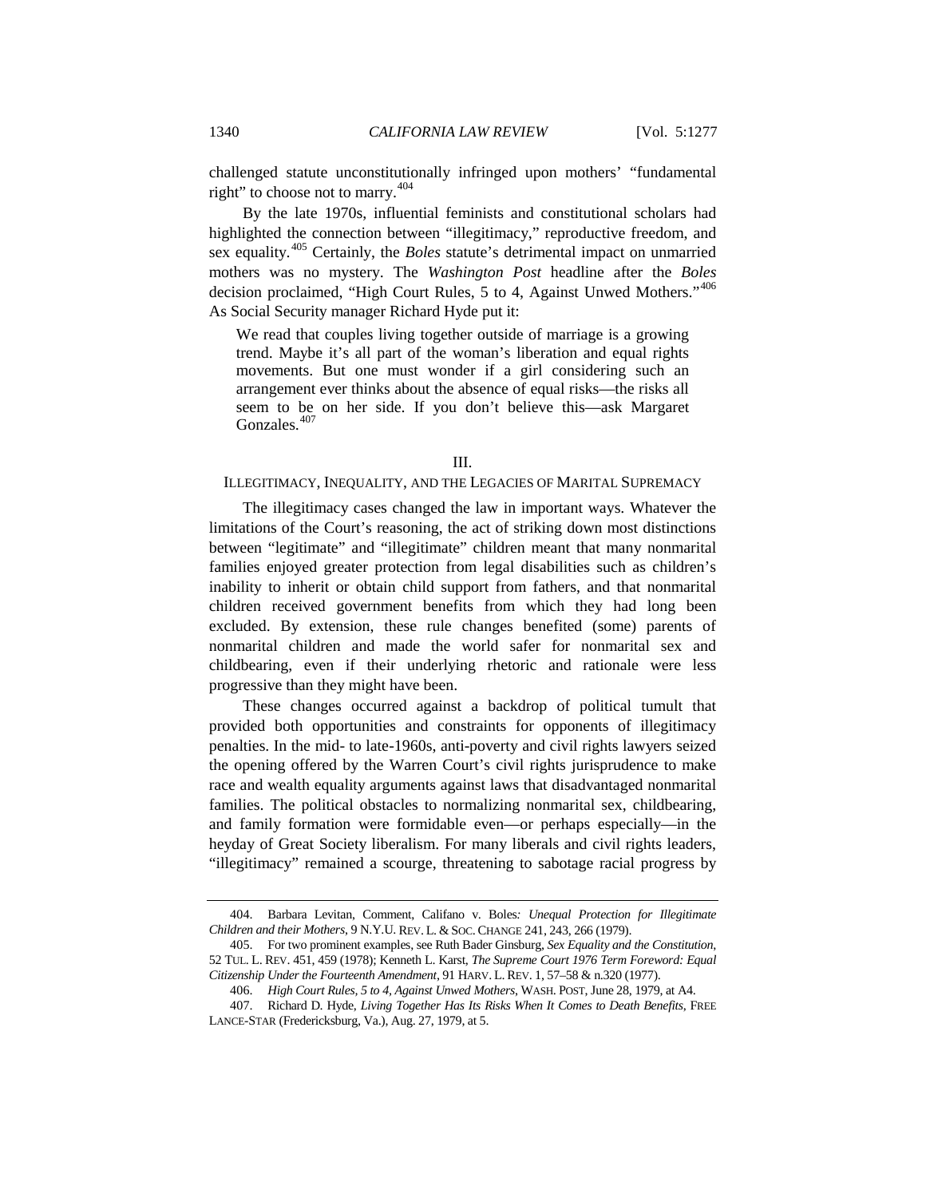challenged statute unconstitutionally infringed upon mothers' "fundamental right" to choose not to marry.[404]

By the late 1970s, influential feminists and constitutional scholars had highlighted the connection between "illegitimacy," reproductive freedom, and sex equality.[405] Certainly, the *Boles* statute's detrimental impact on unmarried mothers was no mystery. The *Washington Post* headline after the *Boles* decision proclaimed, "High Court Rules, 5 to 4, Against Unwed Mothers."[406] As Social Security manager Richard Hyde put it:

> We read that couples living together outside of marriage is a growing trend. Maybe it's all part of the woman's liberation and equal rights movements. But one must wonder if a girl considering such an arrangement ever thinks about the absence of equal risks—the risks all seem to be on her side. If you don't believe this—ask Margaret Gonzales.[407]

## III.
## ILLEGITIMACY, INEQUALITY, AND THE LEGACIES OF MARITAL SUPREMACY

The illegitimacy cases changed the law in important ways. Whatever the limitations of the Court's reasoning, the act of striking down most distinctions between "legitimate" and "illegitimate" children meant that many nonmarital families enjoyed greater protection from legal disabilities such as children's inability to inherit or obtain child support from fathers, and that nonmarital children received government benefits from which they had long been excluded. By extension, these rule changes benefited (some) parents of nonmarital children and made the world safer for nonmarital sex and childbearing, even if their underlying rhetoric and rationale were less progressive than they might have been.

These changes occurred against a backdrop of political tumult that provided both opportunities and constraints for opponents of illegitimacy penalties. In the mid- to late-1960s, anti-poverty and civil rights lawyers seized the opening offered by the Warren Court's civil rights jurisprudence to make race and wealth equality arguments against laws that disadvantaged nonmarital families. The political obstacles to normalizing nonmarital sex, childbearing, and family formation were formidable even—or perhaps especially—in the heyday of Great Society liberalism. For many liberals and civil rights leaders, "illegitimacy" remained a scourge, threatening to sabotage racial progress by

---

404. Barbara Levitan, Comment, Califano v. Boles*: Unequal Protection for Illegitimate Children and their Mothers*, 9 N.Y.U. REV. L. & SOC. CHANGE 241, 243, 266 (1979).

405. For two prominent examples, see Ruth Bader Ginsburg, *Sex Equality and the Constitution*, 52 TUL. L. REV. 451, 459 (1978); Kenneth L. Karst, *The Supreme Court 1976 Term Foreword: Equal Citizenship Under the Fourteenth Amendment*, 91 HARV. L. REV. 1, 57–58 & n.320 (1977).

406. *High Court Rules, 5 to 4, Against Unwed Mothers*, WASH. POST, June 28, 1979, at A4.

407. Richard D. Hyde, *Living Together Has Its Risks When It Comes to Death Benefits*, FREE LANCE-STAR (Fredericksburg, Va.), Aug. 27, 1979, at 5.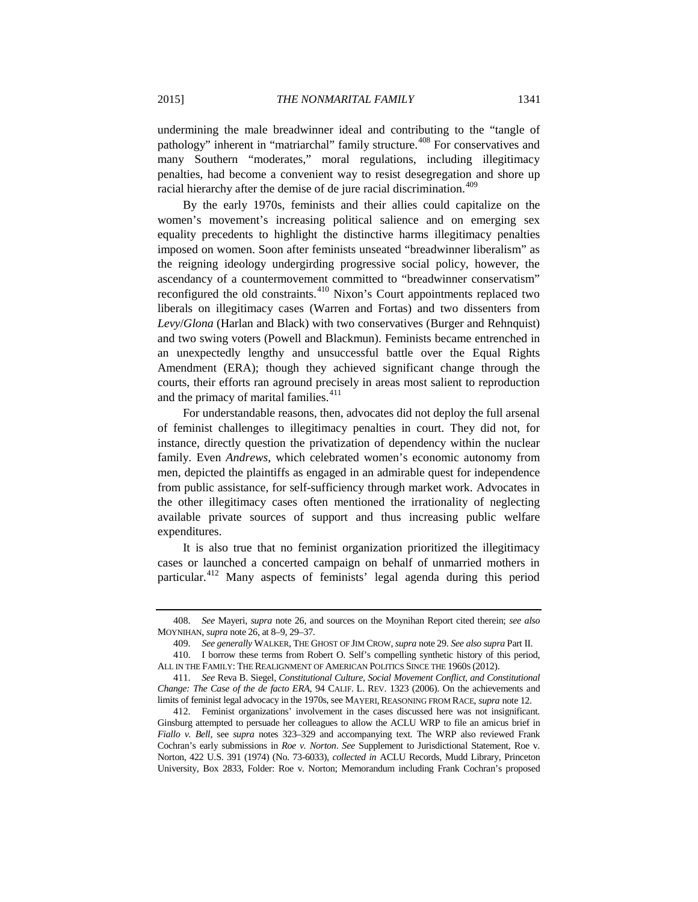undermining the male breadwinner ideal and contributing to the "tangle of pathology" inherent in "matriarchal" family structure.[408] For conservatives and many Southern "moderates," moral regulations, including illegitimacy penalties, had become a convenient way to resist desegregation and shore up racial hierarchy after the demise of de jure racial discrimination.[409]

By the early 1970s, feminists and their allies could capitalize on the women's movement's increasing political salience and on emerging sex equality precedents to highlight the distinctive harms illegitimacy penalties imposed on women. Soon after feminists unseated "breadwinner liberalism" as the reigning ideology undergirding progressive social policy, however, the ascendancy of a countermovement committed to "breadwinner conservatism" reconfigured the old constraints.[410] Nixon's Court appointments replaced two liberals on illegitimacy cases (Warren and Fortas) and two dissenters from *Levy*/*Glona* (Harlan and Black) with two conservatives (Burger and Rehnquist) and two swing voters (Powell and Blackmun). Feminists became entrenched in an unexpectedly lengthy and unsuccessful battle over the Equal Rights Amendment (ERA); though they achieved significant change through the courts, their efforts ran aground precisely in areas most salient to reproduction and the primacy of marital families.[411]

For understandable reasons, then, advocates did not deploy the full arsenal of feminist challenges to illegitimacy penalties in court. They did not, for instance, directly question the privatization of dependency within the nuclear family. Even *Andrews*, which celebrated women's economic autonomy from men, depicted the plaintiffs as engaged in an admirable quest for independence from public assistance, for self-sufficiency through market work. Advocates in the other illegitimacy cases often mentioned the irrationality of neglecting available private sources of support and thus increasing public welfare expenditures.

It is also true that no feminist organization prioritized the illegitimacy cases or launched a concerted campaign on behalf of unmarried mothers in particular.[412] Many aspects of feminists' legal agenda during this period

---

408. *See* Mayeri, *supra* note 26, and sources on the Moynihan Report cited therein; *see also* MOYNIHAN, *supra* note 26, at 8–9, 29–37.

409. *See generally* WALKER, THE GHOST OF JIM CROW, *supra* note 29. *See also supra* Part II.

410. I borrow these terms from Robert O. Self's compelling synthetic history of this period, ALL IN THE FAMILY: THE REALIGNMENT OF AMERICAN POLITICS SINCE THE 1960S (2012).

411. *See* Reva B. Siegel, *Constitutional Culture, Social Movement Conflict, and Constitutional Change: The Case of the de facto ERA*, 94 CALIF. L. REV. 1323 (2006). On the achievements and limits of feminist legal advocacy in the 1970s, see MAYERI, REASONING FROM RACE, *supra* note 12.

412. Feminist organizations' involvement in the cases discussed here was not insignificant. Ginsburg attempted to persuade her colleagues to allow the ACLU WRP to file an amicus brief in *Fiallo v. Bell*, see *supra* notes 323–329 and accompanying text. The WRP also reviewed Frank Cochran's early submissions in *Roe v. Norton*. *See* Supplement to Jurisdictional Statement, Roe v. Norton, 422 U.S. 391 (1974) (No. 73-6033), *collected in* ACLU Records, Mudd Library, Princeton University, Box 2833, Folder: Roe v. Norton; Memorandum including Frank Cochran's proposed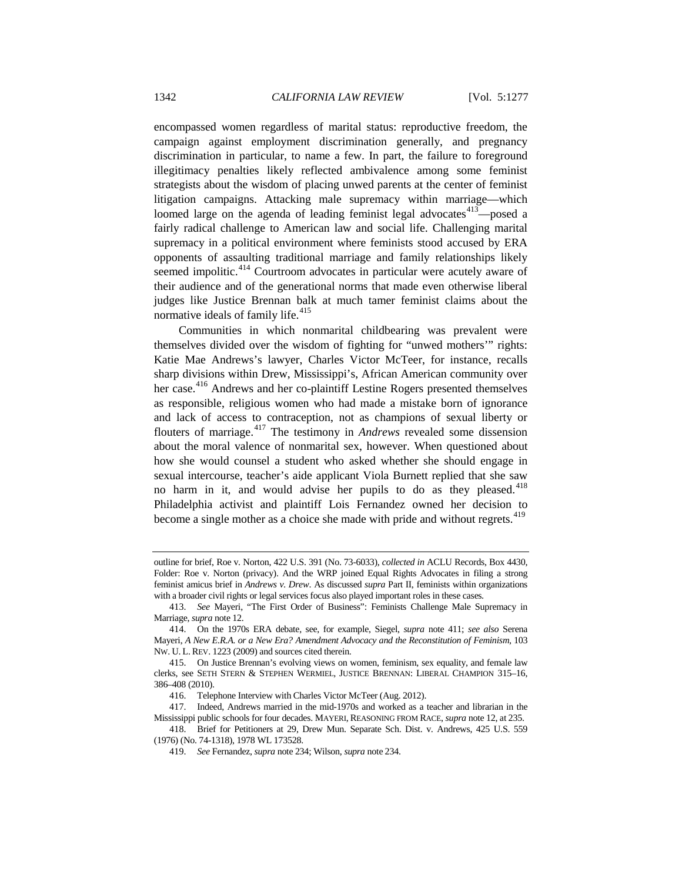encompassed women regardless of marital status: reproductive freedom, the campaign against employment discrimination generally, and pregnancy discrimination in particular, to name a few. In part, the failure to foreground illegitimacy penalties likely reflected ambivalence among some feminist strategists about the wisdom of placing unwed parents at the center of feminist litigation campaigns. Attacking male supremacy within marriage—which loomed large on the agenda of leading feminist legal advocates[413]—posed a fairly radical challenge to American law and social life. Challenging marital supremacy in a political environment where feminists stood accused by ERA opponents of assaulting traditional marriage and family relationships likely seemed impolitic.[414] Courtroom advocates in particular were acutely aware of their audience and of the generational norms that made even otherwise liberal judges like Justice Brennan balk at much tamer feminist claims about the normative ideals of family life.[415]

Communities in which nonmarital childbearing was prevalent were themselves divided over the wisdom of fighting for "unwed mothers'" rights: Katie Mae Andrews's lawyer, Charles Victor McTeer, for instance, recalls sharp divisions within Drew, Mississippi's, African American community over her case.[416] Andrews and her co-plaintiff Lestine Rogers presented themselves as responsible, religious women who had made a mistake born of ignorance and lack of access to contraception, not as champions of sexual liberty or flouters of marriage.[417] The testimony in *Andrews* revealed some dissension about the moral valence of nonmarital sex, however. When questioned about how she would counsel a student who asked whether she should engage in sexual intercourse, teacher's aide applicant Viola Burnett replied that she saw no harm in it, and would advise her pupils to do as they pleased.[418] Philadelphia activist and plaintiff Lois Fernandez owned her decision to become a single mother as a choice she made with pride and without regrets.[419]

---

outline for brief, Roe v. Norton, 422 U.S. 391 (No. 73-6033), *collected in* ACLU Records, Box 4430, Folder: Roe v. Norton (privacy). And the WRP joined Equal Rights Advocates in filing a strong feminist amicus brief in *Andrews v. Drew*. As discussed *supra* Part II, feminists within organizations with a broader civil rights or legal services focus also played important roles in these cases.

413. *See* Mayeri, "The First Order of Business": Feminists Challenge Male Supremacy in Marriage, *supra* note 12.

414. On the 1970s ERA debate, see, for example, Siegel, *supra* note 411; *see also* Serena Mayeri, *A New E.R.A. or a New Era? Amendment Advocacy and the Reconstitution of Feminism*, 103 NW. U. L. REV. 1223 (2009) and sources cited therein.

415. On Justice Brennan's evolving views on women, feminism, sex equality, and female law clerks, see SETH STERN & STEPHEN WERMIEL, JUSTICE BRENNAN: LIBERAL CHAMPION 315–16, 386–408 (2010).

416. Telephone Interview with Charles Victor McTeer (Aug. 2012).

417. Indeed, Andrews married in the mid-1970s and worked as a teacher and librarian in the Mississippi public schools for four decades. MAYERI, REASONING FROM RACE, *supra* note 12, at 235.

418. Brief for Petitioners at 29, Drew Mun. Separate Sch. Dist. v. Andrews, 425 U.S. 559 (1976) (No. 74-1318), 1978 WL 173528.

419. *See* Fernandez, *supra* note 234; Wilson, *supra* note 234.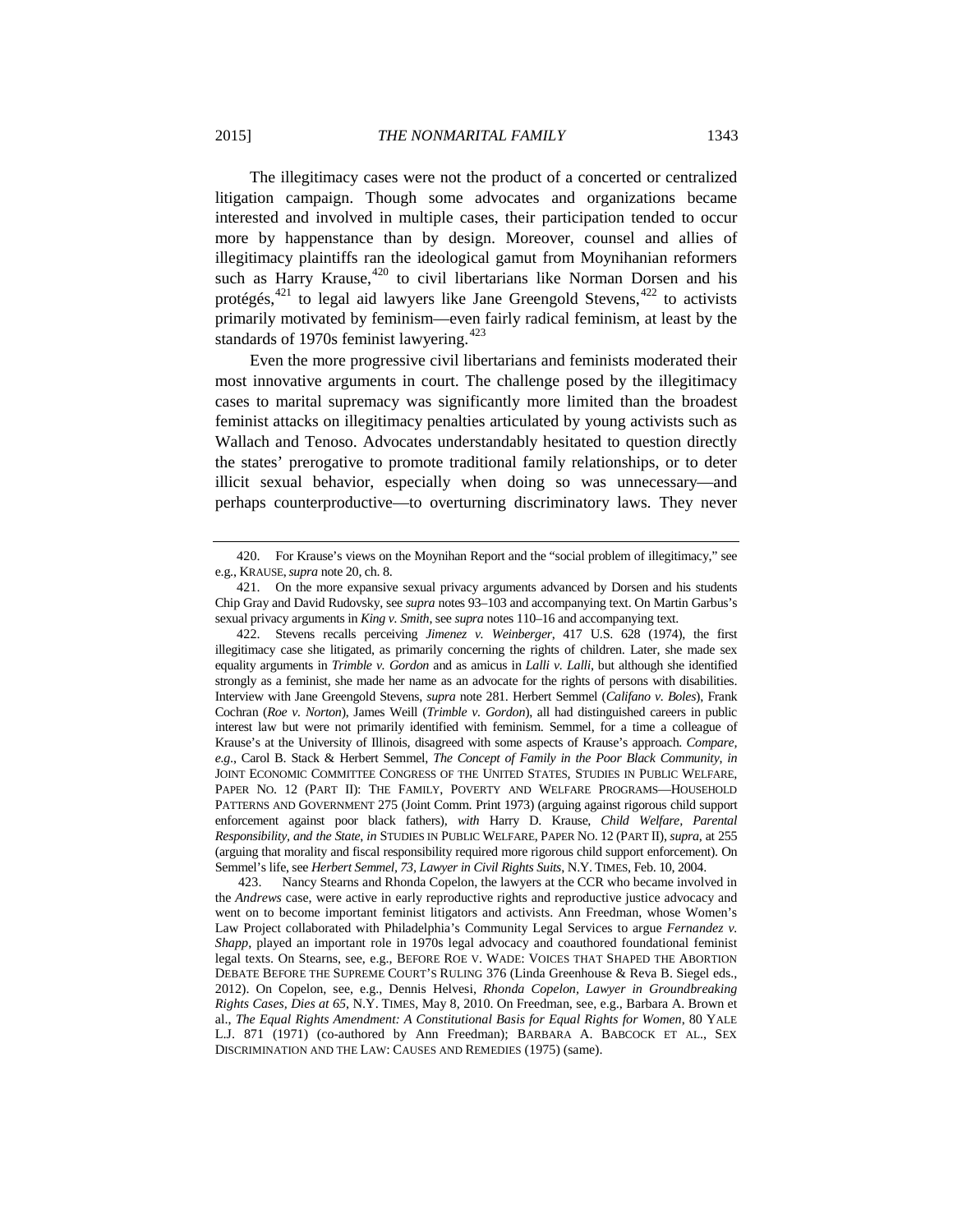The illegitimacy cases were not the product of a concerted or centralized litigation campaign. Though some advocates and organizations became interested and involved in multiple cases, their participation tended to occur more by happenstance than by design. Moreover, counsel and allies of illegitimacy plaintiffs ran the ideological gamut from Moynihanian reformers such as Harry Krause,[420] to civil libertarians like Norman Dorsen and his protégés,[421] to legal aid lawyers like Jane Greengold Stevens,[422] to activists primarily motivated by feminism—even fairly radical feminism, at least by the standards of 1970s feminist lawyering.[423]

Even the more progressive civil libertarians and feminists moderated their most innovative arguments in court. The challenge posed by the illegitimacy cases to marital supremacy was significantly more limited than the broadest feminist attacks on illegitimacy penalties articulated by young activists such as Wallach and Tenoso. Advocates understandably hesitated to question directly the states' prerogative to promote traditional family relationships, or to deter illicit sexual behavior, especially when doing so was unnecessary—and perhaps counterproductive—to overturning discriminatory laws. They never

---

420. For Krause's views on the Moynihan Report and the "social problem of illegitimacy," see e.g., KRAUSE, *supra* note 20, ch. 8.

421. On the more expansive sexual privacy arguments advanced by Dorsen and his students Chip Gray and David Rudovsky, see *supra* notes 93–103 and accompanying text. On Martin Garbus's sexual privacy arguments in *King v. Smith*, see *supra* notes 110–16 and accompanying text.

422. Stevens recalls perceiving *Jimenez v. Weinberger*, 417 U.S. 628 (1974), the first illegitimacy case she litigated, as primarily concerning the rights of children. Later, she made sex equality arguments in *Trimble v. Gordon* and as amicus in *Lalli v. Lalli*, but although she identified strongly as a feminist, she made her name as an advocate for the rights of persons with disabilities. Interview with Jane Greengold Stevens, *supra* note 281. Herbert Semmel (*Califano v. Boles*), Frank Cochran (*Roe v. Norton*), James Weill (*Trimble v. Gordon*), all had distinguished careers in public interest law but were not primarily identified with feminism. Semmel, for a time a colleague of Krause's at the University of Illinois, disagreed with some aspects of Krause's approach. *Compare, e.g.*, Carol B. Stack & Herbert Semmel, *The Concept of Family in the Poor Black Community*, *in* JOINT ECONOMIC COMMITTEE CONGRESS OF THE UNITED STATES, STUDIES IN PUBLIC WELFARE, PAPER NO. 12 (PART II): THE FAMILY, POVERTY AND WELFARE PROGRAMS—HOUSEHOLD PATTERNS AND GOVERNMENT 275 (Joint Comm. Print 1973) (arguing against rigorous child support enforcement against poor black fathers), *with* Harry D. Krause, *Child Welfare, Parental Responsibility, and the State*, *in* STUDIES IN PUBLIC WELFARE, PAPER NO. 12 (PART II), *supra*, at 255 (arguing that morality and fiscal responsibility required more rigorous child support enforcement). On Semmel's life, see *Herbert Semmel, 73, Lawyer in Civil Rights Suits*, N.Y. TIMES, Feb. 10, 2004.

423. Nancy Stearns and Rhonda Copelon, the lawyers at the CCR who became involved in the *Andrews* case, were active in early reproductive rights and reproductive justice advocacy and went on to become important feminist litigators and activists. Ann Freedman, whose Women's Law Project collaborated with Philadelphia's Community Legal Services to argue *Fernandez v. Shapp*, played an important role in 1970s legal advocacy and coauthored foundational feminist legal texts. On Stearns, see, e.g., BEFORE ROE V. WADE: VOICES THAT SHAPED THE ABORTION DEBATE BEFORE THE SUPREME COURT'S RULING 376 (Linda Greenhouse & Reva B. Siegel eds., 2012). On Copelon, see, e.g., Dennis Helvesi, *Rhonda Copelon, Lawyer in Groundbreaking Rights Cases, Dies at 65*, N.Y. TIMES, May 8, 2010. On Freedman, see, e.g., Barbara A. Brown et al., *The Equal Rights Amendment: A Constitutional Basis for Equal Rights for Women*, 80 YALE L.J. 871 (1971) (co-authored by Ann Freedman); BARBARA A. BABCOCK ET AL., SEX DISCRIMINATION AND THE LAW: CAUSES AND REMEDIES (1975) (same).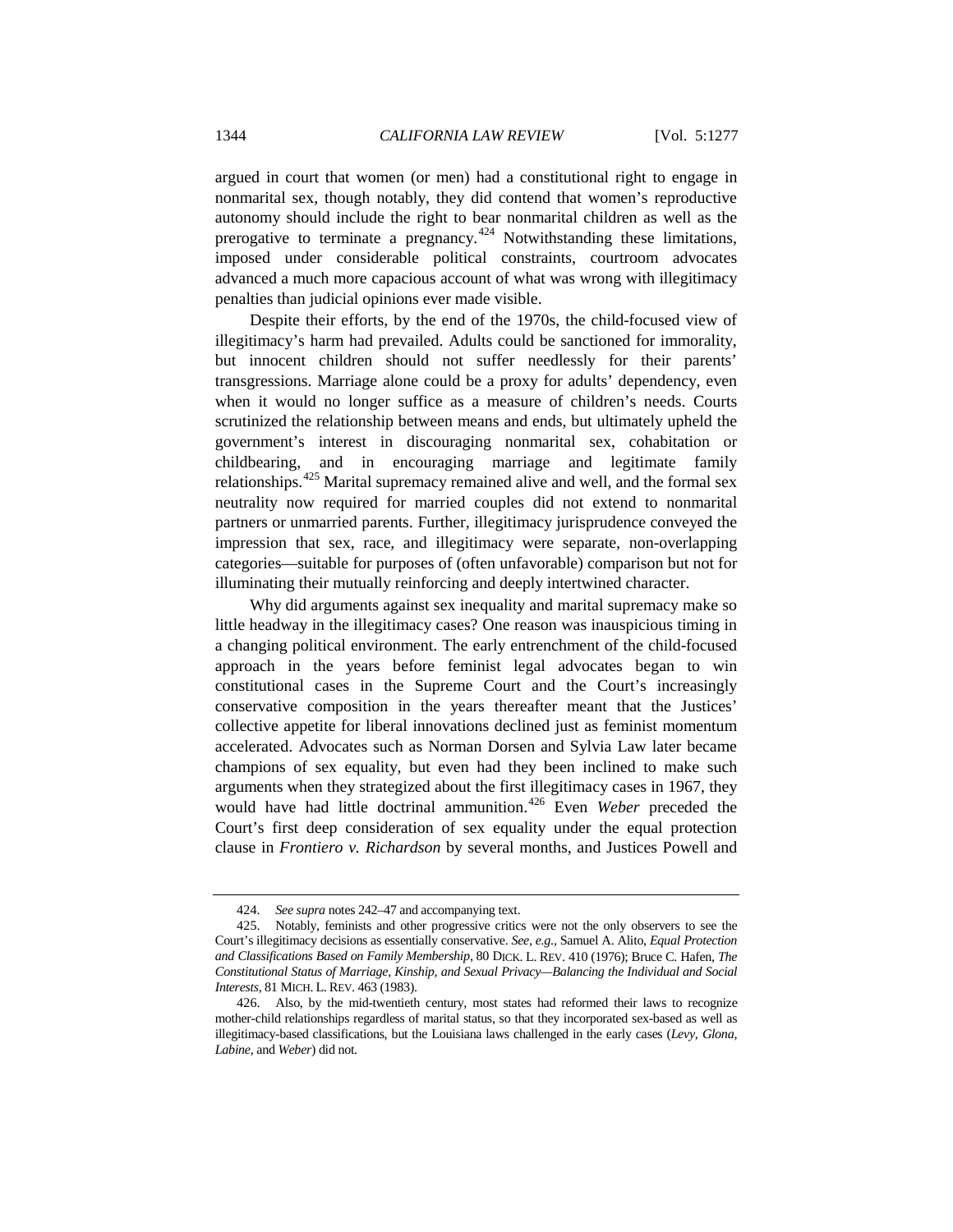argued in court that women (or men) had a constitutional right to engage in nonmarital sex, though notably, they did contend that women's reproductive autonomy should include the right to bear nonmarital children as well as the prerogative to terminate a pregnancy.[424] Notwithstanding these limitations, imposed under considerable political constraints, courtroom advocates advanced a much more capacious account of what was wrong with illegitimacy penalties than judicial opinions ever made visible.

Despite their efforts, by the end of the 1970s, the child-focused view of illegitimacy's harm had prevailed. Adults could be sanctioned for immorality, but innocent children should not suffer needlessly for their parents' transgressions. Marriage alone could be a proxy for adults' dependency, even when it would no longer suffice as a measure of children's needs. Courts scrutinized the relationship between means and ends, but ultimately upheld the government's interest in discouraging nonmarital sex, cohabitation or childbearing, and in encouraging marriage and legitimate family relationships.[425] Marital supremacy remained alive and well, and the formal sex neutrality now required for married couples did not extend to nonmarital partners or unmarried parents. Further, illegitimacy jurisprudence conveyed the impression that sex, race, and illegitimacy were separate, non-overlapping categories—suitable for purposes of (often unfavorable) comparison but not for illuminating their mutually reinforcing and deeply intertwined character.

Why did arguments against sex inequality and marital supremacy make so little headway in the illegitimacy cases? One reason was inauspicious timing in a changing political environment. The early entrenchment of the child-focused approach in the years before feminist legal advocates began to win constitutional cases in the Supreme Court and the Court's increasingly conservative composition in the years thereafter meant that the Justices' collective appetite for liberal innovations declined just as feminist momentum accelerated. Advocates such as Norman Dorsen and Sylvia Law later became champions of sex equality, but even had they been inclined to make such arguments when they strategized about the first illegitimacy cases in 1967, they would have had little doctrinal ammunition.[426] Even *Weber* preceded the Court's first deep consideration of sex equality under the equal protection clause in *Frontiero v. Richardson* by several months, and Justices Powell and

---

424. *See supra* notes 242–47 and accompanying text.

425. Notably, feminists and other progressive critics were not the only observers to see the Court's illegitimacy decisions as essentially conservative. *See, e.g.*, Samuel A. Alito, *Equal Protection and Classifications Based on Family Membership*, 80 DICK. L. REV. 410 (1976); Bruce C. Hafen, *The Constitutional Status of Marriage, Kinship, and Sexual Privacy—Balancing the Individual and Social Interests*, 81 MICH. L. REV. 463 (1983).

426. Also, by the mid-twentieth century, most states had reformed their laws to recognize mother-child relationships regardless of marital status, so that they incorporated sex-based as well as illegitimacy-based classifications, but the Louisiana laws challenged in the early cases (*Levy, Glona, Labine*, and *Weber*) did not.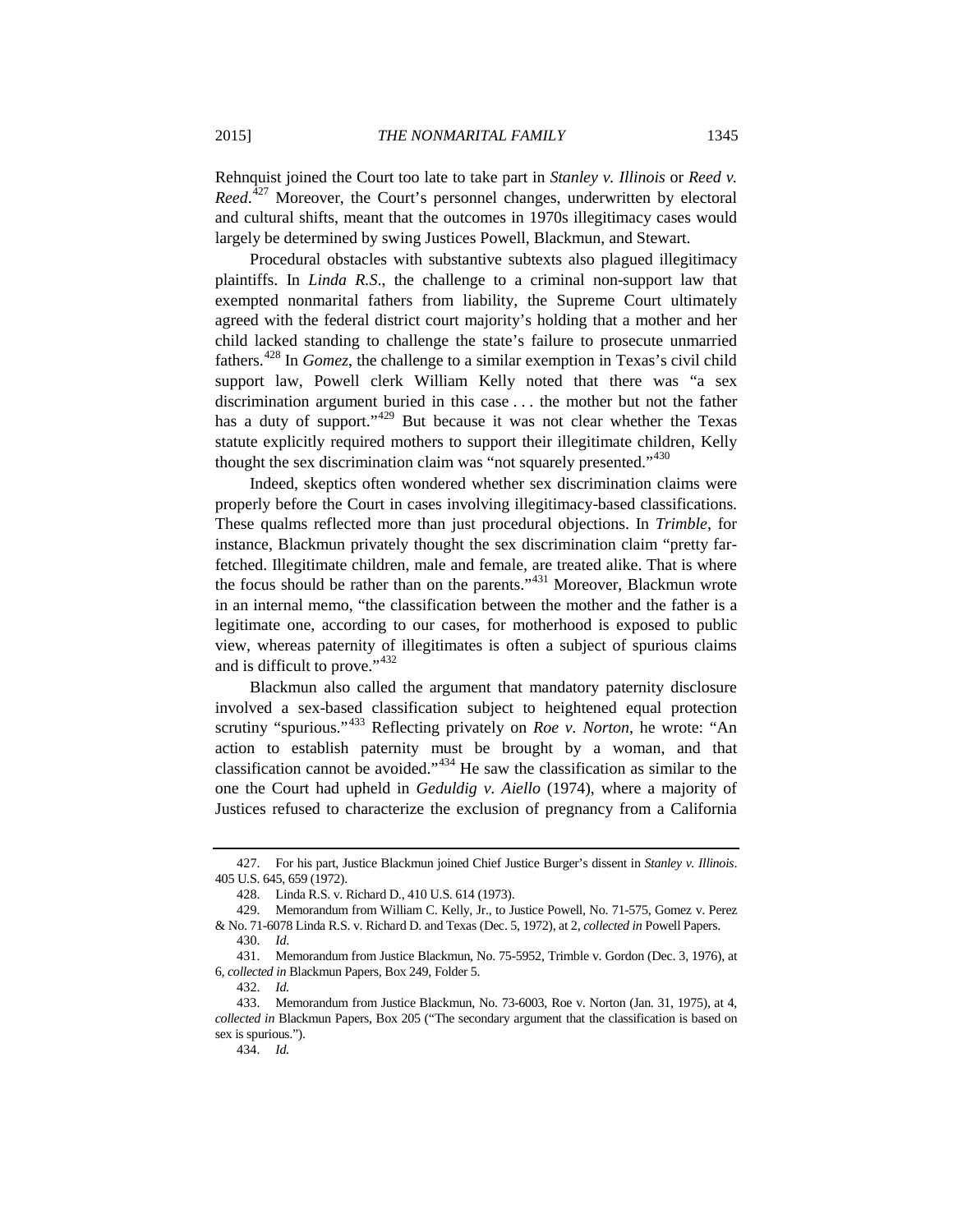Rehnquist joined the Court too late to take part in *Stanley v. Illinois* or *Reed v. Reed*.[427] Moreover, the Court's personnel changes, underwritten by electoral and cultural shifts, meant that the outcomes in 1970s illegitimacy cases would largely be determined by swing Justices Powell, Blackmun, and Stewart.

Procedural obstacles with substantive subtexts also plagued illegitimacy plaintiffs. In *Linda R.S.*, the challenge to a criminal non-support law that exempted nonmarital fathers from liability, the Supreme Court ultimately agreed with the federal district court majority's holding that a mother and her child lacked standing to challenge the state's failure to prosecute unmarried fathers.[428] In *Gomez*, the challenge to a similar exemption in Texas's civil child support law, Powell clerk William Kelly noted that there was "a sex discrimination argument buried in this case . . . the mother but not the father has a duty of support."[429] But because it was not clear whether the Texas statute explicitly required mothers to support their illegitimate children, Kelly thought the sex discrimination claim was "not squarely presented."[430]

Indeed, skeptics often wondered whether sex discrimination claims were properly before the Court in cases involving illegitimacy-based classifications. These qualms reflected more than just procedural objections. In *Trimble*, for instance, Blackmun privately thought the sex discrimination claim "pretty far-fetched. Illegitimate children, male and female, are treated alike. That is where the focus should be rather than on the parents."[431] Moreover, Blackmun wrote in an internal memo, "the classification between the mother and the father is a legitimate one, according to our cases, for motherhood is exposed to public view, whereas paternity of illegitimates is often a subject of spurious claims and is difficult to prove."[432]

Blackmun also called the argument that mandatory paternity disclosure involved a sex-based classification subject to heightened equal protection scrutiny "spurious."[433] Reflecting privately on *Roe v. Norton*, he wrote: "An action to establish paternity must be brought by a woman, and that classification cannot be avoided."[434] He saw the classification as similar to the one the Court had upheld in *Geduldig v. Aiello* (1974), where a majority of Justices refused to characterize the exclusion of pregnancy from a California

---

427. For his part, Justice Blackmun joined Chief Justice Burger's dissent in *Stanley v. Illinois*. 405 U.S. 645, 659 (1972).

428. Linda R.S. v. Richard D., 410 U.S. 614 (1973).

429. Memorandum from William C. Kelly, Jr., to Justice Powell, No. 71-575, Gomez v. Perez & No. 71-6078 Linda R.S. v. Richard D. and Texas (Dec. 5, 1972), at 2, *collected in* Powell Papers.

430. *Id.*

431. Memorandum from Justice Blackmun, No. 75-5952, Trimble v. Gordon (Dec. 3, 1976), at 6, *collected in* Blackmun Papers, Box 249, Folder 5.

432. *Id.*

433. Memorandum from Justice Blackmun, No. 73-6003, Roe v. Norton (Jan. 31, 1975), at 4, *collected in* Blackmun Papers, Box 205 ("The secondary argument that the classification is based on sex is spurious.").

434. *Id.*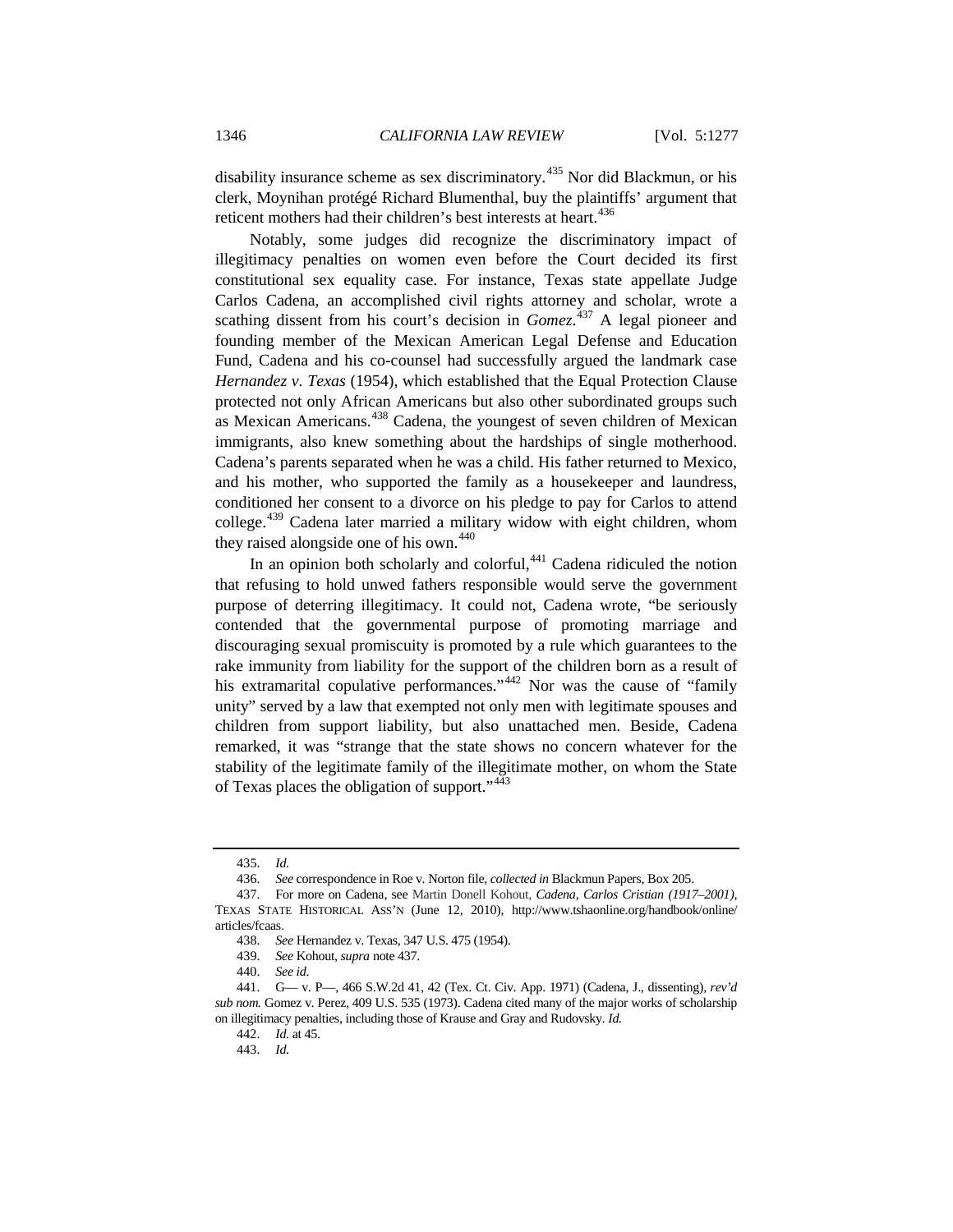disability insurance scheme as sex discriminatory.[435] Nor did Blackmun, or his clerk, Moynihan protégé Richard Blumenthal, buy the plaintiffs' argument that reticent mothers had their children's best interests at heart.[436]

Notably, some judges did recognize the discriminatory impact of illegitimacy penalties on women even before the Court decided its first constitutional sex equality case. For instance, Texas state appellate Judge Carlos Cadena, an accomplished civil rights attorney and scholar, wrote a scathing dissent from his court's decision in *Gomez*.[437] A legal pioneer and founding member of the Mexican American Legal Defense and Education Fund, Cadena and his co-counsel had successfully argued the landmark case *Hernandez v. Texas* (1954), which established that the Equal Protection Clause protected not only African Americans but also other subordinated groups such as Mexican Americans.[438] Cadena, the youngest of seven children of Mexican immigrants, also knew something about the hardships of single motherhood. Cadena's parents separated when he was a child. His father returned to Mexico, and his mother, who supported the family as a housekeeper and laundress, conditioned her consent to a divorce on his pledge to pay for Carlos to attend college.[439] Cadena later married a military widow with eight children, whom they raised alongside one of his own.[440]

In an opinion both scholarly and colorful,[441] Cadena ridiculed the notion that refusing to hold unwed fathers responsible would serve the government purpose of deterring illegitimacy. It could not, Cadena wrote, "be seriously contended that the governmental purpose of promoting marriage and discouraging sexual promiscuity is promoted by a rule which guarantees to the rake immunity from liability for the support of the children born as a result of his extramarital copulative performances."[442] Nor was the cause of "family unity" served by a law that exempted not only men with legitimate spouses and children from support liability, but also unattached men. Beside, Cadena remarked, it was "strange that the state shows no concern whatever for the stability of the legitimate family of the illegitimate mother, on whom the State of Texas places the obligation of support."[443]

---

435. *Id.*

436. *See* correspondence in Roe v. Norton file, *collected in* Blackmun Papers, Box 205.

437. For more on Cadena, see Martin Donell Kohout, *Cadena, Carlos Cristian (1917–2001)*, TEXAS STATE HISTORICAL ASS'N (June 12, 2010), http://www.tshaonline.org/handbook/online/articles/fcaas.

438. *See* Hernandez v. Texas, 347 U.S. 475 (1954).

439. *See* Kohout, *supra* note 437.

440. *See id.*

441. G— v. P—, 466 S.W.2d 41, 42 (Tex. Ct. Civ. App. 1971) (Cadena, J., dissenting), *rev'd sub nom.* Gomez v. Perez, 409 U.S. 535 (1973). Cadena cited many of the major works of scholarship on illegitimacy penalties, including those of Krause and Gray and Rudovsky. *Id.*

442. *Id.* at 45.

443. *Id.*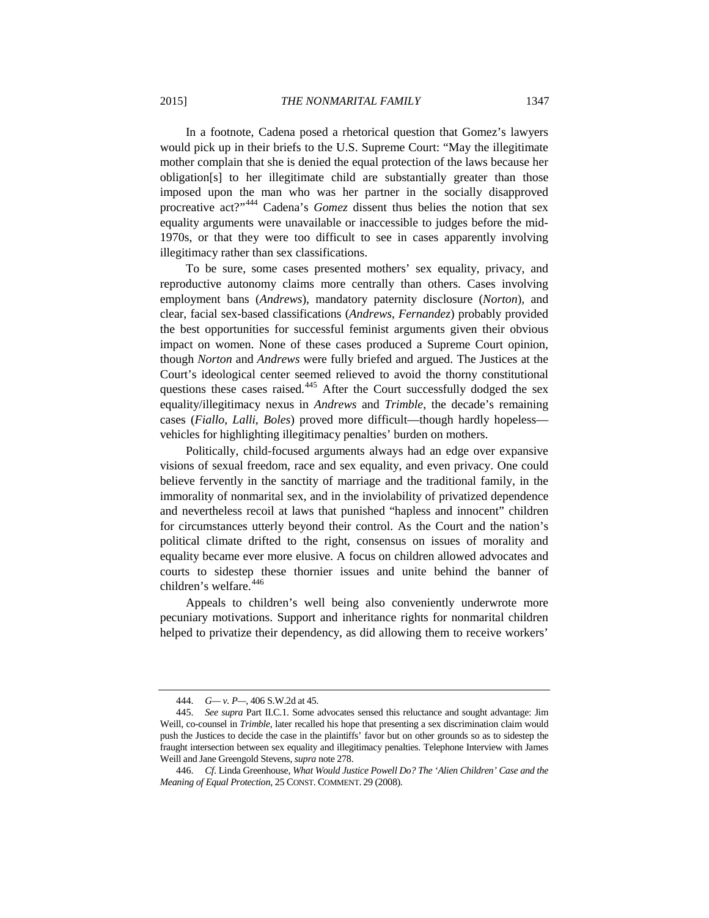In a footnote, Cadena posed a rhetorical question that Gomez's lawyers would pick up in their briefs to the U.S. Supreme Court: "May the illegitimate mother complain that she is denied the equal protection of the laws because her obligation[s] to her illegitimate child are substantially greater than those imposed upon the man who was her partner in the socially disapproved procreative act?"[444] Cadena's *Gomez* dissent thus belies the notion that sex equality arguments were unavailable or inaccessible to judges before the mid-1970s, or that they were too difficult to see in cases apparently involving illegitimacy rather than sex classifications.

To be sure, some cases presented mothers' sex equality, privacy, and reproductive autonomy claims more centrally than others. Cases involving employment bans (*Andrews*), mandatory paternity disclosure (*Norton*), and clear, facial sex-based classifications (*Andrews*, *Fernandez*) probably provided the best opportunities for successful feminist arguments given their obvious impact on women. None of these cases produced a Supreme Court opinion, though *Norton* and *Andrews* were fully briefed and argued. The Justices at the Court's ideological center seemed relieved to avoid the thorny constitutional questions these cases raised.[445] After the Court successfully dodged the sex equality/illegitimacy nexus in *Andrews* and *Trimble*, the decade's remaining cases (*Fiallo*, *Lalli*, *Boles*) proved more difficult—though hardly hopeless—vehicles for highlighting illegitimacy penalties' burden on mothers.

Politically, child-focused arguments always had an edge over expansive visions of sexual freedom, race and sex equality, and even privacy. One could believe fervently in the sanctity of marriage and the traditional family, in the immorality of nonmarital sex, and in the inviolability of privatized dependence and nevertheless recoil at laws that punished "hapless and innocent" children for circumstances utterly beyond their control. As the Court and the nation's political climate drifted to the right, consensus on issues of morality and equality became ever more elusive. A focus on children allowed advocates and courts to sidestep these thornier issues and unite behind the banner of children's welfare.[446]

Appeals to children's well being also conveniently underwrote more pecuniary motivations. Support and inheritance rights for nonmarital children helped to privatize their dependency, as did allowing them to receive workers'

---

444. *G— v. P—*, 406 S.W.2d at 45.

445. *See supra* Part II.C.1. Some advocates sensed this reluctance and sought advantage: Jim Weill, co-counsel in *Trimble*, later recalled his hope that presenting a sex discrimination claim would push the Justices to decide the case in the plaintiffs' favor but on other grounds so as to sidestep the fraught intersection between sex equality and illegitimacy penalties. Telephone Interview with James Weill and Jane Greengold Stevens, *supra* note 278.

446. *Cf.* Linda Greenhouse, *What Would Justice Powell Do? The 'Alien Children' Case and the Meaning of Equal Protection*, 25 CONST. COMMENT. 29 (2008).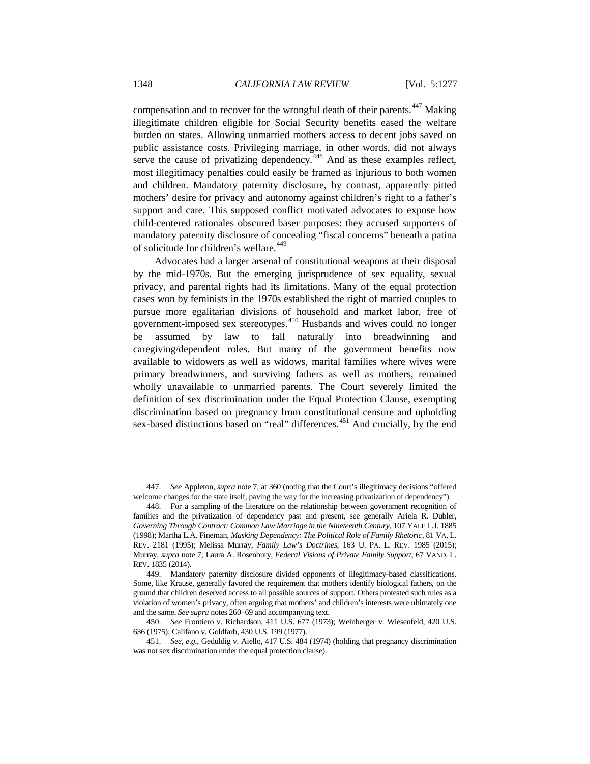compensation and to recover for the wrongful death of their parents.[447] Making illegitimate children eligible for Social Security benefits eased the welfare burden on states. Allowing unmarried mothers access to decent jobs saved on public assistance costs. Privileging marriage, in other words, did not always serve the cause of privatizing dependency.[448] And as these examples reflect, most illegitimacy penalties could easily be framed as injurious to both women and children. Mandatory paternity disclosure, by contrast, apparently pitted mothers' desire for privacy and autonomy against children's right to a father's support and care. This supposed conflict motivated advocates to expose how child-centered rationales obscured baser purposes: they accused supporters of mandatory paternity disclosure of concealing "fiscal concerns" beneath a patina of solicitude for children's welfare.[449]

Advocates had a larger arsenal of constitutional weapons at their disposal by the mid-1970s. But the emerging jurisprudence of sex equality, sexual privacy, and parental rights had its limitations. Many of the equal protection cases won by feminists in the 1970s established the right of married couples to pursue more egalitarian divisions of household and market labor, free of government-imposed sex stereotypes.[450] Husbands and wives could no longer be assumed by law to fall naturally into breadwinning and caregiving/dependent roles. But many of the government benefits now available to widowers as well as widows, marital families where wives were primary breadwinners, and surviving fathers as well as mothers, remained wholly unavailable to unmarried parents. The Court severely limited the definition of sex discrimination under the Equal Protection Clause, exempting discrimination based on pregnancy from constitutional censure and upholding sex-based distinctions based on "real" differences.[451] And crucially, by the end

---

447. *See* Appleton, *supra* note 7, at 360 (noting that the Court's illegitimacy decisions "offered welcome changes for the state itself, paving the way for the increasing privatization of dependency").

448. For a sampling of the literature on the relationship between government recognition of families and the privatization of dependency past and present, see generally Ariela R. Dubler, *Governing Through Contract: Common Law Marriage in the Nineteenth Century*, 107 YALE L.J. 1885 (1998); Martha L.A. Fineman, *Masking Dependency: The Political Role of Family Rhetoric*, 81 VA. L. REV. 2181 (1995); Melissa Murray, *Family Law's Doctrines*, 163 U. PA. L. REV. 1985 (2015); Murray, *supra* note 7; Laura A. Rosenbury, *Federal Visions of Private Family Support*, 67 VAND. L. REV. 1835 (2014).

449. Mandatory paternity disclosure divided opponents of illegitimacy-based classifications. Some, like Krause, generally favored the requirement that mothers identify biological fathers, on the ground that children deserved access to all possible sources of support. Others protested such rules as a violation of women's privacy, often arguing that mothers' and children's interests were ultimately one and the same. *See supra* notes 260–69 and accompanying text.

450. *See* Frontiero v. Richardson, 411 U.S. 677 (1973); Weinberger v. Wiesenfeld, 420 U.S. 636 (1975); Califano v. Goldfarb, 430 U.S. 199 (1977).

451. *See, e.g.*, Geduldig v. Aiello, 417 U.S. 484 (1974) (holding that pregnancy discrimination was not sex discrimination under the equal protection clause).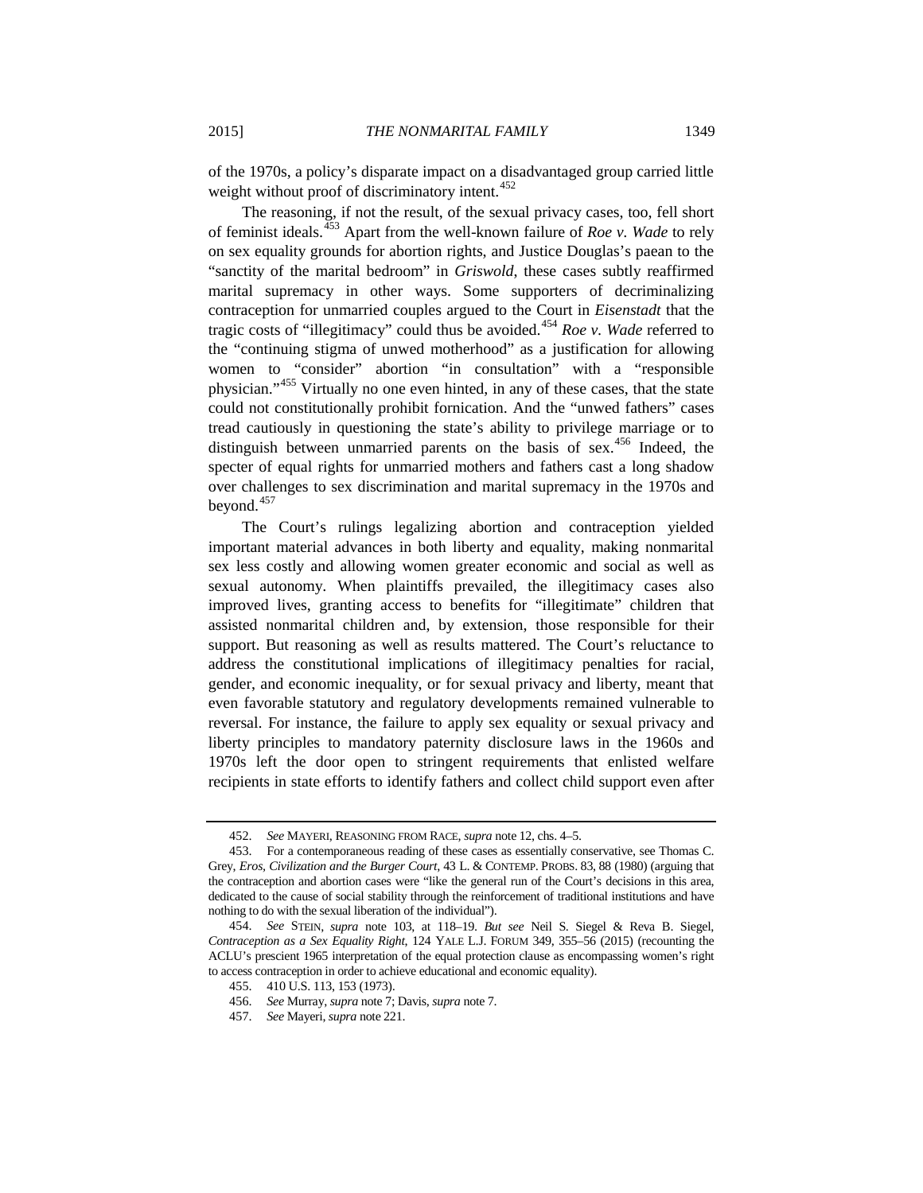of the 1970s, a policy's disparate impact on a disadvantaged group carried little weight without proof of discriminatory intent.[452]

The reasoning, if not the result, of the sexual privacy cases, too, fell short of feminist ideals.[453] Apart from the well-known failure of *Roe v. Wade* to rely on sex equality grounds for abortion rights, and Justice Douglas's paean to the "sanctity of the marital bedroom" in *Griswold*, these cases subtly reaffirmed marital supremacy in other ways. Some supporters of decriminalizing contraception for unmarried couples argued to the Court in *Eisenstadt* that the tragic costs of "illegitimacy" could thus be avoided.[454] *Roe v. Wade* referred to the "continuing stigma of unwed motherhood" as a justification for allowing women to "consider" abortion "in consultation" with a "responsible physician."[455] Virtually no one even hinted, in any of these cases, that the state could not constitutionally prohibit fornication. And the "unwed fathers" cases tread cautiously in questioning the state's ability to privilege marriage or to distinguish between unmarried parents on the basis of sex.[456] Indeed, the specter of equal rights for unmarried mothers and fathers cast a long shadow over challenges to sex discrimination and marital supremacy in the 1970s and beyond.[457]

The Court's rulings legalizing abortion and contraception yielded important material advances in both liberty and equality, making nonmarital sex less costly and allowing women greater economic and social as well as sexual autonomy. When plaintiffs prevailed, the illegitimacy cases also improved lives, granting access to benefits for "illegitimate" children that assisted nonmarital children and, by extension, those responsible for their support. But reasoning as well as results mattered. The Court's reluctance to address the constitutional implications of illegitimacy penalties for racial, gender, and economic inequality, or for sexual privacy and liberty, meant that even favorable statutory and regulatory developments remained vulnerable to reversal. For instance, the failure to apply sex equality or sexual privacy and liberty principles to mandatory paternity disclosure laws in the 1960s and 1970s left the door open to stringent requirements that enlisted welfare recipients in state efforts to identify fathers and collect child support even after

---

452. *See* MAYERI, REASONING FROM RACE, *supra* note 12, chs. 4–5.

453. For a contemporaneous reading of these cases as essentially conservative, see Thomas C. Grey, *Eros, Civilization and the Burger Court*, 43 L. & CONTEMP. PROBS. 83, 88 (1980) (arguing that the contraception and abortion cases were "like the general run of the Court's decisions in this area, dedicated to the cause of social stability through the reinforcement of traditional institutions and have nothing to do with the sexual liberation of the individual").

454. *See* STEIN, *supra* note 103, at 118–19. *But see* Neil S. Siegel & Reva B. Siegel, *Contraception as a Sex Equality Right*, 124 YALE L.J. FORUM 349, 355–56 (2015) (recounting the ACLU's prescient 1965 interpretation of the equal protection clause as encompassing women's right to access contraception in order to achieve educational and economic equality).

455. 410 U.S. 113, 153 (1973).

456. *See* Murray, *supra* note 7; Davis, *supra* note 7.

457. *See* Mayeri, *supra* note 221.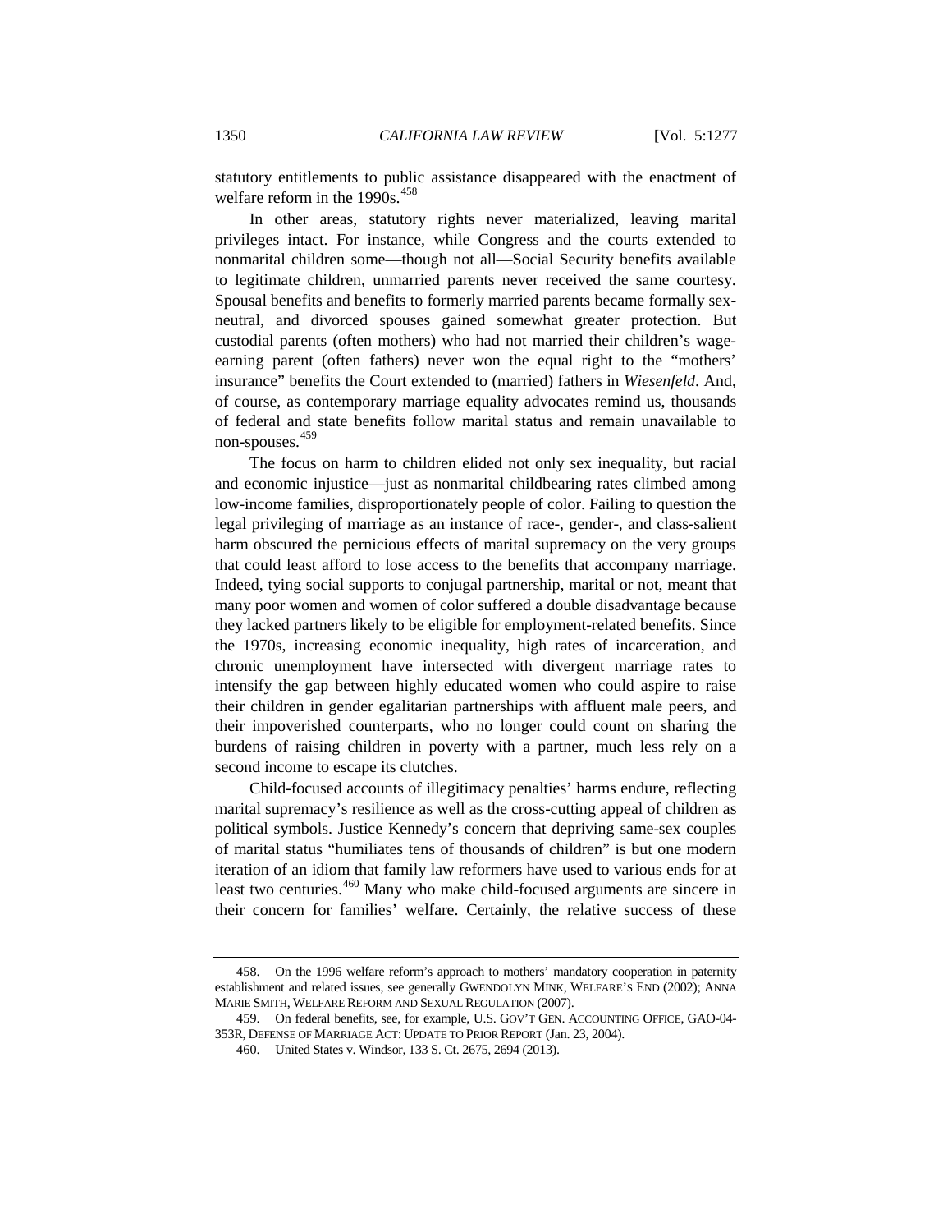statutory entitlements to public assistance disappeared with the enactment of welfare reform in the 1990s.[458]

In other areas, statutory rights never materialized, leaving marital privileges intact. For instance, while Congress and the courts extended to nonmarital children some—though not all—Social Security benefits available to legitimate children, unmarried parents never received the same courtesy. Spousal benefits and benefits to formerly married parents became formally sex-neutral, and divorced spouses gained somewhat greater protection. But custodial parents (often mothers) who had not married their children's wage-earning parent (often fathers) never won the equal right to the "mothers' insurance" benefits the Court extended to (married) fathers in *Wiesenfeld*. And, of course, as contemporary marriage equality advocates remind us, thousands of federal and state benefits follow marital status and remain unavailable to non-spouses.[459]

The focus on harm to children elided not only sex inequality, but racial and economic injustice—just as nonmarital childbearing rates climbed among low-income families, disproportionately people of color. Failing to question the legal privileging of marriage as an instance of race-, gender-, and class-salient harm obscured the pernicious effects of marital supremacy on the very groups that could least afford to lose access to the benefits that accompany marriage. Indeed, tying social supports to conjugal partnership, marital or not, meant that many poor women and women of color suffered a double disadvantage because they lacked partners likely to be eligible for employment-related benefits. Since the 1970s, increasing economic inequality, high rates of incarceration, and chronic unemployment have intersected with divergent marriage rates to intensify the gap between highly educated women who could aspire to raise their children in gender egalitarian partnerships with affluent male peers, and their impoverished counterparts, who no longer could count on sharing the burdens of raising children in poverty with a partner, much less rely on a second income to escape its clutches.

Child-focused accounts of illegitimacy penalties' harms endure, reflecting marital supremacy's resilience as well as the cross-cutting appeal of children as political symbols. Justice Kennedy's concern that depriving same-sex couples of marital status "humiliates tens of thousands of children" is but one modern iteration of an idiom that family law reformers have used to various ends for at least two centuries.[460] Many who make child-focused arguments are sincere in their concern for families' welfare. Certainly, the relative success of these

---

458. On the 1996 welfare reform's approach to mothers' mandatory cooperation in paternity establishment and related issues, see generally GWENDOLYN MINK, WELFARE'S END (2002); ANNA MARIE SMITH, WELFARE REFORM AND SEXUAL REGULATION (2007).

459. On federal benefits, see, for example, U.S. GOV'T GEN. ACCOUNTING OFFICE, GAO-04-353R, DEFENSE OF MARRIAGE ACT: UPDATE TO PRIOR REPORT (Jan. 23, 2004).

460. United States v. Windsor, 133 S. Ct. 2675, 2694 (2013).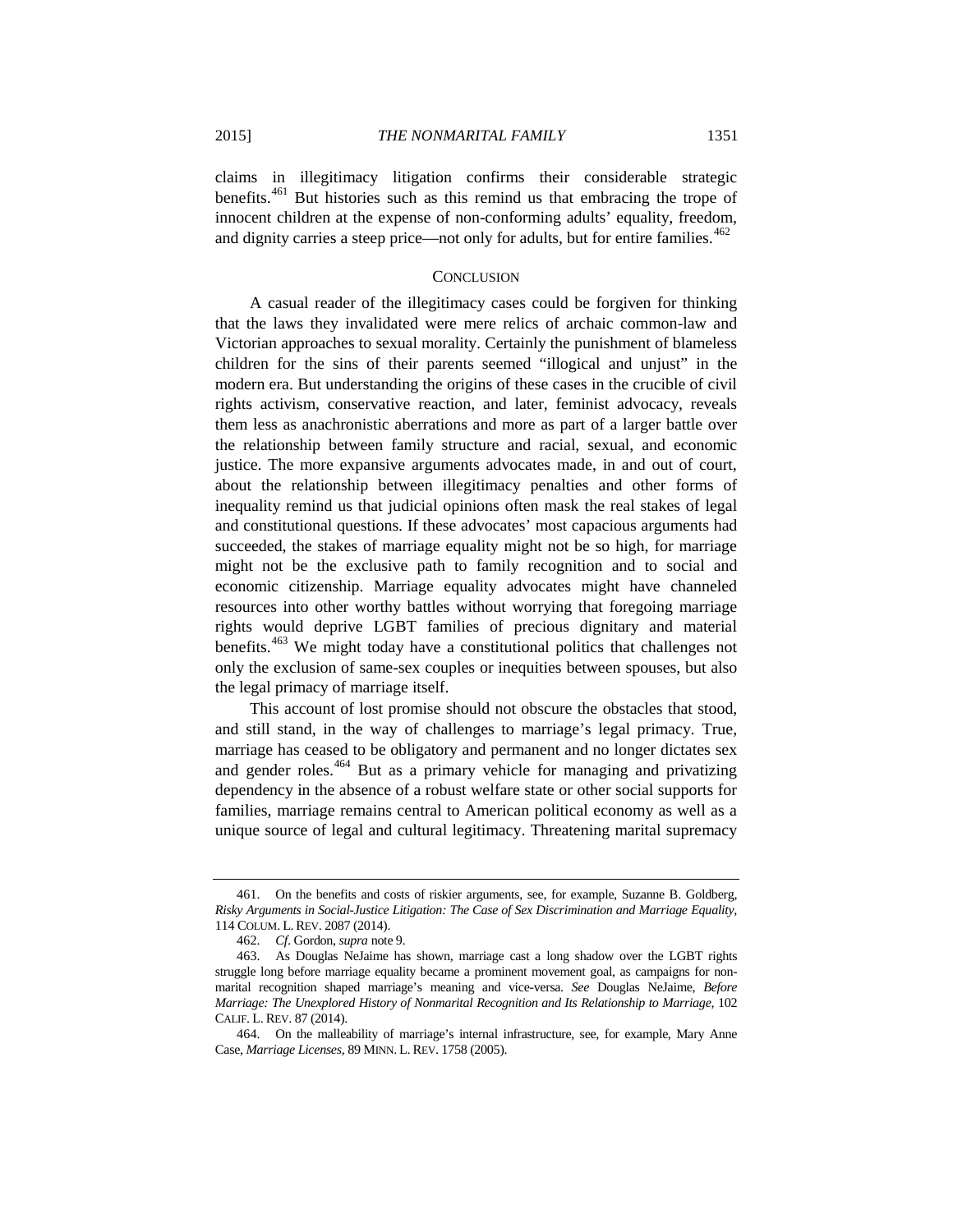claims in illegitimacy litigation confirms their considerable strategic benefits.[461] But histories such as this remind us that embracing the trope of innocent children at the expense of non-conforming adults' equality, freedom, and dignity carries a steep price—not only for adults, but for entire families.[462]

## CONCLUSION

A casual reader of the illegitimacy cases could be forgiven for thinking that the laws they invalidated were mere relics of archaic common-law and Victorian approaches to sexual morality. Certainly the punishment of blameless children for the sins of their parents seemed "illogical and unjust" in the modern era. But understanding the origins of these cases in the crucible of civil rights activism, conservative reaction, and later, feminist advocacy, reveals them less as anachronistic aberrations and more as part of a larger battle over the relationship between family structure and racial, sexual, and economic justice. The more expansive arguments advocates made, in and out of court, about the relationship between illegitimacy penalties and other forms of inequality remind us that judicial opinions often mask the real stakes of legal and constitutional questions. If these advocates' most capacious arguments had succeeded, the stakes of marriage equality might not be so high, for marriage might not be the exclusive path to family recognition and to social and economic citizenship. Marriage equality advocates might have channeled resources into other worthy battles without worrying that foregoing marriage rights would deprive LGBT families of precious dignitary and material benefits.[463] We might today have a constitutional politics that challenges not only the exclusion of same-sex couples or inequities between spouses, but also the legal primacy of marriage itself.

This account of lost promise should not obscure the obstacles that stood, and still stand, in the way of challenges to marriage's legal primacy. True, marriage has ceased to be obligatory and permanent and no longer dictates sex and gender roles.[464] But as a primary vehicle for managing and privatizing dependency in the absence of a robust welfare state or other social supports for families, marriage remains central to American political economy as well as a unique source of legal and cultural legitimacy. Threatening marital supremacy

---

461. On the benefits and costs of riskier arguments, see, for example, Suzanne B. Goldberg, *Risky Arguments in Social-Justice Litigation: The Case of Sex Discrimination and Marriage Equality*, 114 COLUM. L. REV. 2087 (2014).

462. *Cf.* Gordon, *supra* note 9.

463. As Douglas NeJaime has shown, marriage cast a long shadow over the LGBT rights struggle long before marriage equality became a prominent movement goal, as campaigns for nonmarital recognition shaped marriage's meaning and vice-versa. *See* Douglas NeJaime, *Before Marriage: The Unexplored History of Nonmarital Recognition and Its Relationship to Marriage*, 102 CALIF. L. REV. 87 (2014).

464. On the malleability of marriage's internal infrastructure, see, for example, Mary Anne Case, *Marriage Licenses*, 89 MINN. L. REV. 1758 (2005).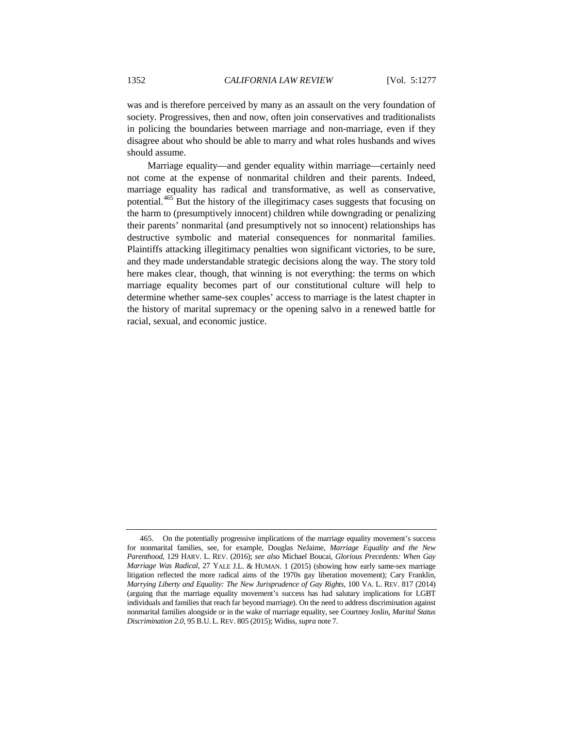was and is therefore perceived by many as an assault on the very foundation of society. Progressives, then and now, often join conservatives and traditionalists in policing the boundaries between marriage and non-marriage, even if they disagree about who should be able to marry and what roles husbands and wives should assume.

Marriage equality—and gender equality within marriage—certainly need not come at the expense of nonmarital children and their parents. Indeed, marriage equality has radical and transformative, as well as conservative, potential.[465] But the history of the illegitimacy cases suggests that focusing on the harm to (presumptively innocent) children while downgrading or penalizing their parents' nonmarital (and presumptively not so innocent) relationships has destructive symbolic and material consequences for nonmarital families. Plaintiffs attacking illegitimacy penalties won significant victories, to be sure, and they made understandable strategic decisions along the way. The story told here makes clear, though, that winning is not everything: the terms on which marriage equality becomes part of our constitutional culture will help to determine whether same-sex couples' access to marriage is the latest chapter in the history of marital supremacy or the opening salvo in a renewed battle for racial, sexual, and economic justice.

---

465. On the potentially progressive implications of the marriage equality movement's success for nonmarital families, see, for example, Douglas NeJaime, *Marriage Equality and the New Parenthood*, 129 HARV. L. REV. (2016); *see also* Michael Boucai, *Glorious Precedents: When Gay Marriage Was Radical*, 27 YALE J.L. & HUMAN. 1 (2015) (showing how early same-sex marriage litigation reflected the more radical aims of the 1970s gay liberation movement); Cary Franklin, *Marrying Liberty and Equality: The New Jurisprudence of Gay Rights*, 100 VA. L. REV. 817 (2014) (arguing that the marriage equality movement's success has had salutary implications for LGBT individuals and families that reach far beyond marriage). On the need to address discrimination against nonmarital families alongside or in the wake of marriage equality, see Courtney Joslin, *Marital Status Discrimination 2.0*, 95 B.U. L. REV. 805 (2015); Widiss, *supra* note 7.